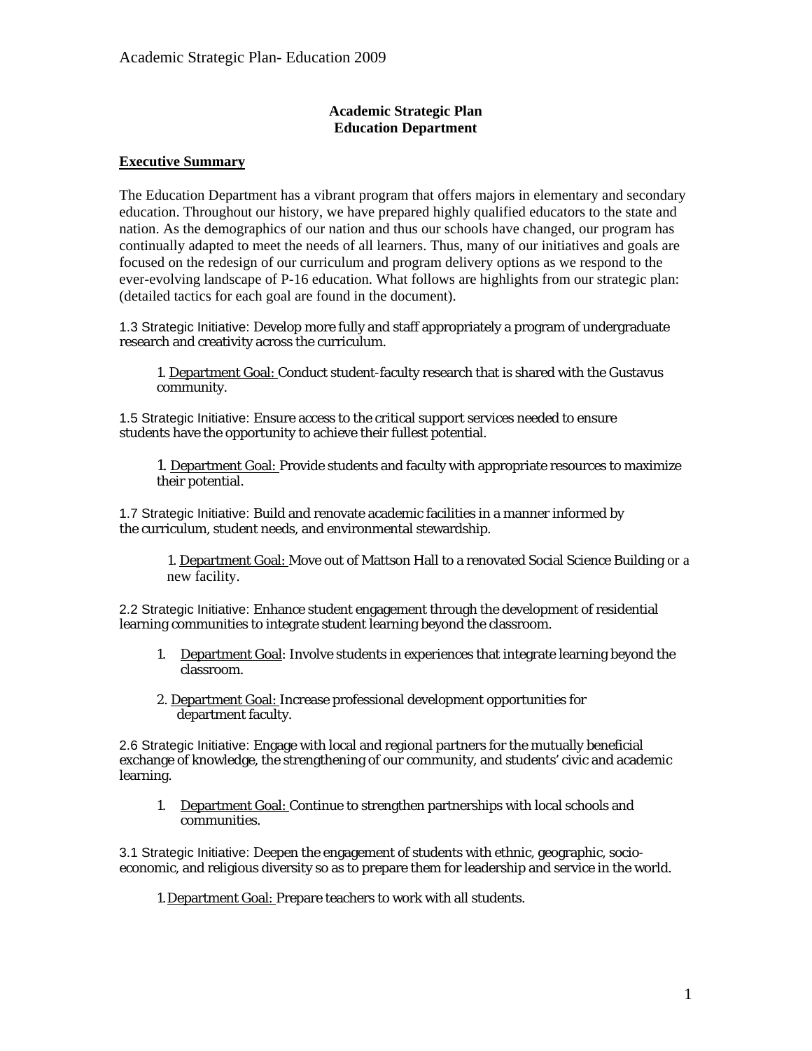**Academic Strategic Plan**
**Education Department**

## Executive Summary

The Education Department has a vibrant program that offers majors in elementary and secondary education. Throughout our history, we have prepared highly qualified educators to the state and nation. As the demographics of our nation and thus our schools have changed, our program has continually adapted to meet the needs of all learners. Thus, many of our initiatives and goals are focused on the redesign of our curriculum and program delivery options as we respond to the ever-evolving landscape of P-16 education. What follows are highlights from our strategic plan: (detailed tactics for each goal are found in the document).

1.3 Strategic Initiative: Develop more fully and staff appropriately a program of undergraduate research and creativity across the curriculum.

1. Department Goal: Conduct student-faculty research that is shared with the Gustavus community.

1.5 Strategic Initiative: Ensure access to the critical support services needed to ensure students have the opportunity to achieve their fullest potential.

1. Department Goal: Provide students and faculty with appropriate resources to maximize their potential.

1.7 Strategic Initiative: Build and renovate academic facilities in a manner informed by the curriculum, student needs, and environmental stewardship.

1. Department Goal: Move out of Mattson Hall to a renovated Social Science Building or a new facility.

2.2 Strategic Initiative: Enhance student engagement through the development of residential learning communities to integrate student learning beyond the classroom.

1. Department Goal: Involve students in experiences that integrate learning beyond the classroom.
2. Department Goal: Increase professional development opportunities for department faculty.

2.6 Strategic Initiative: Engage with local and regional partners for the mutually beneficial exchange of knowledge, the strengthening of our community, and students' civic and academic learning.

1. Department Goal: Continue to strengthen partnerships with local schools and communities.

3.1 Strategic Initiative: Deepen the engagement of students with ethnic, geographic, socio-economic, and religious diversity so as to prepare them for leadership and service in the world.

1. Department Goal: Prepare teachers to work with all students.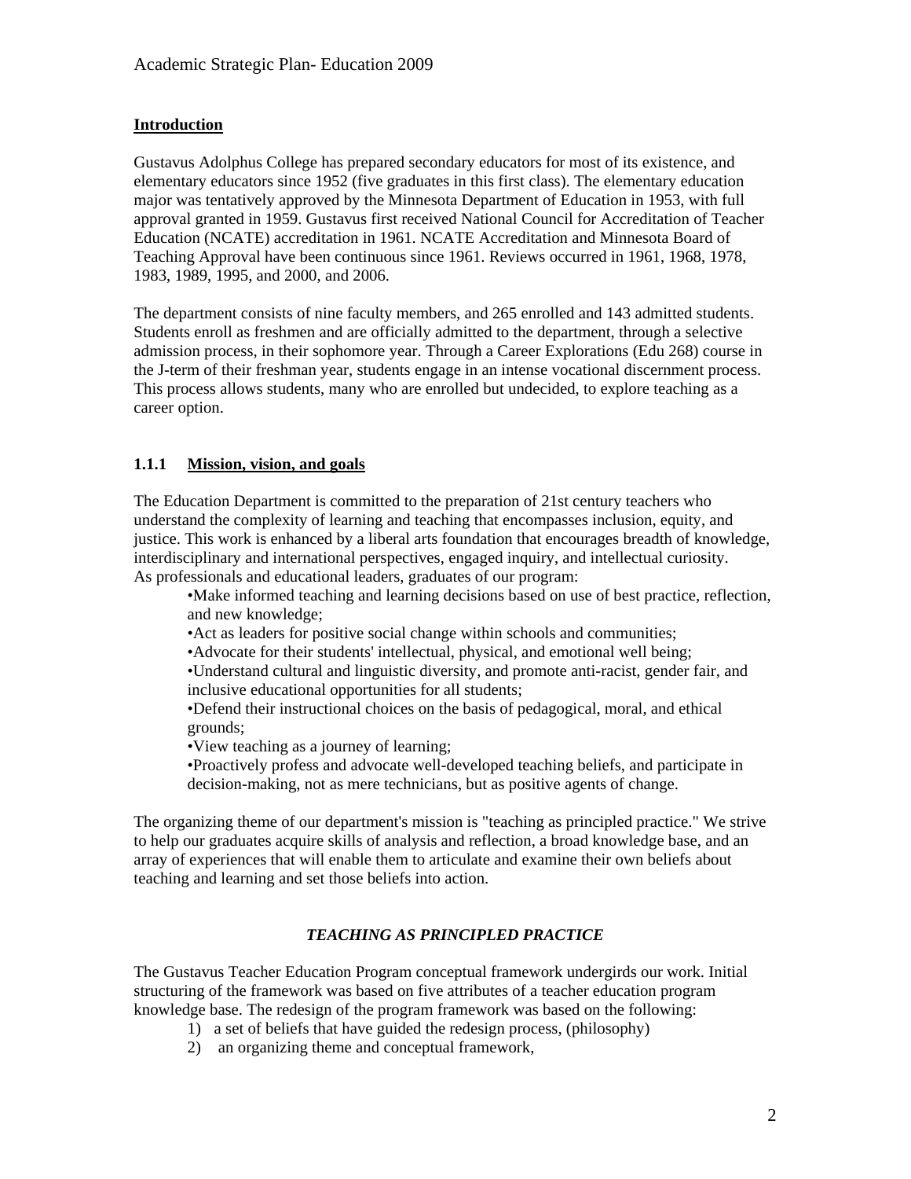## Introduction

Gustavus Adolphus College has prepared secondary educators for most of its existence, and elementary educators since 1952 (five graduates in this first class). The elementary education major was tentatively approved by the Minnesota Department of Education in 1953, with full approval granted in 1959. Gustavus first received National Council for Accreditation of Teacher Education (NCATE) accreditation in 1961. NCATE Accreditation and Minnesota Board of Teaching Approval have been continuous since 1961. Reviews occurred in 1961, 1968, 1978, 1983, 1989, 1995, and 2000, and 2006.

The department consists of nine faculty members, and 265 enrolled and 143 admitted students. Students enroll as freshmen and are officially admitted to the department, through a selective admission process, in their sophomore year. Through a Career Explorations (Edu 268) course in the J-term of their freshman year, students engage in an intense vocational discernment process. This process allows students, many who are enrolled but undecided, to explore teaching as a career option.

### 1.1.1 Mission, vision, and goals

The Education Department is committed to the preparation of 21st century teachers who understand the complexity of learning and teaching that encompasses inclusion, equity, and justice. This work is enhanced by a liberal arts foundation that encourages breadth of knowledge, interdisciplinary and international perspectives, engaged inquiry, and intellectual curiosity. As professionals and educational leaders, graduates of our program:

- Make informed teaching and learning decisions based on use of best practice, reflection, and new knowledge;
- Act as leaders for positive social change within schools and communities;
- Advocate for their students' intellectual, physical, and emotional well being;
- Understand cultural and linguistic diversity, and promote anti-racist, gender fair, and inclusive educational opportunities for all students;
- Defend their instructional choices on the basis of pedagogical, moral, and ethical grounds;
- View teaching as a journey of learning;
- Proactively profess and advocate well-developed teaching beliefs, and participate in decision-making, not as mere technicians, but as positive agents of change.

The organizing theme of our department's mission is "teaching as principled practice." We strive to help our graduates acquire skills of analysis and reflection, a broad knowledge base, and an array of experiences that will enable them to articulate and examine their own beliefs about teaching and learning and set those beliefs into action.

***TEACHING AS PRINCIPLED PRACTICE***

The Gustavus Teacher Education Program conceptual framework undergirds our work. Initial structuring of the framework was based on five attributes of a teacher education program knowledge base. The redesign of the program framework was based on the following:

1) a set of beliefs that have guided the redesign process, (philosophy)
2) an organizing theme and conceptual framework,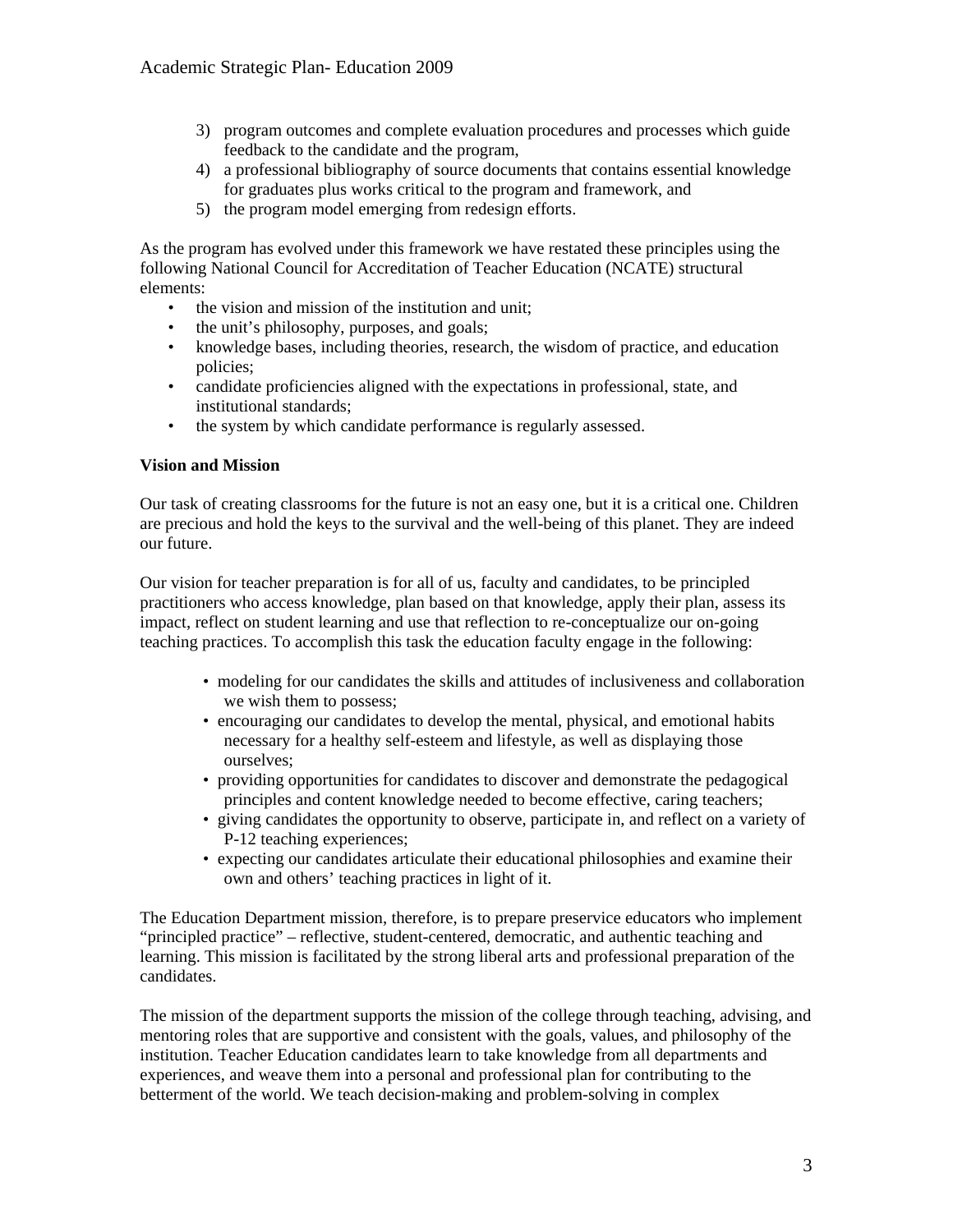3) program outcomes and complete evaluation procedures and processes which guide feedback to the candidate and the program,
4) a professional bibliography of source documents that contains essential knowledge for graduates plus works critical to the program and framework, and
5) the program model emerging from redesign efforts.

As the program has evolved under this framework we have restated these principles using the following National Council for Accreditation of Teacher Education (NCATE) structural elements:

- the vision and mission of the institution and unit;
- the unit's philosophy, purposes, and goals;
- knowledge bases, including theories, research, the wisdom of practice, and education policies;
- candidate proficiencies aligned with the expectations in professional, state, and institutional standards;
- the system by which candidate performance is regularly assessed.

**Vision and Mission**

Our task of creating classrooms for the future is not an easy one, but it is a critical one. Children are precious and hold the keys to the survival and the well-being of this planet. They are indeed our future.

Our vision for teacher preparation is for all of us, faculty and candidates, to be principled practitioners who access knowledge, plan based on that knowledge, apply their plan, assess its impact, reflect on student learning and use that reflection to re-conceptualize our on-going teaching practices. To accomplish this task the education faculty engage in the following:

- modeling for our candidates the skills and attitudes of inclusiveness and collaboration we wish them to possess;
- encouraging our candidates to develop the mental, physical, and emotional habits necessary for a healthy self-esteem and lifestyle, as well as displaying those ourselves;
- providing opportunities for candidates to discover and demonstrate the pedagogical principles and content knowledge needed to become effective, caring teachers;
- giving candidates the opportunity to observe, participate in, and reflect on a variety of P-12 teaching experiences;
- expecting our candidates articulate their educational philosophies and examine their own and others' teaching practices in light of it.

The Education Department mission, therefore, is to prepare preservice educators who implement "principled practice" – reflective, student-centered, democratic, and authentic teaching and learning. This mission is facilitated by the strong liberal arts and professional preparation of the candidates.

The mission of the department supports the mission of the college through teaching, advising, and mentoring roles that are supportive and consistent with the goals, values, and philosophy of the institution. Teacher Education candidates learn to take knowledge from all departments and experiences, and weave them into a personal and professional plan for contributing to the betterment of the world. We teach decision-making and problem-solving in complex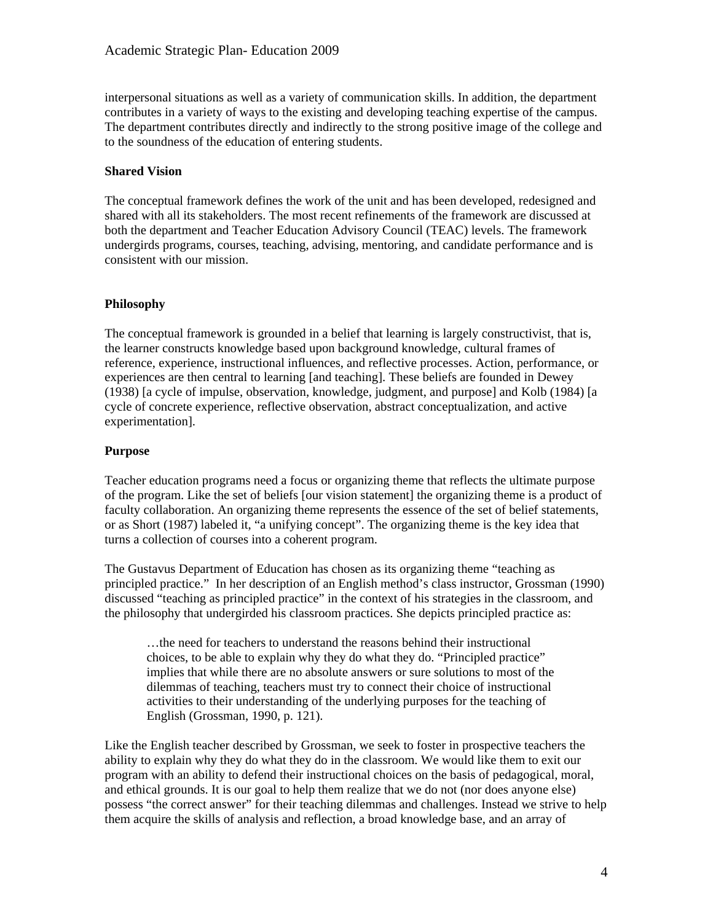interpersonal situations as well as a variety of communication skills. In addition, the department contributes in a variety of ways to the existing and developing teaching expertise of the campus. The department contributes directly and indirectly to the strong positive image of the college and to the soundness of the education of entering students.

**Shared Vision**

The conceptual framework defines the work of the unit and has been developed, redesigned and shared with all its stakeholders. The most recent refinements of the framework are discussed at both the department and Teacher Education Advisory Council (TEAC) levels. The framework undergirds programs, courses, teaching, advising, mentoring, and candidate performance and is consistent with our mission.

**Philosophy**

The conceptual framework is grounded in a belief that learning is largely constructivist, that is, the learner constructs knowledge based upon background knowledge, cultural frames of reference, experience, instructional influences, and reflective processes. Action, performance, or experiences are then central to learning [and teaching]. These beliefs are founded in Dewey (1938) [a cycle of impulse, observation, knowledge, judgment, and purpose] and Kolb (1984) [a cycle of concrete experience, reflective observation, abstract conceptualization, and active experimentation].

**Purpose**

Teacher education programs need a focus or organizing theme that reflects the ultimate purpose of the program. Like the set of beliefs [our vision statement] the organizing theme is a product of faculty collaboration. An organizing theme represents the essence of the set of belief statements, or as Short (1987) labeled it, "a unifying concept". The organizing theme is the key idea that turns a collection of courses into a coherent program.

The Gustavus Department of Education has chosen as its organizing theme "teaching as principled practice." In her description of an English method's class instructor, Grossman (1990) discussed "teaching as principled practice" in the context of his strategies in the classroom, and the philosophy that undergirded his classroom practices. She depicts principled practice as:

> …the need for teachers to understand the reasons behind their instructional choices, to be able to explain why they do what they do. "Principled practice" implies that while there are no absolute answers or sure solutions to most of the dilemmas of teaching, teachers must try to connect their choice of instructional activities to their understanding of the underlying purposes for the teaching of English (Grossman, 1990, p. 121).

Like the English teacher described by Grossman, we seek to foster in prospective teachers the ability to explain why they do what they do in the classroom. We would like them to exit our program with an ability to defend their instructional choices on the basis of pedagogical, moral, and ethical grounds. It is our goal to help them realize that we do not (nor does anyone else) possess "the correct answer" for their teaching dilemmas and challenges. Instead we strive to help them acquire the skills of analysis and reflection, a broad knowledge base, and an array of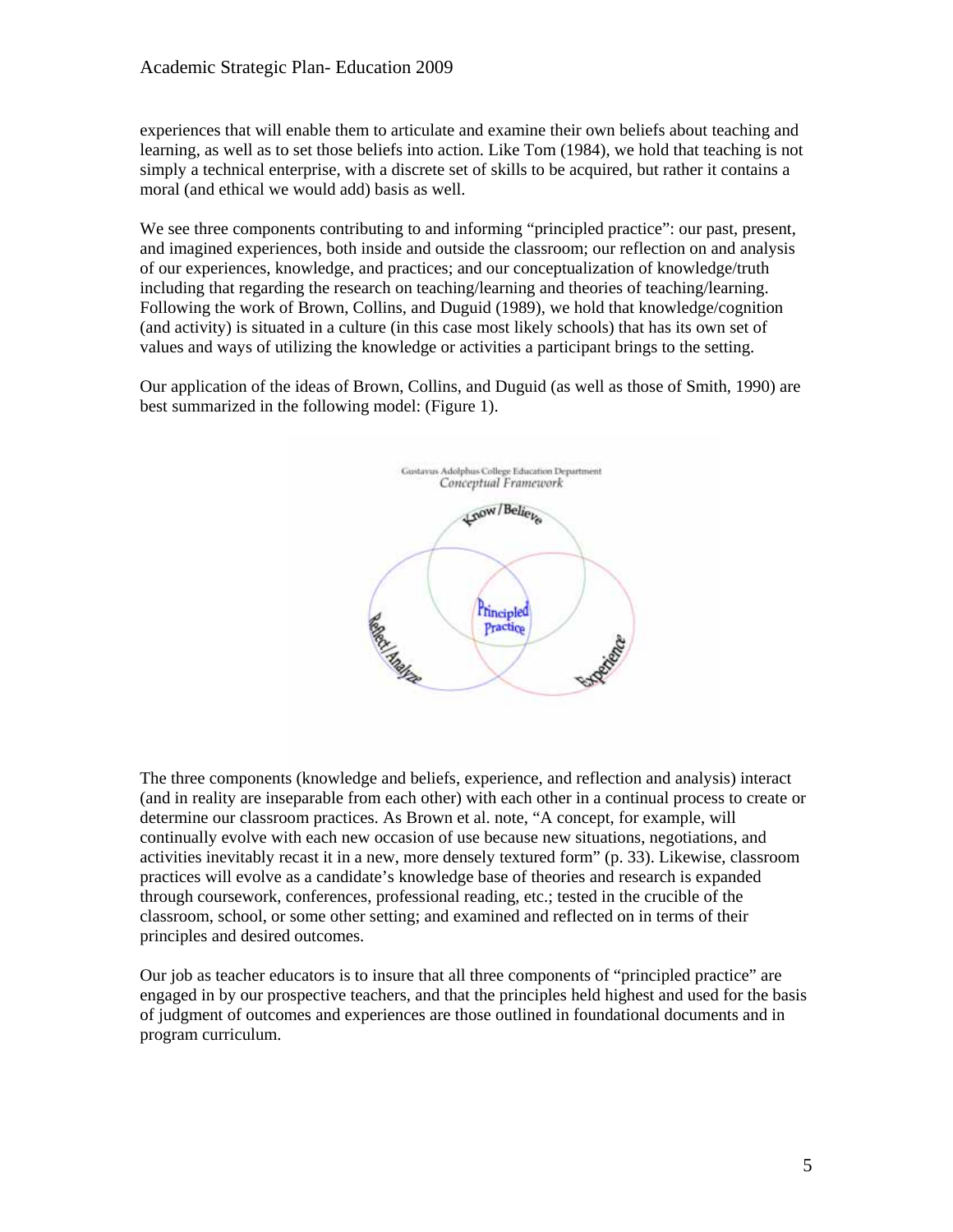experiences that will enable them to articulate and examine their own beliefs about teaching and learning, as well as to set those beliefs into action. Like Tom (1984), we hold that teaching is not simply a technical enterprise, with a discrete set of skills to be acquired, but rather it contains a moral (and ethical we would add) basis as well.

We see three components contributing to and informing "principled practice": our past, present, and imagined experiences, both inside and outside the classroom; our reflection on and analysis of our experiences, knowledge, and practices; and our conceptualization of knowledge/truth including that regarding the research on teaching/learning and theories of teaching/learning. Following the work of Brown, Collins, and Duguid (1989), we hold that knowledge/cognition (and activity) is situated in a culture (in this case most likely schools) that has its own set of values and ways of utilizing the knowledge or activities a participant brings to the setting.

Our application of the ideas of Brown, Collins, and Duguid (as well as those of Smith, 1990) are best summarized in the following model: (Figure 1).

The three components (knowledge and beliefs, experience, and reflection and analysis) interact (and in reality are inseparable from each other) with each other in a continual process to create or determine our classroom practices. As Brown et al. note, "A concept, for example, will continually evolve with each new occasion of use because new situations, negotiations, and activities inevitably recast it in a new, more densely textured form" (p. 33). Likewise, classroom practices will evolve as a candidate's knowledge base of theories and research is expanded through coursework, conferences, professional reading, etc.; tested in the crucible of the classroom, school, or some other setting; and examined and reflected on in terms of their principles and desired outcomes.

Our job as teacher educators is to insure that all three components of "principled practice" are engaged in by our prospective teachers, and that the principles held highest and used for the basis of judgment of outcomes and experiences are those outlined in foundational documents and in program curriculum.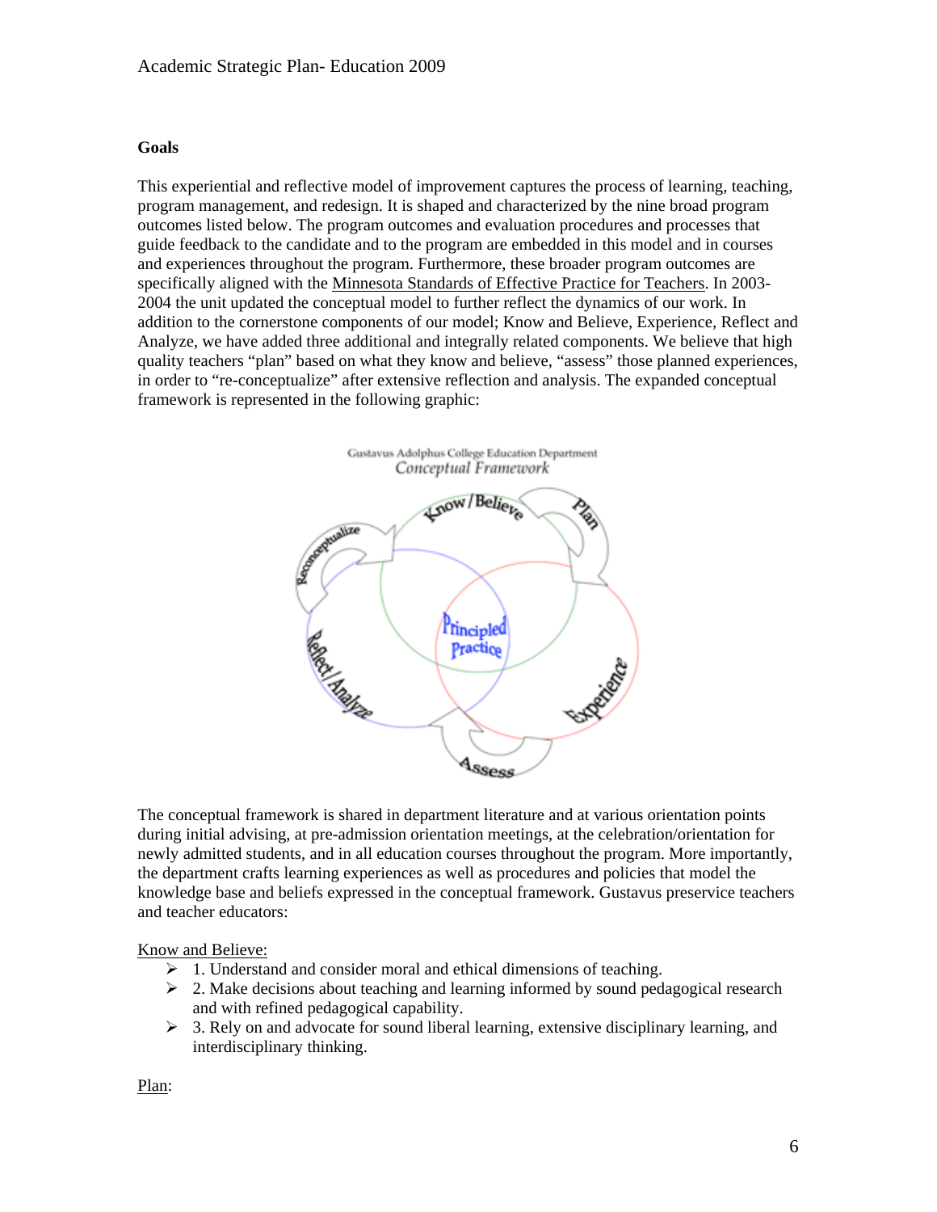**Goals**

This experiential and reflective model of improvement captures the process of learning, teaching, program management, and redesign. It is shaped and characterized by the nine broad program outcomes listed below. The program outcomes and evaluation procedures and processes that guide feedback to the candidate and to the program are embedded in this model and in courses and experiences throughout the program. Furthermore, these broader program outcomes are specifically aligned with the Minnesota Standards of Effective Practice for Teachers. In 2003-2004 the unit updated the conceptual model to further reflect the dynamics of our work. In addition to the cornerstone components of our model; Know and Believe, Experience, Reflect and Analyze, we have added three additional and integrally related components. We believe that high quality teachers "plan" based on what they know and believe, "assess" those planned experiences, in order to "re-conceptualize" after extensive reflection and analysis. The expanded conceptual framework is represented in the following graphic:

Gustavus Adolphus College Education Department
*Conceptual Framework*

The conceptual framework is shared in department literature and at various orientation points during initial advising, at pre-admission orientation meetings, at the celebration/orientation for newly admitted students, and in all education courses throughout the program. More importantly, the department crafts learning experiences as well as procedures and policies that model the knowledge base and beliefs expressed in the conceptual framework. Gustavus preservice teachers and teacher educators:

Know and Believe:

- 1. Understand and consider moral and ethical dimensions of teaching.
- 2. Make decisions about teaching and learning informed by sound pedagogical research and with refined pedagogical capability.
- 3. Rely on and advocate for sound liberal learning, extensive disciplinary learning, and interdisciplinary thinking.

Plan: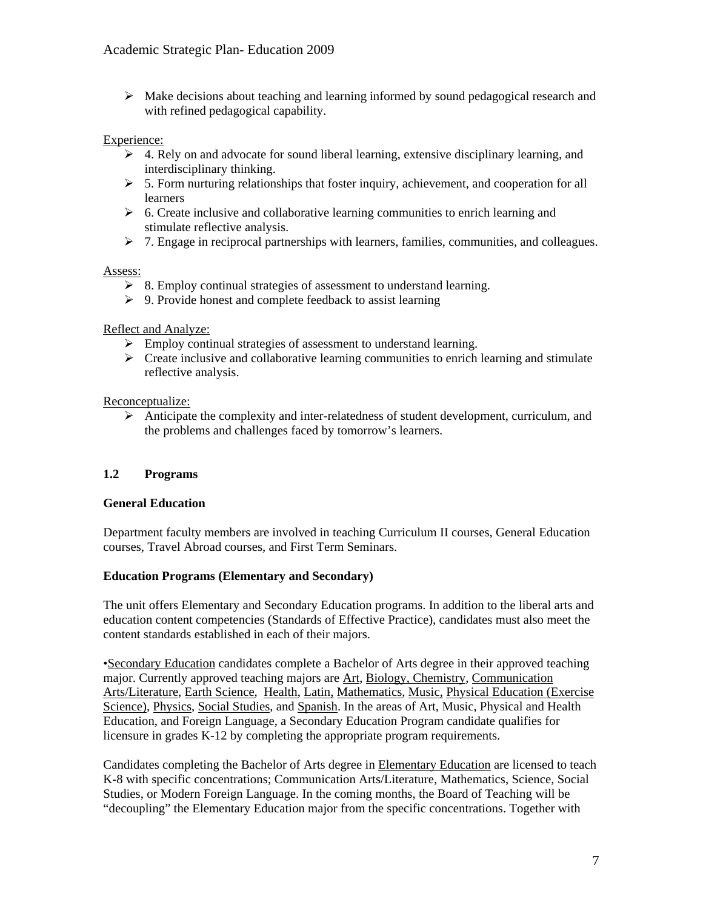- Make decisions about teaching and learning informed by sound pedagogical research and with refined pedagogical capability.

Experience:

- 4. Rely on and advocate for sound liberal learning, extensive disciplinary learning, and interdisciplinary thinking.
- 5. Form nurturing relationships that foster inquiry, achievement, and cooperation for all learners
- 6. Create inclusive and collaborative learning communities to enrich learning and stimulate reflective analysis.
- 7. Engage in reciprocal partnerships with learners, families, communities, and colleagues.

Assess:

- 8. Employ continual strategies of assessment to understand learning.
- 9. Provide honest and complete feedback to assist learning

Reflect and Analyze:

- Employ continual strategies of assessment to understand learning.
- Create inclusive and collaborative learning communities to enrich learning and stimulate reflective analysis.

Reconceptualize:

- Anticipate the complexity and inter-relatedness of student development, curriculum, and the problems and challenges faced by tomorrow's learners.

## 1.2 Programs

**General Education**

Department faculty members are involved in teaching Curriculum II courses, General Education courses, Travel Abroad courses, and First Term Seminars.

**Education Programs (Elementary and Secondary)**

The unit offers Elementary and Secondary Education programs. In addition to the liberal arts and education content competencies (Standards of Effective Practice), candidates must also meet the content standards established in each of their majors.

•Secondary Education candidates complete a Bachelor of Arts degree in their approved teaching major. Currently approved teaching majors are Art, Biology, Chemistry, Communication Arts/Literature, Earth Science, Health, Latin, Mathematics, Music, Physical Education (Exercise Science), Physics, Social Studies, and Spanish. In the areas of Art, Music, Physical and Health Education, and Foreign Language, a Secondary Education Program candidate qualifies for licensure in grades K-12 by completing the appropriate program requirements.

Candidates completing the Bachelor of Arts degree in Elementary Education are licensed to teach K-8 with specific concentrations; Communication Arts/Literature, Mathematics, Science, Social Studies, or Modern Foreign Language. In the coming months, the Board of Teaching will be "decoupling" the Elementary Education major from the specific concentrations. Together with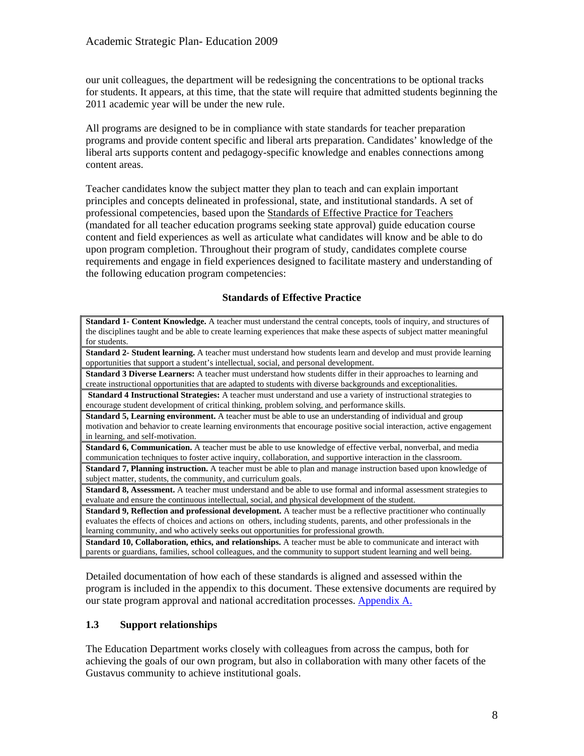our unit colleagues, the department will be redesigning the concentrations to be optional tracks for students. It appears, at this time, that the state will require that admitted students beginning the 2011 academic year will be under the new rule.

All programs are designed to be in compliance with state standards for teacher preparation programs and provide content specific and liberal arts preparation. Candidates' knowledge of the liberal arts supports content and pedagogy-specific knowledge and enables connections among content areas.

Teacher candidates know the subject matter they plan to teach and can explain important principles and concepts delineated in professional, state, and institutional standards. A set of professional competencies, based upon the Standards of Effective Practice for Teachers (mandated for all teacher education programs seeking state approval) guide education course content and field experiences as well as articulate what candidates will know and be able to do upon program completion. Throughout their program of study, candidates complete course requirements and engage in field experiences designed to facilitate mastery and understanding of the following education program competencies:

**Standards of Effective Practice**

| |
|---|
| **Standard 1- Content Knowledge.** A teacher must understand the central concepts, tools of inquiry, and structures of the disciplines taught and be able to create learning experiences that make these aspects of subject matter meaningful for students. |
| **Standard 2- Student learning.** A teacher must understand how students learn and develop and must provide learning opportunities that support a student's intellectual, social, and personal development. |
| **Standard 3 Diverse Learners:** A teacher must understand how students differ in their approaches to learning and create instructional opportunities that are adapted to students with diverse backgrounds and exceptionalities. |
| **Standard 4 Instructional Strategies:** A teacher must understand and use a variety of instructional strategies to encourage student development of critical thinking, problem solving, and performance skills. |
| **Standard 5, Learning environment.** A teacher must be able to use an understanding of individual and group motivation and behavior to create learning environments that encourage positive social interaction, active engagement in learning, and self-motivation. |
| **Standard 6, Communication.** A teacher must be able to use knowledge of effective verbal, nonverbal, and media communication techniques to foster active inquiry, collaboration, and supportive interaction in the classroom. |
| **Standard 7, Planning instruction.** A teacher must be able to plan and manage instruction based upon knowledge of subject matter, students, the community, and curriculum goals. |
| **Standard 8, Assessment.** A teacher must understand and be able to use formal and informal assessment strategies to evaluate and ensure the continuous intellectual, social, and physical development of the student. |
| **Standard 9, Reflection and professional development.** A teacher must be a reflective practitioner who continually evaluates the effects of choices and actions on others, including students, parents, and other professionals in the learning community, and who actively seeks out opportunities for professional growth. |
| **Standard 10, Collaboration, ethics, and relationships.** A teacher must be able to communicate and interact with parents or guardians, families, school colleagues, and the community to support student learning and well being. |

Detailed documentation of how each of these standards is aligned and assessed within the program is included in the appendix to this document. These extensive documents are required by our state program approval and national accreditation processes. Appendix A.

### 1.3 Support relationships

The Education Department works closely with colleagues from across the campus, both for achieving the goals of our own program, but also in collaboration with many other facets of the Gustavus community to achieve institutional goals.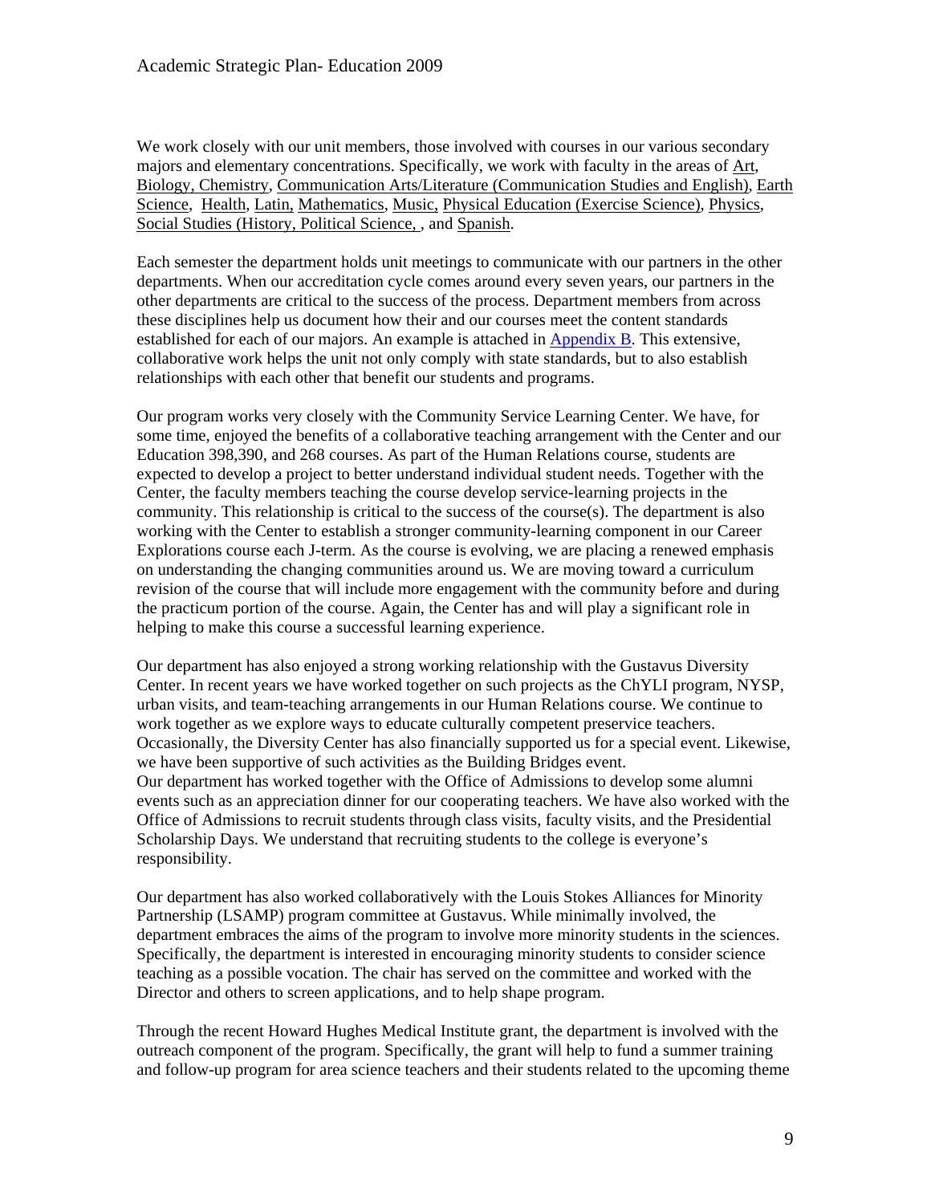We work closely with our unit members, those involved with courses in our various secondary majors and elementary concentrations. Specifically, we work with faculty in the areas of Art, Biology, Chemistry, Communication Arts/Literature (Communication Studies and English), Earth Science, Health, Latin, Mathematics, Music, Physical Education (Exercise Science), Physics, Social Studies (History, Political Science, , and Spanish.

Each semester the department holds unit meetings to communicate with our partners in the other departments. When our accreditation cycle comes around every seven years, our partners in the other departments are critical to the success of the process. Department members from across these disciplines help us document how their and our courses meet the content standards established for each of our majors. An example is attached in Appendix B. This extensive, collaborative work helps the unit not only comply with state standards, but to also establish relationships with each other that benefit our students and programs.

Our program works very closely with the Community Service Learning Center. We have, for some time, enjoyed the benefits of a collaborative teaching arrangement with the Center and our Education 398,390, and 268 courses. As part of the Human Relations course, students are expected to develop a project to better understand individual student needs. Together with the Center, the faculty members teaching the course develop service-learning projects in the community. This relationship is critical to the success of the course(s). The department is also working with the Center to establish a stronger community-learning component in our Career Explorations course each J-term. As the course is evolving, we are placing a renewed emphasis on understanding the changing communities around us. We are moving toward a curriculum revision of the course that will include more engagement with the community before and during the practicum portion of the course. Again, the Center has and will play a significant role in helping to make this course a successful learning experience.

Our department has also enjoyed a strong working relationship with the Gustavus Diversity Center. In recent years we have worked together on such projects as the ChYLI program, NYSP, urban visits, and team-teaching arrangements in our Human Relations course. We continue to work together as we explore ways to educate culturally competent preservice teachers. Occasionally, the Diversity Center has also financially supported us for a special event. Likewise, we have been supportive of such activities as the Building Bridges event.
Our department has worked together with the Office of Admissions to develop some alumni events such as an appreciation dinner for our cooperating teachers. We have also worked with the Office of Admissions to recruit students through class visits, faculty visits, and the Presidential Scholarship Days. We understand that recruiting students to the college is everyone's responsibility.

Our department has also worked collaboratively with the Louis Stokes Alliances for Minority Partnership (LSAMP) program committee at Gustavus. While minimally involved, the department embraces the aims of the program to involve more minority students in the sciences. Specifically, the department is interested in encouraging minority students to consider science teaching as a possible vocation. The chair has served on the committee and worked with the Director and others to screen applications, and to help shape program.

Through the recent Howard Hughes Medical Institute grant, the department is involved with the outreach component of the program. Specifically, the grant will help to fund a summer training and follow-up program for area science teachers and their students related to the upcoming theme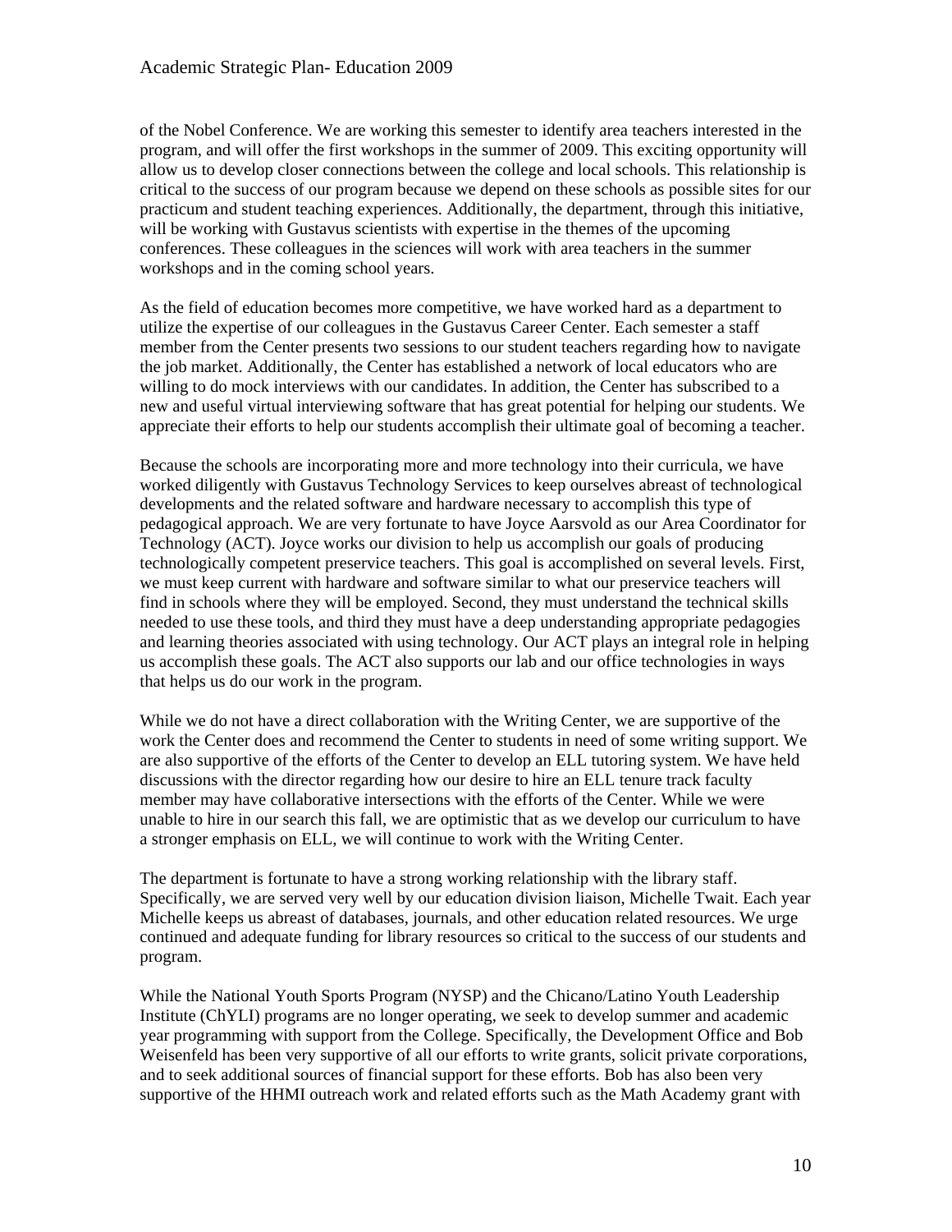of the Nobel Conference. We are working this semester to identify area teachers interested in the program, and will offer the first workshops in the summer of 2009. This exciting opportunity will allow us to develop closer connections between the college and local schools. This relationship is critical to the success of our program because we depend on these schools as possible sites for our practicum and student teaching experiences. Additionally, the department, through this initiative, will be working with Gustavus scientists with expertise in the themes of the upcoming conferences. These colleagues in the sciences will work with area teachers in the summer workshops and in the coming school years.

As the field of education becomes more competitive, we have worked hard as a department to utilize the expertise of our colleagues in the Gustavus Career Center. Each semester a staff member from the Center presents two sessions to our student teachers regarding how to navigate the job market. Additionally, the Center has established a network of local educators who are willing to do mock interviews with our candidates. In addition, the Center has subscribed to a new and useful virtual interviewing software that has great potential for helping our students. We appreciate their efforts to help our students accomplish their ultimate goal of becoming a teacher.

Because the schools are incorporating more and more technology into their curricula, we have worked diligently with Gustavus Technology Services to keep ourselves abreast of technological developments and the related software and hardware necessary to accomplish this type of pedagogical approach. We are very fortunate to have Joyce Aarsvold as our Area Coordinator for Technology (ACT). Joyce works our division to help us accomplish our goals of producing technologically competent preservice teachers. This goal is accomplished on several levels. First, we must keep current with hardware and software similar to what our preservice teachers will find in schools where they will be employed. Second, they must understand the technical skills needed to use these tools, and third they must have a deep understanding appropriate pedagogies and learning theories associated with using technology. Our ACT plays an integral role in helping us accomplish these goals. The ACT also supports our lab and our office technologies in ways that helps us do our work in the program.

While we do not have a direct collaboration with the Writing Center, we are supportive of the work the Center does and recommend the Center to students in need of some writing support. We are also supportive of the efforts of the Center to develop an ELL tutoring system. We have held discussions with the director regarding how our desire to hire an ELL tenure track faculty member may have collaborative intersections with the efforts of the Center. While we were unable to hire in our search this fall, we are optimistic that as we develop our curriculum to have a stronger emphasis on ELL, we will continue to work with the Writing Center.

The department is fortunate to have a strong working relationship with the library staff. Specifically, we are served very well by our education division liaison, Michelle Twait. Each year Michelle keeps us abreast of databases, journals, and other education related resources. We urge continued and adequate funding for library resources so critical to the success of our students and program.

While the National Youth Sports Program (NYSP) and the Chicano/Latino Youth Leadership Institute (ChYLI) programs are no longer operating, we seek to develop summer and academic year programming with support from the College. Specifically, the Development Office and Bob Weisenfeld has been very supportive of all our efforts to write grants, solicit private corporations, and to seek additional sources of financial support for these efforts. Bob has also been very supportive of the HHMI outreach work and related efforts such as the Math Academy grant with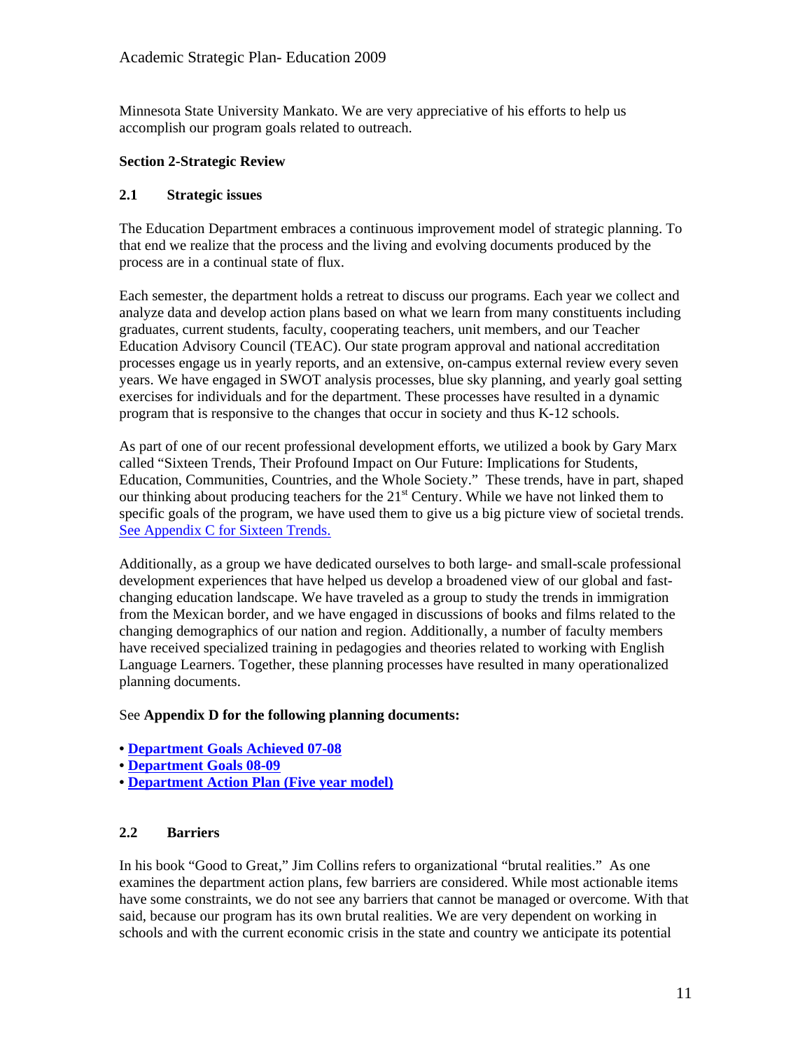Minnesota State University Mankato. We are very appreciative of his efforts to help us accomplish our program goals related to outreach.

## Section 2-Strategic Review

### 2.1 Strategic issues

The Education Department embraces a continuous improvement model of strategic planning. To that end we realize that the process and the living and evolving documents produced by the process are in a continual state of flux.

Each semester, the department holds a retreat to discuss our programs. Each year we collect and analyze data and develop action plans based on what we learn from many constituents including graduates, current students, faculty, cooperating teachers, unit members, and our Teacher Education Advisory Council (TEAC). Our state program approval and national accreditation processes engage us in yearly reports, and an extensive, on-campus external review every seven years. We have engaged in SWOT analysis processes, blue sky planning, and yearly goal setting exercises for individuals and for the department. These processes have resulted in a dynamic program that is responsive to the changes that occur in society and thus K-12 schools.

As part of one of our recent professional development efforts, we utilized a book by Gary Marx called "Sixteen Trends, Their Profound Impact on Our Future: Implications for Students, Education, Communities, Countries, and the Whole Society." These trends, have in part, shaped our thinking about producing teachers for the 21st Century. While we have not linked them to specific goals of the program, we have used them to give us a big picture view of societal trends. See Appendix C for Sixteen Trends.

Additionally, as a group we have dedicated ourselves to both large- and small-scale professional development experiences that have helped us develop a broadened view of our global and fast-changing education landscape. We have traveled as a group to study the trends in immigration from the Mexican border, and we have engaged in discussions of books and films related to the changing demographics of our nation and region. Additionally, a number of faculty members have received specialized training in pedagogies and theories related to working with English Language Learners. Together, these planning processes have resulted in many operationalized planning documents.

See **Appendix D for the following planning documents:**

- **Department Goals Achieved 07-08**
- **Department Goals 08-09**
- **Department Action Plan (Five year model)**

### 2.2 Barriers

In his book "Good to Great," Jim Collins refers to organizational "brutal realities." As one examines the department action plans, few barriers are considered. While most actionable items have some constraints, we do not see any barriers that cannot be managed or overcome. With that said, because our program has its own brutal realities. We are very dependent on working in schools and with the current economic crisis in the state and country we anticipate its potential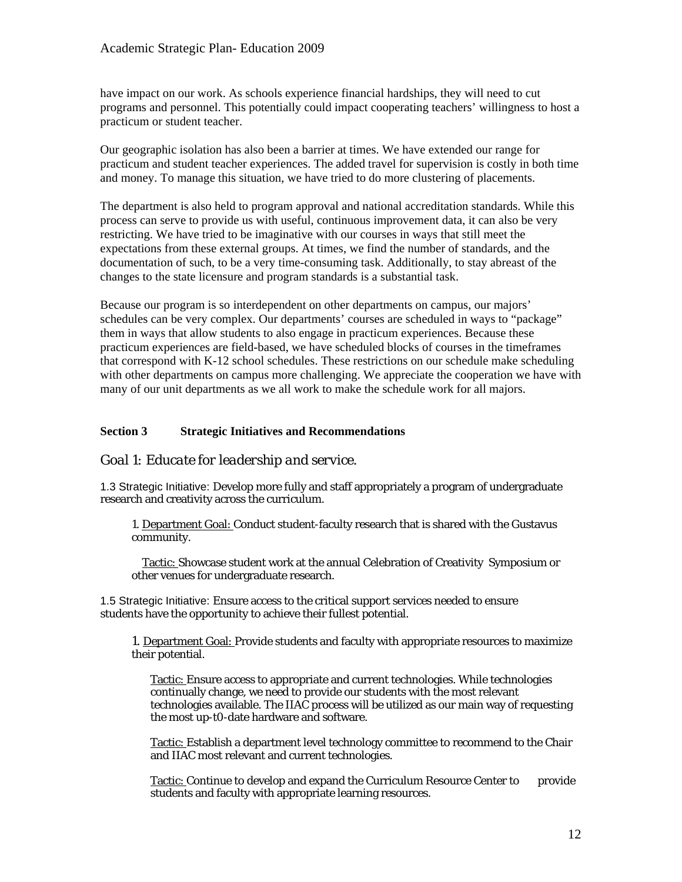have impact on our work. As schools experience financial hardships, they will need to cut programs and personnel. This potentially could impact cooperating teachers' willingness to host a practicum or student teacher.

Our geographic isolation has also been a barrier at times. We have extended our range for practicum and student teacher experiences. The added travel for supervision is costly in both time and money. To manage this situation, we have tried to do more clustering of placements.

The department is also held to program approval and national accreditation standards. While this process can serve to provide us with useful, continuous improvement data, it can also be very restricting. We have tried to be imaginative with our courses in ways that still meet the expectations from these external groups. At times, we find the number of standards, and the documentation of such, to be a very time-consuming task. Additionally, to stay abreast of the changes to the state licensure and program standards is a substantial task.

Because our program is so interdependent on other departments on campus, our majors' schedules can be very complex. Our departments' courses are scheduled in ways to "package" them in ways that allow students to also engage in practicum experiences. Because these practicum experiences are field-based, we have scheduled blocks of courses in the timeframes that correspond with K-12 school schedules. These restrictions on our schedule make scheduling with other departments on campus more challenging. We appreciate the cooperation we have with many of our unit departments as we all work to make the schedule work for all majors.

## Section 3 Strategic Initiatives and Recommendations

### *Goal 1: Educate for leadership and service.*

1.3 Strategic Initiative: Develop more fully and staff appropriately a program of undergraduate research and creativity across the curriculum.

1. Department Goal: Conduct student-faculty research that is shared with the Gustavus community.

   Tactic: Showcase student work at the annual Celebration of Creativity Symposium or other venues for undergraduate research.

1.5 Strategic Initiative: Ensure access to the critical support services needed to ensure students have the opportunity to achieve their fullest potential.

1. Department Goal: Provide students and faculty with appropriate resources to maximize their potential.

   Tactic: Ensure access to appropriate and current technologies. While technologies continually change, we need to provide our students with the most relevant technologies available. The IIAC process will be utilized as our main way of requesting the most up-t0-date hardware and software.

   Tactic: Establish a department level technology committee to recommend to the Chair and IIAC most relevant and current technologies.

   Tactic: Continue to develop and expand the Curriculum Resource Center to provide students and faculty with appropriate learning resources.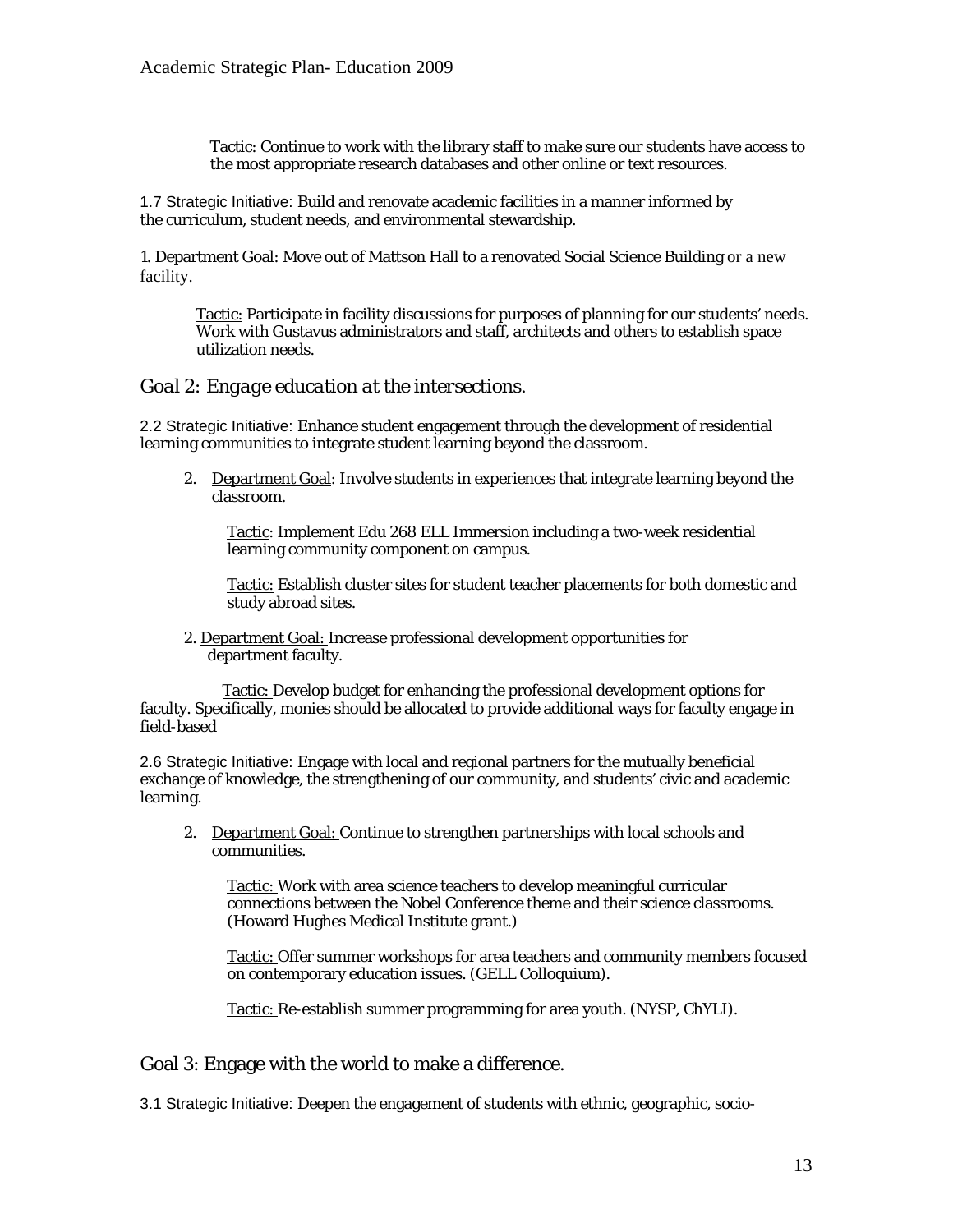Tactic: Continue to work with the library staff to make sure our students have access to the most appropriate research databases and other online or text resources.

1.7 Strategic Initiative: Build and renovate academic facilities in a manner informed by the curriculum, student needs, and environmental stewardship.

1. Department Goal: Move out of Mattson Hall to a renovated Social Science Building or a new facility.

Tactic: Participate in facility discussions for purposes of planning for our students' needs. Work with Gustavus administrators and staff, architects and others to establish space utilization needs.

## *Goal 2: Engage education at the intersections.*

2.2 Strategic Initiative: Enhance student engagement through the development of residential learning communities to integrate student learning beyond the classroom.

2. Department Goal: Involve students in experiences that integrate learning beyond the classroom.

   Tactic: Implement Edu 268 ELL Immersion including a two-week residential learning community component on campus.

   Tactic: Establish cluster sites for student teacher placements for both domestic and study abroad sites.

2. Department Goal: Increase professional development opportunities for department faculty.

Tactic: Develop budget for enhancing the professional development options for faculty. Specifically, monies should be allocated to provide additional ways for faculty engage in field-based

2.6 Strategic Initiative: Engage with local and regional partners for the mutually beneficial exchange of knowledge, the strengthening of our community, and students' civic and academic learning.

2. Department Goal: Continue to strengthen partnerships with local schools and communities.

   Tactic: Work with area science teachers to develop meaningful curricular connections between the Nobel Conference theme and their science classrooms. (Howard Hughes Medical Institute grant.)

   Tactic: Offer summer workshops for area teachers and community members focused on contemporary education issues. (GELL Colloquium).

   Tactic: Re-establish summer programming for area youth. (NYSP, ChYLI).

## Goal 3: Engage with the world to make a difference.

3.1 Strategic Initiative: Deepen the engagement of students with ethnic, geographic, socio-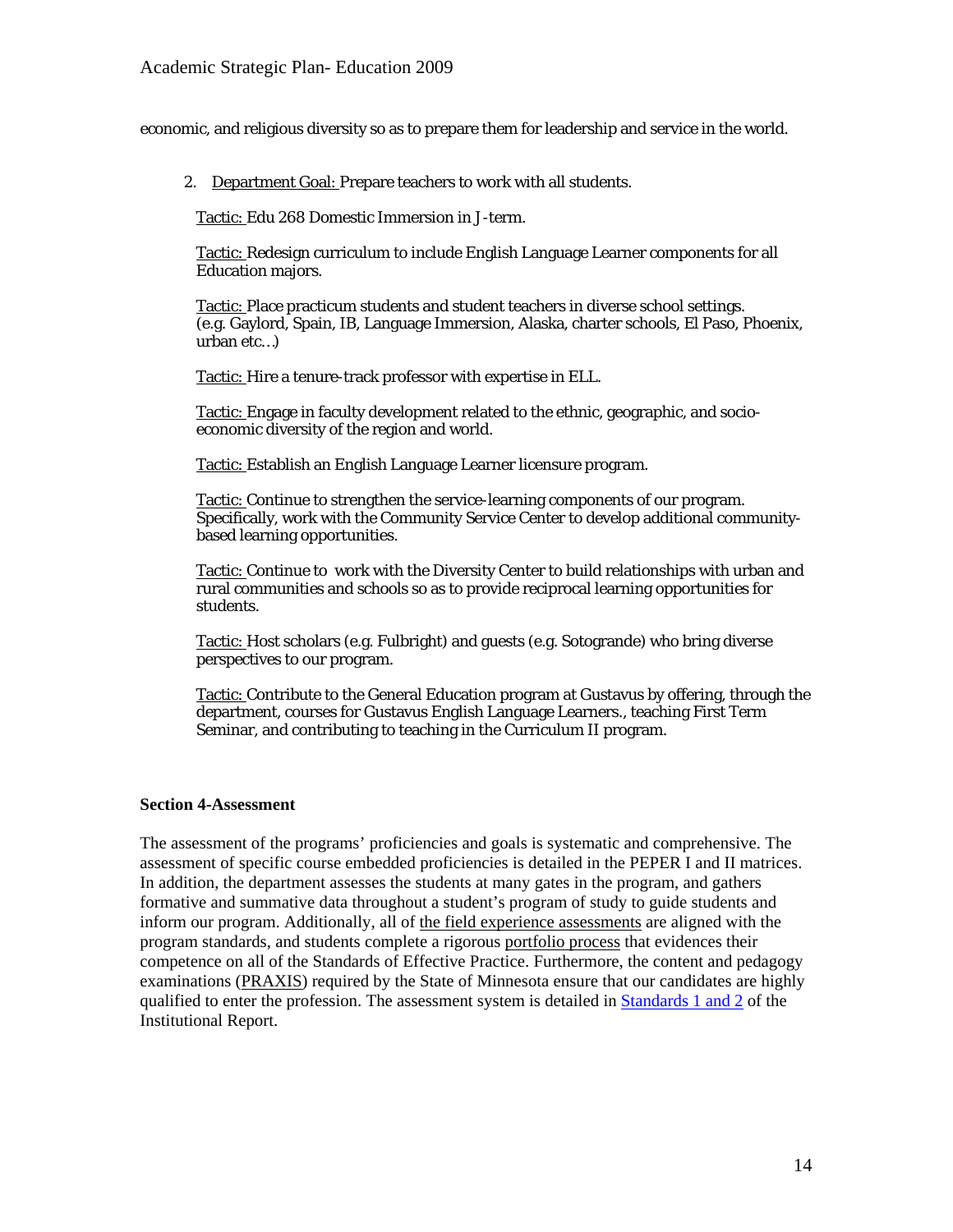economic, and religious diversity so as to prepare them for leadership and service in the world.

2. Department Goal: Prepare teachers to work with all students.

   Tactic: Edu 268 Domestic Immersion in J-term.

   Tactic: Redesign curriculum to include English Language Learner components for all Education majors.

   Tactic: Place practicum students and student teachers in diverse school settings. (e.g. Gaylord, Spain, IB, Language Immersion, Alaska, charter schools, El Paso, Phoenix, urban etc…)

   Tactic: Hire a tenure-track professor with expertise in ELL.

   Tactic: Engage in faculty development related to the ethnic, geographic, and socio-economic diversity of the region and world.

   Tactic: Establish an English Language Learner licensure program.

   Tactic: Continue to strengthen the service-learning components of our program. Specifically, work with the Community Service Center to develop additional community-based learning opportunities.

   Tactic: Continue to work with the Diversity Center to build relationships with urban and rural communities and schools so as to provide reciprocal learning opportunities for students.

   Tactic: Host scholars (e.g. Fulbright) and guests (e.g. Sotogrande) who bring diverse perspectives to our program.

   Tactic: Contribute to the General Education program at Gustavus by offering, through the department, courses for Gustavus English Language Learners., teaching First Term Seminar, and contributing to teaching in the Curriculum II program.

**Section 4-Assessment**

The assessment of the programs' proficiencies and goals is systematic and comprehensive. The assessment of specific course embedded proficiencies is detailed in the PEPER I and II matrices. In addition, the department assesses the students at many gates in the program, and gathers formative and summative data throughout a student's program of study to guide students and inform our program. Additionally, all of the field experience assessments are aligned with the program standards, and students complete a rigorous portfolio process that evidences their competence on all of the Standards of Effective Practice. Furthermore, the content and pedagogy examinations (PRAXIS) required by the State of Minnesota ensure that our candidates are highly qualified to enter the profession. The assessment system is detailed in Standards 1 and 2 of the Institutional Report.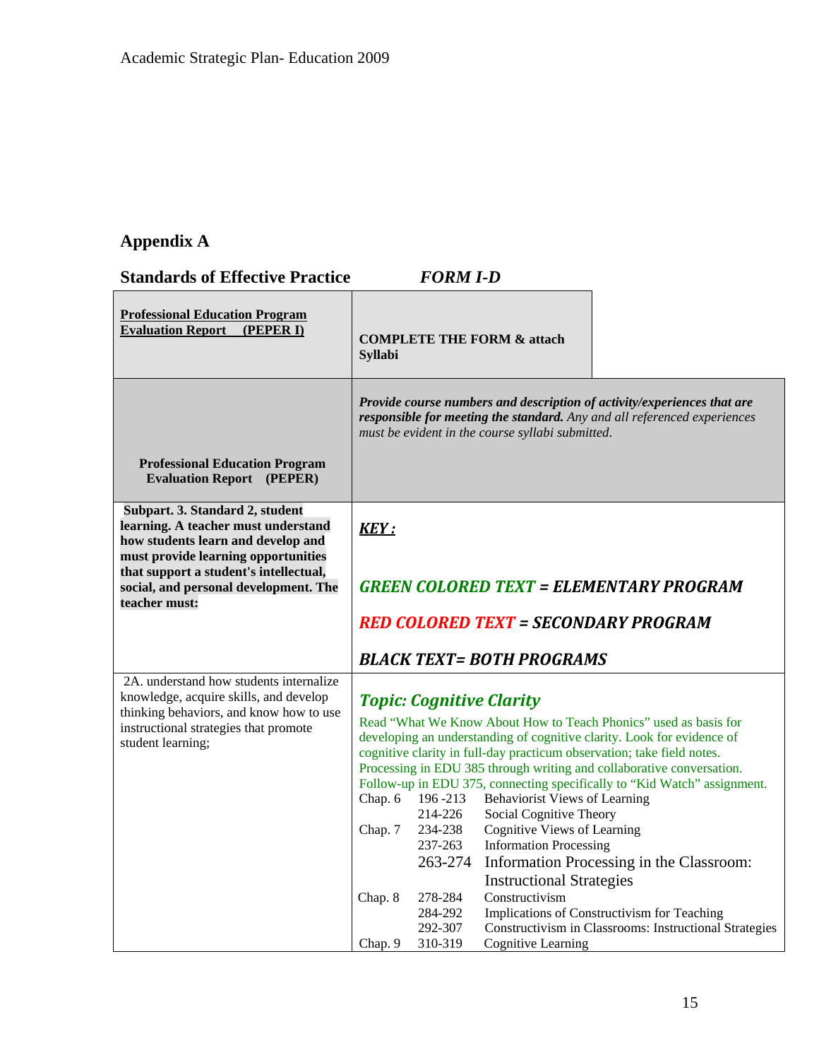## Appendix A

**Standards of Effective Practice** ***FORM I-D***

| **Professional Education Program Evaluation Report (PEPER I)** | **COMPLETE THE FORM & attach Syllabi** |
|---|---|
| **Professional Education Program Evaluation Report (PEPER)** | ***Provide course numbers and description of activity/experiences that are responsible for meeting the standard.*** *Any and all referenced experiences must be evident in the course syllabi submitted.* |
| **Subpart. 3. Standard 2, student learning. A teacher must understand how students learn and develop and must provide learning opportunities that support a student's intellectual, social, and personal development. The teacher must:** | ***KEY :***<br><br>***GREEN COLORED TEXT = ELEMENTARY PROGRAM***<br><br>***RED COLORED TEXT = SECONDARY PROGRAM***<br><br>***BLACK TEXT= BOTH PROGRAMS*** |
| 2A. understand how students internalize knowledge, acquire skills, and develop thinking behaviors, and know how to use instructional strategies that promote student learning; | ***Topic: Cognitive Clarity***<br>Read "What We Know About How to Teach Phonics" used as basis for developing an understanding of cognitive clarity. Look for evidence of cognitive clarity in full-day practicum observation; take field notes. Processing in EDU 385 through writing and collaborative conversation. Follow-up in EDU 375, connecting specifically to "Kid Watch" assignment.<br>Chap. 6 196 -213 Behaviorist Views of Learning<br>214-226 Social Cognitive Theory<br>Chap. 7 234-238 Cognitive Views of Learning<br>237-263 Information Processing<br>263-274 Information Processing in the Classroom: Instructional Strategies<br>Chap. 8 278-284 Constructivism<br>284-292 Implications of Constructivism for Teaching<br>292-307 Constructivism in Classrooms: Instructional Strategies<br>Chap. 9 310-319 Cognitive Learning |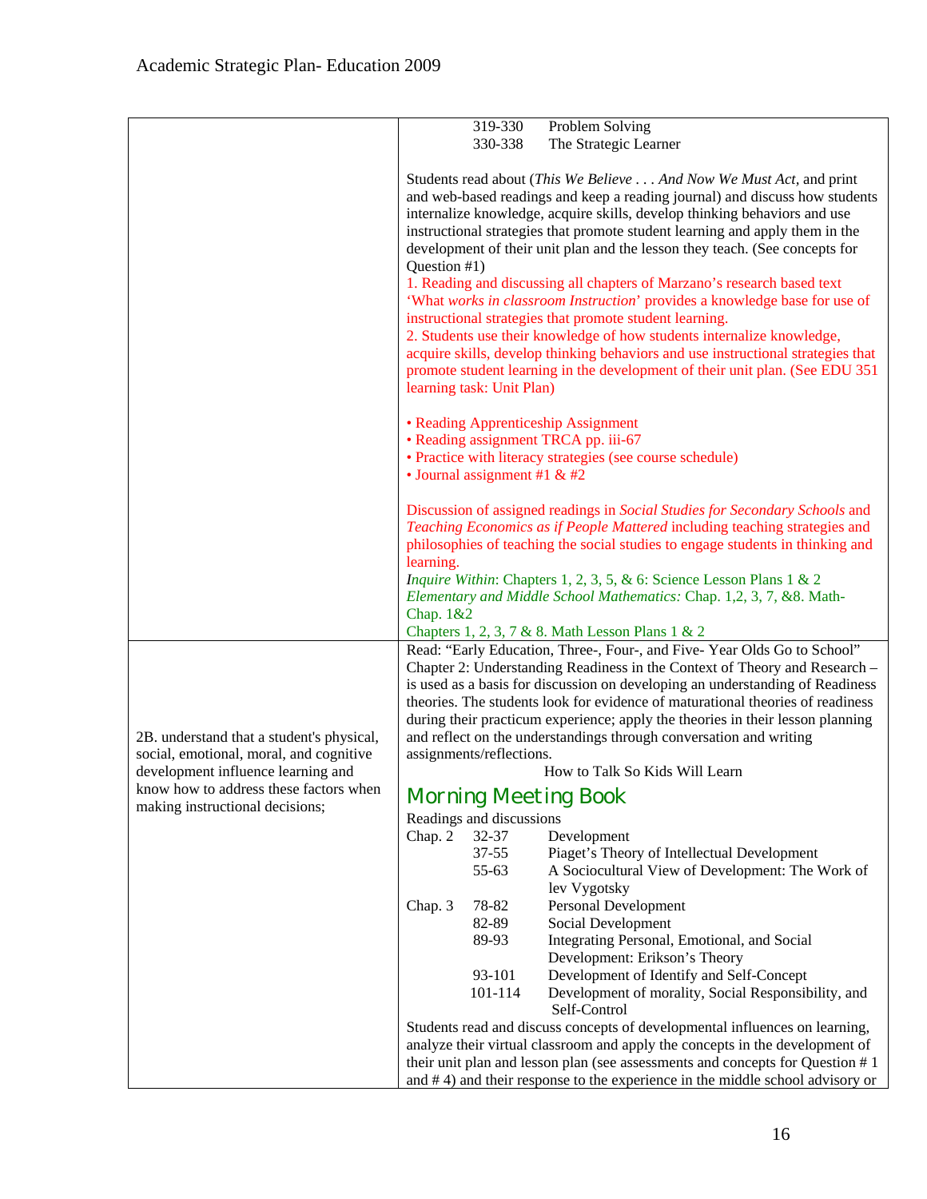| | |
|---|---|
| | 319-330 Problem Solving<br>330-338 The Strategic Learner<br><br>Students read about (*This We Believe . . . And Now We Must Act*, and print and web-based readings and keep a reading journal) and discuss how students internalize knowledge, acquire skills, develop thinking behaviors and use instructional strategies that promote student learning and apply them in the development of their unit plan and the lesson they teach. (See concepts for Question #1)<br>1. Reading and discussing all chapters of Marzano's research based text 'What *works in classroom Instruction*' provides a knowledge base for use of instructional strategies that promote student learning.<br>2. Students use their knowledge of how students internalize knowledge, acquire skills, develop thinking behaviors and use instructional strategies that promote student learning in the development of their unit plan. (See EDU 351 learning task: Unit Plan)<br><br>• Reading Apprenticeship Assignment<br>• Reading assignment TRCA pp. iii-67<br>• Practice with literacy strategies (see course schedule)<br>• Journal assignment #1 & #2<br><br>Discussion of assigned readings in *Social Studies for Secondary Schools* and *Teaching Economics as if People Mattered* including teaching strategies and philosophies of teaching the social studies to engage students in thinking and learning.<br>*Inquire Within*: Chapters 1, 2, 3, 5, & 6: Science Lesson Plans 1 & 2<br>*Elementary and Middle School Mathematics:* Chap. 1,2, 3, 7, &8. Math-Chap. 1&2<br>Chapters 1, 2, 3, 7 & 8. Math Lesson Plans 1 & 2 |
| 2B. understand that a student's physical, social, emotional, moral, and cognitive development influence learning and know how to address these factors when making instructional decisions; | Read: "Early Education, Three-, Four-, and Five- Year Olds Go to School" Chapter 2: Understanding Readiness in the Context of Theory and Research – is used as a basis for discussion on developing an understanding of Readiness theories. The students look for evidence of maturational theories of readiness during their practicum experience; apply the theories in their lesson planning and reflect on the understandings through conversation and writing assignments/reflections.<br>How to Talk So Kids Will Learn<br>**Morning Meeting Book**<br>Readings and discussions<br>Chap. 2 32-37 Development<br>37-55 Piaget's Theory of Intellectual Development<br>55-63 A Sociocultural View of Development: The Work of lev Vygotsky<br>Chap. 3 78-82 Personal Development<br>82-89 Social Development<br>89-93 Integrating Personal, Emotional, and Social Development: Erikson's Theory<br>93-101 Development of Identify and Self-Concept<br>101-114 Development of morality, Social Responsibility, and Self-Control<br>Students read and discuss concepts of developmental influences on learning, analyze their virtual classroom and apply the concepts in the development of their unit plan and lesson plan (see assessments and concepts for Question # 1 and # 4) and their response to the experience in the middle school advisory or |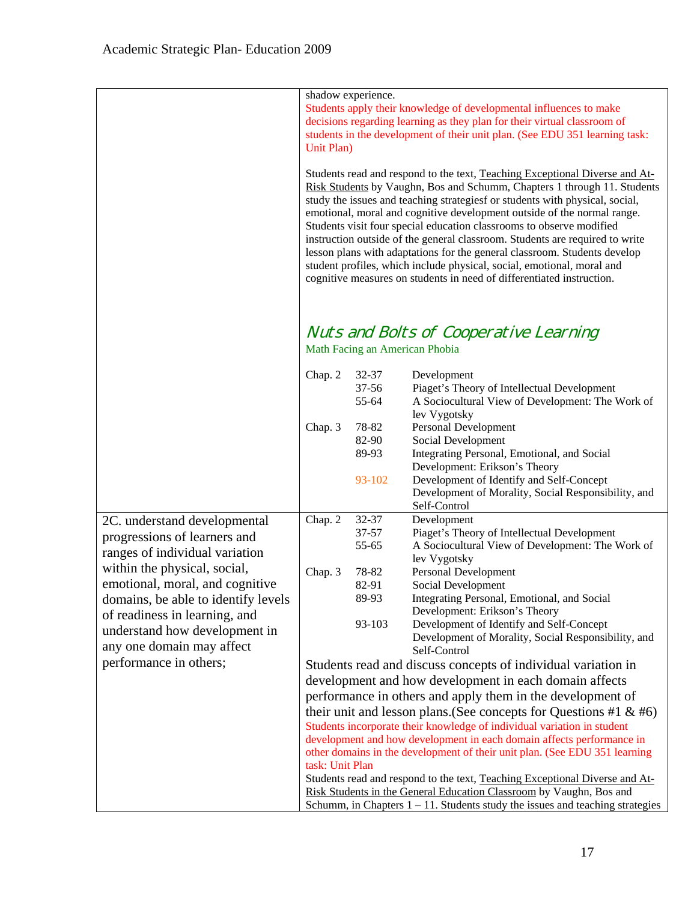| | |
|---|---|
| | shadow experience.<br>Students apply their knowledge of developmental influences to make decisions regarding learning as they plan for their virtual classroom of students in the development of their unit plan. (See EDU 351 learning task: Unit Plan)<br><br>Students read and respond to the text, Teaching Exceptional Diverse and At-Risk Students by Vaughn, Bos and Schumm, Chapters 1 through 11. Students study the issues and teaching strategiesf or students with physical, social, emotional, moral and cognitive development outside of the normal range. Students visit four special education classrooms to observe modified instruction outside of the general classroom. Students are required to write lesson plans with adaptations for the general classroom. Students develop student profiles, which include physical, social, emotional, moral and cognitive measures on students in need of differentiated instruction.<br><br>*Nuts and Bolts of Cooperative Learning*<br>Math Facing an American Phobia<br><br>Chap. 2 — 32-37 Development<br>37-56 Piaget's Theory of Intellectual Development<br>55-64 A Sociocultural View of Development: The Work of lev Vygotsky<br>Chap. 3 — 78-82 Personal Development<br>82-90 Social Development<br>89-93 Integrating Personal, Emotional, and Social Development: Erikson's Theory<br>93-102 Development of Identify and Self-Concept<br>Development of Morality, Social Responsibility, and Self-Control |
| 2C. understand developmental progressions of learners and ranges of individual variation within the physical, social, emotional, moral, and cognitive domains, be able to identify levels of readiness in learning, and understand how development in any one domain may affect performance in others; | Chap. 2 — 32-37 Development<br>37-57 Piaget's Theory of Intellectual Development<br>55-65 A Sociocultural View of Development: The Work of lev Vygotsky<br>Chap. 3 — 78-82 Personal Development<br>82-91 Social Development<br>89-93 Integrating Personal, Emotional, and Social Development: Erikson's Theory<br>93-103 Development of Identify and Self-Concept<br>Development of Morality, Social Responsibility, and Self-Control<br><br>Students read and discuss concepts of individual variation in development and how development in each domain affects performance in others and apply them in the development of their unit and lesson plans.(See concepts for Questions #1 & #6)<br>Students incorporate their knowledge of individual variation in student development and how development in each domain affects performance in other domains in the development of their unit plan. (See EDU 351 learning task: Unit Plan<br>Students read and respond to the text, Teaching Exceptional Diverse and At-Risk Students in the General Education Classroom by Vaughn, Bos and Schumm, in Chapters 1 – 11. Students study the issues and teaching strategies |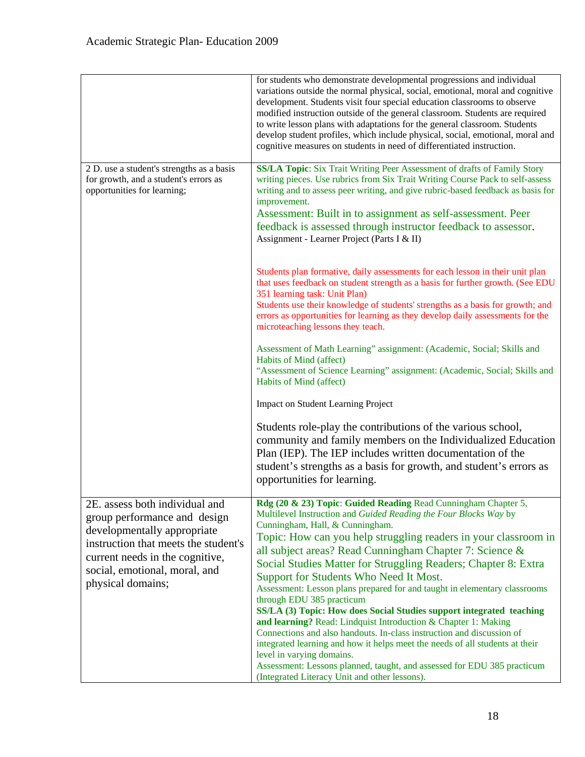| | |
|---|---|
| | for students who demonstrate developmental progressions and individual variations outside the normal physical, social, emotional, moral and cognitive development. Students visit four special education classrooms to observe modified instruction outside of the general classroom. Students are required to write lesson plans with adaptations for the general classroom. Students develop student profiles, which include physical, social, emotional, moral and cognitive measures on students in need of differentiated instruction. |
| 2 D. use a student's strengths as a basis for growth, and a student's errors as opportunities for learning; | **SS/LA Topic**: Six Trait Writing Peer Assessment of drafts of Family Story writing pieces. Use rubrics from Six Trait Writing Course Pack to self-assess writing and to assess peer writing, and give rubric-based feedback as basis for improvement.<br>Assessment: Built in to assignment as self-assessment. Peer feedback is assessed through instructor feedback to assessor.<br>Assignment - Learner Project (Parts I & II)<br><br>Students plan formative, daily assessments for each lesson in their unit plan that uses feedback on student strength as a basis for further growth. (See EDU 351 learning task: Unit Plan)<br>Students use their knowledge of students' strengths as a basis for growth; and errors as opportunities for learning as they develop daily assessments for the microteaching lessons they teach.<br><br>Assessment of Math Learning" assignment: (Academic, Social; Skills and Habits of Mind (affect)<br>"Assessment of Science Learning" assignment: (Academic, Social; Skills and Habits of Mind (affect)<br><br>Impact on Student Learning Project<br><br>Students role-play the contributions of the various school, community and family members on the Individualized Education Plan (IEP). The IEP includes written documentation of the student's strengths as a basis for growth, and student's errors as opportunities for learning. |
| 2E. assess both individual and group performance and design developmentally appropriate instruction that meets the student's current needs in the cognitive, social, emotional, moral, and physical domains; | **Rdg (20 & 23) Topic**: **Guided Reading** Read Cunningham Chapter 5, Multilevel Instruction and *Guided Reading the Four Blocks Way* by Cunningham, Hall, & Cunningham.<br>Topic: How can you help struggling readers in your classroom in all subject areas? Read Cunningham Chapter 7: Science & Social Studies Matter for Struggling Readers; Chapter 8: Extra Support for Students Who Need It Most.<br>Assessment: Lesson plans prepared for and taught in elementary classrooms through EDU 385 practicum<br>**SS/LA (3) Topic: How does Social Studies support integrated teaching and learning?** Read: Lindquist Introduction & Chapter 1: Making Connections and also handouts. In-class instruction and discussion of integrated learning and how it helps meet the needs of all students at their level in varying domains.<br>Assessment: Lessons planned, taught, and assessed for EDU 385 practicum (Integrated Literacy Unit and other lessons). |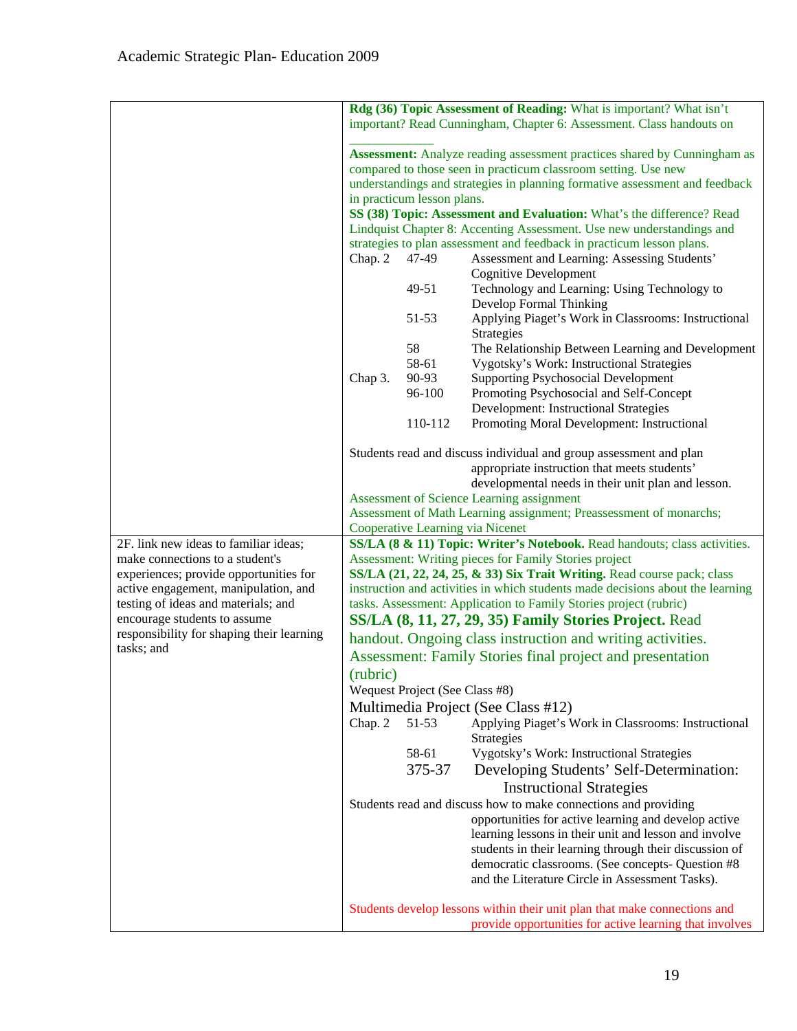| | |
|---|---|
| | **Rdg (36) Topic Assessment of Reading:** What is important? What isn't important? Read Cunningham, Chapter 6: Assessment. Class handouts on \_\_\_\_\_\_\_\_\_\_\_\_\_<br><br>**Assessment:** Analyze reading assessment practices shared by Cunningham as compared to those seen in practicum classroom setting. Use new understandings and strategies in planning formative assessment and feedback in practicum lesson plans.<br>**SS (38) Topic: Assessment and Evaluation:** What's the difference? Read Lindquist Chapter 8: Accenting Assessment. Use new understandings and strategies to plan assessment and feedback in practicum lesson plans.<br>Chap. 2 47-49 Assessment and Learning: Assessing Students' Cognitive Development<br>49-51 Technology and Learning: Using Technology to Develop Formal Thinking<br>51-53 Applying Piaget's Work in Classrooms: Instructional Strategies<br>58 The Relationship Between Learning and Development<br>58-61 Vygotsky's Work: Instructional Strategies<br>Chap 3. 90-93 Supporting Psychosocial Development<br>96-100 Promoting Psychosocial and Self-Concept Development: Instructional Strategies<br>110-112 Promoting Moral Development: Instructional<br><br>Students read and discuss individual and group assessment and plan appropriate instruction that meets students' developmental needs in their unit plan and lesson.<br>Assessment of Science Learning assignment<br>Assessment of Math Learning assignment; Preassessment of monarchs; Cooperative Learning via Nicenet |
| 2F. link new ideas to familiar ideas; make connections to a student's experiences; provide opportunities for active engagement, manipulation, and testing of ideas and materials; and encourage students to assume responsibility for shaping their learning tasks; and | **SS/LA (8 & 11) Topic: Writer's Notebook.** Read handouts; class activities. Assessment: Writing pieces for Family Stories project<br>**SS/LA (21, 22, 24, 25, & 33) Six Trait Writing.** Read course pack; class instruction and activities in which students made decisions about the learning tasks. Assessment: Application to Family Stories project (rubric)<br>**SS/LA (8, 11, 27, 29, 35) Family Stories Project.** Read handout. Ongoing class instruction and writing activities. Assessment: Family Stories final project and presentation (rubric)<br>Wequest Project (See Class #8)<br>Multimedia Project (See Class #12)<br>Chap. 2 51-53 Applying Piaget's Work in Classrooms: Instructional Strategies<br>58-61 Vygotsky's Work: Instructional Strategies<br>375-37 Developing Students' Self-Determination: Instructional Strategies<br>Students read and discuss how to make connections and providing opportunities for active learning and develop active learning lessons in their unit and lesson and involve students in their learning through their discussion of democratic classrooms. (See concepts- Question #8 and the Literature Circle in Assessment Tasks).<br><br>Students develop lessons within their unit plan that make connections and provide opportunities for active learning that involves |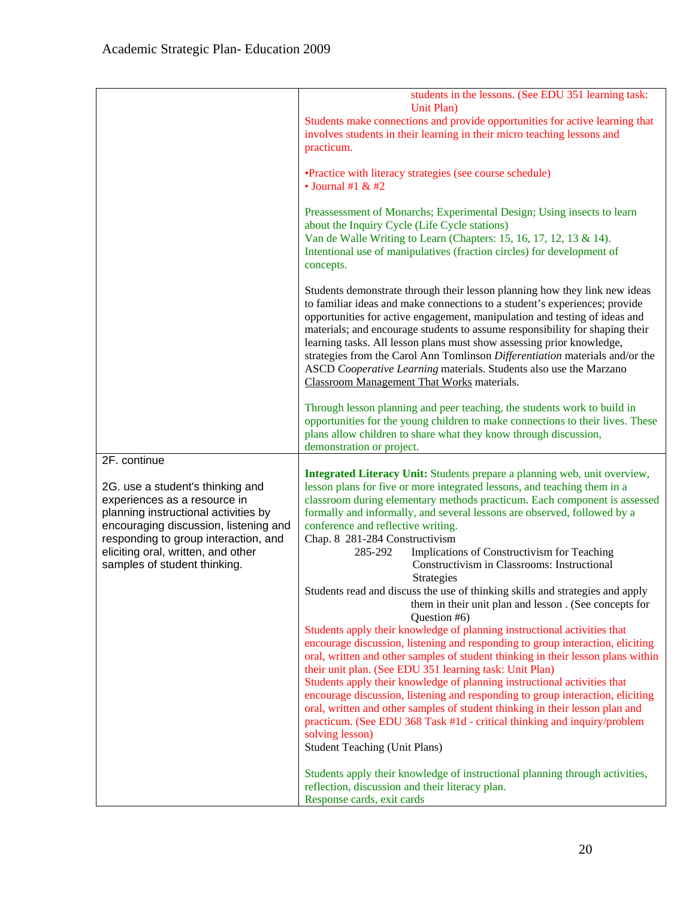| | |
|---|---|
| | students in the lessons. (See EDU 351 learning task: Unit Plan)<br>Students make connections and provide opportunities for active learning that involves students in their learning in their micro teaching lessons and practicum.<br><br>•Practice with literacy strategies (see course schedule)<br>• Journal #1 & #2<br><br>Preassessment of Monarchs; Experimental Design; Using insects to learn about the Inquiry Cycle (Life Cycle stations)<br>Van de Walle Writing to Learn (Chapters: 15, 16, 17, 12, 13 & 14).<br>Intentional use of manipulatives (fraction circles) for development of concepts.<br><br>Students demonstrate through their lesson planning how they link new ideas to familiar ideas and make connections to a student's experiences; provide opportunities for active engagement, manipulation and testing of ideas and materials; and encourage students to assume responsibility for shaping their learning tasks. All lesson plans must show assessing prior knowledge, strategies from the Carol Ann Tomlinson *Differentiation* materials and/or the ASCD *Cooperative Learning* materials. Students also use the Marzano Classroom Management That Works materials.<br><br>Through lesson planning and peer teaching, the students work to build in opportunities for the young children to make connections to their lives. These plans allow children to share what they know through discussion, demonstration or project. |
| 2F. continue<br><br>2G. use a student's thinking and experiences as a resource in planning instructional activities by encouraging discussion, listening and responding to group interaction, and eliciting oral, written, and other samples of student thinking. | **Integrated Literacy Unit:** Students prepare a planning web, unit overview, lesson plans for five or more integrated lessons, and teaching them in a classroom during elementary methods practicum. Each component is assessed formally and informally, and several lessons are observed, followed by a conference and reflective writing.<br>Chap. 8 281-284 Constructivism<br>285-292 Implications of Constructivism for Teaching<br>Constructivism in Classrooms: Instructional Strategies<br>Students read and discuss the use of thinking skills and strategies and apply them in their unit plan and lesson . (See concepts for Question #6)<br>Students apply their knowledge of planning instructional activities that encourage discussion, listening and responding to group interaction, eliciting oral, written and other samples of student thinking in their lesson plans within their unit plan. (See EDU 351 learning task: Unit Plan)<br>Students apply their knowledge of planning instructional activities that encourage discussion, listening and responding to group interaction, eliciting oral, written and other samples of student thinking in their lesson plan and practicum. (See EDU 368 Task #1d - critical thinking and inquiry/problem solving lesson)<br>Student Teaching (Unit Plans)<br><br>Students apply their knowledge of instructional planning through activities, reflection, discussion and their literacy plan.<br>Response cards, exit cards |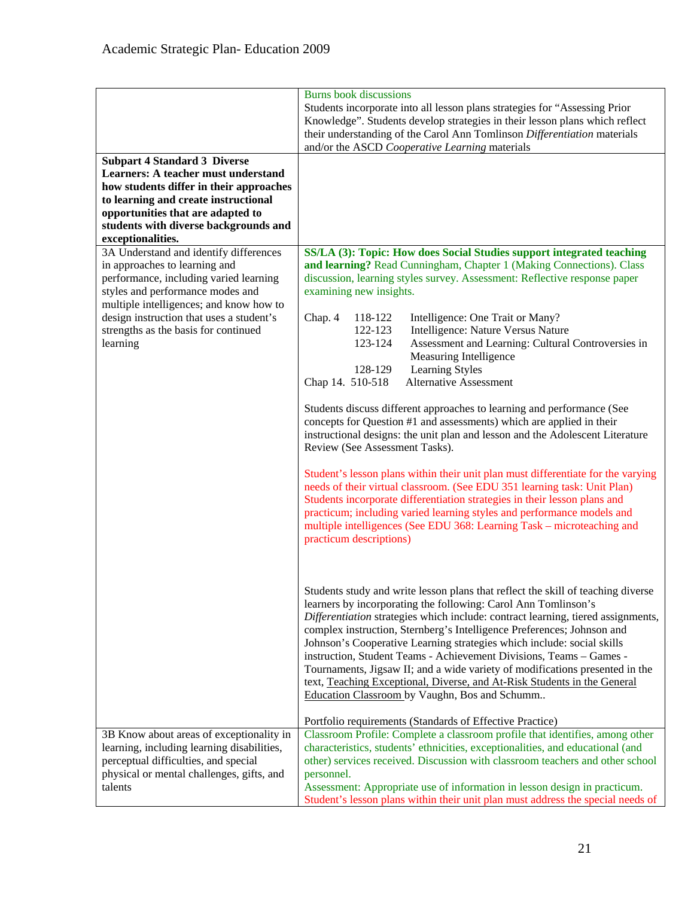| | |
|---|---|
| | Burns book discussions<br>Students incorporate into all lesson plans strategies for "Assessing Prior Knowledge". Students develop strategies in their lesson plans which reflect their understanding of the Carol Ann Tomlinson *Differentiation* materials and/or the ASCD *Cooperative Learning* materials |
| **Subpart 4 Standard 3 Diverse Learners: A teacher must understand how students differ in their approaches to learning and create instructional opportunities that are adapted to students with diverse backgrounds and exceptionalities.** | |
| 3A Understand and identify differences in approaches to learning and performance, including varied learning styles and performance modes and multiple intelligences; and know how to design instruction that uses a student's strengths as the basis for continued learning | **SS/LA (3): Topic: How does Social Studies support integrated teaching and learning?** Read Cunningham, Chapter 1 (Making Connections). Class discussion, learning styles survey. Assessment: Reflective response paper examining new insights.<br><br>Chap. 4 118-122 Intelligence: One Trait or Many?<br>122-123 Intelligence: Nature Versus Nature<br>123-124 Assessment and Learning: Cultural Controversies in Measuring Intelligence<br>128-129 Learning Styles<br>Chap 14. 510-518 Alternative Assessment<br><br>Students discuss different approaches to learning and performance (See concepts for Question #1 and assessments) which are applied in their instructional designs: the unit plan and lesson and the Adolescent Literature Review (See Assessment Tasks).<br><br>Student's lesson plans within their unit plan must differentiate for the varying needs of their virtual classroom. (See EDU 351 learning task: Unit Plan) Students incorporate differentiation strategies in their lesson plans and practicum; including varied learning styles and performance models and multiple intelligences (See EDU 368: Learning Task – microteaching and practicum descriptions)<br><br>Students study and write lesson plans that reflect the skill of teaching diverse learners by incorporating the following: Carol Ann Tomlinson's *Differentiation* strategies which include: contract learning, tiered assignments, complex instruction, Sternberg's Intelligence Preferences; Johnson and Johnson's Cooperative Learning strategies which include: social skills instruction, Student Teams - Achievement Divisions, Teams – Games - Tournaments, Jigsaw II; and a wide variety of modifications presented in the text, Teaching Exceptional, Diverse, and At-Risk Students in the General Education Classroom by Vaughn, Bos and Schumm..<br><br>Portfolio requirements (Standards of Effective Practice) |
| 3B Know about areas of exceptionality in learning, including learning disabilities, perceptual difficulties, and special physical or mental challenges, gifts, and talents | Classroom Profile: Complete a classroom profile that identifies, among other characteristics, students' ethnicities, exceptionalities, and educational (and other) services received. Discussion with classroom teachers and other school personnel.<br>Assessment: Appropriate use of information in lesson design in practicum.<br>Student's lesson plans within their unit plan must address the special needs of |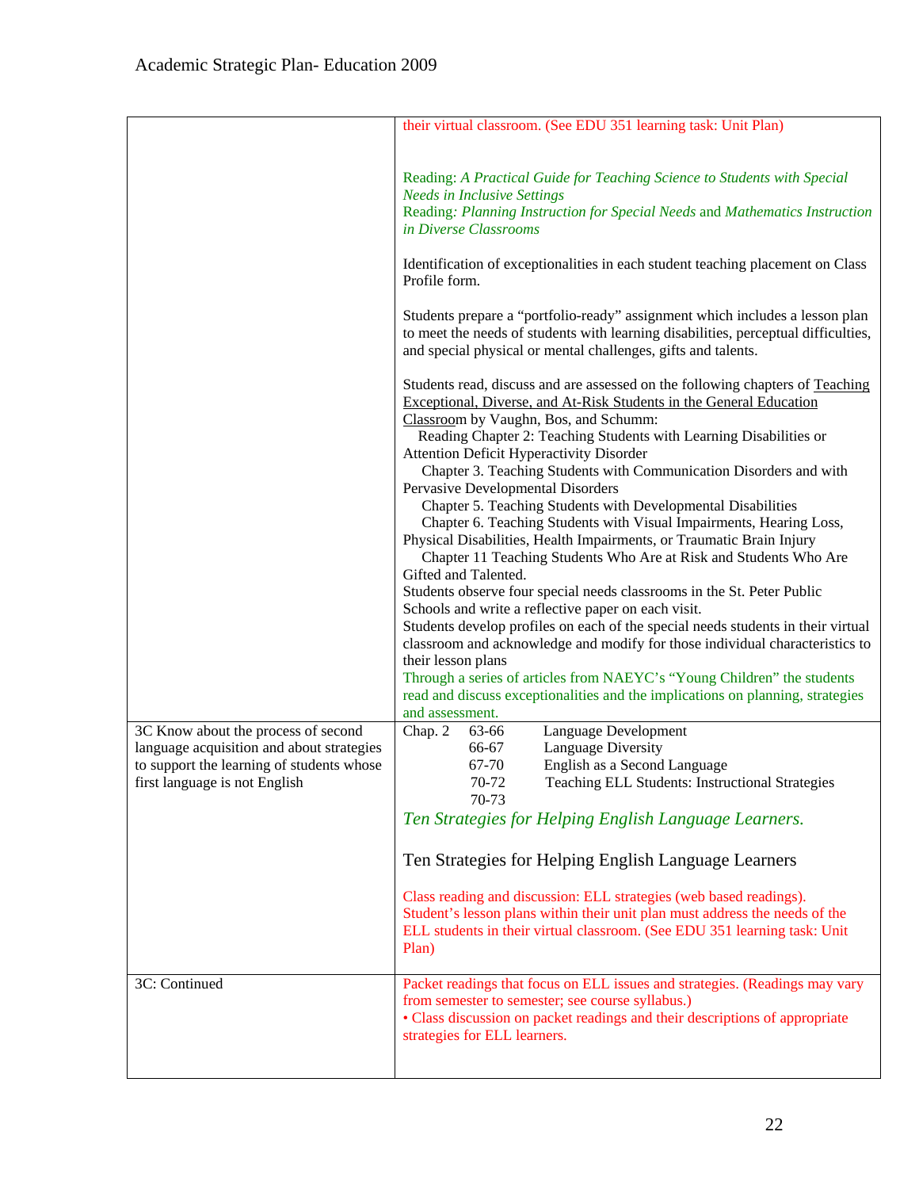| | |
|---|---|
| | their virtual classroom. (See EDU 351 learning task: Unit Plan)<br><br>Reading: *A Practical Guide for Teaching Science to Students with Special Needs in Inclusive Settings*<br>Reading*: Planning Instruction for Special Needs* and *Mathematics Instruction in Diverse Classrooms*<br><br>Identification of exceptionalities in each student teaching placement on Class Profile form.<br><br>Students prepare a "portfolio-ready" assignment which includes a lesson plan to meet the needs of students with learning disabilities, perceptual difficulties, and special physical or mental challenges, gifts and talents.<br><br>Students read, discuss and are assessed on the following chapters of Teaching Exceptional, Diverse, and At-Risk Students in the General Education Classroom by Vaughn, Bos, and Schumm:<br>Reading Chapter 2: Teaching Students with Learning Disabilities or Attention Deficit Hyperactivity Disorder<br>Chapter 3. Teaching Students with Communication Disorders and with Pervasive Developmental Disorders<br>Chapter 5. Teaching Students with Developmental Disabilities<br>Chapter 6. Teaching Students with Visual Impairments, Hearing Loss, Physical Disabilities, Health Impairments, or Traumatic Brain Injury<br>Chapter 11 Teaching Students Who Are at Risk and Students Who Are Gifted and Talented.<br>Students observe four special needs classrooms in the St. Peter Public Schools and write a reflective paper on each visit.<br>Students develop profiles on each of the special needs students in their virtual classroom and acknowledge and modify for those individual characteristics to their lesson plans<br>Through a series of articles from NAEYC's "Young Children" the students read and discuss exceptionalities and the implications on planning, strategies and assessment. |
| 3C Know about the process of second language acquisition and about strategies to support the learning of students whose first language is not English | Chap. 2 63-66 Language Development<br>66-67 Language Diversity<br>67-70 English as a Second Language<br>70-72 Teaching ELL Students: Instructional Strategies<br>70-73<br>*Ten Strategies for Helping English Language Learners.*<br><br>Ten Strategies for Helping English Language Learners<br><br>Class reading and discussion: ELL strategies (web based readings). Student's lesson plans within their unit plan must address the needs of the ELL students in their virtual classroom. (See EDU 351 learning task: Unit Plan) |
| 3C: Continued | Packet readings that focus on ELL issues and strategies. (Readings may vary from semester to semester; see course syllabus.)<br>• Class discussion on packet readings and their descriptions of appropriate strategies for ELL learners. |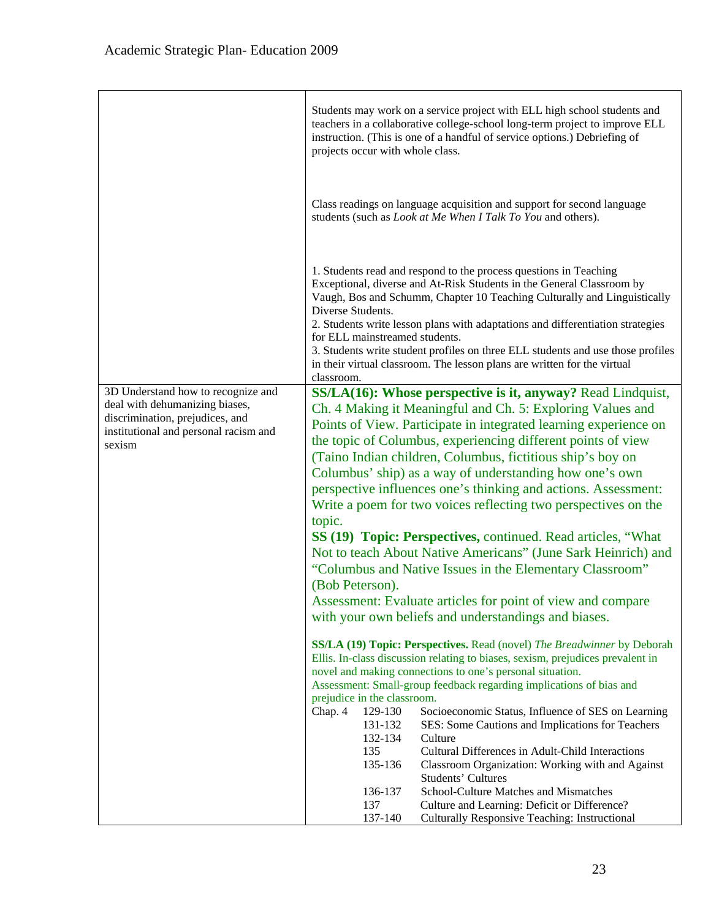| | |
|---|---|
| | Students may work on a service project with ELL high school students and teachers in a collaborative college-school long-term project to improve ELL instruction. (This is one of a handful of service options.) Debriefing of projects occur with whole class.<br><br>Class readings on language acquisition and support for second language students (such as *Look at Me When I Talk To You* and others).<br><br>1. Students read and respond to the process questions in Teaching Exceptional, diverse and At-Risk Students in the General Classroom by Vaugh, Bos and Schumm, Chapter 10 Teaching Culturally and Linguistically Diverse Students.<br>2. Students write lesson plans with adaptations and differentiation strategies for ELL mainstreamed students.<br>3. Students write student profiles on three ELL students and use those profiles in their virtual classroom. The lesson plans are written for the virtual classroom. |
| 3D Understand how to recognize and deal with dehumanizing biases, discrimination, prejudices, and institutional and personal racism and sexism | **SS/LA(16): Whose perspective is it, anyway?** Read Lindquist, Ch. 4 Making it Meaningful and Ch. 5: Exploring Values and Points of View. Participate in integrated learning experience on the topic of Columbus, experiencing different points of view (Taino Indian children, Columbus, fictitious ship's boy on Columbus' ship) as a way of understanding how one's own perspective influences one's thinking and actions. Assessment: Write a poem for two voices reflecting two perspectives on the topic.<br>**SS (19) Topic: Perspectives,** continued. Read articles, "What Not to teach About Native Americans" (June Sark Heinrich) and "Columbus and Native Issues in the Elementary Classroom" (Bob Peterson).<br>Assessment: Evaluate articles for point of view and compare with your own beliefs and understandings and biases.<br><br>**SS/LA (19) Topic: Perspectives.** Read (novel) *The Breadwinner* by Deborah Ellis. In-class discussion relating to biases, sexism, prejudices prevalent in novel and making connections to one's personal situation.<br>Assessment: Small-group feedback regarding implications of bias and prejudice in the classroom.<br>Chap. 4 — 129-130 Socioeconomic Status, Influence of SES on Learning<br>131-132 SES: Some Cautions and Implications for Teachers<br>132-134 Culture<br>135 Cultural Differences in Adult-Child Interactions<br>135-136 Classroom Organization: Working with and Against Students' Cultures<br>136-137 School-Culture Matches and Mismatches<br>137 Culture and Learning: Deficit or Difference?<br>137-140 Culturally Responsive Teaching: Instructional |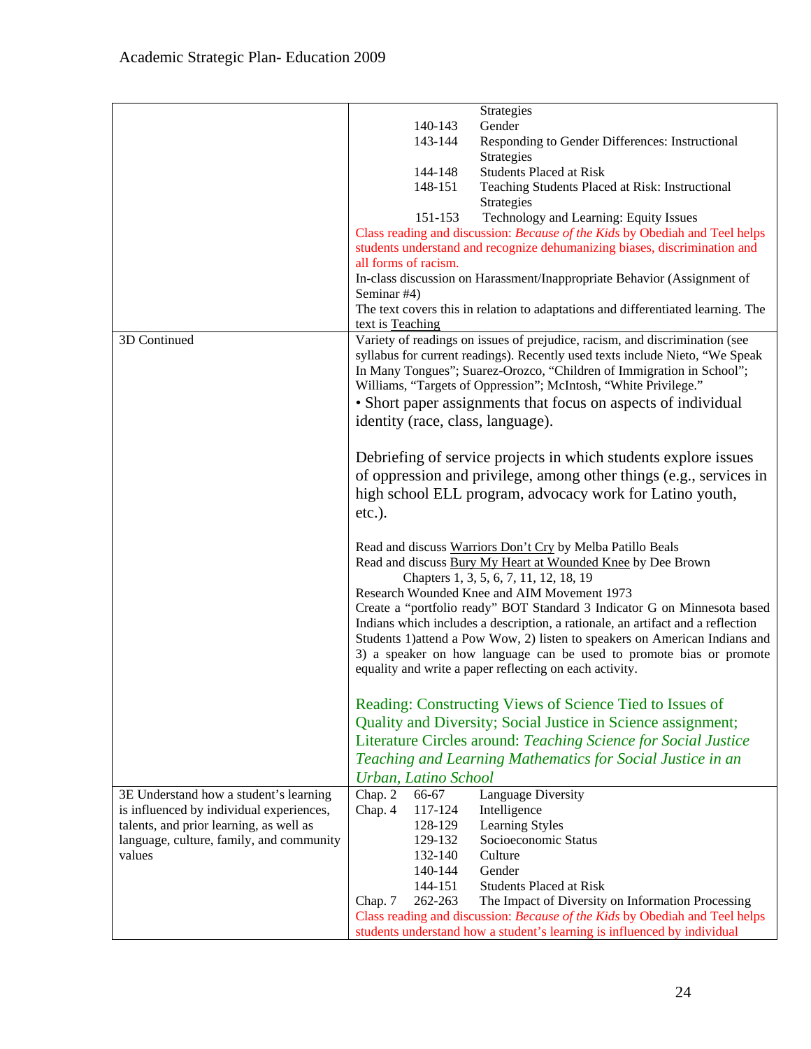| | |
|---|---|
| | Strategies<br>140-143 Gender<br>143-144 Responding to Gender Differences: Instructional Strategies<br>144-148 Students Placed at Risk<br>148-151 Teaching Students Placed at Risk: Instructional Strategies<br>151-153 Technology and Learning: Equity Issues<br>Class reading and discussion: *Because of the Kids* by Obediah and Teel helps students understand and recognize dehumanizing biases, discrimination and all forms of racism.<br>In-class discussion on Harassment/Inappropriate Behavior (Assignment of Seminar #4)<br>The text covers this in relation to adaptations and differentiated learning. The text is Teaching |
| 3D Continued | Variety of readings on issues of prejudice, racism, and discrimination (see syllabus for current readings). Recently used texts include Nieto, "We Speak In Many Tongues"; Suarez-Orozco, "Children of Immigration in School"; Williams, "Targets of Oppression"; McIntosh, "White Privilege."<br>• Short paper assignments that focus on aspects of individual identity (race, class, language).<br><br>Debriefing of service projects in which students explore issues of oppression and privilege, among other things (e.g., services in high school ELL program, advocacy work for Latino youth, etc.).<br><br>Read and discuss Warriors Don't Cry by Melba Patillo Beals<br>Read and discuss Bury My Heart at Wounded Knee by Dee Brown<br>Chapters 1, 3, 5, 6, 7, 11, 12, 18, 19<br>Research Wounded Knee and AIM Movement 1973<br>Create a "portfolio ready" BOT Standard 3 Indicator G on Minnesota based Indians which includes a description, a rationale, an artifact and a reflection<br>Students 1)attend a Pow Wow, 2) listen to speakers on American Indians and 3) a speaker on how language can be used to promote bias or promote equality and write a paper reflecting on each activity.<br><br>Reading: Constructing Views of Science Tied to Issues of Quality and Diversity; Social Justice in Science assignment; Literature Circles around: *Teaching Science for Social Justice Teaching and Learning Mathematics for Social Justice in an Urban, Latino School* |
| 3E Understand how a student's learning is influenced by individual experiences, talents, and prior learning, as well as language, culture, family, and community values | Chap. 2 66-67 Language Diversity<br>Chap. 4 117-124 Intelligence<br>128-129 Learning Styles<br>129-132 Socioeconomic Status<br>132-140 Culture<br>140-144 Gender<br>144-151 Students Placed at Risk<br>Chap. 7 262-263 The Impact of Diversity on Information Processing<br>Class reading and discussion: *Because of the Kids* by Obediah and Teel helps students understand how a student's learning is influenced by individual |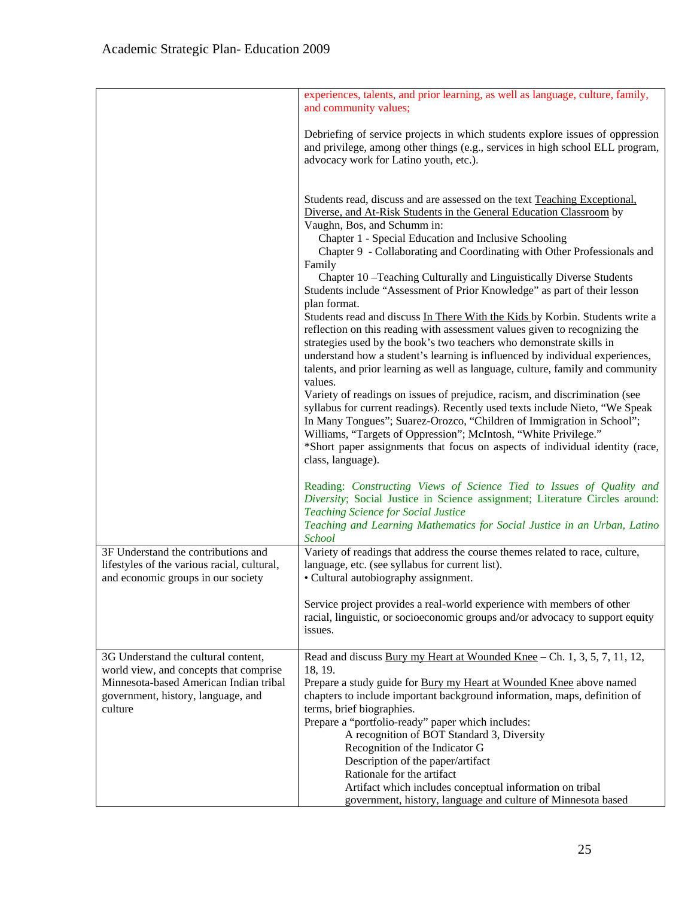| | |
|---|---|
| | experiences, talents, and prior learning, as well as language, culture, family, and community values;<br><br>Debriefing of service projects in which students explore issues of oppression and privilege, among other things (e.g., services in high school ELL program, advocacy work for Latino youth, etc.).<br><br>Students read, discuss and are assessed on the text Teaching Exceptional, Diverse, and At-Risk Students in the General Education Classroom by Vaughn, Bos, and Schumm in:<br>Chapter 1 - Special Education and Inclusive Schooling<br>Chapter 9 - Collaborating and Coordinating with Other Professionals and Family<br>Chapter 10 –Teaching Culturally and Linguistically Diverse Students<br>Students include "Assessment of Prior Knowledge" as part of their lesson plan format.<br>Students read and discuss In There With the Kids by Korbin. Students write a reflection on this reading with assessment values given to recognizing the strategies used by the book's two teachers who demonstrate skills in understand how a student's learning is influenced by individual experiences, talents, and prior learning as well as language, culture, family and community values.<br>Variety of readings on issues of prejudice, racism, and discrimination (see syllabus for current readings). Recently used texts include Nieto, "We Speak In Many Tongues"; Suarez-Orozco, "Children of Immigration in School"; Williams, "Targets of Oppression"; McIntosh, "White Privilege."<br>*Short paper assignments that focus on aspects of individual identity (race, class, language).<br><br>Reading: *Constructing Views of Science Tied to Issues of Quality and Diversity*; Social Justice in Science assignment; Literature Circles around: *Teaching Science for Social Justice*<br>*Teaching and Learning Mathematics for Social Justice in an Urban, Latino School* |
| 3F Understand the contributions and lifestyles of the various racial, cultural, and economic groups in our society | Variety of readings that address the course themes related to race, culture, language, etc. (see syllabus for current list).<br>• Cultural autobiography assignment.<br><br>Service project provides a real-world experience with members of other racial, linguistic, or socioeconomic groups and/or advocacy to support equity issues. |
| 3G Understand the cultural content, world view, and concepts that comprise Minnesota-based American Indian tribal government, history, language, and culture | Read and discuss Bury my Heart at Wounded Knee – Ch. 1, 3, 5, 7, 11, 12, 18, 19.<br>Prepare a study guide for Bury my Heart at Wounded Knee above named chapters to include important background information, maps, definition of terms, brief biographies.<br>Prepare a "portfolio-ready" paper which includes:<br>A recognition of BOT Standard 3, Diversity<br>Recognition of the Indicator G<br>Description of the paper/artifact<br>Rationale for the artifact<br>Artifact which includes conceptual information on tribal government, history, language and culture of Minnesota based |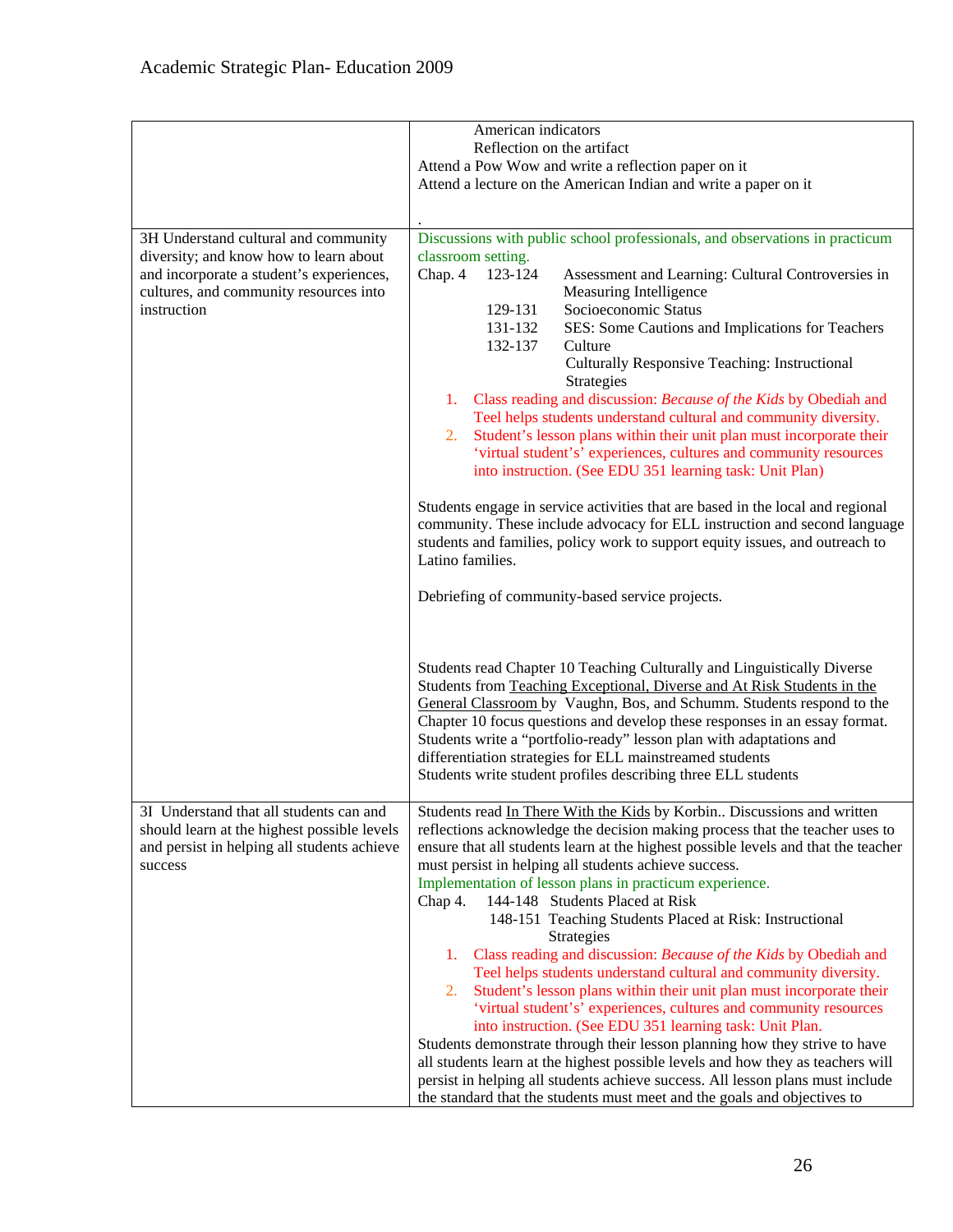| | |
|---|---|
| | American indicators<br>Reflection on the artifact<br>Attend a Pow Wow and write a reflection paper on it<br>Attend a lecture on the American Indian and write a paper on it<br><br>. |
| 3H Understand cultural and community diversity; and know how to learn about and incorporate a student's experiences, cultures, and community resources into instruction | Discussions with public school professionals, and observations in practicum classroom setting.<br>Chap. 4 123-124 Assessment and Learning: Cultural Controversies in Measuring Intelligence<br>129-131 Socioeconomic Status<br>131-132 SES: Some Cautions and Implications for Teachers<br>132-137 Culture<br>Culturally Responsive Teaching: Instructional Strategies<br>1. Class reading and discussion: *Because of the Kids* by Obediah and Teel helps students understand cultural and community diversity.<br>2. Student's lesson plans within their unit plan must incorporate their 'virtual student's' experiences, cultures and community resources into instruction. (See EDU 351 learning task: Unit Plan)<br><br>Students engage in service activities that are based in the local and regional community. These include advocacy for ELL instruction and second language students and families, policy work to support equity issues, and outreach to Latino families.<br><br>Debriefing of community-based service projects.<br><br>Students read Chapter 10 Teaching Culturally and Linguistically Diverse Students from Teaching Exceptional, Diverse and At Risk Students in the General Classroom by Vaughn, Bos, and Schumm. Students respond to the Chapter 10 focus questions and develop these responses in an essay format. Students write a "portfolio-ready" lesson plan with adaptations and differentiation strategies for ELL mainstreamed students<br>Students write student profiles describing three ELL students |
| 3I Understand that all students can and should learn at the highest possible levels and persist in helping all students achieve success | Students read In There With the Kids by Korbin.. Discussions and written reflections acknowledge the decision making process that the teacher uses to ensure that all students learn at the highest possible levels and that the teacher must persist in helping all students achieve success.<br>Implementation of lesson plans in practicum experience.<br>Chap 4. 144-148 Students Placed at Risk<br>148-151 Teaching Students Placed at Risk: Instructional Strategies<br>1. Class reading and discussion: *Because of the Kids* by Obediah and Teel helps students understand cultural and community diversity.<br>2. Student's lesson plans within their unit plan must incorporate their 'virtual student's' experiences, cultures and community resources into instruction. (See EDU 351 learning task: Unit Plan.<br>Students demonstrate through their lesson planning how they strive to have all students learn at the highest possible levels and how they as teachers will persist in helping all students achieve success. All lesson plans must include the standard that the students must meet and the goals and objectives to |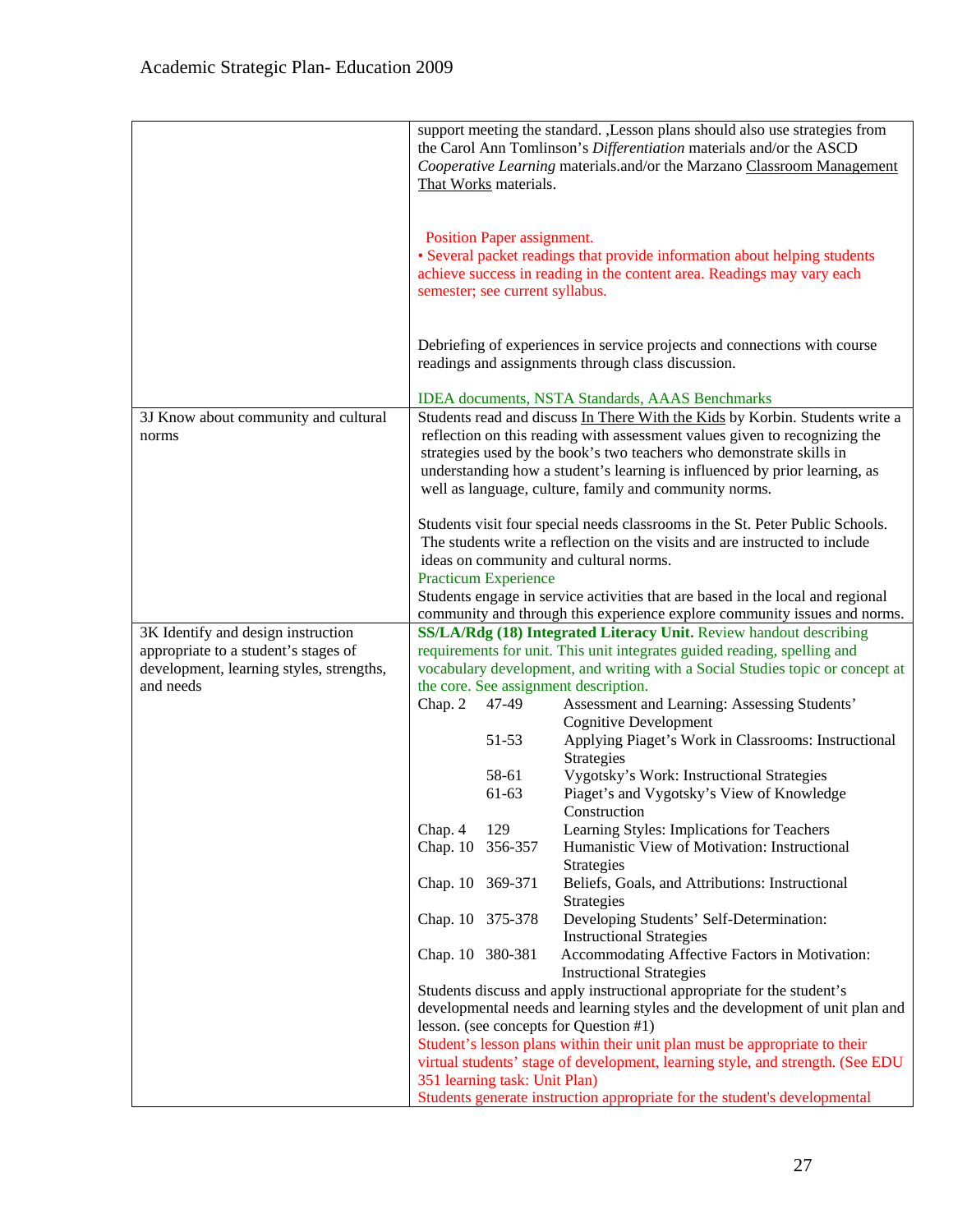| | |
|---|---|
| | support meeting the standard. ,Lesson plans should also use strategies from the Carol Ann Tomlinson's *Differentiation* materials and/or the ASCD *Cooperative Learning* materials.and/or the Marzano Classroom Management That Works materials.<br><br>Position Paper assignment.<br>• Several packet readings that provide information about helping students achieve success in reading in the content area. Readings may vary each semester; see current syllabus.<br><br>Debriefing of experiences in service projects and connections with course readings and assignments through class discussion.<br><br>IDEA documents, NSTA Standards, AAAS Benchmarks |
| 3J Know about community and cultural norms | Students read and discuss In There With the Kids by Korbin. Students write a reflection on this reading with assessment values given to recognizing the strategies used by the book's two teachers who demonstrate skills in understanding how a student's learning is influenced by prior learning, as well as language, culture, family and community norms.<br><br>Students visit four special needs classrooms in the St. Peter Public Schools. The students write a reflection on the visits and are instructed to include ideas on community and cultural norms.<br>Practicum Experience<br>Students engage in service activities that are based in the local and regional community and through this experience explore community issues and norms. |
| 3K Identify and design instruction appropriate to a student's stages of development, learning styles, strengths, and needs | **SS/LA/Rdg (18) Integrated Literacy Unit.** Review handout describing requirements for unit. This unit integrates guided reading, spelling and vocabulary development, and writing with a Social Studies topic or concept at the core. See assignment description.<br>Chap. 2 47-49 Assessment and Learning: Assessing Students' Cognitive Development<br>51-53 Applying Piaget's Work in Classrooms: Instructional Strategies<br>58-61 Vygotsky's Work: Instructional Strategies<br>61-63 Piaget's and Vygotsky's View of Knowledge Construction<br>Chap. 4 129 Learning Styles: Implications for Teachers<br>Chap. 10 356-357 Humanistic View of Motivation: Instructional Strategies<br>Chap. 10 369-371 Beliefs, Goals, and Attributions: Instructional Strategies<br>Chap. 10 375-378 Developing Students' Self-Determination: Instructional Strategies<br>Chap. 10 380-381 Accommodating Affective Factors in Motivation: Instructional Strategies<br>Students discuss and apply instructional appropriate for the student's developmental needs and learning styles and the development of unit plan and lesson. (see concepts for Question #1)<br>Student's lesson plans within their unit plan must be appropriate to their virtual students' stage of development, learning style, and strength. (See EDU 351 learning task: Unit Plan)<br>Students generate instruction appropriate for the student's developmental |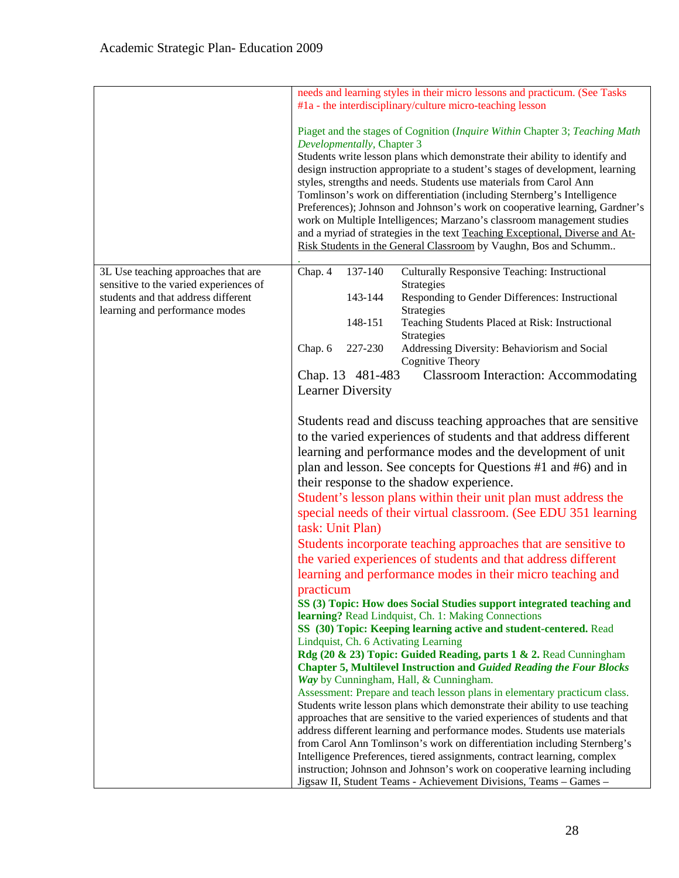| | |
|---|---|
| | needs and learning styles in their micro lessons and practicum. (See Tasks #1a - the interdisciplinary/culture micro-teaching lesson<br><br>Piaget and the stages of Cognition (*Inquire Within* Chapter 3; *Teaching Math Developmentally*, Chapter 3<br>Students write lesson plans which demonstrate their ability to identify and design instruction appropriate to a student's stages of development, learning styles, strengths and needs. Students use materials from Carol Ann Tomlinson's work on differentiation (including Sternberg's Intelligence Preferences); Johnson and Johnson's work on cooperative learning, Gardner's work on Multiple Intelligences; Marzano's classroom management studies and a myriad of strategies in the text Teaching Exceptional, Diverse and At-Risk Students in the General Classroom by Vaughn, Bos and Schumm..<br>. |
| 3L Use teaching approaches that are sensitive to the varied experiences of students and that address different learning and performance modes | Chap. 4 137-140 Culturally Responsive Teaching: Instructional Strategies<br>143-144 Responding to Gender Differences: Instructional Strategies<br>148-151 Teaching Students Placed at Risk: Instructional Strategies<br>Chap. 6 227-230 Addressing Diversity: Behaviorism and Social Cognitive Theory<br>Chap. 13 481-483 Classroom Interaction: Accommodating Learner Diversity<br><br>Students read and discuss teaching approaches that are sensitive to the varied experiences of students and that address different learning and performance modes and the development of unit plan and lesson. See concepts for Questions #1 and #6) and in their response to the shadow experience.<br>Student's lesson plans within their unit plan must address the special needs of their virtual classroom. (See EDU 351 learning task: Unit Plan)<br>Students incorporate teaching approaches that are sensitive to the varied experiences of students and that address different learning and performance modes in their micro teaching and practicum<br>**SS (3) Topic: How does Social Studies support integrated teaching and learning?** Read Lindquist, Ch. 1: Making Connections<br>**SS (30) Topic: Keeping learning active and student-centered.** Read Lindquist, Ch. 6 Activating Learning<br>**Rdg (20 & 23) Topic: Guided Reading, parts 1 & 2.** Read Cunningham **Chapter 5, Multilevel Instruction and *Guided Reading the Four Blocks Way*** by Cunningham, Hall, & Cunningham.<br>Assessment: Prepare and teach lesson plans in elementary practicum class.<br>Students write lesson plans which demonstrate their ability to use teaching approaches that are sensitive to the varied experiences of students and that address different learning and performance modes. Students use materials from Carol Ann Tomlinson's work on differentiation including Sternberg's Intelligence Preferences, tiered assignments, contract learning, complex instruction; Johnson and Johnson's work on cooperative learning including Jigsaw II, Student Teams - Achievement Divisions, Teams – Games – |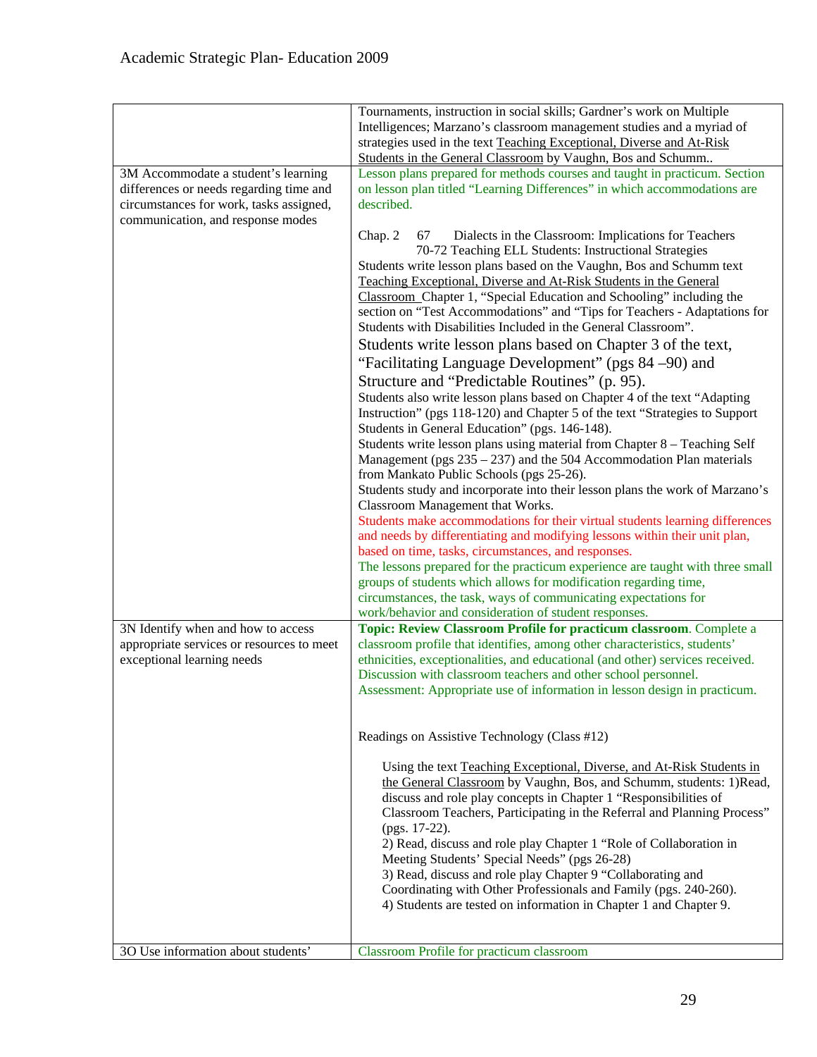| | |
|---|---|
| | Tournaments, instruction in social skills; Gardner's work on Multiple Intelligences; Marzano's classroom management studies and a myriad of strategies used in the text Teaching Exceptional, Diverse and At-Risk Students in the General Classroom by Vaughn, Bos and Schumm.. |
| 3M Accommodate a student's learning differences or needs regarding time and circumstances for work, tasks assigned, communication, and response modes | Lesson plans prepared for methods courses and taught in practicum. Section on lesson plan titled "Learning Differences" in which accommodations are described.<br><br>Chap. 2 67 Dialects in the Classroom: Implications for Teachers<br>70-72 Teaching ELL Students: Instructional Strategies<br>Students write lesson plans based on the Vaughn, Bos and Schumm text Teaching Exceptional, Diverse and At-Risk Students in the General Classroom Chapter 1, "Special Education and Schooling" including the section on "Test Accommodations" and "Tips for Teachers - Adaptations for Students with Disabilities Included in the General Classroom".<br>Students write lesson plans based on Chapter 3 of the text, "Facilitating Language Development" (pgs 84 –90) and Structure and "Predictable Routines" (p. 95).<br>Students also write lesson plans based on Chapter 4 of the text "Adapting Instruction" (pgs 118-120) and Chapter 5 of the text "Strategies to Support Students in General Education" (pgs. 146-148).<br>Students write lesson plans using material from Chapter 8 – Teaching Self Management (pgs 235 – 237) and the 504 Accommodation Plan materials from Mankato Public Schools (pgs 25-26).<br>Students study and incorporate into their lesson plans the work of Marzano's Classroom Management that Works.<br>Students make accommodations for their virtual students learning differences and needs by differentiating and modifying lessons within their unit plan, based on time, tasks, circumstances, and responses.<br>The lessons prepared for the practicum experience are taught with three small groups of students which allows for modification regarding time, circumstances, the task, ways of communicating expectations for work/behavior and consideration of student responses. |
| 3N Identify when and how to access appropriate services or resources to meet exceptional learning needs | **Topic: Review Classroom Profile for practicum classroom**. Complete a classroom profile that identifies, among other characteristics, students' ethnicities, exceptionalities, and educational (and other) services received. Discussion with classroom teachers and other school personnel.<br>Assessment: Appropriate use of information in lesson design in practicum.<br><br>Readings on Assistive Technology (Class #12)<br><br>Using the text Teaching Exceptional, Diverse, and At-Risk Students in the General Classroom by Vaughn, Bos, and Schumm, students: 1)Read, discuss and role play concepts in Chapter 1 "Responsibilities of Classroom Teachers, Participating in the Referral and Planning Process" (pgs. 17-22).<br>2) Read, discuss and role play Chapter 1 "Role of Collaboration in Meeting Students' Special Needs" (pgs 26-28)<br>3) Read, discuss and role play Chapter 9 "Collaborating and Coordinating with Other Professionals and Family (pgs. 240-260).<br>4) Students are tested on information in Chapter 1 and Chapter 9. |
| 3O Use information about students' | Classroom Profile for practicum classroom |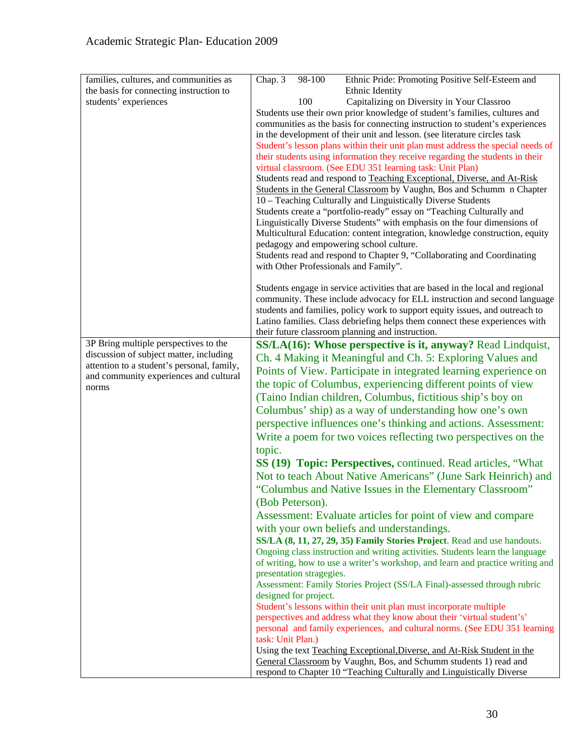| families, cultures, and communities as the basis for connecting instruction to students' experiences | Chap. 3 98-100 Ethnic Pride: Promoting Positive Self-Esteem and Ethnic Identity<br>100 Capitalizing on Diversity in Your Classroo<br>Students use their own prior knowledge of student's families, cultures and communities as the basis for connecting instruction to student's experiences in the development of their unit and lesson. (see literature circles task<br>Student's lesson plans within their unit plan must address the special needs of their students using information they receive regarding the students in their virtual classroom. (See EDU 351 learning task: Unit Plan)<br>Students read and respond to Teaching Exceptional, Diverse, and At-Risk Students in the General Classroom by Vaughn, Bos and Schumm n Chapter 10 – Teaching Culturally and Linguistically Diverse Students<br>Students create a "portfolio-ready" essay on "Teaching Culturally and Linguistically Diverse Students" with emphasis on the four dimensions of Multicultural Education: content integration, knowledge construction, equity pedagogy and empowering school culture.<br>Students read and respond to Chapter 9, "Collaborating and Coordinating with Other Professionals and Family".<br><br>Students engage in service activities that are based in the local and regional community. These include advocacy for ELL instruction and second language students and families, policy work to support equity issues, and outreach to Latino families. Class debriefing helps them connect these experiences with their future classroom planning and instruction. |
|---|---|
| 3P Bring multiple perspectives to the discussion of subject matter, including attention to a student's personal, family, and community experiences and cultural norms | **SS/LA(16): Whose perspective is it, anyway?** Read Lindquist, Ch. 4 Making it Meaningful and Ch. 5: Exploring Values and Points of View. Participate in integrated learning experience on the topic of Columbus, experiencing different points of view (Taino Indian children, Columbus, fictitious ship's boy on Columbus' ship) as a way of understanding how one's own perspective influences one's thinking and actions. Assessment: Write a poem for two voices reflecting two perspectives on the topic.<br>**SS (19) Topic: Perspectives,** continued. Read articles, "What Not to teach About Native Americans" (June Sark Heinrich) and "Columbus and Native Issues in the Elementary Classroom" (Bob Peterson).<br>Assessment: Evaluate articles for point of view and compare with your own beliefs and understandings.<br>**SS/LA (8, 11, 27, 29, 35) Family Stories Project**. Read and use handouts. Ongoing class instruction and writing activities. Students learn the language of writing, how to use a writer's workshop, and learn and practice writing and presentation stragegies.<br>Assessment: Family Stories Project (SS/LA Final)-assessed through rubric designed for project.<br>Student's lessons within their unit plan must incorporate multiple perspectives and address what they know about their 'virtual student's' personal and family experiences, and cultural norms. (See EDU 351 learning task: Unit Plan.)<br>Using the text Teaching Exceptional,Diverse, and At-Risk Student in the General Classroom by Vaughn, Bos, and Schumm students 1) read and respond to Chapter 10 "Teaching Culturally and Linguistically Diverse |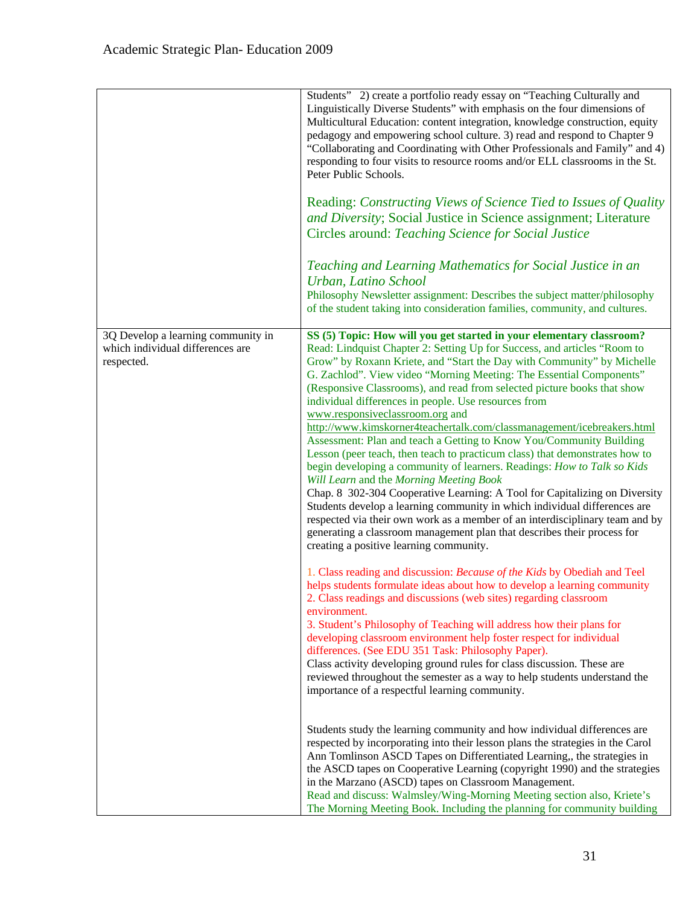| | |
|---|---|
| | Students" 2) create a portfolio ready essay on "Teaching Culturally and Linguistically Diverse Students" with emphasis on the four dimensions of Multicultural Education: content integration, knowledge construction, equity pedagogy and empowering school culture. 3) read and respond to Chapter 9 "Collaborating and Coordinating with Other Professionals and Family" and 4) responding to four visits to resource rooms and/or ELL classrooms in the St. Peter Public Schools.<br><br>Reading: *Constructing Views of Science Tied to Issues of Quality and Diversity*; Social Justice in Science assignment; Literature Circles around: *Teaching Science for Social Justice*<br><br>*Teaching and Learning Mathematics for Social Justice in an Urban, Latino School*<br>Philosophy Newsletter assignment: Describes the subject matter/philosophy of the student taking into consideration families, community, and cultures. |
| 3Q Develop a learning community in which individual differences are respected. | **SS (5) Topic: How will you get started in your elementary classroom?**<br>Read: Lindquist Chapter 2: Setting Up for Success, and articles "Room to Grow" by Roxann Kriete, and "Start the Day with Community" by Michelle G. Zachlod". View video "Morning Meeting: The Essential Components" (Responsive Classrooms), and read from selected picture books that show individual differences in people. Use resources from www.responsiveclassroom.org and http://www.kimskorner4teachertalk.com/classmanagement/icebreakers.html<br>Assessment: Plan and teach a Getting to Know You/Community Building Lesson (peer teach, then teach to practicum class) that demonstrates how to begin developing a community of learners. Readings: *How to Talk so Kids Will Learn* and the *Morning Meeting Book*<br>Chap. 8 302-304 Cooperative Learning: A Tool for Capitalizing on Diversity<br>Students develop a learning community in which individual differences are respected via their own work as a member of an interdisciplinary team and by generating a classroom management plan that describes their process for creating a positive learning community.<br><br>1. Class reading and discussion: *Because of the Kids* by Obediah and Teel helps students formulate ideas about how to develop a learning community<br>2. Class readings and discussions (web sites) regarding classroom environment.<br>3. Student's Philosophy of Teaching will address how their plans for developing classroom environment help foster respect for individual differences. (See EDU 351 Task: Philosophy Paper).<br>Class activity developing ground rules for class discussion. These are reviewed throughout the semester as a way to help students understand the importance of a respectful learning community.<br><br>Students study the learning community and how individual differences are respected by incorporating into their lesson plans the strategies in the Carol Ann Tomlinson ASCD Tapes on Differentiated Learning,, the strategies in the ASCD tapes on Cooperative Learning (copyright 1990) and the strategies in the Marzano (ASCD) tapes on Classroom Management.<br>Read and discuss: Walmsley/Wing-Morning Meeting section also, Kriete's The Morning Meeting Book. Including the planning for community building |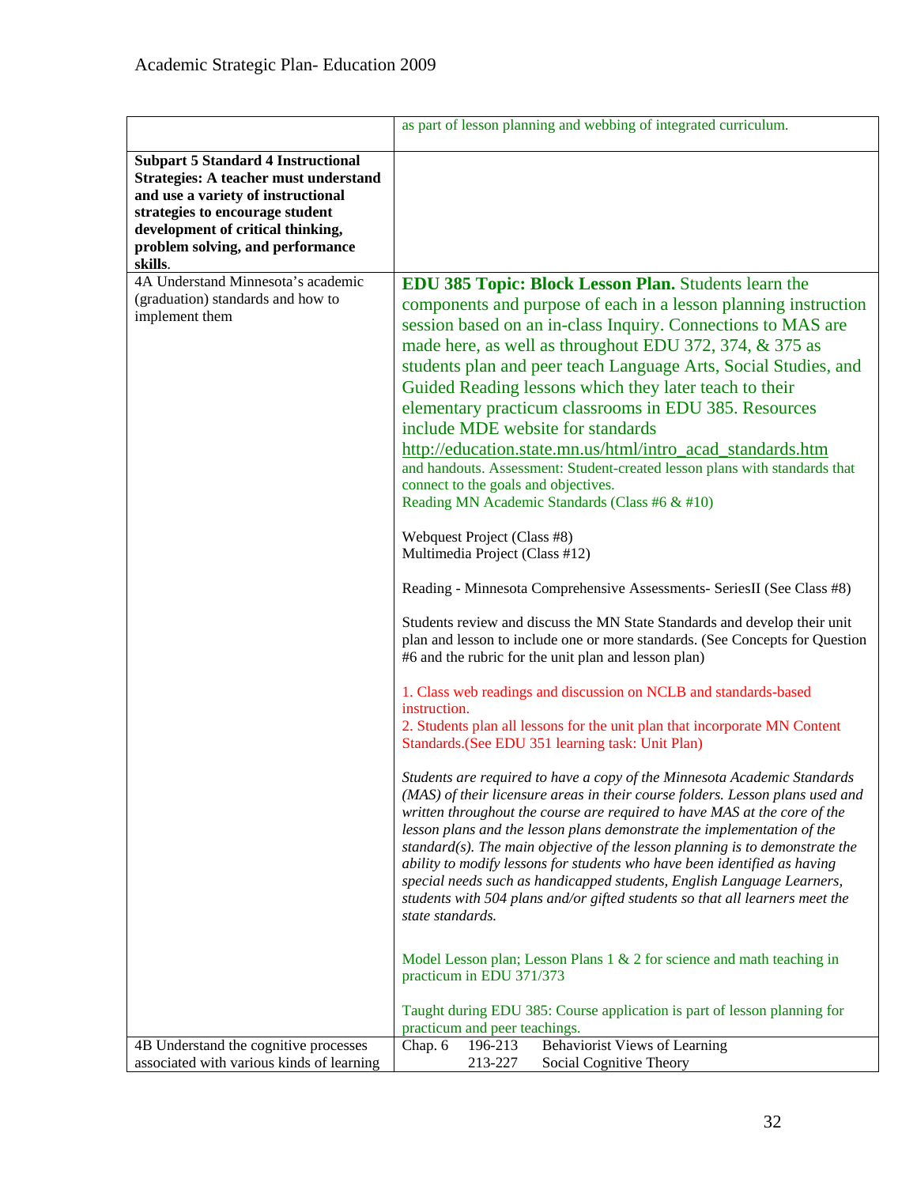| | |
|---|---|
| | as part of lesson planning and webbing of integrated curriculum. |
| **Subpart 5 Standard 4 Instructional Strategies: A teacher must understand and use a variety of instructional strategies to encourage student development of critical thinking, problem solving, and performance skills**. | |
| 4A Understand Minnesota's academic (graduation) standards and how to implement them | **EDU 385 Topic: Block Lesson Plan.** Students learn the components and purpose of each in a lesson planning instruction session based on an in-class Inquiry. Connections to MAS are made here, as well as throughout EDU 372, 374, & 375 as students plan and peer teach Language Arts, Social Studies, and Guided Reading lessons which they later teach to their elementary practicum classrooms in EDU 385. Resources include MDE website for standards http://education.state.mn.us/html/intro_acad_standards.htm and handouts. Assessment: Student-created lesson plans with standards that connect to the goals and objectives.<br>Reading MN Academic Standards (Class #6 & #10)<br><br>Webquest Project (Class #8)<br>Multimedia Project (Class #12)<br><br>Reading - Minnesota Comprehensive Assessments- SeriesII (See Class #8)<br><br>Students review and discuss the MN State Standards and develop their unit plan and lesson to include one or more standards. (See Concepts for Question #6 and the rubric for the unit plan and lesson plan)<br><br>1. Class web readings and discussion on NCLB and standards-based instruction.<br>2. Students plan all lessons for the unit plan that incorporate MN Content Standards.(See EDU 351 learning task: Unit Plan)<br><br>*Students are required to have a copy of the Minnesota Academic Standards (MAS) of their licensure areas in their course folders. Lesson plans used and written throughout the course are required to have MAS at the core of the lesson plans and the lesson plans demonstrate the implementation of the standard(s). The main objective of the lesson planning is to demonstrate the ability to modify lessons for students who have been identified as having special needs such as handicapped students, English Language Learners, students with 504 plans and/or gifted students so that all learners meet the state standards.*<br><br>Model Lesson plan; Lesson Plans 1 & 2 for science and math teaching in practicum in EDU 371/373<br><br>Taught during EDU 385: Course application is part of lesson planning for practicum and peer teachings. |
| 4B Understand the cognitive processes associated with various kinds of learning | Chap. 6 196-213 Behaviorist Views of Learning<br>213-227 Social Cognitive Theory |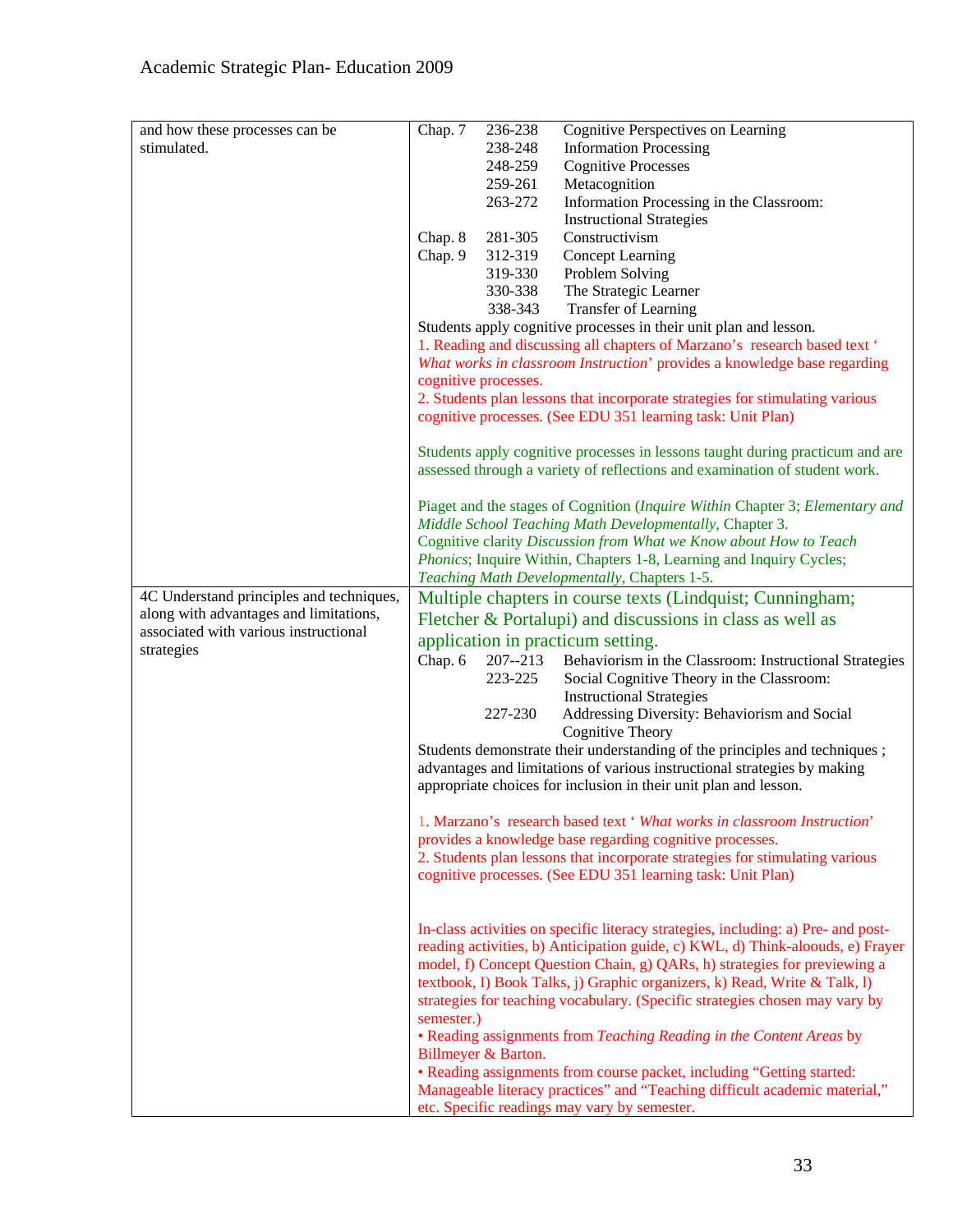| | |
|---|---|
| and how these processes can be stimulated. | Chap. 7 236-238 Cognitive Perspectives on Learning<br>238-248 Information Processing<br>248-259 Cognitive Processes<br>259-261 Metacognition<br>263-272 Information Processing in the Classroom: Instructional Strategies<br>Chap. 8 281-305 Constructivism<br>Chap. 9 312-319 Concept Learning<br>319-330 Problem Solving<br>330-338 The Strategic Learner<br>338-343 Transfer of Learning<br>Students apply cognitive processes in their unit plan and lesson.<br>1. Reading and discussing all chapters of Marzano's research based text '*What works in classroom Instruction*' provides a knowledge base regarding cognitive processes.<br>2. Students plan lessons that incorporate strategies for stimulating various cognitive processes. (See EDU 351 learning task: Unit Plan)<br><br>Students apply cognitive processes in lessons taught during practicum and are assessed through a variety of reflections and examination of student work.<br><br>Piaget and the stages of Cognition (*Inquire Within* Chapter 3; *Elementary and Middle School Teaching Math Developmentally*, Chapter 3.<br>Cognitive clarity *Discussion from What we Know about How to Teach Phonics*; Inquire Within, Chapters 1-8, Learning and Inquiry Cycles; *Teaching Math Developmentally*, Chapters 1-5. |
| 4C Understand principles and techniques, along with advantages and limitations, associated with various instructional strategies | Multiple chapters in course texts (Lindquist; Cunningham; Fletcher & Portalupi) and discussions in class as well as application in practicum setting.<br>Chap. 6 207--213 Behaviorism in the Classroom: Instructional Strategies<br>223-225 Social Cognitive Theory in the Classroom: Instructional Strategies<br>227-230 Addressing Diversity: Behaviorism and Social Cognitive Theory<br>Students demonstrate their understanding of the principles and techniques ; advantages and limitations of various instructional strategies by making appropriate choices for inclusion in their unit plan and lesson.<br><br>1. Marzano's research based text '*What works in classroom Instruction*' provides a knowledge base regarding cognitive processes.<br>2. Students plan lessons that incorporate strategies for stimulating various cognitive processes. (See EDU 351 learning task: Unit Plan)<br><br>In-class activities on specific literacy strategies, including: a) Pre- and post-reading activities, b) Anticipation guide, c) KWL, d) Think-alooouds, e) Frayer model, f) Concept Question Chain, g) QARs, h) strategies for previewing a textbook, I) Book Talks, j) Graphic organizers, k) Read, Write & Talk, l) strategies for teaching vocabulary. (Specific strategies chosen may vary by semester.)<br>• Reading assignments from *Teaching Reading in the Content Areas* by Billmeyer & Barton.<br>• Reading assignments from course packet, including "Getting started: Manageable literacy practices" and "Teaching difficult academic material," etc. Specific readings may vary by semester. |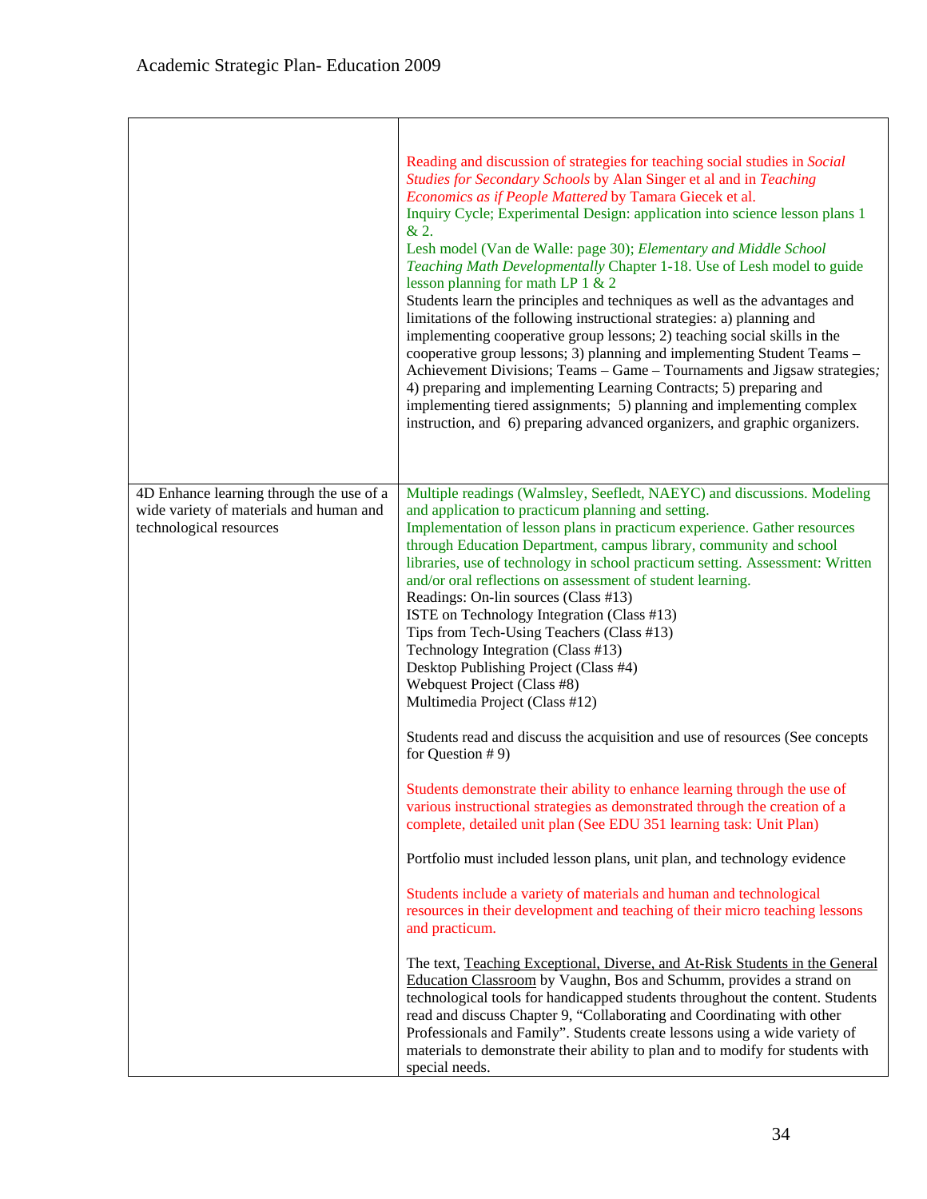| | |
|---|---|
| | Reading and discussion of strategies for teaching social studies in *Social Studies for Secondary Schools* by Alan Singer et al and in *Teaching Economics as if People Mattered* by Tamara Giecek et al.<br>Inquiry Cycle; Experimental Design: application into science lesson plans 1 & 2.<br>Lesh model (Van de Walle: page 30); *Elementary and Middle School Teaching Math Developmentally* Chapter 1-18. Use of Lesh model to guide lesson planning for math LP 1 & 2<br>Students learn the principles and techniques as well as the advantages and limitations of the following instructional strategies: a) planning and implementing cooperative group lessons; 2) teaching social skills in the cooperative group lessons; 3) planning and implementing Student Teams – Achievement Divisions; Teams – Game – Tournaments and Jigsaw strategies*;* 4) preparing and implementing Learning Contracts; 5) preparing and implementing tiered assignments; 5) planning and implementing complex instruction, and 6) preparing advanced organizers, and graphic organizers. |
| 4D Enhance learning through the use of a wide variety of materials and human and technological resources | Multiple readings (Walmsley, Seefledt, NAEYC) and discussions. Modeling and application to practicum planning and setting.<br>Implementation of lesson plans in practicum experience. Gather resources through Education Department, campus library, community and school libraries, use of technology in school practicum setting. Assessment: Written and/or oral reflections on assessment of student learning.<br>Readings: On-lin sources (Class #13)<br>ISTE on Technology Integration (Class #13)<br>Tips from Tech-Using Teachers (Class #13)<br>Technology Integration (Class #13)<br>Desktop Publishing Project (Class #4)<br>Webquest Project (Class #8)<br>Multimedia Project (Class #12)<br><br>Students read and discuss the acquisition and use of resources (See concepts for Question # 9)<br><br>Students demonstrate their ability to enhance learning through the use of various instructional strategies as demonstrated through the creation of a complete, detailed unit plan (See EDU 351 learning task: Unit Plan)<br><br>Portfolio must included lesson plans, unit plan, and technology evidence<br><br>Students include a variety of materials and human and technological resources in their development and teaching of their micro teaching lessons and practicum.<br><br>The text, <u>Teaching Exceptional, Diverse, and At-Risk Students in the General Education Classroom</u> by Vaughn, Bos and Schumm, provides a strand on technological tools for handicapped students throughout the content. Students read and discuss Chapter 9, "Collaborating and Coordinating with other Professionals and Family". Students create lessons using a wide variety of materials to demonstrate their ability to plan and to modify for students with special needs. |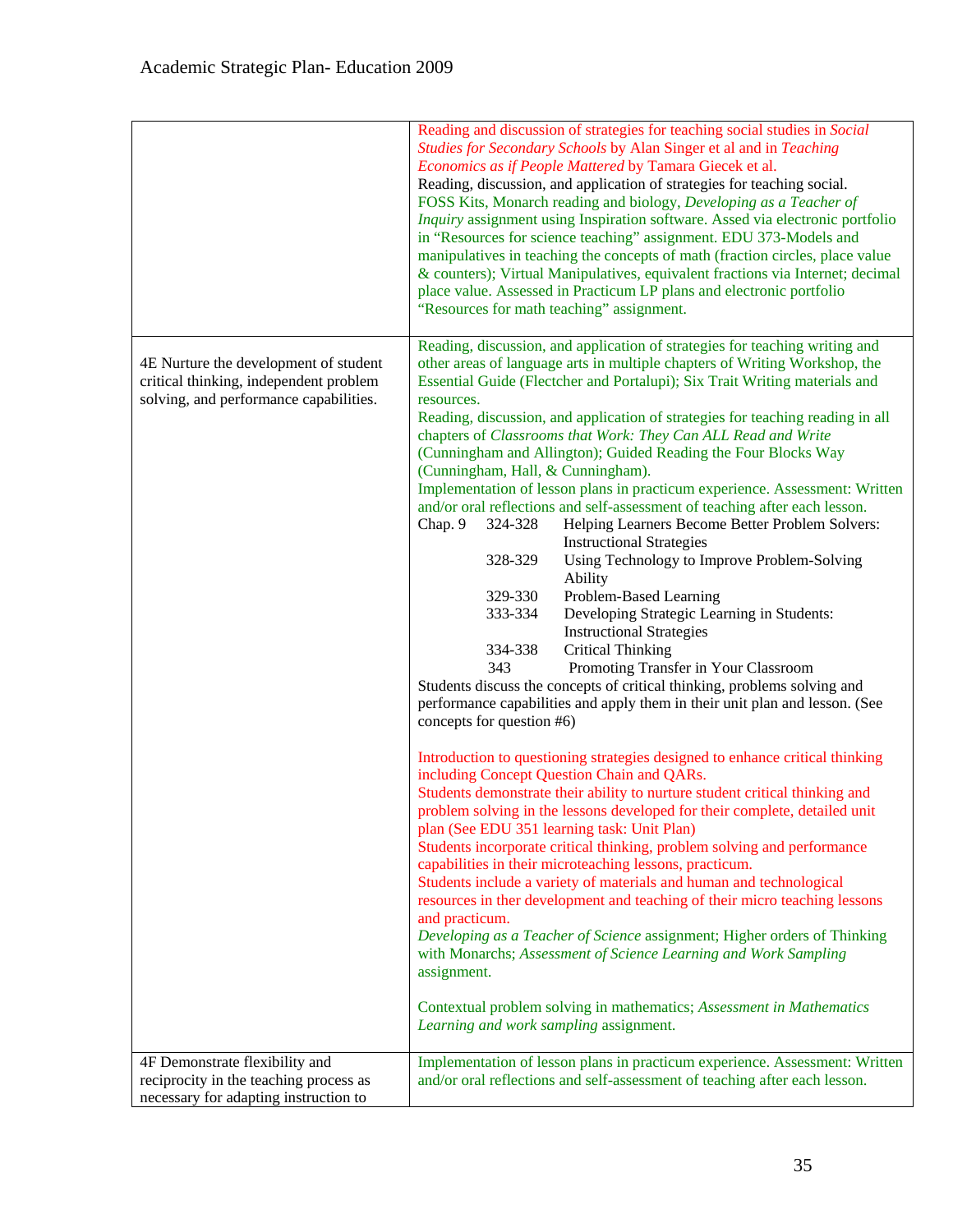| | |
|---|---|
| | Reading and discussion of strategies for teaching social studies in *Social Studies for Secondary Schools* by Alan Singer et al and in *Teaching Economics as if People Mattered* by Tamara Giecek et al.<br>Reading, discussion, and application of strategies for teaching social.<br>FOSS Kits, Monarch reading and biology, *Developing as a Teacher of Inquiry* assignment using Inspiration software. Assed via electronic portfolio in "Resources for science teaching" assignment. EDU 373-Models and manipulatives in teaching the concepts of math (fraction circles, place value & counters); Virtual Manipulatives, equivalent fractions via Internet; decimal place value. Assessed in Practicum LP plans and electronic portfolio "Resources for math teaching" assignment. |
| 4E Nurture the development of student critical thinking, independent problem solving, and performance capabilities. | Reading, discussion, and application of strategies for teaching writing and other areas of language arts in multiple chapters of Writing Workshop, the Essential Guide (Flectcher and Portalupi); Six Trait Writing materials and resources.<br>Reading, discussion, and application of strategies for teaching reading in all chapters of *Classrooms that Work: They Can ALL Read and Write* (Cunningham and Allington); Guided Reading the Four Blocks Way (Cunningham, Hall, & Cunningham).<br>Implementation of lesson plans in practicum experience. Assessment: Written and/or oral reflections and self-assessment of teaching after each lesson.<br>Chap. 9 324-328 Helping Learners Become Better Problem Solvers: Instructional Strategies<br>328-329 Using Technology to Improve Problem-Solving Ability<br>329-330 Problem-Based Learning<br>333-334 Developing Strategic Learning in Students: Instructional Strategies<br>334-338 Critical Thinking<br>343 Promoting Transfer in Your Classroom<br>Students discuss the concepts of critical thinking, problems solving and performance capabilities and apply them in their unit plan and lesson. (See concepts for question #6)<br><br>Introduction to questioning strategies designed to enhance critical thinking including Concept Question Chain and QARs.<br>Students demonstrate their ability to nurture student critical thinking and problem solving in the lessons developed for their complete, detailed unit plan (See EDU 351 learning task: Unit Plan)<br>Students incorporate critical thinking, problem solving and performance capabilities in their microteaching lessons, practicum.<br>Students include a variety of materials and human and technological resources in ther development and teaching of their micro teaching lessons and practicum.<br>*Developing as a Teacher of Science* assignment; Higher orders of Thinking with Monarchs; *Assessment of Science Learning and Work Sampling* assignment.<br><br>Contextual problem solving in mathematics; *Assessment in Mathematics Learning and work sampling* assignment. |
| 4F Demonstrate flexibility and reciprocity in the teaching process as necessary for adapting instruction to | Implementation of lesson plans in practicum experience. Assessment: Written and/or oral reflections and self-assessment of teaching after each lesson. |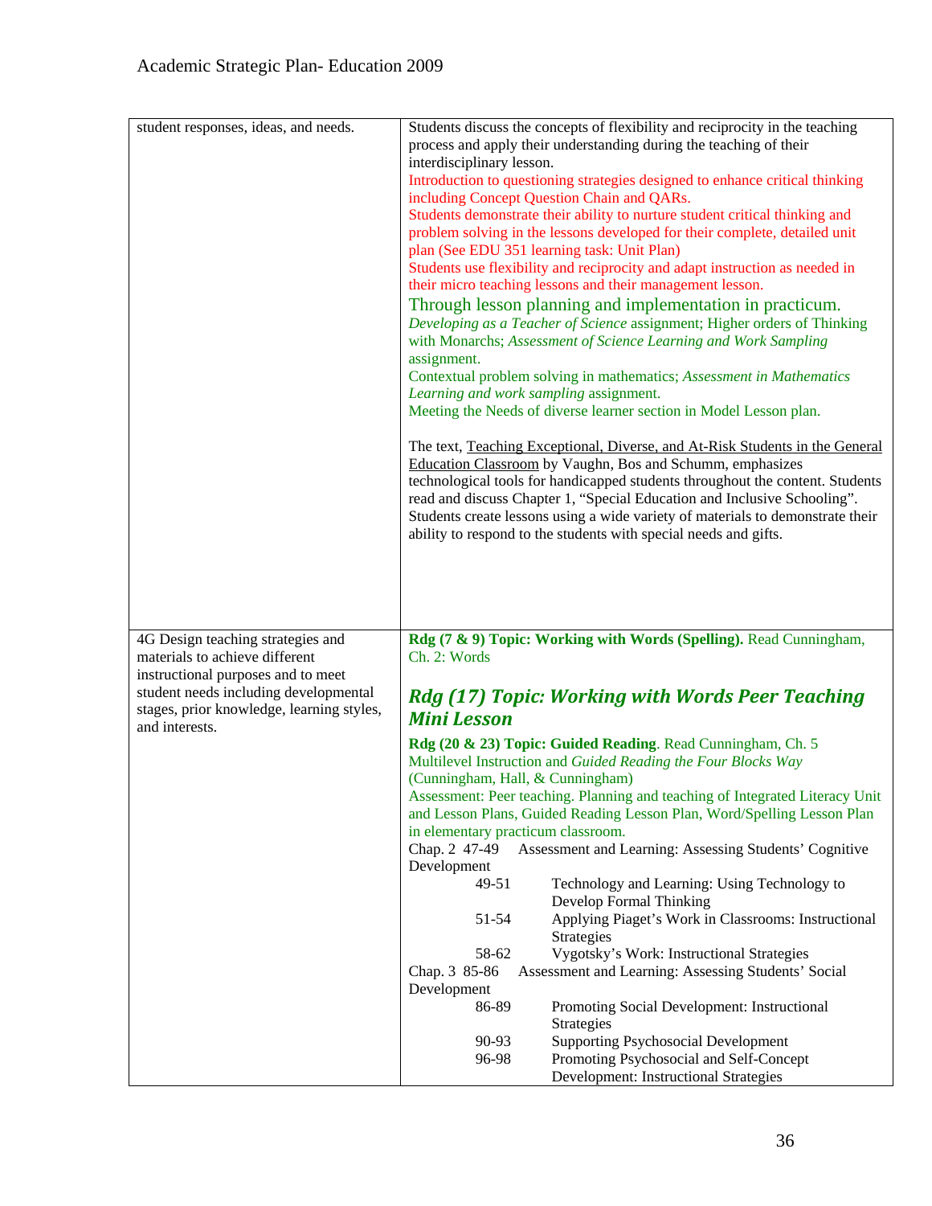| | |
|---|---|
| student responses, ideas, and needs. | Students discuss the concepts of flexibility and reciprocity in the teaching process and apply their understanding during the teaching of their interdisciplinary lesson.<br>Introduction to questioning strategies designed to enhance critical thinking including Concept Question Chain and QARs.<br>Students demonstrate their ability to nurture student critical thinking and problem solving in the lessons developed for their complete, detailed unit plan (See EDU 351 learning task: Unit Plan)<br>Students use flexibility and reciprocity and adapt instruction as needed in their micro teaching lessons and their management lesson.<br>Through lesson planning and implementation in practicum.<br>*Developing as a Teacher of Science* assignment; Higher orders of Thinking with Monarchs; *Assessment of Science Learning and Work Sampling* assignment.<br>Contextual problem solving in mathematics; *Assessment in Mathematics Learning and work sampling* assignment.<br>Meeting the Needs of diverse learner section in Model Lesson plan.<br><br>The text, Teaching Exceptional, Diverse, and At-Risk Students in the General Education Classroom by Vaughn, Bos and Schumm, emphasizes technological tools for handicapped students throughout the content. Students read and discuss Chapter 1, "Special Education and Inclusive Schooling". Students create lessons using a wide variety of materials to demonstrate their ability to respond to the students with special needs and gifts. |
| 4G Design teaching strategies and materials to achieve different instructional purposes and to meet student needs including developmental stages, prior knowledge, learning styles, and interests. | **Rdg (7 & 9) Topic: Working with Words (Spelling).** Read Cunningham, Ch. 2: Words<br>***Rdg (17) Topic: Working with Words Peer Teaching Mini Lesson***<br>**Rdg (20 & 23) Topic: Guided Reading**. Read Cunningham, Ch. 5 Multilevel Instruction and *Guided Reading the Four Blocks Way* (Cunningham, Hall, & Cunningham)<br>Assessment: Peer teaching. Planning and teaching of Integrated Literacy Unit and Lesson Plans, Guided Reading Lesson Plan, Word/Spelling Lesson Plan in elementary practicum classroom.<br>Chap. 2 47-49 Assessment and Learning: Assessing Students' Cognitive Development<br>49-51 Technology and Learning: Using Technology to Develop Formal Thinking<br>51-54 Applying Piaget's Work in Classrooms: Instructional Strategies<br>58-62 Vygotsky's Work: Instructional Strategies<br>Chap. 3 85-86 Assessment and Learning: Assessing Students' Social Development<br>86-89 Promoting Social Development: Instructional Strategies<br>90-93 Supporting Psychosocial Development<br>96-98 Promoting Psychosocial and Self-Concept Development: Instructional Strategies |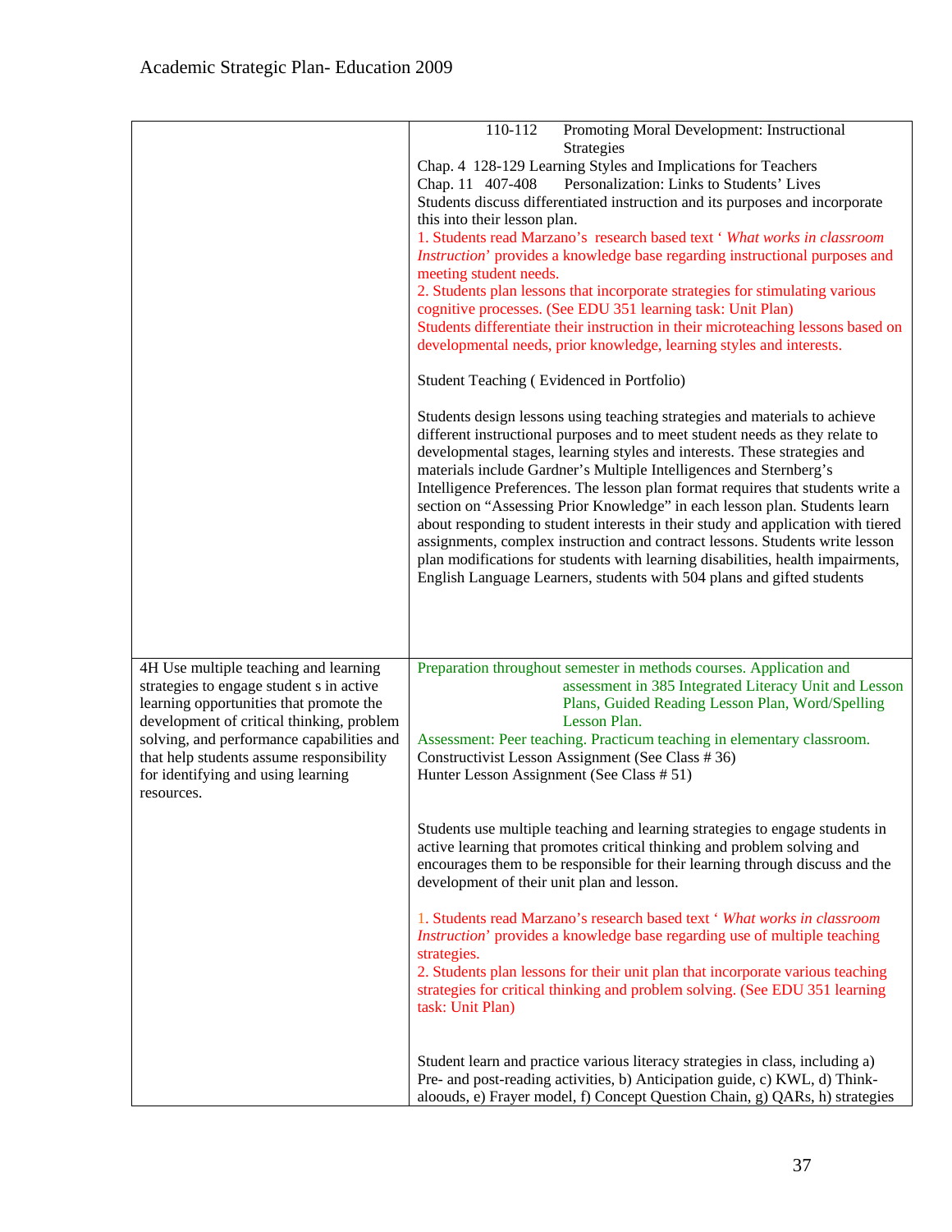| | |
|---|---|
| | 110-112 Promoting Moral Development: Instructional Strategies<br>Chap. 4 128-129 Learning Styles and Implications for Teachers<br>Chap. 11 407-408 Personalization: Links to Students' Lives<br>Students discuss differentiated instruction and its purposes and incorporate this into their lesson plan.<br>1. Students read Marzano's research based text ' *What works in classroom Instruction*' provides a knowledge base regarding instructional purposes and meeting student needs.<br>2. Students plan lessons that incorporate strategies for stimulating various cognitive processes. (See EDU 351 learning task: Unit Plan)<br>Students differentiate their instruction in their microteaching lessons based on developmental needs, prior knowledge, learning styles and interests.<br><br>Student Teaching ( Evidenced in Portfolio)<br><br>Students design lessons using teaching strategies and materials to achieve different instructional purposes and to meet student needs as they relate to developmental stages, learning styles and interests. These strategies and materials include Gardner's Multiple Intelligences and Sternberg's Intelligence Preferences. The lesson plan format requires that students write a section on "Assessing Prior Knowledge" in each lesson plan. Students learn about responding to student interests in their study and application with tiered assignments, complex instruction and contract lessons. Students write lesson plan modifications for students with learning disabilities, health impairments, English Language Learners, students with 504 plans and gifted students |
| 4H Use multiple teaching and learning strategies to engage student s in active learning opportunities that promote the development of critical thinking, problem solving, and performance capabilities and that help students assume responsibility for identifying and using learning resources. | Preparation throughout semester in methods courses. Application and assessment in 385 Integrated Literacy Unit and Lesson Plans, Guided Reading Lesson Plan, Word/Spelling Lesson Plan.<br>Assessment: Peer teaching. Practicum teaching in elementary classroom.<br>Constructivist Lesson Assignment (See Class # 36)<br>Hunter Lesson Assignment (See Class # 51)<br><br>Students use multiple teaching and learning strategies to engage students in active learning that promotes critical thinking and problem solving and encourages them to be responsible for their learning through discuss and the development of their unit plan and lesson.<br><br>1. Students read Marzano's research based text ' *What works in classroom Instruction*' provides a knowledge base regarding use of multiple teaching strategies.<br>2. Students plan lessons for their unit plan that incorporate various teaching strategies for critical thinking and problem solving. (See EDU 351 learning task: Unit Plan)<br><br>Student learn and practice various literacy strategies in class, including a) Pre- and post-reading activities, b) Anticipation guide, c) KWL, d) Think-aloouds, e) Frayer model, f) Concept Question Chain, g) QARs, h) strategies |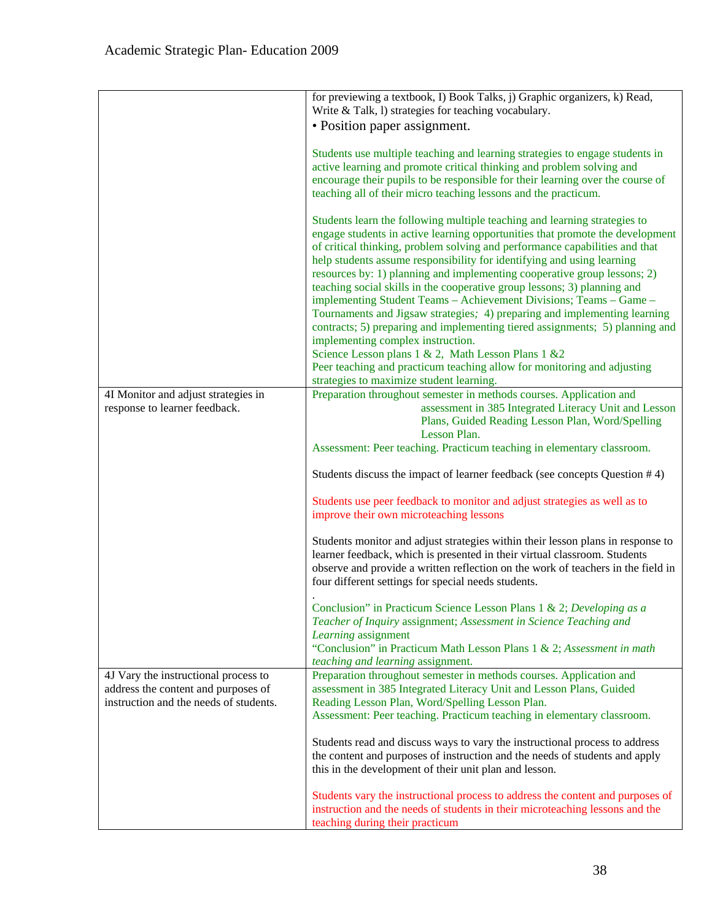| | |
|---|---|
| | for previewing a textbook, I) Book Talks, j) Graphic organizers, k) Read, Write & Talk, l) strategies for teaching vocabulary.<br>• Position paper assignment.<br><br>Students use multiple teaching and learning strategies to engage students in active learning and promote critical thinking and problem solving and encourage their pupils to be responsible for their learning over the course of teaching all of their micro teaching lessons and the practicum.<br><br>Students learn the following multiple teaching and learning strategies to engage students in active learning opportunities that promote the development of critical thinking, problem solving and performance capabilities and that help students assume responsibility for identifying and using learning resources by: 1) planning and implementing cooperative group lessons; 2) teaching social skills in the cooperative group lessons; 3) planning and implementing Student Teams – Achievement Divisions; Teams – Game – Tournaments and Jigsaw strategies; 4) preparing and implementing learning contracts; 5) preparing and implementing tiered assignments; 5) planning and implementing complex instruction.<br>Science Lesson plans 1 & 2, Math Lesson Plans 1 &2<br>Peer teaching and practicum teaching allow for monitoring and adjusting strategies to maximize student learning. |
| 4I Monitor and adjust strategies in response to learner feedback. | Preparation throughout semester in methods courses. Application and assessment in 385 Integrated Literacy Unit and Lesson Plans, Guided Reading Lesson Plan, Word/Spelling Lesson Plan.<br>Assessment: Peer teaching. Practicum teaching in elementary classroom.<br><br>Students discuss the impact of learner feedback (see concepts Question # 4)<br><br>Students use peer feedback to monitor and adjust strategies as well as to improve their own microteaching lessons<br><br>Students monitor and adjust strategies within their lesson plans in response to learner feedback, which is presented in their virtual classroom. Students observe and provide a written reflection on the work of teachers in the field in four different settings for special needs students.<br>.<br>Conclusion" in Practicum Science Lesson Plans 1 & 2; *Developing as a Teacher of Inquiry* assignment; *Assessment in Science Teaching and Learning* assignment<br>"Conclusion" in Practicum Math Lesson Plans 1 & 2; *Assessment in math teaching and learning* assignment. |
| 4J Vary the instructional process to address the content and purposes of instruction and the needs of students. | Preparation throughout semester in methods courses. Application and assessment in 385 Integrated Literacy Unit and Lesson Plans, Guided Reading Lesson Plan, Word/Spelling Lesson Plan.<br>Assessment: Peer teaching. Practicum teaching in elementary classroom.<br><br>Students read and discuss ways to vary the instructional process to address the content and purposes of instruction and the needs of students and apply this in the development of their unit plan and lesson.<br><br>Students vary the instructional process to address the content and purposes of instruction and the needs of students in their microteaching lessons and the teaching during their practicum |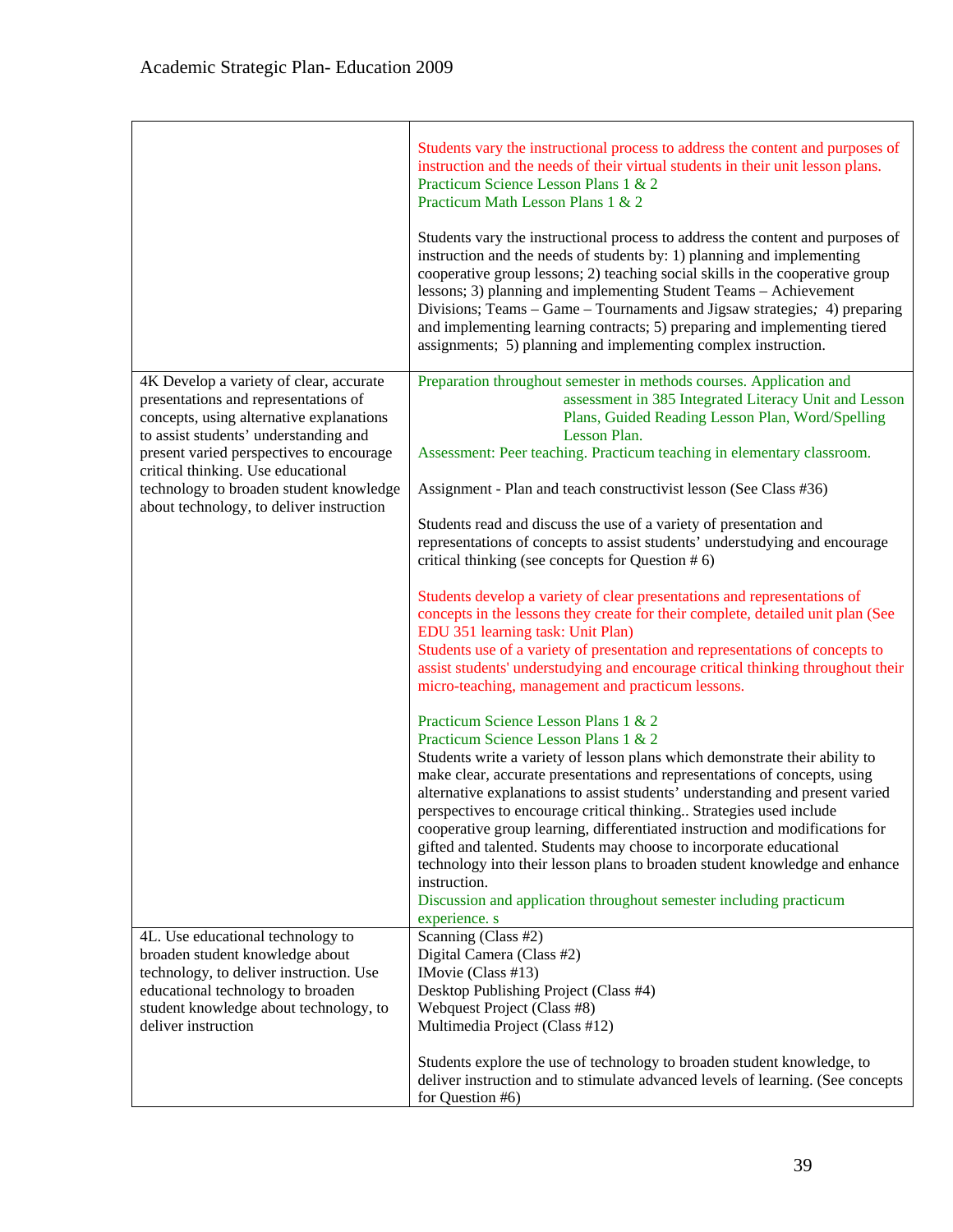| | |
|---|---|
| | Students vary the instructional process to address the content and purposes of instruction and the needs of their virtual students in their unit lesson plans.<br>Practicum Science Lesson Plans 1 & 2<br>Practicum Math Lesson Plans 1 & 2<br><br>Students vary the instructional process to address the content and purposes of instruction and the needs of students by: 1) planning and implementing cooperative group lessons; 2) teaching social skills in the cooperative group lessons; 3) planning and implementing Student Teams – Achievement Divisions; Teams – Game – Tournaments and Jigsaw strategies; 4) preparing and implementing learning contracts; 5) preparing and implementing tiered assignments; 5) planning and implementing complex instruction. |
| 4K Develop a variety of clear, accurate presentations and representations of concepts, using alternative explanations to assist students' understanding and present varied perspectives to encourage critical thinking. Use educational technology to broaden student knowledge about technology, to deliver instruction | Preparation throughout semester in methods courses. Application and assessment in 385 Integrated Literacy Unit and Lesson Plans, Guided Reading Lesson Plan, Word/Spelling Lesson Plan.<br>Assessment: Peer teaching. Practicum teaching in elementary classroom.<br><br>Assignment - Plan and teach constructivist lesson (See Class #36)<br><br>Students read and discuss the use of a variety of presentation and representations of concepts to assist students' understudying and encourage critical thinking (see concepts for Question # 6)<br><br>Students develop a variety of clear presentations and representations of concepts in the lessons they create for their complete, detailed unit plan (See EDU 351 learning task: Unit Plan)<br>Students use of a variety of presentation and representations of concepts to assist students' understudying and encourage critical thinking throughout their micro-teaching, management and practicum lessons.<br><br>Practicum Science Lesson Plans 1 & 2<br>Practicum Science Lesson Plans 1 & 2<br>Students write a variety of lesson plans which demonstrate their ability to make clear, accurate presentations and representations of concepts, using alternative explanations to assist students' understanding and present varied perspectives to encourage critical thinking.. Strategies used include cooperative group learning, differentiated instruction and modifications for gifted and talented. Students may choose to incorporate educational technology into their lesson plans to broaden student knowledge and enhance instruction.<br>Discussion and application throughout semester including practicum experience. s |
| 4L. Use educational technology to broaden student knowledge about technology, to deliver instruction. Use educational technology to broaden student knowledge about technology, to deliver instruction | Scanning (Class #2)<br>Digital Camera (Class #2)<br>IMovie (Class #13)<br>Desktop Publishing Project (Class #4)<br>Webquest Project (Class #8)<br>Multimedia Project (Class #12)<br><br>Students explore the use of technology to broaden student knowledge, to deliver instruction and to stimulate advanced levels of learning. (See concepts for Question #6) |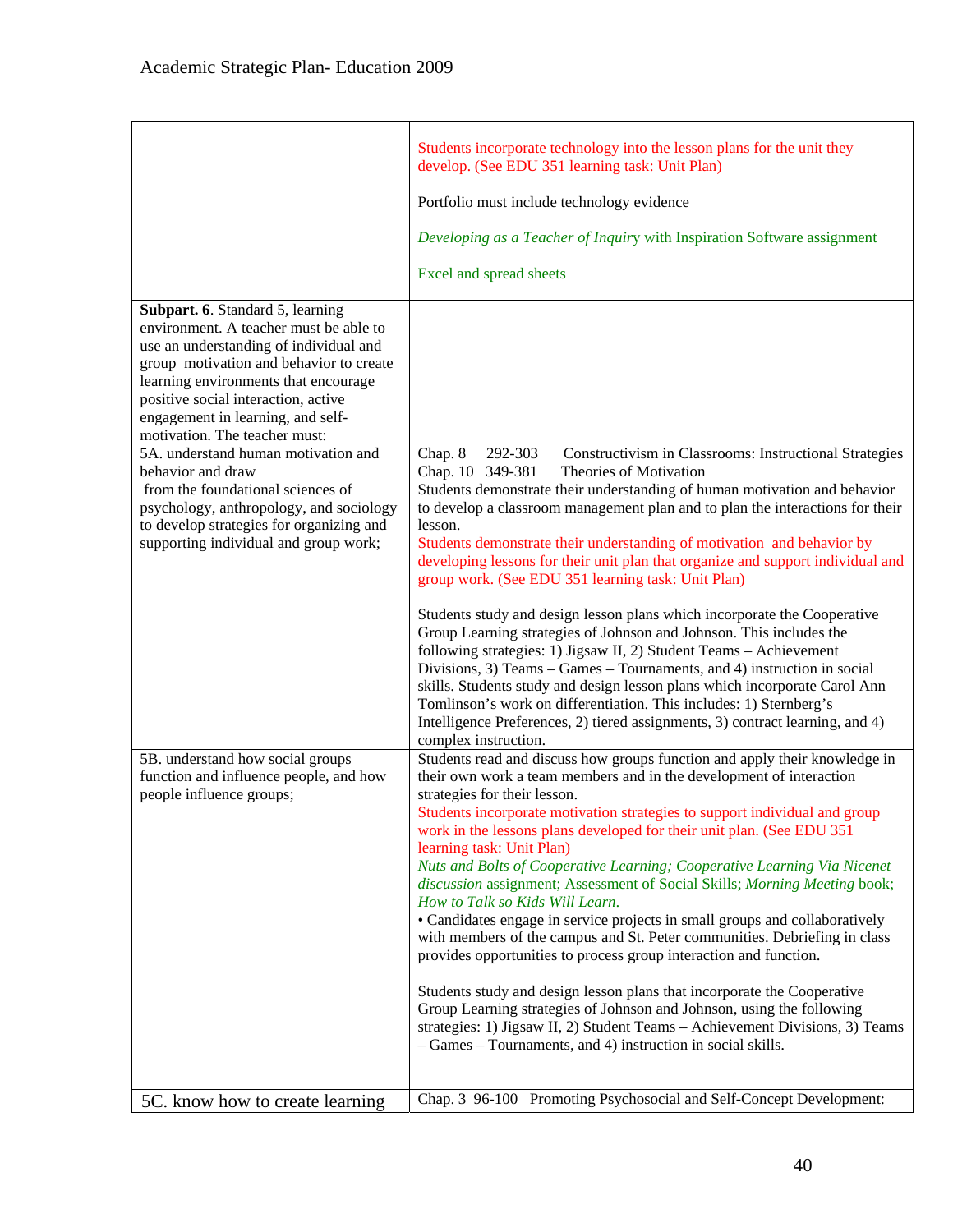| | |
|---|---|
| | Students incorporate technology into the lesson plans for the unit they develop. (See EDU 351 learning task: Unit Plan)<br><br>Portfolio must include technology evidence<br><br>*Developing as a Teacher of Inquiry* with Inspiration Software assignment<br><br>Excel and spread sheets |
| **Subpart. 6**. Standard 5, learning environment. A teacher must be able to use an understanding of individual and group motivation and behavior to create learning environments that encourage positive social interaction, active engagement in learning, and self-motivation. The teacher must: | |
| 5A. understand human motivation and behavior and draw from the foundational sciences of psychology, anthropology, and sociology to develop strategies for organizing and supporting individual and group work; | Chap. 8 292-303 Constructivism in Classrooms: Instructional Strategies<br>Chap. 10 349-381 Theories of Motivation<br>Students demonstrate their understanding of human motivation and behavior to develop a classroom management plan and to plan the interactions for their lesson.<br>Students demonstrate their understanding of motivation and behavior by developing lessons for their unit plan that organize and support individual and group work. (See EDU 351 learning task: Unit Plan)<br><br>Students study and design lesson plans which incorporate the Cooperative Group Learning strategies of Johnson and Johnson. This includes the following strategies: 1) Jigsaw II, 2) Student Teams – Achievement Divisions, 3) Teams – Games – Tournaments, and 4) instruction in social skills. Students study and design lesson plans which incorporate Carol Ann Tomlinson's work on differentiation. This includes: 1) Sternberg's Intelligence Preferences, 2) tiered assignments, 3) contract learning, and 4) complex instruction. |
| 5B. understand how social groups function and influence people, and how people influence groups; | Students read and discuss how groups function and apply their knowledge in their own work a team members and in the development of interaction strategies for their lesson.<br>Students incorporate motivation strategies to support individual and group work in the lessons plans developed for their unit plan. (See EDU 351 learning task: Unit Plan)<br>*Nuts and Bolts of Cooperative Learning; Cooperative Learning Via Nicenet discussion* assignment; Assessment of Social Skills; *Morning Meeting* book; *How to Talk so Kids Will Learn*.<br>• Candidates engage in service projects in small groups and collaboratively with members of the campus and St. Peter communities. Debriefing in class provides opportunities to process group interaction and function.<br><br>Students study and design lesson plans that incorporate the Cooperative Group Learning strategies of Johnson and Johnson, using the following strategies: 1) Jigsaw II, 2) Student Teams – Achievement Divisions, 3) Teams – Games – Tournaments, and 4) instruction in social skills. |
| 5C. know how to create learning | Chap. 3 96-100 Promoting Psychosocial and Self-Concept Development: |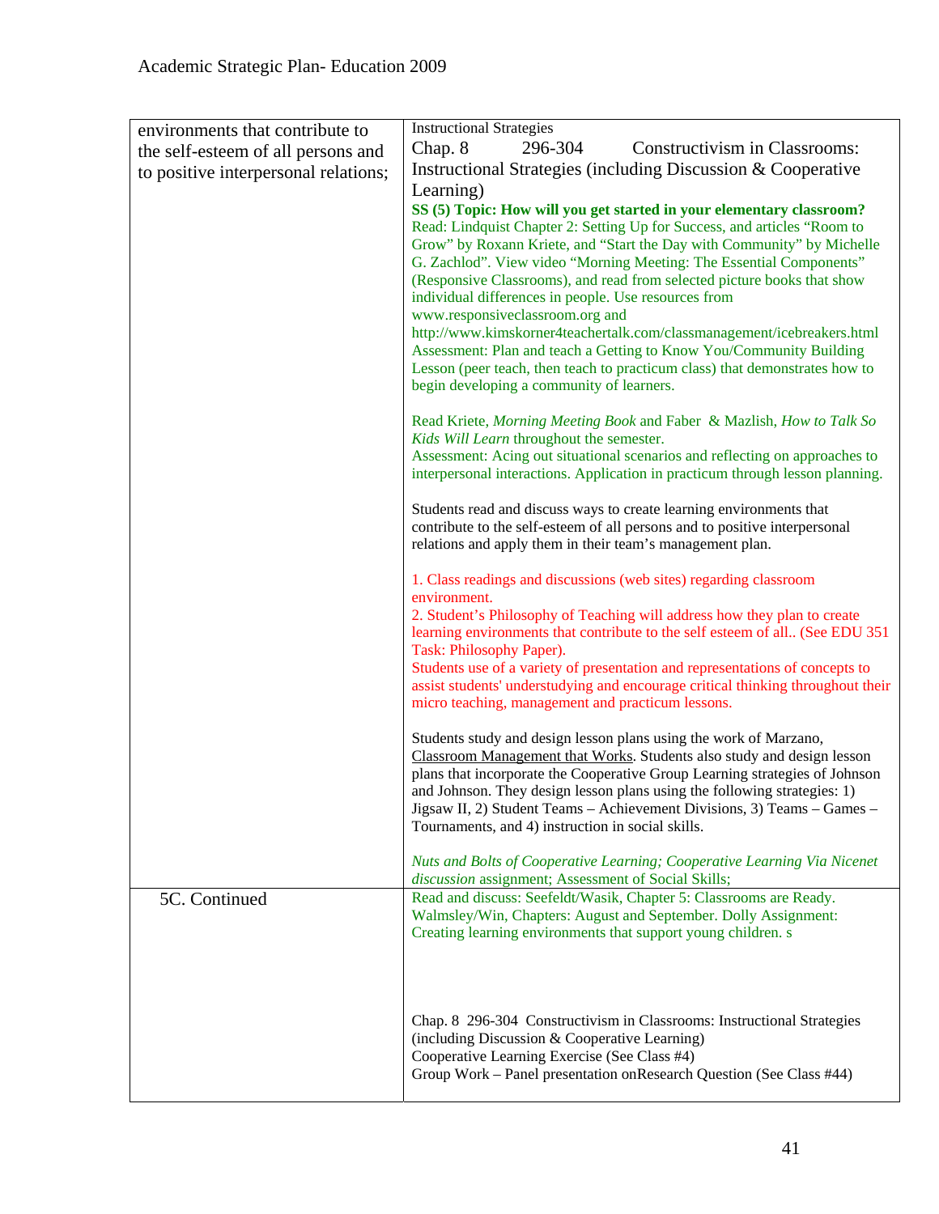| environments that contribute to the self-esteem of all persons and to positive interpersonal relations; | Instructional Strategies<br>Chap. 8 296-304 Constructivism in Classrooms: Instructional Strategies (including Discussion & Cooperative Learning)<br>**SS (5) Topic: How will you get started in your elementary classroom?**<br>Read: Lindquist Chapter 2: Setting Up for Success, and articles "Room to Grow" by Roxann Kriete, and "Start the Day with Community" by Michelle G. Zachlod". View video "Morning Meeting: The Essential Components" (Responsive Classrooms), and read from selected picture books that show individual differences in people. Use resources from www.responsiveclassroom.org and http://www.kimskorner4teachertalk.com/classmanagement/icebreakers.html<br>Assessment: Plan and teach a Getting to Know You/Community Building Lesson (peer teach, then teach to practicum class) that demonstrates how to begin developing a community of learners.<br><br>Read Kriete, *Morning Meeting Book* and Faber & Mazlish, *How to Talk So Kids Will Learn* throughout the semester.<br>Assessment: Acing out situational scenarios and reflecting on approaches to interpersonal interactions. Application in practicum through lesson planning.<br><br>Students read and discuss ways to create learning environments that contribute to the self-esteem of all persons and to positive interpersonal relations and apply them in their team's management plan.<br><br>1. Class readings and discussions (web sites) regarding classroom environment.<br>2. Student's Philosophy of Teaching will address how they plan to create learning environments that contribute to the self esteem of all.. (See EDU 351 Task: Philosophy Paper).<br>Students use of a variety of presentation and representations of concepts to assist students' understudying and encourage critical thinking throughout their micro teaching, management and practicum lessons.<br><br>Students study and design lesson plans using the work of Marzano, <u>Classroom Management that Works</u>. Students also study and design lesson plans that incorporate the Cooperative Group Learning strategies of Johnson and Johnson. They design lesson plans using the following strategies: 1) Jigsaw II, 2) Student Teams – Achievement Divisions, 3) Teams – Games – Tournaments, and 4) instruction in social skills.<br><br>*Nuts and Bolts of Cooperative Learning; Cooperative Learning Via Nicenet discussion* assignment; Assessment of Social Skills; |
| 5C. Continued | Read and discuss: Seefeldt/Wasik, Chapter 5: Classrooms are Ready. Walmsley/Win, Chapters: August and September. Dolly Assignment: Creating learning environments that support young children. s<br><br>Chap. 8 296-304 Constructivism in Classrooms: Instructional Strategies (including Discussion & Cooperative Learning)<br>Cooperative Learning Exercise (See Class #4)<br>Group Work – Panel presentation onResearch Question (See Class #44) |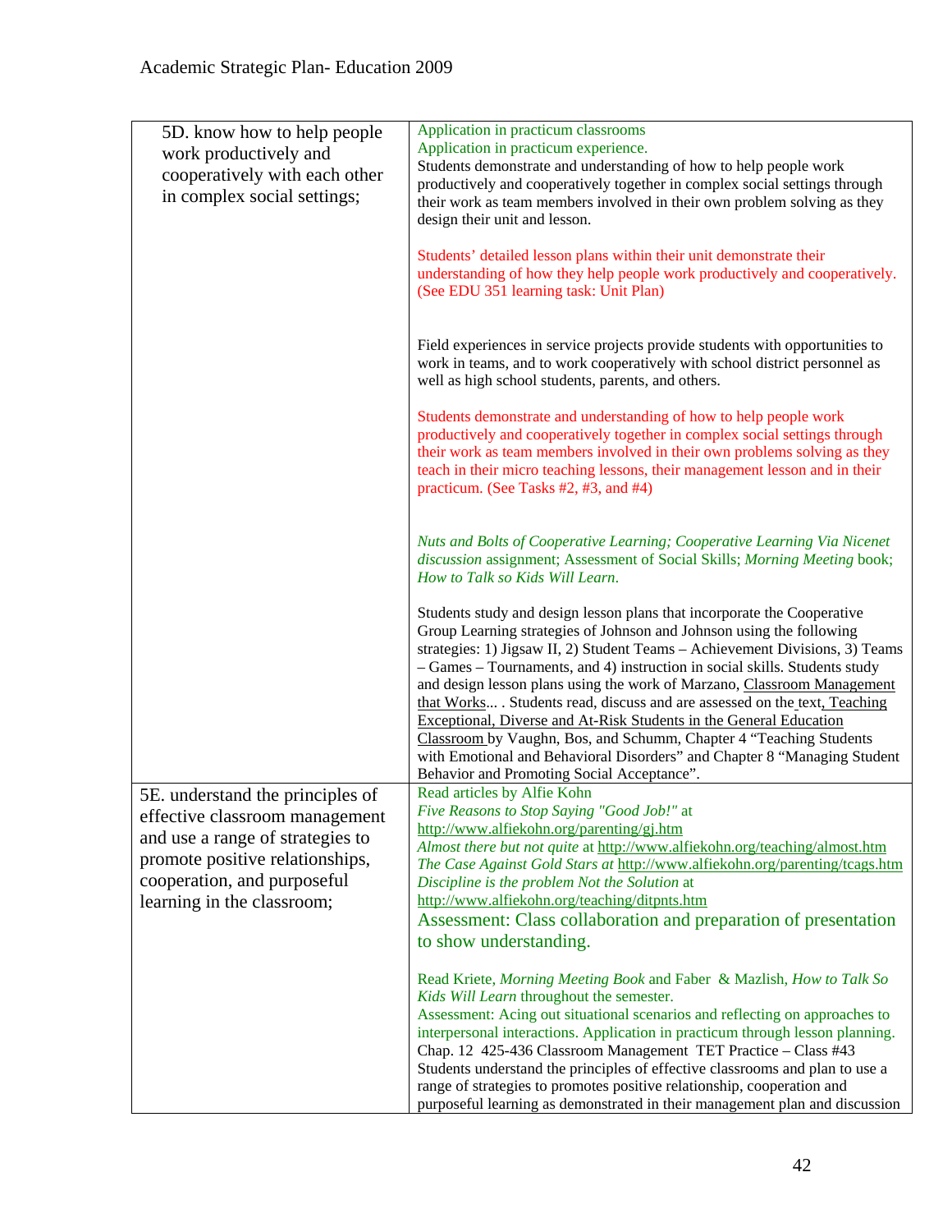| | |
|---|---|
| 5D. know how to help people work productively and cooperatively with each other in complex social settings; | Application in practicum classrooms<br>Application in practicum experience.<br>Students demonstrate and understanding of how to help people work productively and cooperatively together in complex social settings through their work as team members involved in their own problem solving as they design their unit and lesson.<br><br>Students' detailed lesson plans within their unit demonstrate their understanding of how they help people work productively and cooperatively. (See EDU 351 learning task: Unit Plan)<br><br>Field experiences in service projects provide students with opportunities to work in teams, and to work cooperatively with school district personnel as well as high school students, parents, and others.<br><br>Students demonstrate and understanding of how to help people work productively and cooperatively together in complex social settings through their work as team members involved in their own problems solving as they teach in their micro teaching lessons, their management lesson and in their practicum. (See Tasks #2, #3, and #4)<br><br>*Nuts and Bolts of Cooperative Learning; Cooperative Learning Via Nicenet discussion* assignment; Assessment of Social Skills; *Morning Meeting* book; *How to Talk so Kids Will Learn*.<br><br>Students study and design lesson plans that incorporate the Cooperative Group Learning strategies of Johnson and Johnson using the following strategies: 1) Jigsaw II, 2) Student Teams – Achievement Divisions, 3) Teams – Games – Tournaments, and 4) instruction in social skills. Students study and design lesson plans using the work of Marzano, Classroom Management that Works... . Students read, discuss and are assessed on the text, Teaching Exceptional, Diverse and At-Risk Students in the General Education Classroom by Vaughn, Bos, and Schumm, Chapter 4 "Teaching Students with Emotional and Behavioral Disorders" and Chapter 8 "Managing Student Behavior and Promoting Social Acceptance". |
| 5E. understand the principles of effective classroom management and use a range of strategies to promote positive relationships, cooperation, and purposeful learning in the classroom; | Read articles by Alfie Kohn<br>*Five Reasons to Stop Saying "Good Job!"* at http://www.alfiekohn.org/parenting/gj.htm<br>*Almost there but not quite* at http://www.alfiekohn.org/teaching/almost.htm<br>*The Case Against Gold Stars at* http://www.alfiekohn.org/parenting/tcags.htm<br>*Discipline is the problem Not the Solution* at http://www.alfiekohn.org/teaching/ditpnts.htm<br>Assessment: Class collaboration and preparation of presentation to show understanding.<br><br>Read Kriete, *Morning Meeting Book* and Faber & Mazlish, *How to Talk So Kids Will Learn* throughout the semester.<br>Assessment: Acing out situational scenarios and reflecting on approaches to interpersonal interactions. Application in practicum through lesson planning.<br>Chap. 12 425-436 Classroom Management TET Practice – Class #43<br>Students understand the principles of effective classrooms and plan to use a range of strategies to promotes positive relationship, cooperation and purposeful learning as demonstrated in their management plan and discussion |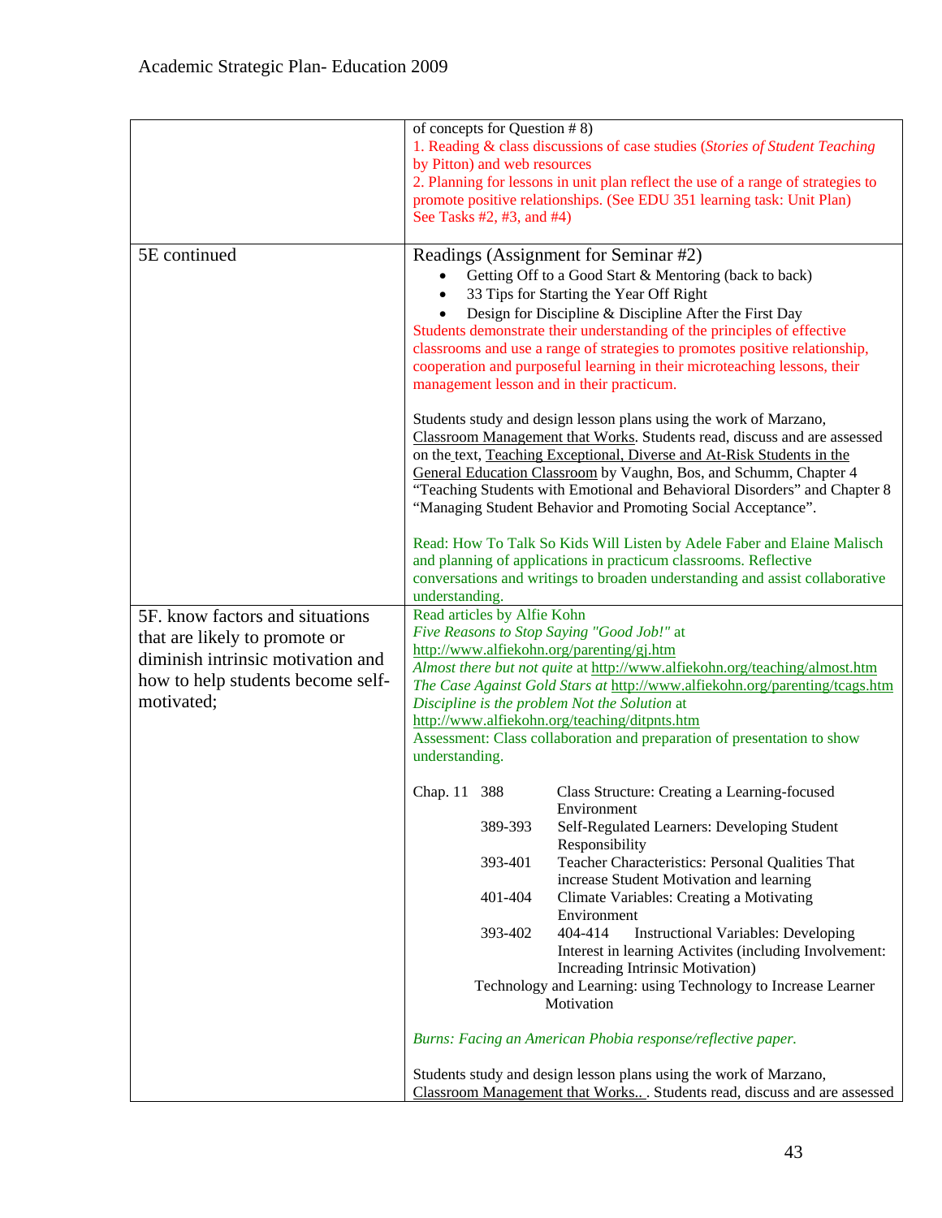| | |
|---|---|
| | of concepts for Question # 8)<br>1. Reading & class discussions of case studies (*Stories of Student Teaching* by Pitton) and web resources<br>2. Planning for lessons in unit plan reflect the use of a range of strategies to promote positive relationships. (See EDU 351 learning task: Unit Plan) See Tasks #2, #3, and #4) |
| 5E continued | Readings (Assignment for Seminar #2)<br>• Getting Off to a Good Start & Mentoring (back to back)<br>• 33 Tips for Starting the Year Off Right<br>• Design for Discipline & Discipline After the First Day<br>Students demonstrate their understanding of the principles of effective classrooms and use a range of strategies to promotes positive relationship, cooperation and purposeful learning in their microteaching lessons, their management lesson and in their practicum.<br><br>Students study and design lesson plans using the work of Marzano, Classroom Management that Works. Students read, discuss and are assessed on the text, Teaching Exceptional, Diverse and At-Risk Students in the General Education Classroom by Vaughn, Bos, and Schumm, Chapter 4 "Teaching Students with Emotional and Behavioral Disorders" and Chapter 8 "Managing Student Behavior and Promoting Social Acceptance".<br><br>Read: How To Talk So Kids Will Listen by Adele Faber and Elaine Malisch and planning of applications in practicum classrooms. Reflective conversations and writings to broaden understanding and assist collaborative understanding. |
| 5F. know factors and situations that are likely to promote or diminish intrinsic motivation and how to help students become self-motivated; | Read articles by Alfie Kohn<br>*Five Reasons to Stop Saying "Good Job!"* at http://www.alfiekohn.org/parenting/gj.htm<br>*Almost there but not quite* at http://www.alfiekohn.org/teaching/almost.htm<br>*The Case Against Gold Stars at* http://www.alfiekohn.org/parenting/tcags.htm<br>*Discipline is the problem Not the Solution* at http://www.alfiekohn.org/teaching/ditpnts.htm<br>Assessment: Class collaboration and preparation of presentation to show understanding.<br><br>Chap. 11 388 Class Structure: Creating a Learning-focused Environment<br>389-393 Self-Regulated Learners: Developing Student Responsibility<br>393-401 Teacher Characteristics: Personal Qualities That increase Student Motivation and learning<br>401-404 Climate Variables: Creating a Motivating Environment<br>393-402 404-414 Instructional Variables: Developing Interest in learning Activites (including Involvement: Increading Intrinsic Motivation)<br>Technology and Learning: using Technology to Increase Learner Motivation<br><br>*Burns: Facing an American Phobia response/reflective paper.*<br><br>Students study and design lesson plans using the work of Marzano, Classroom Management that Works.. . Students read, discuss and are assessed |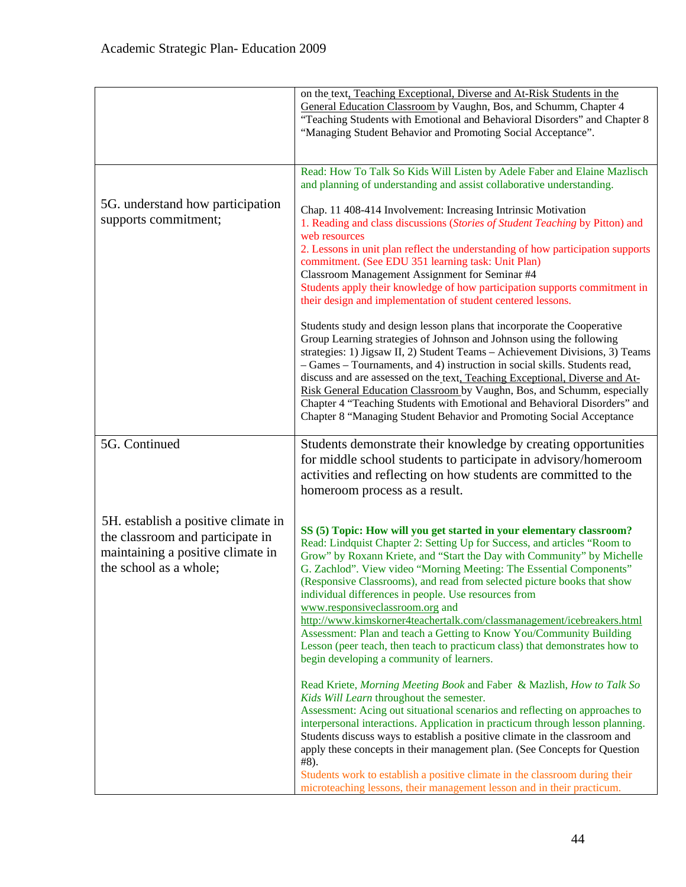| | |
|---|---|
| | on the text, Teaching Exceptional, Diverse and At-Risk Students in the General Education Classroom by Vaughn, Bos, and Schumm, Chapter 4 "Teaching Students with Emotional and Behavioral Disorders" and Chapter 8 "Managing Student Behavior and Promoting Social Acceptance". |
| 5G. understand how participation supports commitment; | Read: How To Talk So Kids Will Listen by Adele Faber and Elaine Mazlisch and planning of understanding and assist collaborative understanding.<br><br>Chap. 11 408-414 Involvement: Increasing Intrinsic Motivation<br>1. Reading and class discussions (*Stories of Student Teaching* by Pitton) and web resources<br>2. Lessons in unit plan reflect the understanding of how participation supports commitment. (See EDU 351 learning task: Unit Plan)<br>Classroom Management Assignment for Seminar #4<br>Students apply their knowledge of how participation supports commitment in their design and implementation of student centered lessons.<br><br>Students study and design lesson plans that incorporate the Cooperative Group Learning strategies of Johnson and Johnson using the following strategies: 1) Jigsaw II, 2) Student Teams – Achievement Divisions, 3) Teams – Games – Tournaments, and 4) instruction in social skills. Students read, discuss and are assessed on the text, Teaching Exceptional, Diverse and At-Risk General Education Classroom by Vaughn, Bos, and Schumm, especially Chapter 4 "Teaching Students with Emotional and Behavioral Disorders" and Chapter 8 "Managing Student Behavior and Promoting Social Acceptance |
| 5G. Continued<br><br><br><br>5H. establish a positive climate in the classroom and participate in maintaining a positive climate in the school as a whole; | Students demonstrate their knowledge by creating opportunities for middle school students to participate in advisory/homeroom activities and reflecting on how students are committed to the homeroom process as a result.<br><br>**SS (5) Topic: How will you get started in your elementary classroom?**<br>Read: Lindquist Chapter 2: Setting Up for Success, and articles "Room to Grow" by Roxann Kriete, and "Start the Day with Community" by Michelle G. Zachlod". View video "Morning Meeting: The Essential Components" (Responsive Classrooms), and read from selected picture books that show individual differences in people. Use resources from www.responsiveclassroom.org and http://www.kimskorner4teachertalk.com/classmanagement/icebreakers.html<br>Assessment: Plan and teach a Getting to Know You/Community Building Lesson (peer teach, then teach to practicum class) that demonstrates how to begin developing a community of learners.<br><br>Read Kriete, *Morning Meeting Book* and Faber & Mazlish, *How to Talk So Kids Will Learn* throughout the semester.<br>Assessment: Acing out situational scenarios and reflecting on approaches to interpersonal interactions. Application in practicum through lesson planning.<br>Students discuss ways to establish a positive climate in the classroom and apply these concepts in their management plan. (See Concepts for Question #8).<br>Students work to establish a positive climate in the classroom during their microteaching lessons, their management lesson and in their practicum. |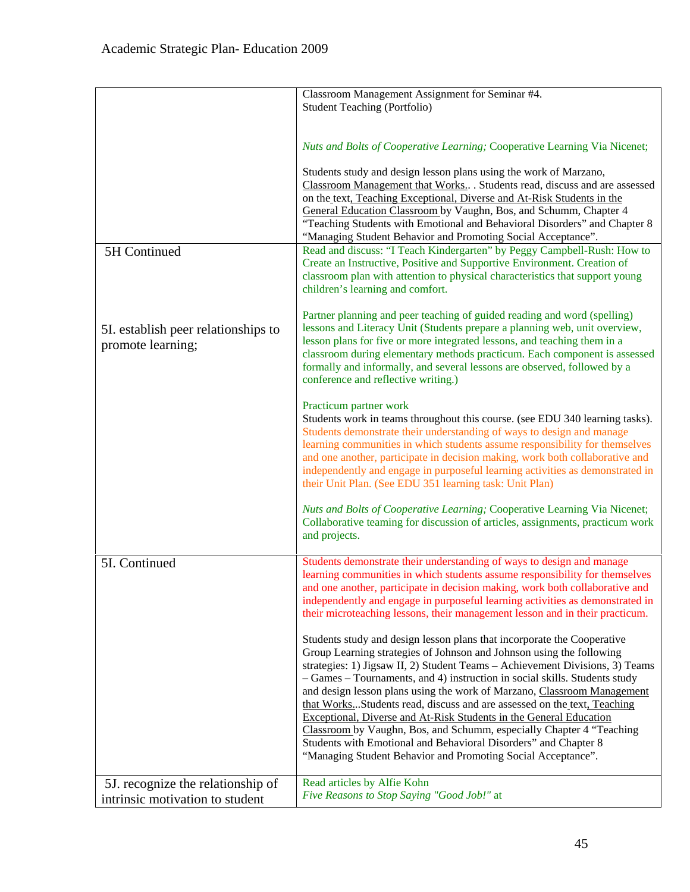| | |
|---|---|
| | Classroom Management Assignment for Seminar #4.<br>Student Teaching (Portfolio)<br><br>*Nuts and Bolts of Cooperative Learning;* Cooperative Learning Via Nicenet;<br><br>Students study and design lesson plans using the work of Marzano, Classroom Management that Works.. . Students read, discuss and are assessed on the text, Teaching Exceptional, Diverse and At-Risk Students in the General Education Classroom by Vaughn, Bos, and Schumm, Chapter 4 "Teaching Students with Emotional and Behavioral Disorders" and Chapter 8 "Managing Student Behavior and Promoting Social Acceptance". |
| 5H Continued<br><br>5I. establish peer relationships to promote learning; | Read and discuss: "I Teach Kindergarten" by Peggy Campbell-Rush: How to Create an Instructive, Positive and Supportive Environment. Creation of classroom plan with attention to physical characteristics that support young children's learning and comfort.<br><br>Partner planning and peer teaching of guided reading and word (spelling) lessons and Literacy Unit (Students prepare a planning web, unit overview, lesson plans for five or more integrated lessons, and teaching them in a classroom during elementary methods practicum. Each component is assessed formally and informally, and several lessons are observed, followed by a conference and reflective writing.)<br><br>Practicum partner work<br>Students work in teams throughout this course. (see EDU 340 learning tasks).<br>Students demonstrate their understanding of ways to design and manage learning communities in which students assume responsibility for themselves and one another, participate in decision making, work both collaborative and independently and engage in purposeful learning activities as demonstrated in their Unit Plan. (See EDU 351 learning task: Unit Plan)<br><br>*Nuts and Bolts of Cooperative Learning;* Cooperative Learning Via Nicenet; Collaborative teaming for discussion of articles, assignments, practicum work and projects. |
| 5I. Continued | Students demonstrate their understanding of ways to design and manage learning communities in which students assume responsibility for themselves and one another, participate in decision making, work both collaborative and independently and engage in purposeful learning activities as demonstrated in their microteaching lessons, their management lesson and in their practicum.<br><br>Students study and design lesson plans that incorporate the Cooperative Group Learning strategies of Johnson and Johnson using the following strategies: 1) Jigsaw II, 2) Student Teams – Achievement Divisions, 3) Teams – Games – Tournaments, and 4) instruction in social skills. Students study and design lesson plans using the work of Marzano, Classroom Management that Works...Students read, discuss and are assessed on the text, Teaching Exceptional, Diverse and At-Risk Students in the General Education Classroom by Vaughn, Bos, and Schumm, especially Chapter 4 "Teaching Students with Emotional and Behavioral Disorders" and Chapter 8 "Managing Student Behavior and Promoting Social Acceptance". |
| 5J. recognize the relationship of intrinsic motivation to student | Read articles by Alfie Kohn<br>*Five Reasons to Stop Saying "Good Job!"* at |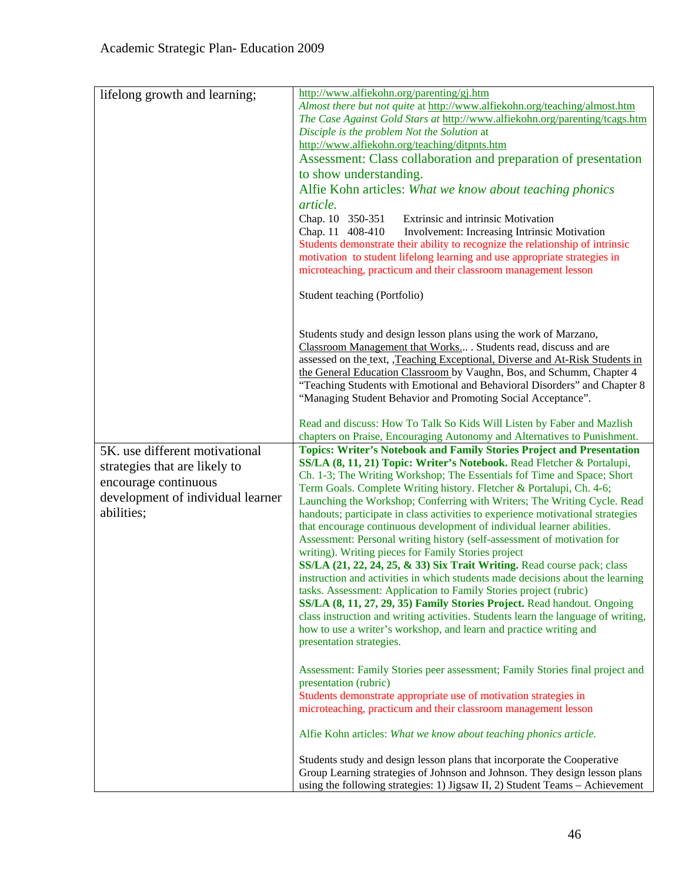| | |
|---|---|
| lifelong growth and learning; | http://www.alfiekohn.org/parenting/gj.htm<br>*Almost there but not quite* at http://www.alfiekohn.org/teaching/almost.htm<br>*The Case Against Gold Stars at* http://www.alfiekohn.org/parenting/tcags.htm<br>*Disciple is the problem Not the Solution* at<br>http://www.alfiekohn.org/teaching/ditpnts.htm<br>Assessment: Class collaboration and preparation of presentation to show understanding.<br>Alfie Kohn articles: *What we know about teaching phonics article.*<br>Chap. 10 350-351 Extrinsic and intrinsic Motivation<br>Chap. 11 408-410 Involvement: Increasing Intrinsic Motivation<br>Students demonstrate their ability to recognize the relationship of intrinsic motivation to student lifelong learning and use appropriate strategies in microteaching, practicum and their classroom management lesson<br><br>Student teaching (Portfolio)<br><br>Students study and design lesson plans using the work of Marzano, Classroom Management that Works... . Students read, discuss and are assessed on the text, ,Teaching Exceptional, Diverse and At-Risk Students in the General Education Classroom by Vaughn, Bos, and Schumm, Chapter 4 "Teaching Students with Emotional and Behavioral Disorders" and Chapter 8 "Managing Student Behavior and Promoting Social Acceptance".<br><br>Read and discuss: How To Talk So Kids Will Listen by Faber and Mazlish chapters on Praise, Encouraging Autonomy and Alternatives to Punishment. |
| 5K. use different motivational strategies that are likely to encourage continuous development of individual learner abilities; | **Topics: Writer's Notebook and Family Stories Project and Presentation**<br>**SS/LA (8, 11, 21) Topic: Writer's Notebook.** Read Fletcher & Portalupi, Ch. 1-3; The Writing Workshop; The Essentials fof Time and Space; Short Term Goals. Complete Writing history. Fletcher & Portalupi, Ch. 4-6; Launching the Workshop; Conferring with Writers; The Writing Cycle. Read handouts; participate in class activities to experience motivational strategies that encourage continuous development of individual learner abilities. Assessment: Personal writing history (self-assessment of motivation for writing). Writing pieces for Family Stories project<br>**SS/LA (21, 22, 24, 25, & 33) Six Trait Writing.** Read course pack; class instruction and activities in which students made decisions about the learning tasks. Assessment: Application to Family Stories project (rubric)<br>**SS/LA (8, 11, 27, 29, 35) Family Stories Project.** Read handout. Ongoing class instruction and writing activities. Students learn the language of writing, how to use a writer's workshop, and learn and practice writing and presentation strategies.<br><br>Assessment: Family Stories peer assessment; Family Stories final project and presentation (rubric)<br>Students demonstrate appropriate use of motivation strategies in microteaching, practicum and their classroom management lesson<br><br>Alfie Kohn articles: *What we know about teaching phonics article.*<br><br>Students study and design lesson plans that incorporate the Cooperative Group Learning strategies of Johnson and Johnson. They design lesson plans using the following strategies: 1) Jigsaw II, 2) Student Teams – Achievement |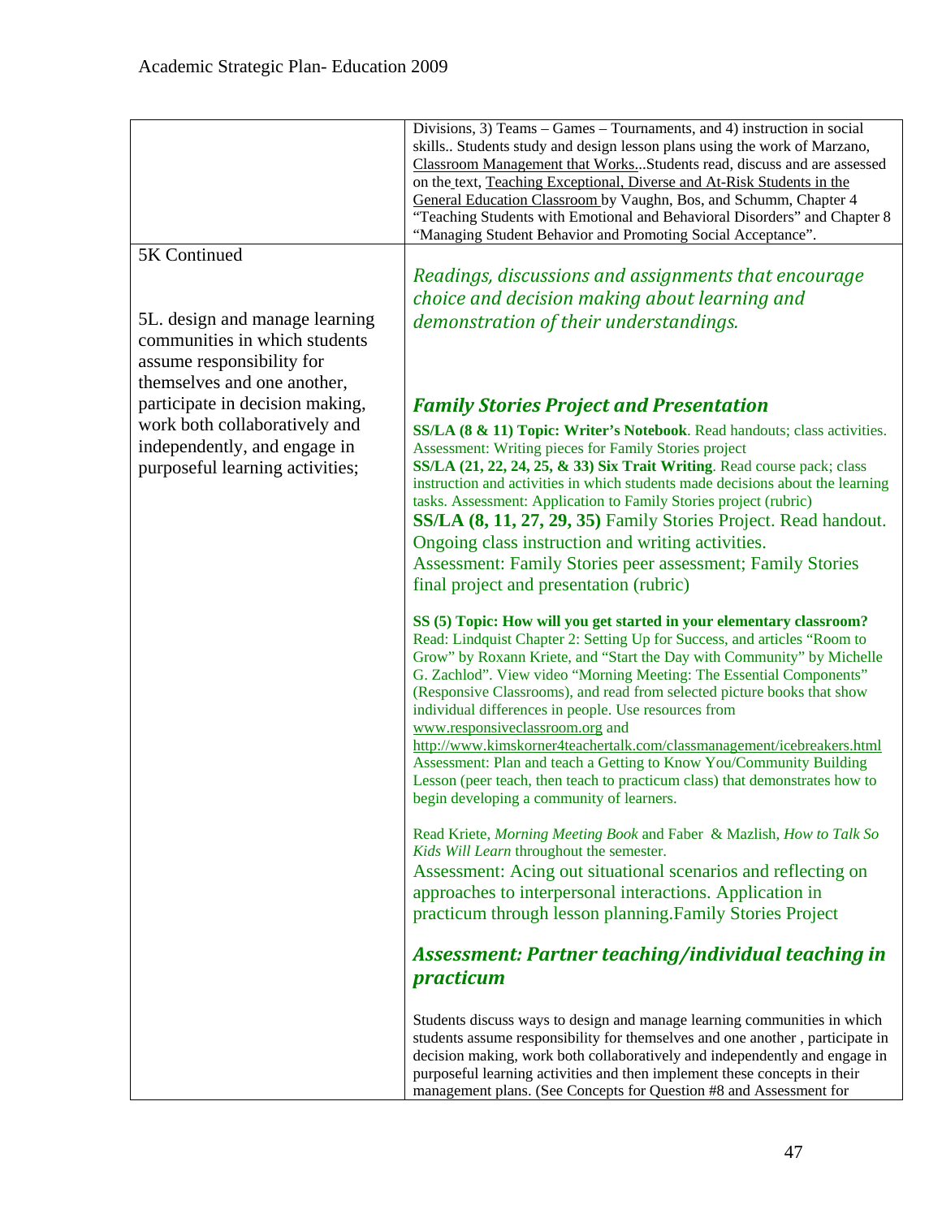| | |
|---|---|
| | Divisions, 3) Teams – Games – Tournaments, and 4) instruction in social skills.. Students study and design lesson plans using the work of Marzano, Classroom Management that Works...Students read, discuss and are assessed on the text, Teaching Exceptional, Diverse and At-Risk Students in the General Education Classroom by Vaughn, Bos, and Schumm, Chapter 4 "Teaching Students with Emotional and Behavioral Disorders" and Chapter 8 "Managing Student Behavior and Promoting Social Acceptance". |
| 5K Continued<br><br>5L. design and manage learning communities in which students assume responsibility for themselves and one another, participate in decision making, work both collaboratively and independently, and engage in purposeful learning activities; | *Readings, discussions and assignments that encourage choice and decision making about learning and demonstration of their understandings.*<br><br>***Family Stories Project and Presentation***<br>**SS/LA (8 & 11) Topic: Writer's Notebook**. Read handouts; class activities. Assessment: Writing pieces for Family Stories project<br>**SS/LA (21, 22, 24, 25, & 33) Six Trait Writing**. Read course pack; class instruction and activities in which students made decisions about the learning tasks. Assessment: Application to Family Stories project (rubric)<br>**SS/LA (8, 11, 27, 29, 35)** Family Stories Project. Read handout. Ongoing class instruction and writing activities. Assessment: Family Stories peer assessment; Family Stories final project and presentation (rubric)<br><br>**SS (5) Topic: How will you get started in your elementary classroom?** Read: Lindquist Chapter 2: Setting Up for Success, and articles "Room to Grow" by Roxann Kriete, and "Start the Day with Community" by Michelle G. Zachlod". View video "Morning Meeting: The Essential Components" (Responsive Classrooms), and read from selected picture books that show individual differences in people. Use resources from www.responsiveclassroom.org and http://www.kimskorner4teachertalk.com/classmanagement/icebreakers.html Assessment: Plan and teach a Getting to Know You/Community Building Lesson (peer teach, then teach to practicum class) that demonstrates how to begin developing a community of learners.<br><br>Read Kriete, *Morning Meeting Book* and Faber & Mazlish, *How to Talk So Kids Will Learn* throughout the semester.<br>Assessment: Acing out situational scenarios and reflecting on approaches to interpersonal interactions. Application in practicum through lesson planning.Family Stories Project<br><br>***Assessment: Partner teaching/individual teaching in practicum***<br><br>Students discuss ways to design and manage learning communities in which students assume responsibility for themselves and one another , participate in decision making, work both collaboratively and independently and engage in purposeful learning activities and then implement these concepts in their management plans. (See Concepts for Question #8 and Assessment for |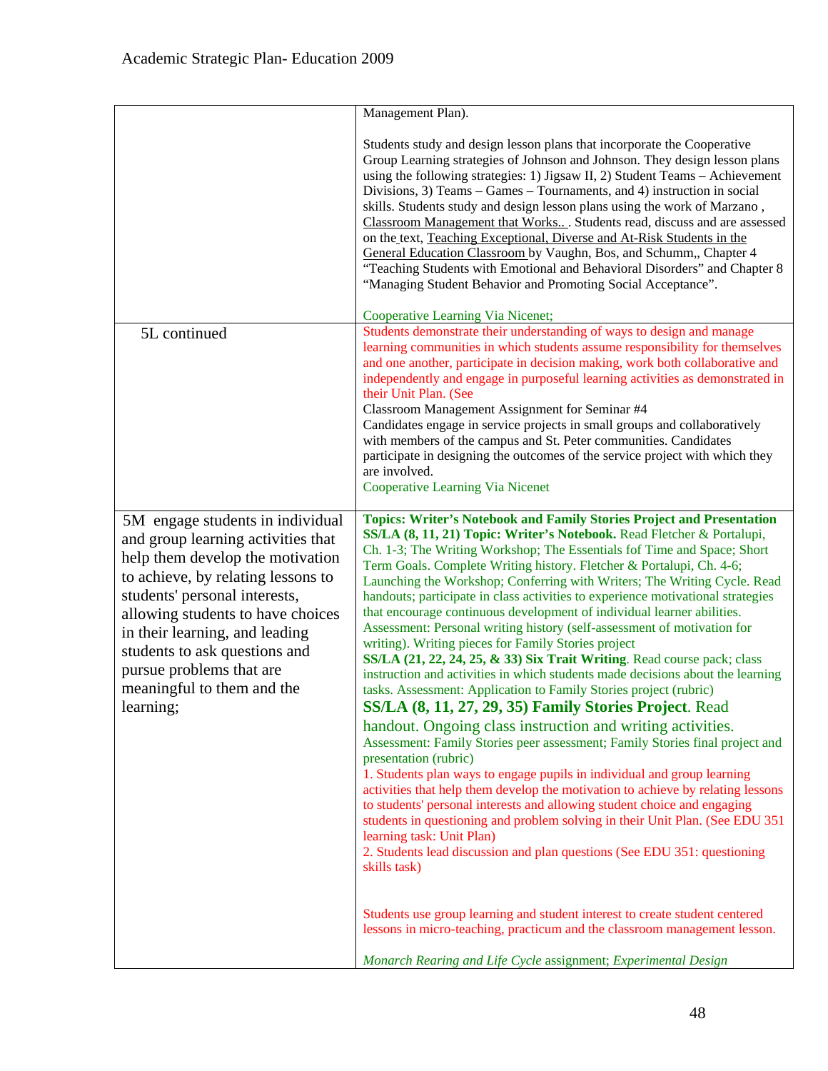| | |
|---|---|
| | Management Plan).<br><br>Students study and design lesson plans that incorporate the Cooperative Group Learning strategies of Johnson and Johnson. They design lesson plans using the following strategies: 1) Jigsaw II, 2) Student Teams – Achievement Divisions, 3) Teams – Games – Tournaments, and 4) instruction in social skills. Students study and design lesson plans using the work of Marzano , Classroom Management that Works.. . Students read, discuss and are assessed on the text, Teaching Exceptional, Diverse and At-Risk Students in the General Education Classroom by Vaughn, Bos, and Schumm,, Chapter 4 "Teaching Students with Emotional and Behavioral Disorders" and Chapter 8 "Managing Student Behavior and Promoting Social Acceptance".<br><br>Cooperative Learning Via Nicenet; |
| 5L continued | Students demonstrate their understanding of ways to design and manage learning communities in which students assume responsibility for themselves and one another, participate in decision making, work both collaborative and independently and engage in purposeful learning activities as demonstrated in their Unit Plan. (See<br>Classroom Management Assignment for Seminar #4<br>Candidates engage in service projects in small groups and collaboratively with members of the campus and St. Peter communities. Candidates participate in designing the outcomes of the service project with which they are involved.<br>Cooperative Learning Via Nicenet |
| 5M engage students in individual and group learning activities that help them develop the motivation to achieve, by relating lessons to students' personal interests, allowing students to have choices in their learning, and leading students to ask questions and pursue problems that are meaningful to them and the learning; | **Topics: Writer's Notebook and Family Stories Project and Presentation**<br>**SS/LA (8, 11, 21) Topic: Writer's Notebook.** Read Fletcher & Portalupi, Ch. 1-3; The Writing Workshop; The Essentials fof Time and Space; Short Term Goals. Complete Writing history. Fletcher & Portalupi, Ch. 4-6; Launching the Workshop; Conferring with Writers; The Writing Cycle. Read handouts; participate in class activities to experience motivational strategies that encourage continuous development of individual learner abilities. Assessment: Personal writing history (self-assessment of motivation for writing). Writing pieces for Family Stories project<br>**SS/LA (21, 22, 24, 25, & 33) Six Trait Writing**. Read course pack; class instruction and activities in which students made decisions about the learning tasks. Assessment: Application to Family Stories project (rubric)<br>**SS/LA (8, 11, 27, 29, 35) Family Stories Project**. Read handout. Ongoing class instruction and writing activities.<br>Assessment: Family Stories peer assessment; Family Stories final project and presentation (rubric)<br>1. Students plan ways to engage pupils in individual and group learning activities that help them develop the motivation to achieve by relating lessons to students' personal interests and allowing student choice and engaging students in questioning and problem solving in their Unit Plan. (See EDU 351 learning task: Unit Plan)<br>2. Students lead discussion and plan questions (See EDU 351: questioning skills task)<br><br>Students use group learning and student interest to create student centered lessons in micro-teaching, practicum and the classroom management lesson.<br><br>*Monarch Rearing and Life Cycle* assignment; *Experimental Design* |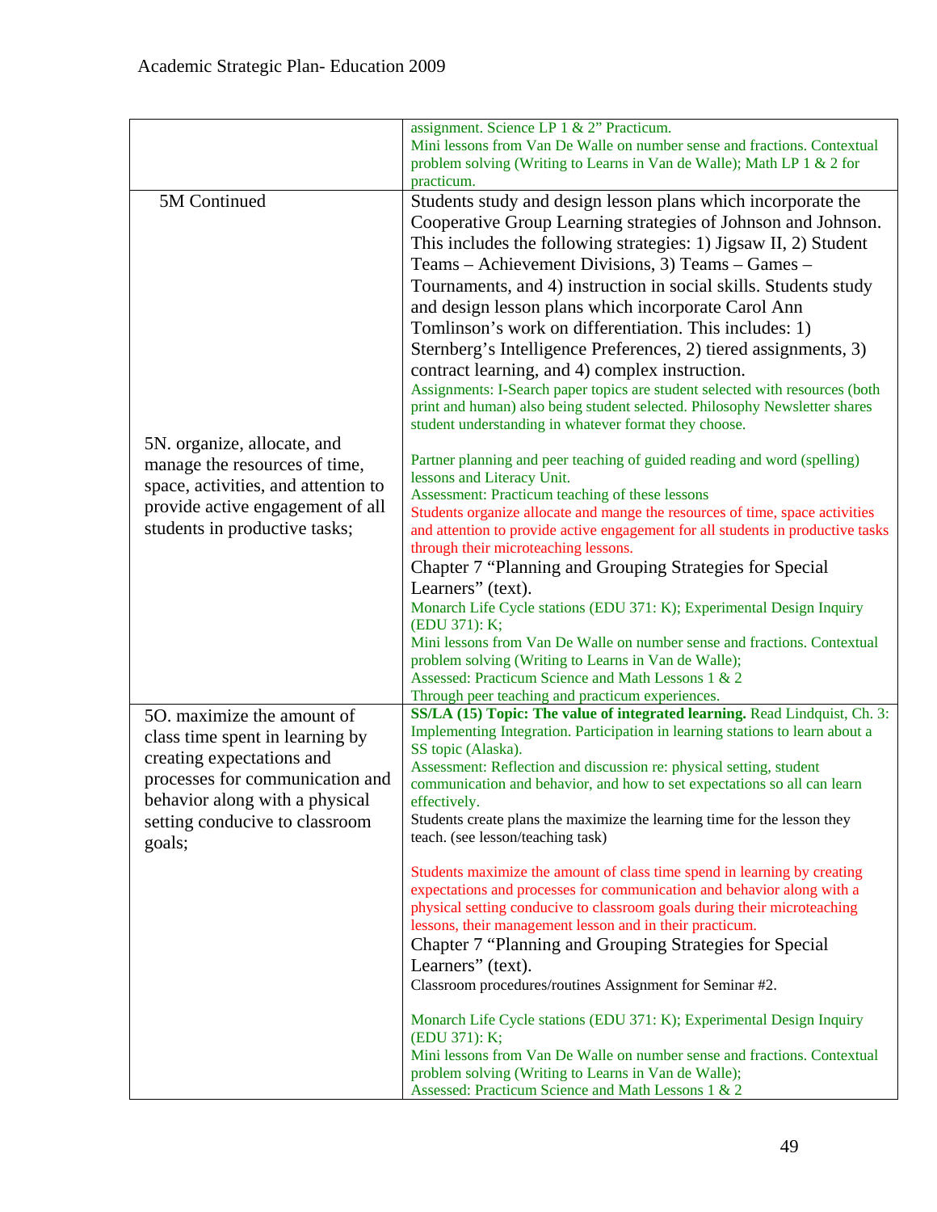| | |
|---|---|
| | assignment. Science LP 1 & 2" Practicum.<br>Mini lessons from Van De Walle on number sense and fractions. Contextual problem solving (Writing to Learns in Van de Walle); Math LP 1 & 2 for practicum. |
| 5M Continued<br><br>5N. organize, allocate, and manage the resources of time, space, activities, and attention to provide active engagement of all students in productive tasks; | Students study and design lesson plans which incorporate the Cooperative Group Learning strategies of Johnson and Johnson. This includes the following strategies: 1) Jigsaw II, 2) Student Teams – Achievement Divisions, 3) Teams – Games – Tournaments, and 4) instruction in social skills. Students study and design lesson plans which incorporate Carol Ann Tomlinson's work on differentiation. This includes: 1) Sternberg's Intelligence Preferences, 2) tiered assignments, 3) contract learning, and 4) complex instruction.<br>Assignments: I-Search paper topics are student selected with resources (both print and human) also being student selected. Philosophy Newsletter shares student understanding in whatever format they choose.<br><br>Partner planning and peer teaching of guided reading and word (spelling) lessons and Literacy Unit.<br>Assessment: Practicum teaching of these lessons<br>Students organize allocate and mange the resources of time, space activities and attention to provide active engagement for all students in productive tasks through their microteaching lessons.<br>Chapter 7 "Planning and Grouping Strategies for Special Learners" (text).<br>Monarch Life Cycle stations (EDU 371: K); Experimental Design Inquiry (EDU 371): K;<br>Mini lessons from Van De Walle on number sense and fractions. Contextual problem solving (Writing to Learns in Van de Walle);<br>Assessed: Practicum Science and Math Lessons 1 & 2<br>Through peer teaching and practicum experiences. |
| 5O. maximize the amount of class time spent in learning by creating expectations and processes for communication and behavior along with a physical setting conducive to classroom goals; | **SS/LA (15) Topic: The value of integrated learning.** Read Lindquist, Ch. 3: Implementing Integration. Participation in learning stations to learn about a SS topic (Alaska).<br>Assessment: Reflection and discussion re: physical setting, student communication and behavior, and how to set expectations so all can learn effectively.<br>Students create plans the maximize the learning time for the lesson they teach. (see lesson/teaching task)<br><br>Students maximize the amount of class time spend in learning by creating expectations and processes for communication and behavior along with a physical setting conducive to classroom goals during their microteaching lessons, their management lesson and in their practicum.<br>Chapter 7 "Planning and Grouping Strategies for Special Learners" (text).<br>Classroom procedures/routines Assignment for Seminar #2.<br><br>Monarch Life Cycle stations (EDU 371: K); Experimental Design Inquiry (EDU 371): K;<br>Mini lessons from Van De Walle on number sense and fractions. Contextual problem solving (Writing to Learns in Van de Walle);<br>Assessed: Practicum Science and Math Lessons 1 & 2 |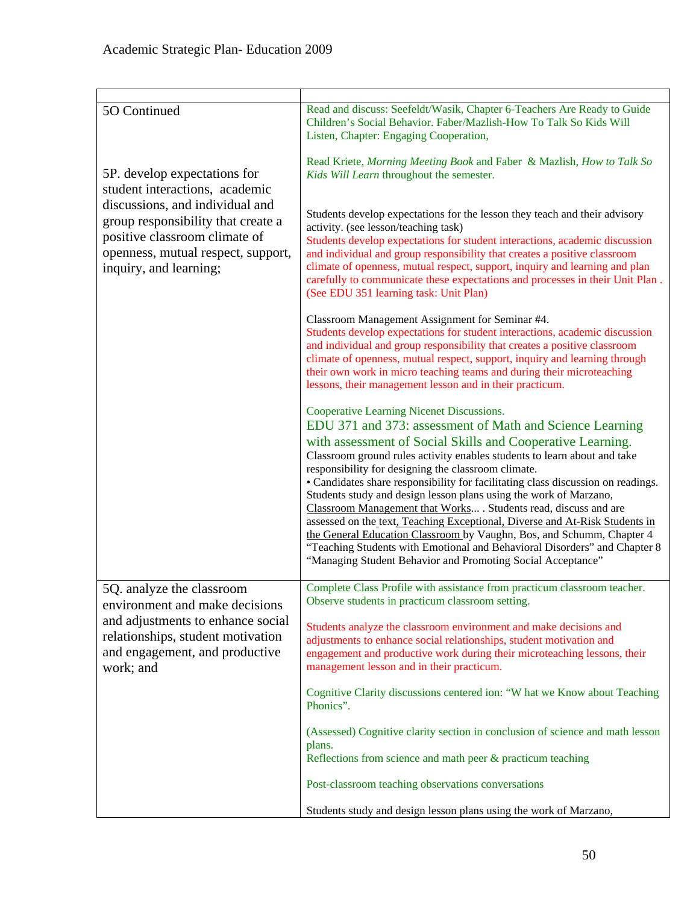| | |
|---|---|
| 5O Continued<br><br>5P. develop expectations for student interactions, academic discussions, and individual and group responsibility that create a positive classroom climate of openness, mutual respect, support, inquiry, and learning; | Read and discuss: Seefeldt/Wasik, Chapter 6-Teachers Are Ready to Guide Children's Social Behavior. Faber/Mazlish-How To Talk So Kids Will Listen, Chapter: Engaging Cooperation,<br><br>Read Kriete, *Morning Meeting Book* and Faber & Mazlish, *How to Talk So Kids Will Learn* throughout the semester.<br><br>Students develop expectations for the lesson they teach and their advisory activity. (see lesson/teaching task)<br>Students develop expectations for student interactions, academic discussion and individual and group responsibility that creates a positive classroom climate of openness, mutual respect, support, inquiry and learning and plan carefully to communicate these expectations and processes in their Unit Plan . (See EDU 351 learning task: Unit Plan)<br><br>Classroom Management Assignment for Seminar #4.<br>Students develop expectations for student interactions, academic discussion and individual and group responsibility that creates a positive classroom climate of openness, mutual respect, support, inquiry and learning through their own work in micro teaching teams and during their microteaching lessons, their management lesson and in their practicum.<br><br>Cooperative Learning Nicenet Discussions.<br>EDU 371 and 373: assessment of Math and Science Learning with assessment of Social Skills and Cooperative Learning.<br>Classroom ground rules activity enables students to learn about and take responsibility for designing the classroom climate.<br>• Candidates share responsibility for facilitating class discussion on readings. Students study and design lesson plans using the work of Marzano, Classroom Management that Works... . Students read, discuss and are assessed on the text, Teaching Exceptional, Diverse and At-Risk Students in the General Education Classroom by Vaughn, Bos, and Schumm, Chapter 4 "Teaching Students with Emotional and Behavioral Disorders" and Chapter 8 "Managing Student Behavior and Promoting Social Acceptance" |
| 5Q. analyze the classroom environment and make decisions and adjustments to enhance social relationships, student motivation and engagement, and productive work; and | Complete Class Profile with assistance from practicum classroom teacher. Observe students in practicum classroom setting.<br><br>Students analyze the classroom environment and make decisions and adjustments to enhance social relationships, student motivation and engagement and productive work during their microteaching lessons, their management lesson and in their practicum.<br><br>Cognitive Clarity discussions centered ion: "W hat we Know about Teaching Phonics".<br><br>(Assessed) Cognitive clarity section in conclusion of science and math lesson plans.<br>Reflections from science and math peer & practicum teaching<br><br>Post-classroom teaching observations conversations<br><br>Students study and design lesson plans using the work of Marzano, |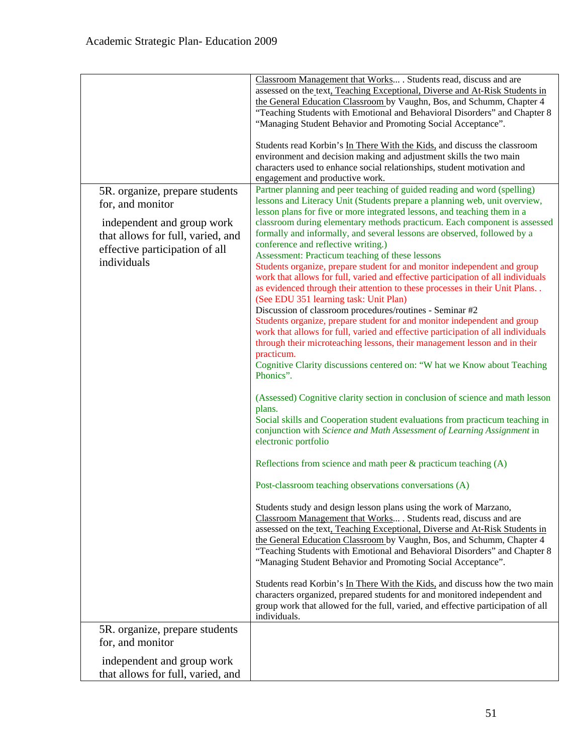| | |
|---|---|
| | Classroom Management that Works... . Students read, discuss and are assessed on the text, Teaching Exceptional, Diverse and At-Risk Students in the General Education Classroom by Vaughn, Bos, and Schumm, Chapter 4 "Teaching Students with Emotional and Behavioral Disorders" and Chapter 8 "Managing Student Behavior and Promoting Social Acceptance".<br><br>Students read Korbin's In There With the Kids, and discuss the classroom environment and decision making and adjustment skills the two main characters used to enhance social relationships, student motivation and engagement and productive work. |
| 5R. organize, prepare students for, and monitor<br><br>independent and group work that allows for full, varied, and effective participation of all individuals | Partner planning and peer teaching of guided reading and word (spelling) lessons and Literacy Unit (Students prepare a planning web, unit overview, lesson plans for five or more integrated lessons, and teaching them in a classroom during elementary methods practicum. Each component is assessed formally and informally, and several lessons are observed, followed by a conference and reflective writing.)<br>Assessment: Practicum teaching of these lessons<br>Students organize, prepare student for and monitor independent and group work that allows for full, varied and effective participation of all individuals as evidenced through their attention to these processes in their Unit Plans. . (See EDU 351 learning task: Unit Plan)<br>Discussion of classroom procedures/routines - Seminar #2<br>Students organize, prepare student for and monitor independent and group work that allows for full, varied and effective participation of all individuals through their microteaching lessons, their management lesson and in their practicum.<br>Cognitive Clarity discussions centered on: "W hat we Know about Teaching Phonics".<br><br>(Assessed) Cognitive clarity section in conclusion of science and math lesson plans.<br>Social skills and Cooperation student evaluations from practicum teaching in conjunction with *Science and Math Assessment of Learning Assignment* in electronic portfolio<br><br>Reflections from science and math peer & practicum teaching (A)<br><br>Post-classroom teaching observations conversations (A)<br><br>Students study and design lesson plans using the work of Marzano, Classroom Management that Works... . Students read, discuss and are assessed on the text, Teaching Exceptional, Diverse and At-Risk Students in the General Education Classroom by Vaughn, Bos, and Schumm, Chapter 4 "Teaching Students with Emotional and Behavioral Disorders" and Chapter 8 "Managing Student Behavior and Promoting Social Acceptance".<br><br>Students read Korbin's In There With the Kids, and discuss how the two main characters organized, prepared students for and monitored independent and group work that allowed for the full, varied, and effective participation of all individuals. |
| 5R. organize, prepare students for, and monitor<br><br>independent and group work that allows for full, varied, and | |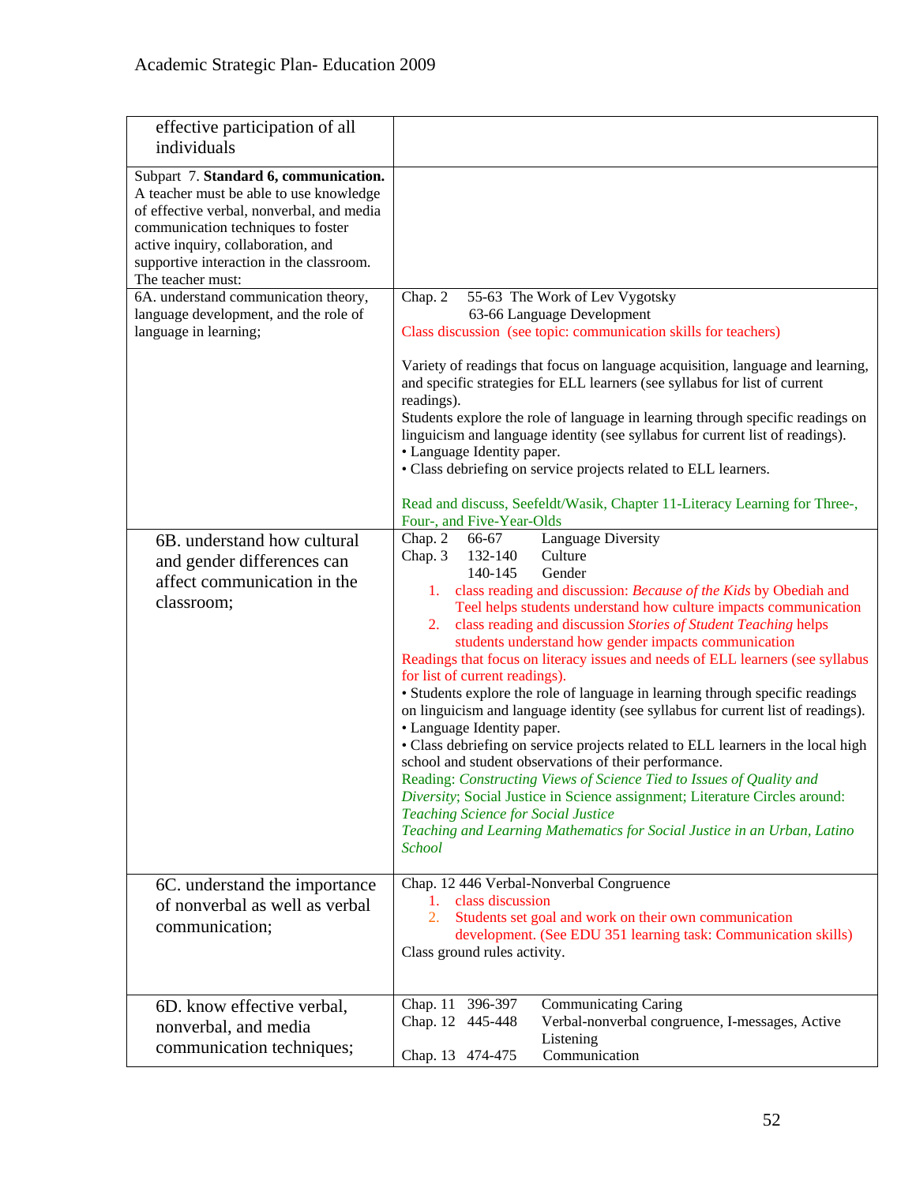| | |
|---|---|
| effective participation of all individuals | |
| Subpart 7. **Standard 6, communication.** A teacher must be able to use knowledge of effective verbal, nonverbal, and media communication techniques to foster active inquiry, collaboration, and supportive interaction in the classroom. The teacher must: | |
| 6A. understand communication theory, language development, and the role of language in learning; | Chap. 2 55-63 The Work of Lev Vygotsky<br>63-66 Language Development<br>Class discussion (see topic: communication skills for teachers)<br><br>Variety of readings that focus on language acquisition, language and learning, and specific strategies for ELL learners (see syllabus for list of current readings).<br>Students explore the role of language in learning through specific readings on linguicism and language identity (see syllabus for current list of readings).<br>• Language Identity paper.<br>• Class debriefing on service projects related to ELL learners.<br><br>Read and discuss, Seefeldt/Wasik, Chapter 11-Literacy Learning for Three-, Four-, and Five-Year-Olds |
| 6B. understand how cultural and gender differences can affect communication in the classroom; | Chap. 2 66-67 Language Diversity<br>Chap. 3 132-140 Culture<br>140-145 Gender<br>1. class reading and discussion: *Because of the Kids* by Obediah and Teel helps students understand how culture impacts communication<br>2. class reading and discussion *Stories of Student Teaching* helps students understand how gender impacts communication<br>Readings that focus on literacy issues and needs of ELL learners (see syllabus for list of current readings).<br>• Students explore the role of language in learning through specific readings on linguicism and language identity (see syllabus for current list of readings).<br>• Language Identity paper.<br>• Class debriefing on service projects related to ELL learners in the local high school and student observations of their performance.<br>Reading: *Constructing Views of Science Tied to Issues of Quality and Diversity*; Social Justice in Science assignment; Literature Circles around: *Teaching Science for Social Justice*<br>*Teaching and Learning Mathematics for Social Justice in an Urban, Latino School* |
| 6C. understand the importance of nonverbal as well as verbal communication; | Chap. 12 446 Verbal-Nonverbal Congruence<br>1. class discussion<br>2. Students set goal and work on their own communication development. (See EDU 351 learning task: Communication skills)<br>Class ground rules activity. |
| 6D. know effective verbal, nonverbal, and media communication techniques; | Chap. 11 396-397 Communicating Caring<br>Chap. 12 445-448 Verbal-nonverbal congruence, I-messages, Active Listening<br>Chap. 13 474-475 Communication |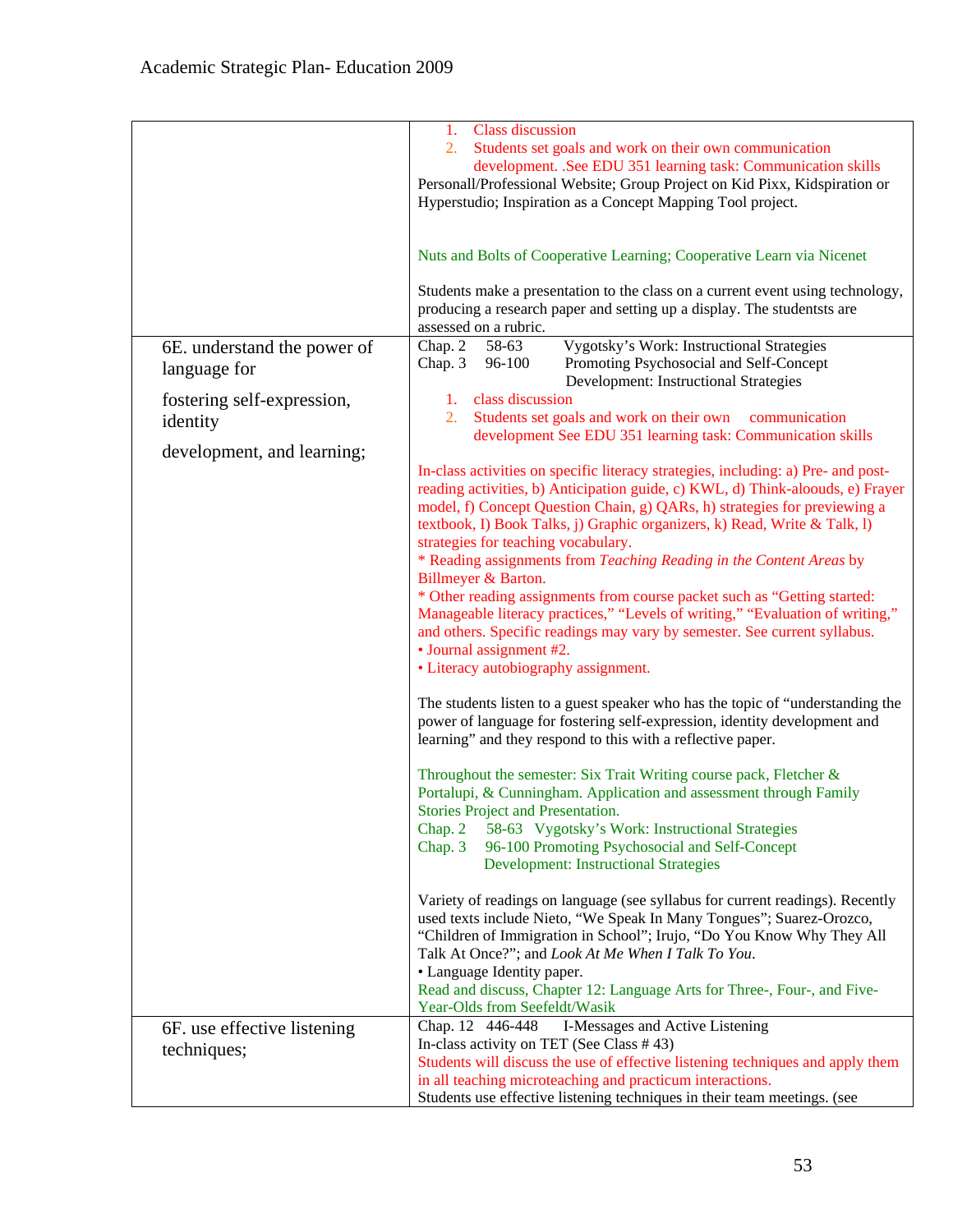| | |
|---|---|
| | 1. Class discussion<br>2. Students set goals and work on their own communication development. .See EDU 351 learning task: Communication skills<br>Personall/Professional Website; Group Project on Kid Pixx, Kidspiration or Hyperstudio; Inspiration as a Concept Mapping Tool project.<br><br>Nuts and Bolts of Cooperative Learning; Cooperative Learn via Nicenet<br><br>Students make a presentation to the class on a current event using technology, producing a research paper and setting up a display. The studentsts are assessed on a rubric. |
| 6E. understand the power of language for<br><br>fostering self-expression, identity<br><br>development, and learning; | Chap. 2 58-63 Vygotsky's Work: Instructional Strategies<br>Chap. 3 96-100 Promoting Psychosocial and Self-Concept Development: Instructional Strategies<br>1. class discussion<br>2. Students set goals and work on their own communication development See EDU 351 learning task: Communication skills<br><br>In-class activities on specific literacy strategies, including: a) Pre- and post-reading activities, b) Anticipation guide, c) KWL, d) Think-aloouds, e) Frayer model, f) Concept Question Chain, g) QARs, h) strategies for previewing a textbook, I) Book Talks, j) Graphic organizers, k) Read, Write & Talk, l) strategies for teaching vocabulary.<br>* Reading assignments from *Teaching Reading in the Content Areas* by Billmeyer & Barton.<br>* Other reading assignments from course packet such as "Getting started: Manageable literacy practices," "Levels of writing," "Evaluation of writing," and others. Specific readings may vary by semester. See current syllabus.<br>• Journal assignment #2.<br>• Literacy autobiography assignment.<br><br>The students listen to a guest speaker who has the topic of "understanding the power of language for fostering self-expression, identity development and learning" and they respond to this with a reflective paper.<br><br>Throughout the semester: Six Trait Writing course pack, Fletcher & Portalupi, & Cunningham. Application and assessment through Family Stories Project and Presentation.<br>Chap. 2 58-63 Vygotsky's Work: Instructional Strategies<br>Chap. 3 96-100 Promoting Psychosocial and Self-Concept Development: Instructional Strategies<br><br>Variety of readings on language (see syllabus for current readings). Recently used texts include Nieto, "We Speak In Many Tongues"; Suarez-Orozco, "Children of Immigration in School"; Irujo, "Do You Know Why They All Talk At Once?"; and *Look At Me When I Talk To You*.<br>• Language Identity paper.<br>Read and discuss, Chapter 12: Language Arts for Three-, Four-, and Five-Year-Olds from Seefeldt/Wasik |
| 6F. use effective listening techniques; | Chap. 12 446-448 I-Messages and Active Listening<br>In-class activity on TET (See Class # 43)<br>Students will discuss the use of effective listening techniques and apply them in all teaching microteaching and practicum interactions.<br>Students use effective listening techniques in their team meetings. (see |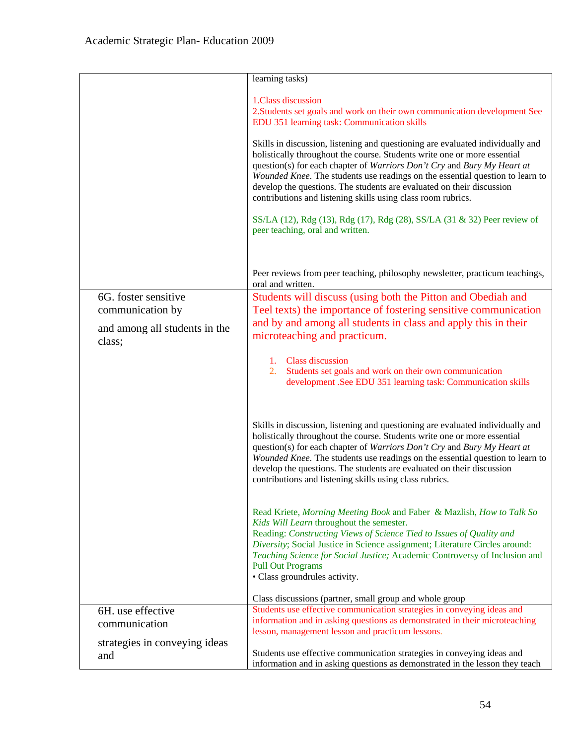| | |
|---|---|
| | learning tasks)<br><br>1.Class discussion<br>2.Students set goals and work on their own communication development See EDU 351 learning task: Communication skills<br><br>Skills in discussion, listening and questioning are evaluated individually and holistically throughout the course. Students write one or more essential question(s) for each chapter of *Warriors Don't Cry* and *Bury My Heart at Wounded Knee*. The students use readings on the essential question to learn to develop the questions. The students are evaluated on their discussion contributions and listening skills using class room rubrics.<br><br>SS/LA (12), Rdg (13), Rdg (17), Rdg (28), SS/LA (31 & 32) Peer review of peer teaching, oral and written.<br><br>Peer reviews from peer teaching, philosophy newsletter, practicum teachings, oral and written. |
| 6G. foster sensitive communication by<br><br>and among all students in the class; | Students will discuss (using both the Pitton and Obediah and Teel texts) the importance of fostering sensitive communication and by and among all students in class and apply this in their microteaching and practicum.<br><br>1. Class discussion<br>2. Students set goals and work on their own communication development .See EDU 351 learning task: Communication skills<br><br>Skills in discussion, listening and questioning are evaluated individually and holistically throughout the course. Students write one or more essential question(s) for each chapter of *Warriors Don't Cry* and *Bury My Heart at Wounded Knee*. The students use readings on the essential question to learn to develop the questions. The students are evaluated on their discussion contributions and listening skills using class rubrics.<br><br>Read Kriete, *Morning Meeting Book* and Faber & Mazlish, *How to Talk So Kids Will Learn* throughout the semester.<br>Reading: *Constructing Views of Science Tied to Issues of Quality and Diversity*; Social Justice in Science assignment; Literature Circles around: *Teaching Science for Social Justice;* Academic Controversy of Inclusion and Pull Out Programs<br>• Class groundrules activity.<br><br>Class discussions (partner, small group and whole group |
| 6H. use effective communication<br><br>strategies in conveying ideas and | Students use effective communication strategies in conveying ideas and information and in asking questions as demonstrated in their microteaching lesson, management lesson and practicum lessons.<br><br>Students use effective communication strategies in conveying ideas and information and in asking questions as demonstrated in the lesson they teach |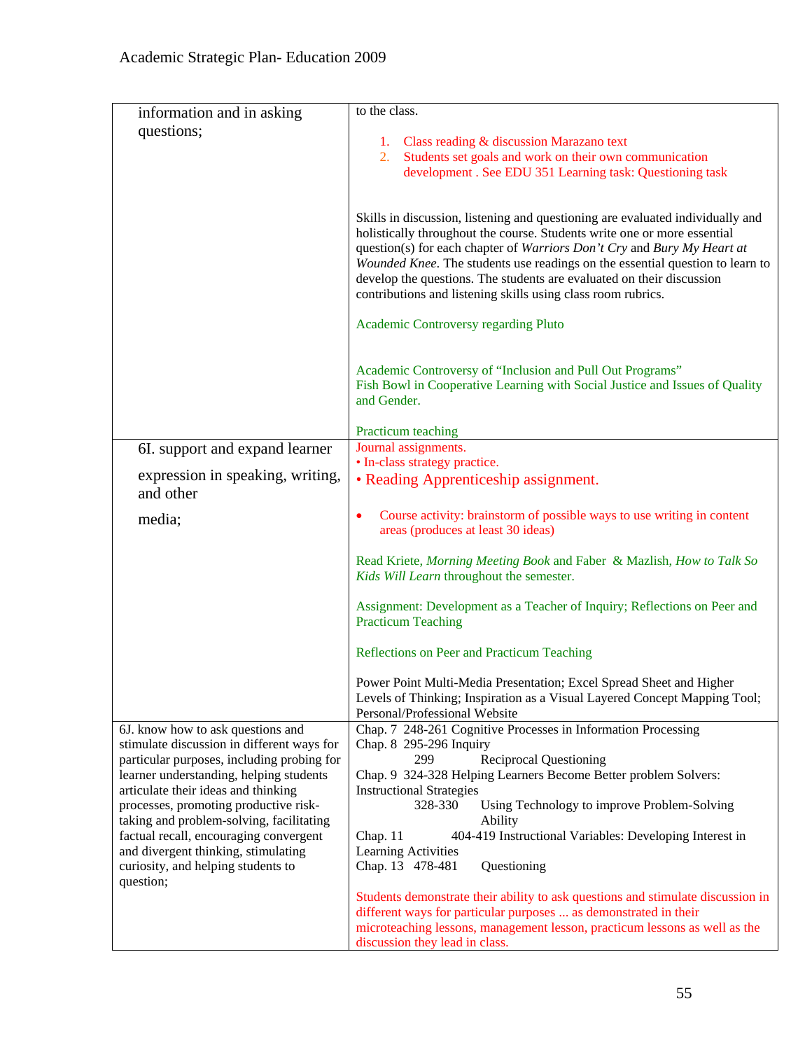| | |
|---|---|
| information and in asking questions; | to the class.<br><br>1. Class reading & discussion Marazano text<br>2. Students set goals and work on their own communication development . See EDU 351 Learning task: Questioning task<br><br>Skills in discussion, listening and questioning are evaluated individually and holistically throughout the course. Students write one or more essential question(s) for each chapter of *Warriors Don't Cry* and *Bury My Heart at Wounded Knee*. The students use readings on the essential question to learn to develop the questions. The students are evaluated on their discussion contributions and listening skills using class room rubrics.<br><br>Academic Controversy regarding Pluto<br><br>Academic Controversy of "Inclusion and Pull Out Programs"<br>Fish Bowl in Cooperative Learning with Social Justice and Issues of Quality and Gender.<br><br>Practicum teaching |
| 6I. support and expand learner expression in speaking, writing, and other media; | Journal assignments.<br>• In-class strategy practice.<br>• Reading Apprenticeship assignment.<br><br>• Course activity: brainstorm of possible ways to use writing in content areas (produces at least 30 ideas)<br><br>Read Kriete, *Morning Meeting Book* and Faber & Mazlish, *How to Talk So Kids Will Learn* throughout the semester.<br><br>Assignment: Development as a Teacher of Inquiry; Reflections on Peer and Practicum Teaching<br><br>Reflections on Peer and Practicum Teaching<br><br>Power Point Multi-Media Presentation; Excel Spread Sheet and Higher Levels of Thinking; Inspiration as a Visual Layered Concept Mapping Tool; Personal/Professional Website |
| 6J. know how to ask questions and stimulate discussion in different ways for particular purposes, including probing for learner understanding, helping students articulate their ideas and thinking processes, promoting productive risk-taking and problem-solving, facilitating factual recall, encouraging convergent and divergent thinking, stimulating curiosity, and helping students to question; | Chap. 7 248-261 Cognitive Processes in Information Processing<br>Chap. 8 295-296 Inquiry<br>299 Reciprocal Questioning<br>Chap. 9 324-328 Helping Learners Become Better problem Solvers: Instructional Strategies<br>328-330 Using Technology to improve Problem-Solving Ability<br>Chap. 11 404-419 Instructional Variables: Developing Interest in Learning Activities<br>Chap. 13 478-481 Questioning<br><br>Students demonstrate their ability to ask questions and stimulate discussion in different ways for particular purposes ... as demonstrated in their microteaching lessons, management lesson, practicum lessons as well as the discussion they lead in class. |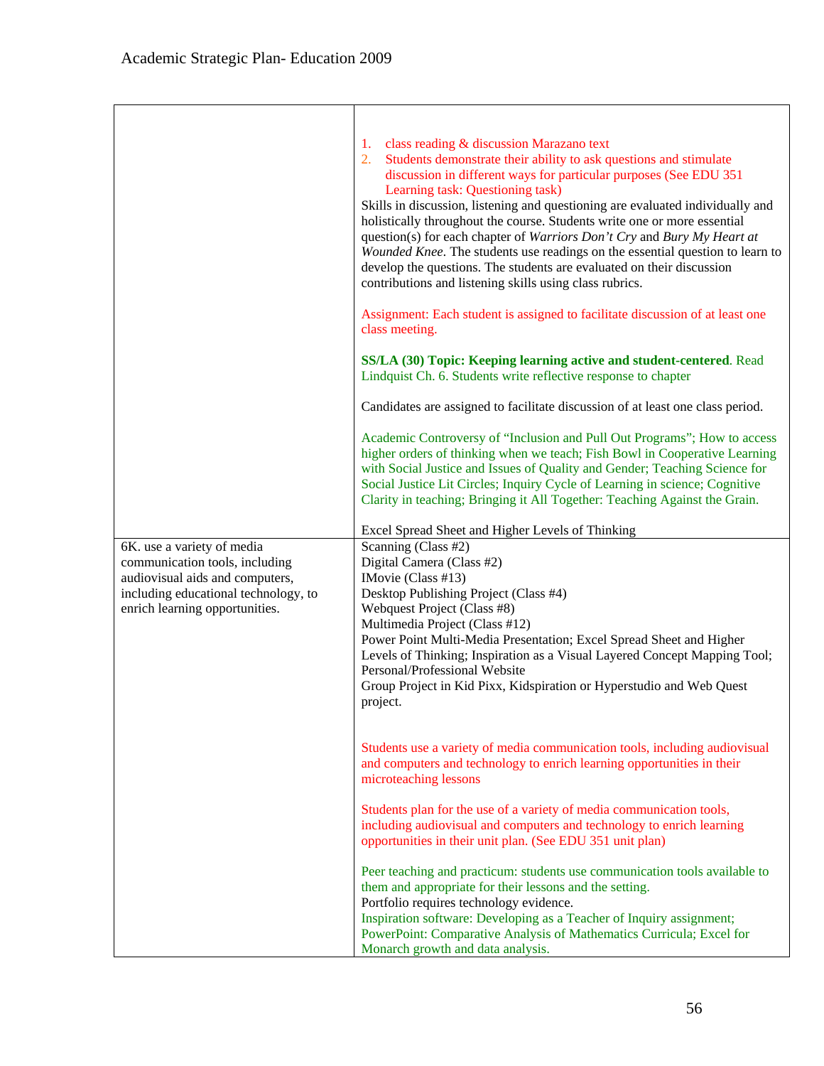| | |
|---|---|
| | 1. class reading & discussion Marazano text<br>2. Students demonstrate their ability to ask questions and stimulate discussion in different ways for particular purposes (See EDU 351 Learning task: Questioning task)<br>Skills in discussion, listening and questioning are evaluated individually and holistically throughout the course. Students write one or more essential question(s) for each chapter of *Warriors Don't Cry* and *Bury My Heart at Wounded Knee*. The students use readings on the essential question to learn to develop the questions. The students are evaluated on their discussion contributions and listening skills using class rubrics.<br><br>Assignment: Each student is assigned to facilitate discussion of at least one class meeting.<br><br>**SS/LA (30) Topic: Keeping learning active and student-centered**. Read Lindquist Ch. 6. Students write reflective response to chapter<br><br>Candidates are assigned to facilitate discussion of at least one class period.<br><br>Academic Controversy of "Inclusion and Pull Out Programs"; How to access higher orders of thinking when we teach; Fish Bowl in Cooperative Learning with Social Justice and Issues of Quality and Gender; Teaching Science for Social Justice Lit Circles; Inquiry Cycle of Learning in science; Cognitive Clarity in teaching; Bringing it All Together: Teaching Against the Grain.<br><br>Excel Spread Sheet and Higher Levels of Thinking |
| 6K. use a variety of media communication tools, including audiovisual aids and computers, including educational technology, to enrich learning opportunities. | Scanning (Class #2)<br>Digital Camera (Class #2)<br>IMovie (Class #13)<br>Desktop Publishing Project (Class #4)<br>Webquest Project (Class #8)<br>Multimedia Project (Class #12)<br>Power Point Multi-Media Presentation; Excel Spread Sheet and Higher Levels of Thinking; Inspiration as a Visual Layered Concept Mapping Tool; Personal/Professional Website<br>Group Project in Kid Pixx, Kidspiration or Hyperstudio and Web Quest project.<br><br>Students use a variety of media communication tools, including audiovisual and computers and technology to enrich learning opportunities in their microteaching lessons<br><br>Students plan for the use of a variety of media communication tools, including audiovisual and computers and technology to enrich learning opportunities in their unit plan. (See EDU 351 unit plan)<br><br>Peer teaching and practicum: students use communication tools available to them and appropriate for their lessons and the setting.<br>Portfolio requires technology evidence.<br>Inspiration software: Developing as a Teacher of Inquiry assignment; PowerPoint: Comparative Analysis of Mathematics Curricula; Excel for Monarch growth and data analysis. |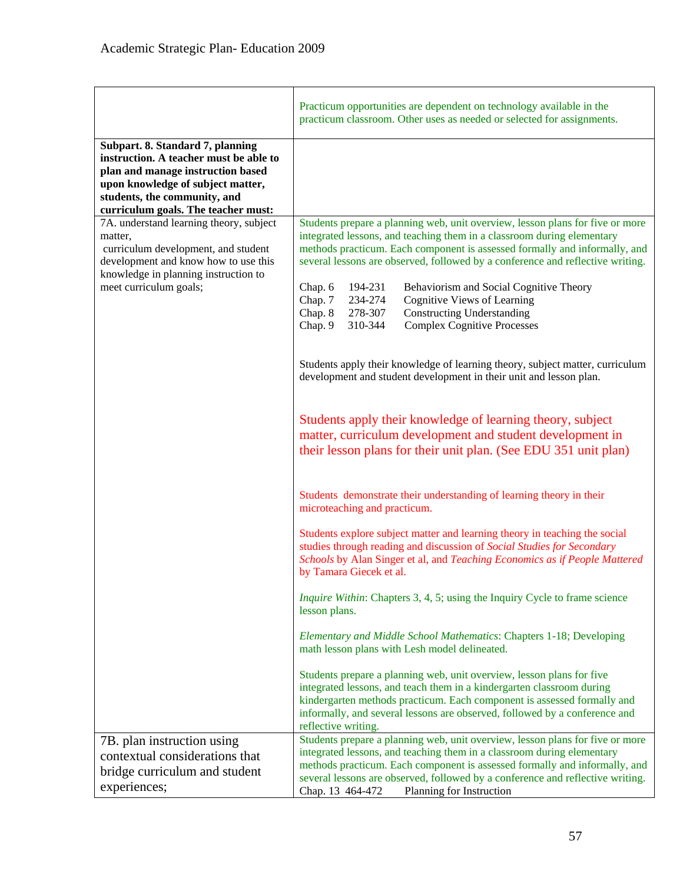| | |
|---|---|
| | Practicum opportunities are dependent on technology available in the practicum classroom. Other uses as needed or selected for assignments. |
| **Subpart. 8. Standard 7, planning instruction. A teacher must be able to plan and manage instruction based upon knowledge of subject matter, students, the community, and curriculum goals. The teacher must:** | |
| 7A. understand learning theory, subject matter, curriculum development, and student development and know how to use this knowledge in planning instruction to meet curriculum goals; | Students prepare a planning web, unit overview, lesson plans for five or more integrated lessons, and teaching them in a classroom during elementary methods practicum. Each component is assessed formally and informally, and several lessons are observed, followed by a conference and reflective writing.<br><br>Chap. 6 194-231 Behaviorism and Social Cognitive Theory<br>Chap. 7 234-274 Cognitive Views of Learning<br>Chap. 8 278-307 Constructing Understanding<br>Chap. 9 310-344 Complex Cognitive Processes<br><br>Students apply their knowledge of learning theory, subject matter, curriculum development and student development in their unit and lesson plan.<br><br>Students apply their knowledge of learning theory, subject matter, curriculum development and student development in their lesson plans for their unit plan. (See EDU 351 unit plan)<br><br>Students demonstrate their understanding of learning theory in their microteaching and practicum.<br><br>Students explore subject matter and learning theory in teaching the social studies through reading and discussion of *Social Studies for Secondary Schools* by Alan Singer et al, and *Teaching Economics as if People Mattered* by Tamara Giecek et al.<br><br>*Inquire Within*: Chapters 3, 4, 5; using the Inquiry Cycle to frame science lesson plans.<br><br>*Elementary and Middle School Mathematics*: Chapters 1-18; Developing math lesson plans with Lesh model delineated.<br><br>Students prepare a planning web, unit overview, lesson plans for five integrated lessons, and teach them in a kindergarten classroom during kindergarten methods practicum. Each component is assessed formally and informally, and several lessons are observed, followed by a conference and reflective writing. |
| 7B. plan instruction using contextual considerations that bridge curriculum and student experiences; | Students prepare a planning web, unit overview, lesson plans for five or more integrated lessons, and teaching them in a classroom during elementary methods practicum. Each component is assessed formally and informally, and several lessons are observed, followed by a conference and reflective writing.<br>Chap. 13 464-472 Planning for Instruction |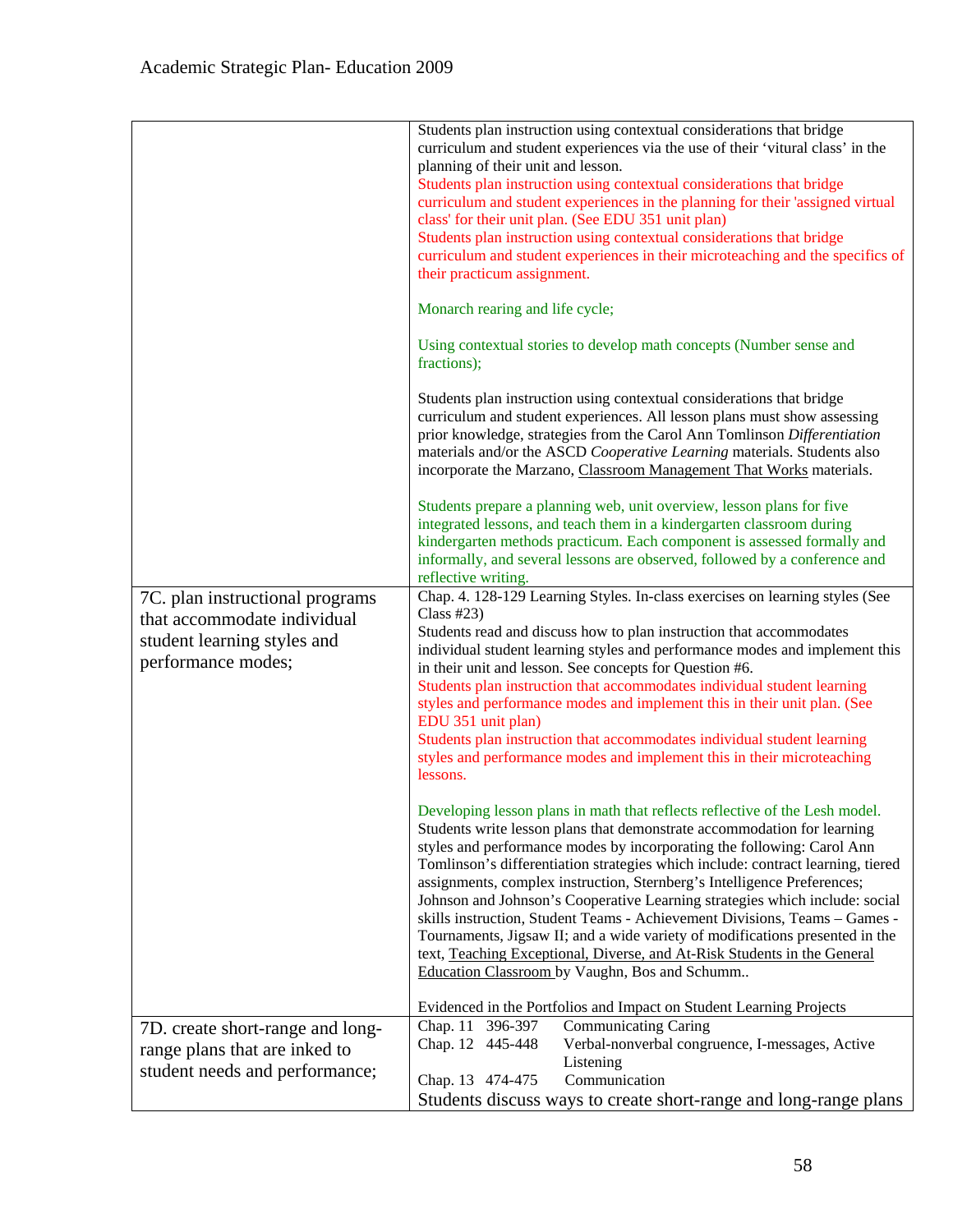| | |
|---|---|
| | Students plan instruction using contextual considerations that bridge curriculum and student experiences via the use of their 'vitural class' in the planning of their unit and lesson.<br>Students plan instruction using contextual considerations that bridge curriculum and student experiences in the planning for their 'assigned virtual class' for their unit plan. (See EDU 351 unit plan)<br>Students plan instruction using contextual considerations that bridge curriculum and student experiences in their microteaching and the specifics of their practicum assignment.<br><br>Monarch rearing and life cycle;<br><br>Using contextual stories to develop math concepts (Number sense and fractions);<br><br>Students plan instruction using contextual considerations that bridge curriculum and student experiences. All lesson plans must show assessing prior knowledge, strategies from the Carol Ann Tomlinson *Differentiation* materials and/or the ASCD *Cooperative Learning* materials. Students also incorporate the Marzano, Classroom Management That Works materials.<br><br>Students prepare a planning web, unit overview, lesson plans for five integrated lessons, and teach them in a kindergarten classroom during kindergarten methods practicum. Each component is assessed formally and informally, and several lessons are observed, followed by a conference and reflective writing. |
| 7C. plan instructional programs that accommodate individual student learning styles and performance modes; | Chap. 4. 128-129 Learning Styles. In-class exercises on learning styles (See Class #23)<br>Students read and discuss how to plan instruction that accommodates individual student learning styles and performance modes and implement this in their unit and lesson. See concepts for Question #6.<br>Students plan instruction that accommodates individual student learning styles and performance modes and implement this in their unit plan. (See EDU 351 unit plan)<br>Students plan instruction that accommodates individual student learning styles and performance modes and implement this in their microteaching lessons.<br><br>Developing lesson plans in math that reflects reflective of the Lesh model.<br>Students write lesson plans that demonstrate accommodation for learning styles and performance modes by incorporating the following: Carol Ann Tomlinson's differentiation strategies which include: contract learning, tiered assignments, complex instruction, Sternberg's Intelligence Preferences; Johnson and Johnson's Cooperative Learning strategies which include: social skills instruction, Student Teams - Achievement Divisions, Teams – Games - Tournaments, Jigsaw II; and a wide variety of modifications presented in the text, Teaching Exceptional, Diverse, and At-Risk Students in the General Education Classroom by Vaughn, Bos and Schumm..<br><br>Evidenced in the Portfolios and Impact on Student Learning Projects |
| 7D. create short-range and long-range plans that are inked to student needs and performance; | Chap. 11 396-397 Communicating Caring<br>Chap. 12 445-448 Verbal-nonverbal congruence, I-messages, Active Listening<br>Chap. 13 474-475 Communication<br>Students discuss ways to create short-range and long-range plans |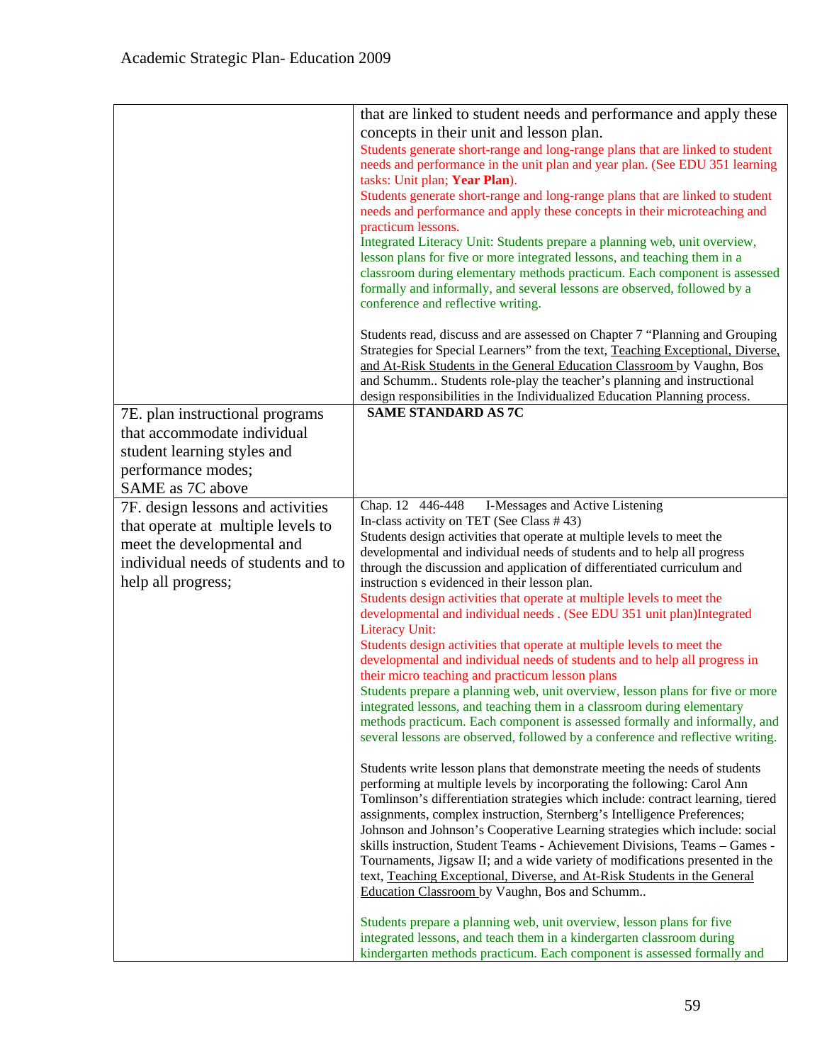| | |
|---|---|
| | that are linked to student needs and performance and apply these concepts in their unit and lesson plan.<br>Students generate short-range and long-range plans that are linked to student needs and performance in the unit plan and year plan. (See EDU 351 learning tasks: Unit plan; **Year Plan**).<br>Students generate short-range and long-range plans that are linked to student needs and performance and apply these concepts in their microteaching and practicum lessons.<br>Integrated Literacy Unit: Students prepare a planning web, unit overview, lesson plans for five or more integrated lessons, and teaching them in a classroom during elementary methods practicum. Each component is assessed formally and informally, and several lessons are observed, followed by a conference and reflective writing.<br><br>Students read, discuss and are assessed on Chapter 7 "Planning and Grouping Strategies for Special Learners" from the text, Teaching Exceptional, Diverse, and At-Risk Students in the General Education Classroom by Vaughn, Bos and Schumm.. Students role-play the teacher's planning and instructional design responsibilities in the Individualized Education Planning process. |
| 7E. plan instructional programs that accommodate individual student learning styles and performance modes;<br>SAME as 7C above | **SAME STANDARD AS 7C** |
| 7F. design lessons and activities that operate at multiple levels to meet the developmental and individual needs of students and to help all progress; | Chap. 12 446-448 I-Messages and Active Listening<br>In-class activity on TET (See Class # 43)<br>Students design activities that operate at multiple levels to meet the developmental and individual needs of students and to help all progress through the discussion and application of differentiated curriculum and instruction s evidenced in their lesson plan.<br>Students design activities that operate at multiple levels to meet the developmental and individual needs . (See EDU 351 unit plan)Integrated Literacy Unit:<br>Students design activities that operate at multiple levels to meet the developmental and individual needs of students and to help all progress in their micro teaching and practicum lesson plans<br>Students prepare a planning web, unit overview, lesson plans for five or more integrated lessons, and teaching them in a classroom during elementary methods practicum. Each component is assessed formally and informally, and several lessons are observed, followed by a conference and reflective writing.<br><br>Students write lesson plans that demonstrate meeting the needs of students performing at multiple levels by incorporating the following: Carol Ann Tomlinson's differentiation strategies which include: contract learning, tiered assignments, complex instruction, Sternberg's Intelligence Preferences; Johnson and Johnson's Cooperative Learning strategies which include: social skills instruction, Student Teams - Achievement Divisions, Teams – Games - Tournaments, Jigsaw II; and a wide variety of modifications presented in the text, Teaching Exceptional, Diverse, and At-Risk Students in the General Education Classroom by Vaughn, Bos and Schumm..<br><br>Students prepare a planning web, unit overview, lesson plans for five integrated lessons, and teach them in a kindergarten classroom during kindergarten methods practicum. Each component is assessed formally and |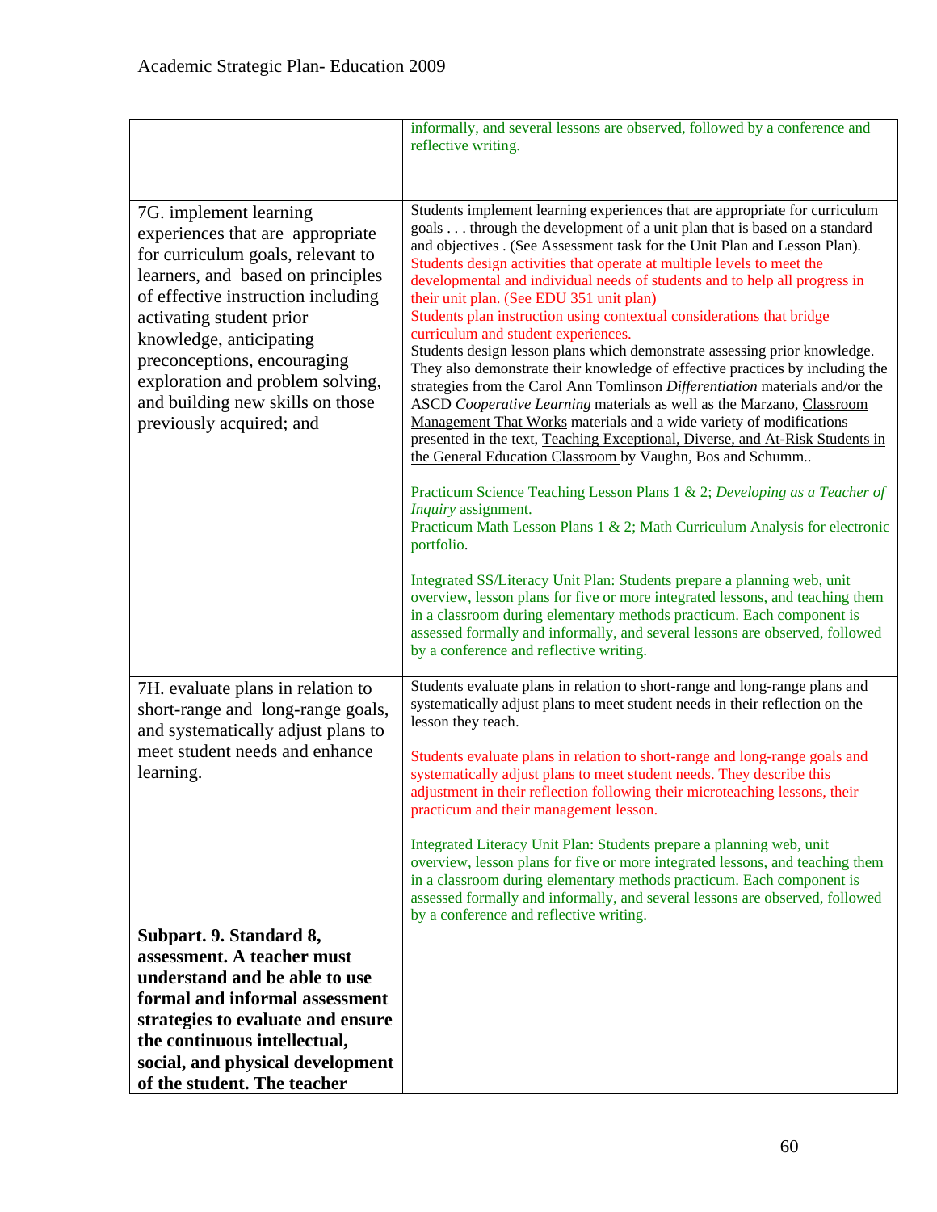| | |
|---|---|
| | informally, and several lessons are observed, followed by a conference and reflective writing. |
| 7G. implement learning experiences that are appropriate for curriculum goals, relevant to learners, and based on principles of effective instruction including activating student prior knowledge, anticipating preconceptions, encouraging exploration and problem solving, and building new skills on those previously acquired; and | Students implement learning experiences that are appropriate for curriculum goals . . . through the development of a unit plan that is based on a standard and objectives . (See Assessment task for the Unit Plan and Lesson Plan).<br>Students design activities that operate at multiple levels to meet the developmental and individual needs of students and to help all progress in their unit plan. (See EDU 351 unit plan)<br>Students plan instruction using contextual considerations that bridge curriculum and student experiences.<br>Students design lesson plans which demonstrate assessing prior knowledge. They also demonstrate their knowledge of effective practices by including the strategies from the Carol Ann Tomlinson *Differentiation* materials and/or the ASCD *Cooperative Learning* materials as well as the Marzano, Classroom Management That Works materials and a wide variety of modifications presented in the text, Teaching Exceptional, Diverse, and At-Risk Students in the General Education Classroom by Vaughn, Bos and Schumm..<br><br>Practicum Science Teaching Lesson Plans 1 & 2; *Developing as a Teacher of Inquiry* assignment.<br>Practicum Math Lesson Plans 1 & 2; Math Curriculum Analysis for electronic portfolio.<br><br>Integrated SS/Literacy Unit Plan: Students prepare a planning web, unit overview, lesson plans for five or more integrated lessons, and teaching them in a classroom during elementary methods practicum. Each component is assessed formally and informally, and several lessons are observed, followed by a conference and reflective writing. |
| 7H. evaluate plans in relation to short-range and long-range goals, and systematically adjust plans to meet student needs and enhance learning. | Students evaluate plans in relation to short-range and long-range plans and systematically adjust plans to meet student needs in their reflection on the lesson they teach.<br><br>Students evaluate plans in relation to short-range and long-range goals and systematically adjust plans to meet student needs. They describe this adjustment in their reflection following their microteaching lessons, their practicum and their management lesson.<br><br>Integrated Literacy Unit Plan: Students prepare a planning web, unit overview, lesson plans for five or more integrated lessons, and teaching them in a classroom during elementary methods practicum. Each component is assessed formally and informally, and several lessons are observed, followed by a conference and reflective writing. |
| **Subpart. 9. Standard 8, assessment. A teacher must understand and be able to use formal and informal assessment strategies to evaluate and ensure the continuous intellectual, social, and physical development of the student. The teacher** | |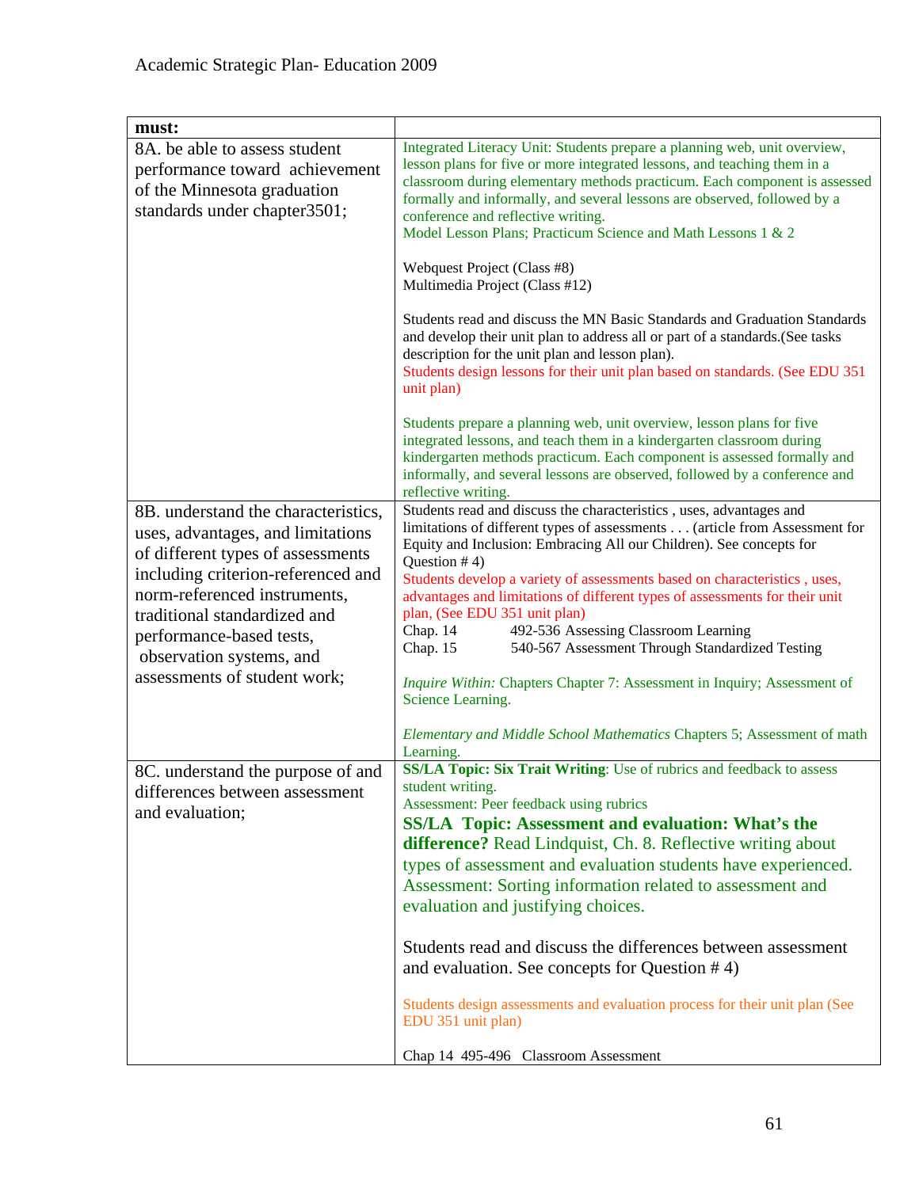| must: | |
|---|---|
| 8A. be able to assess student performance toward achievement of the Minnesota graduation standards under chapter3501; | Integrated Literacy Unit: Students prepare a planning web, unit overview, lesson plans for five or more integrated lessons, and teaching them in a classroom during elementary methods practicum. Each component is assessed formally and informally, and several lessons are observed, followed by a conference and reflective writing.<br>Model Lesson Plans; Practicum Science and Math Lessons 1 & 2<br><br>Webquest Project (Class #8)<br>Multimedia Project (Class #12)<br><br>Students read and discuss the MN Basic Standards and Graduation Standards and develop their unit plan to address all or part of a standards.(See tasks description for the unit plan and lesson plan).<br>Students design lessons for their unit plan based on standards. (See EDU 351 unit plan)<br><br>Students prepare a planning web, unit overview, lesson plans for five integrated lessons, and teach them in a kindergarten classroom during kindergarten methods practicum. Each component is assessed formally and informally, and several lessons are observed, followed by a conference and reflective writing. |
| 8B. understand the characteristics, uses, advantages, and limitations of different types of assessments including criterion-referenced and norm-referenced instruments, traditional standardized and performance-based tests, observation systems, and assessments of student work; | Students read and discuss the characteristics , uses, advantages and limitations of different types of assessments . . . (article from Assessment for Equity and Inclusion: Embracing All our Children). See concepts for Question # 4)<br>Students develop a variety of assessments based on characteristics , uses, advantages and limitations of different types of assessments for their unit plan, (See EDU 351 unit plan)<br>Chap. 14 492-536 Assessing Classroom Learning<br>Chap. 15 540-567 Assessment Through Standardized Testing<br><br>*Inquire Within:* Chapters Chapter 7: Assessment in Inquiry; Assessment of Science Learning.<br><br>*Elementary and Middle School Mathematics* Chapters 5; Assessment of math Learning. |
| 8C. understand the purpose of and differences between assessment and evaluation; | **SS/LA Topic: Six Trait Writing**: Use of rubrics and feedback to assess student writing.<br>Assessment: Peer feedback using rubrics<br>**SS/LA Topic: Assessment and evaluation: What's the difference?** Read Lindquist, Ch. 8. Reflective writing about types of assessment and evaluation students have experienced. Assessment: Sorting information related to assessment and evaluation and justifying choices.<br><br>Students read and discuss the differences between assessment and evaluation. See concepts for Question # 4)<br><br>Students design assessments and evaluation process for their unit plan (See EDU 351 unit plan)<br><br>Chap 14 495-496 Classroom Assessment |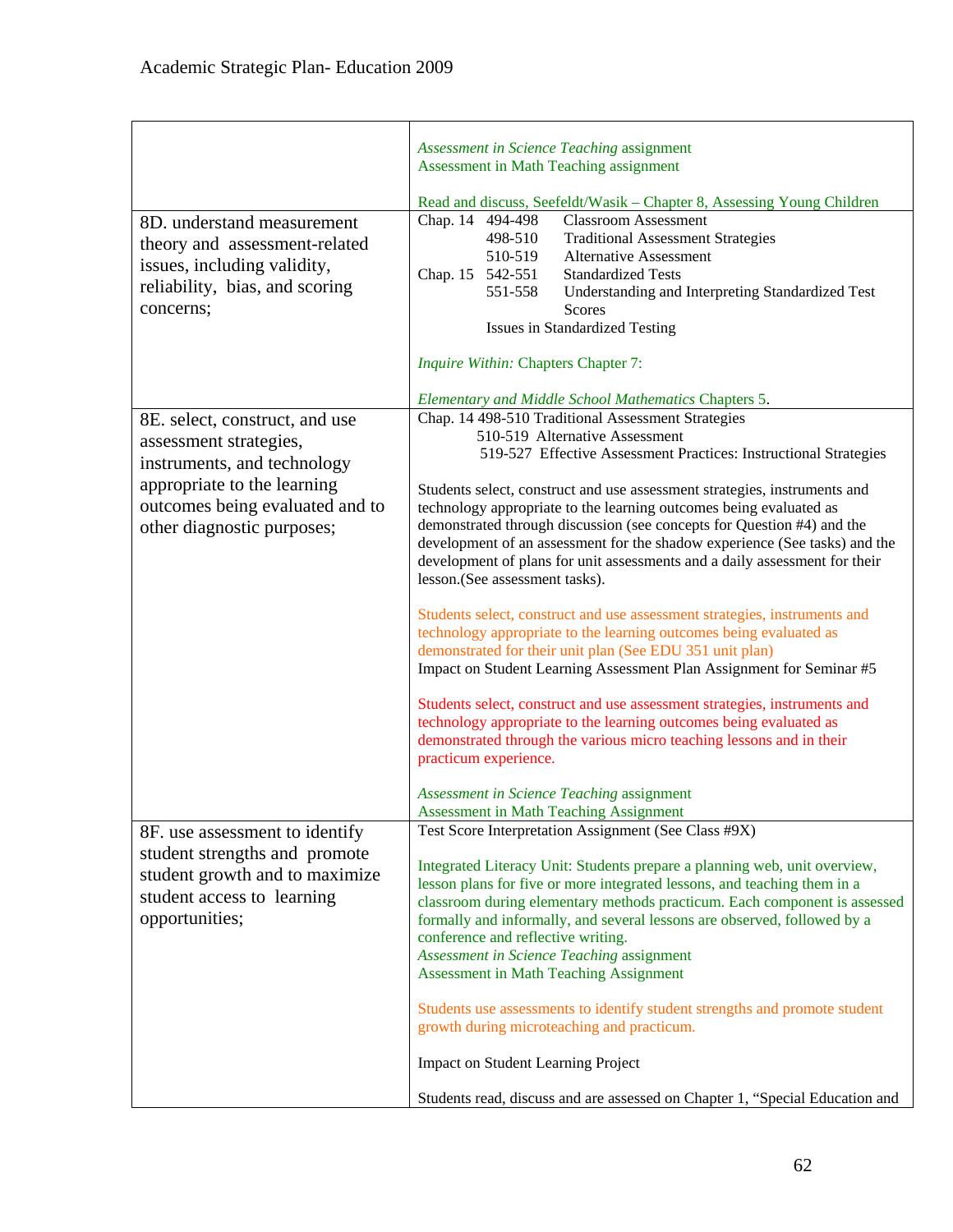| | |
|---|---|
| | *Assessment in Science Teaching* assignment<br>Assessment in Math Teaching assignment<br><br>Read and discuss, Seefeldt/Wasik – Chapter 8, Assessing Young Children |
| 8D. understand measurement theory and assessment-related issues, including validity, reliability, bias, and scoring concerns; | Chap. 14 494-498 Classroom Assessment<br>498-510 Traditional Assessment Strategies<br>510-519 Alternative Assessment<br>Chap. 15 542-551 Standardized Tests<br>551-558 Understanding and Interpreting Standardized Test Scores<br>Issues in Standardized Testing<br><br>*Inquire Within:* Chapters Chapter 7:<br><br>*Elementary and Middle School Mathematics* Chapters 5. |
| 8E. select, construct, and use assessment strategies, instruments, and technology appropriate to the learning outcomes being evaluated and to other diagnostic purposes; | Chap. 14 498-510 Traditional Assessment Strategies<br>510-519 Alternative Assessment<br>519-527 Effective Assessment Practices: Instructional Strategies<br><br>Students select, construct and use assessment strategies, instruments and technology appropriate to the learning outcomes being evaluated as demonstrated through discussion (see concepts for Question #4) and the development of an assessment for the shadow experience (See tasks) and the development of plans for unit assessments and a daily assessment for their lesson.(See assessment tasks).<br><br>Students select, construct and use assessment strategies, instruments and technology appropriate to the learning outcomes being evaluated as demonstrated for their unit plan (See EDU 351 unit plan)<br>Impact on Student Learning Assessment Plan Assignment for Seminar #5<br><br>Students select, construct and use assessment strategies, instruments and technology appropriate to the learning outcomes being evaluated as demonstrated through the various micro teaching lessons and in their practicum experience.<br><br>*Assessment in Science Teaching* assignment<br>Assessment in Math Teaching Assignment |
| 8F. use assessment to identify student strengths and promote student growth and to maximize student access to learning opportunities; | Test Score Interpretation Assignment (See Class #9X)<br><br>Integrated Literacy Unit: Students prepare a planning web, unit overview, lesson plans for five or more integrated lessons, and teaching them in a classroom during elementary methods practicum. Each component is assessed formally and informally, and several lessons are observed, followed by a conference and reflective writing.<br>*Assessment in Science Teaching* assignment<br>Assessment in Math Teaching Assignment<br><br>Students use assessments to identify student strengths and promote student growth during microteaching and practicum.<br><br>Impact on Student Learning Project<br><br>Students read, discuss and are assessed on Chapter 1, "Special Education and |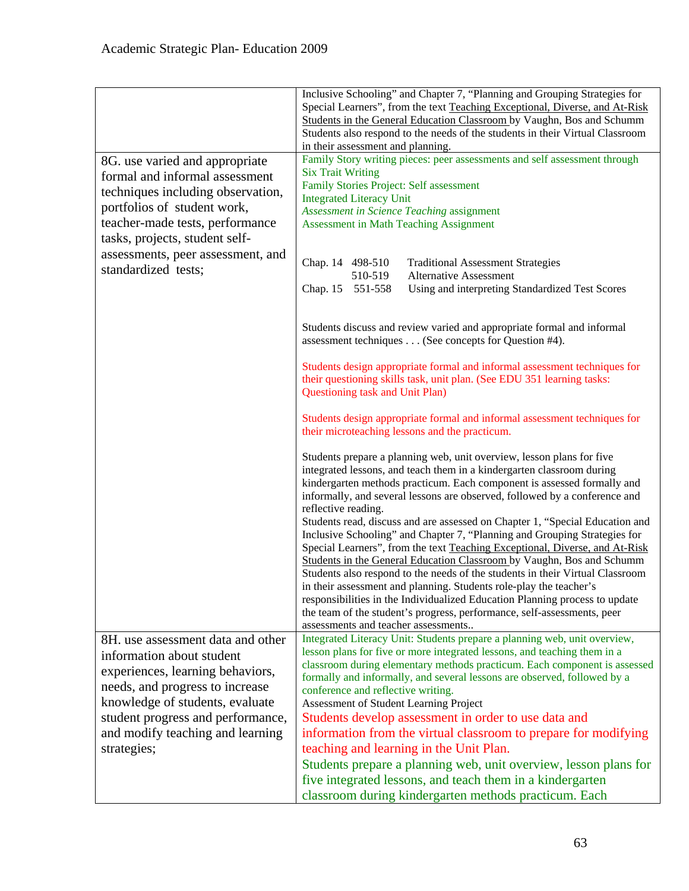| | |
|---|---|
| | Inclusive Schooling" and Chapter 7, "Planning and Grouping Strategies for Special Learners", from the text Teaching Exceptional, Diverse, and At-Risk Students in the General Education Classroom by Vaughn, Bos and Schumm Students also respond to the needs of the students in their Virtual Classroom in their assessment and planning. |
| 8G. use varied and appropriate formal and informal assessment techniques including observation, portfolios of student work, teacher-made tests, performance tasks, projects, student self-assessments, peer assessment, and standardized tests; | Family Story writing pieces: peer assessments and self assessment through Six Trait Writing<br>Family Stories Project: Self assessment<br>Integrated Literacy Unit<br>*Assessment in Science Teaching* assignment<br>Assessment in Math Teaching Assignment<br><br>Chap. 14 498-510 Traditional Assessment Strategies<br>510-519 Alternative Assessment<br>Chap. 15 551-558 Using and interpreting Standardized Test Scores<br><br>Students discuss and review varied and appropriate formal and informal assessment techniques . . . (See concepts for Question #4).<br><br>Students design appropriate formal and informal assessment techniques for their questioning skills task, unit plan. (See EDU 351 learning tasks: Questioning task and Unit Plan)<br><br>Students design appropriate formal and informal assessment techniques for their microteaching lessons and the practicum.<br><br>Students prepare a planning web, unit overview, lesson plans for five integrated lessons, and teach them in a kindergarten classroom during kindergarten methods practicum. Each component is assessed formally and informally, and several lessons are observed, followed by a conference and reflective reading.<br>Students read, discuss and are assessed on Chapter 1, "Special Education and Inclusive Schooling" and Chapter 7, "Planning and Grouping Strategies for Special Learners", from the text Teaching Exceptional, Diverse, and At-Risk Students in the General Education Classroom by Vaughn, Bos and Schumm Students also respond to the needs of the students in their Virtual Classroom in their assessment and planning. Students role-play the teacher's responsibilities in the Individualized Education Planning process to update the team of the student's progress, performance, self-assessments, peer assessments and teacher assessments.. |
| 8H. use assessment data and other information about student experiences, learning behaviors, needs, and progress to increase knowledge of students, evaluate student progress and performance, and modify teaching and learning strategies; | Integrated Literacy Unit: Students prepare a planning web, unit overview, lesson plans for five or more integrated lessons, and teaching them in a classroom during elementary methods practicum. Each component is assessed formally and informally, and several lessons are observed, followed by a conference and reflective writing.<br>Assessment of Student Learning Project<br>Students develop assessment in order to use data and information from the virtual classroom to prepare for modifying teaching and learning in the Unit Plan.<br>Students prepare a planning web, unit overview, lesson plans for five integrated lessons, and teach them in a kindergarten classroom during kindergarten methods practicum. Each |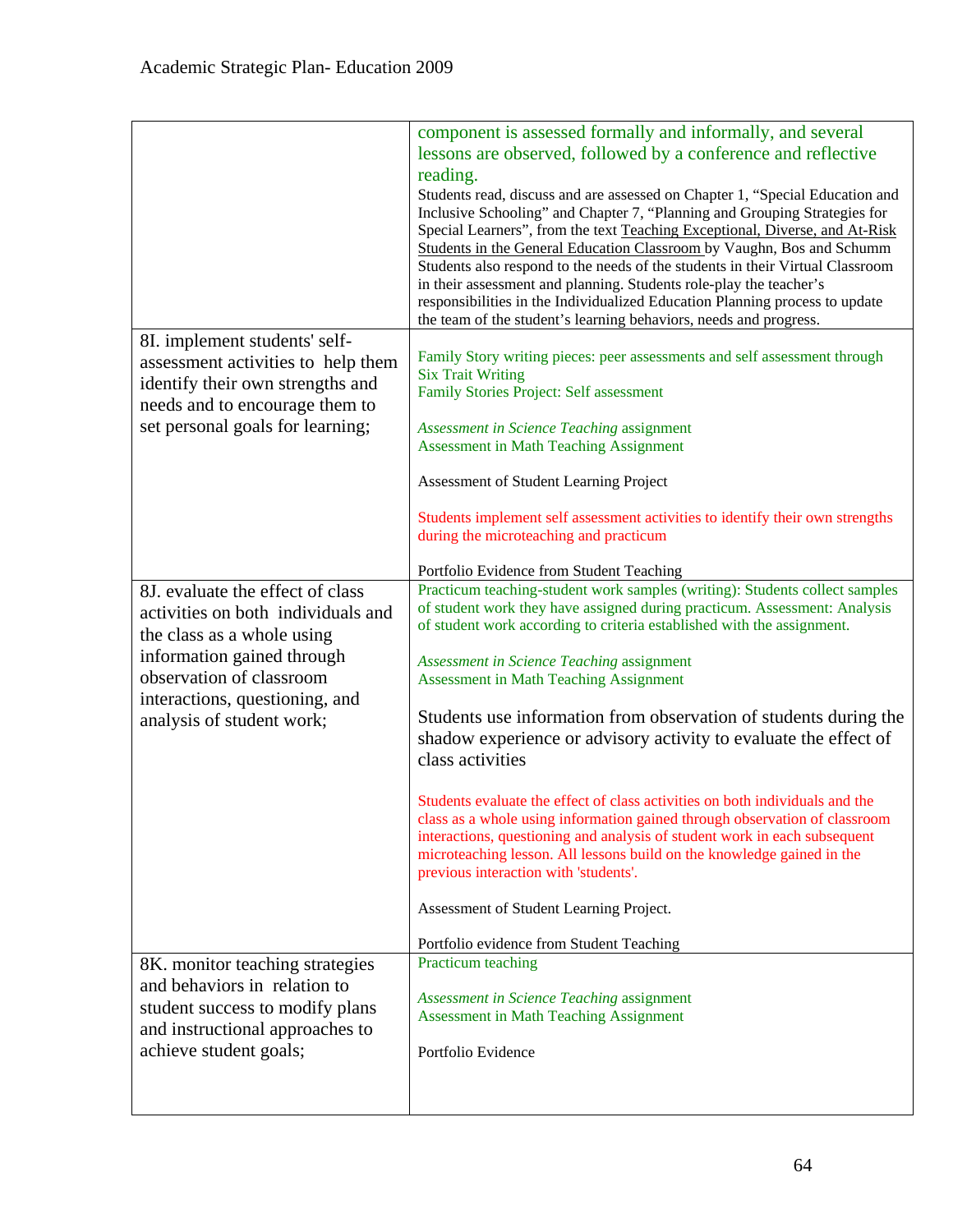| | |
|---|---|
| | component is assessed formally and informally, and several lessons are observed, followed by a conference and reflective reading.<br>Students read, discuss and are assessed on Chapter 1, "Special Education and Inclusive Schooling" and Chapter 7, "Planning and Grouping Strategies for Special Learners", from the text Teaching Exceptional, Diverse, and At-Risk Students in the General Education Classroom by Vaughn, Bos and Schumm Students also respond to the needs of the students in their Virtual Classroom in their assessment and planning. Students role-play the teacher's responsibilities in the Individualized Education Planning process to update the team of the student's learning behaviors, needs and progress. |
| 8I. implement students' self-assessment activities to help them identify their own strengths and needs and to encourage them to set personal goals for learning; | Family Story writing pieces: peer assessments and self assessment through Six Trait Writing<br>Family Stories Project: Self assessment<br><br>*Assessment in Science Teaching* assignment<br>Assessment in Math Teaching Assignment<br><br>Assessment of Student Learning Project<br><br>Students implement self assessment activities to identify their own strengths during the microteaching and practicum<br><br>Portfolio Evidence from Student Teaching |
| 8J. evaluate the effect of class activities on both individuals and the class as a whole using information gained through observation of classroom interactions, questioning, and analysis of student work; | Practicum teaching-student work samples (writing): Students collect samples of student work they have assigned during practicum. Assessment: Analysis of student work according to criteria established with the assignment.<br><br>*Assessment in Science Teaching* assignment<br>Assessment in Math Teaching Assignment<br><br>Students use information from observation of students during the shadow experience or advisory activity to evaluate the effect of class activities<br><br>Students evaluate the effect of class activities on both individuals and the class as a whole using information gained through observation of classroom interactions, questioning and analysis of student work in each subsequent microteaching lesson. All lessons build on the knowledge gained in the previous interaction with 'students'.<br><br>Assessment of Student Learning Project.<br><br>Portfolio evidence from Student Teaching |
| 8K. monitor teaching strategies and behaviors in relation to student success to modify plans and instructional approaches to achieve student goals; | Practicum teaching<br><br>*Assessment in Science Teaching* assignment<br>Assessment in Math Teaching Assignment<br><br>Portfolio Evidence |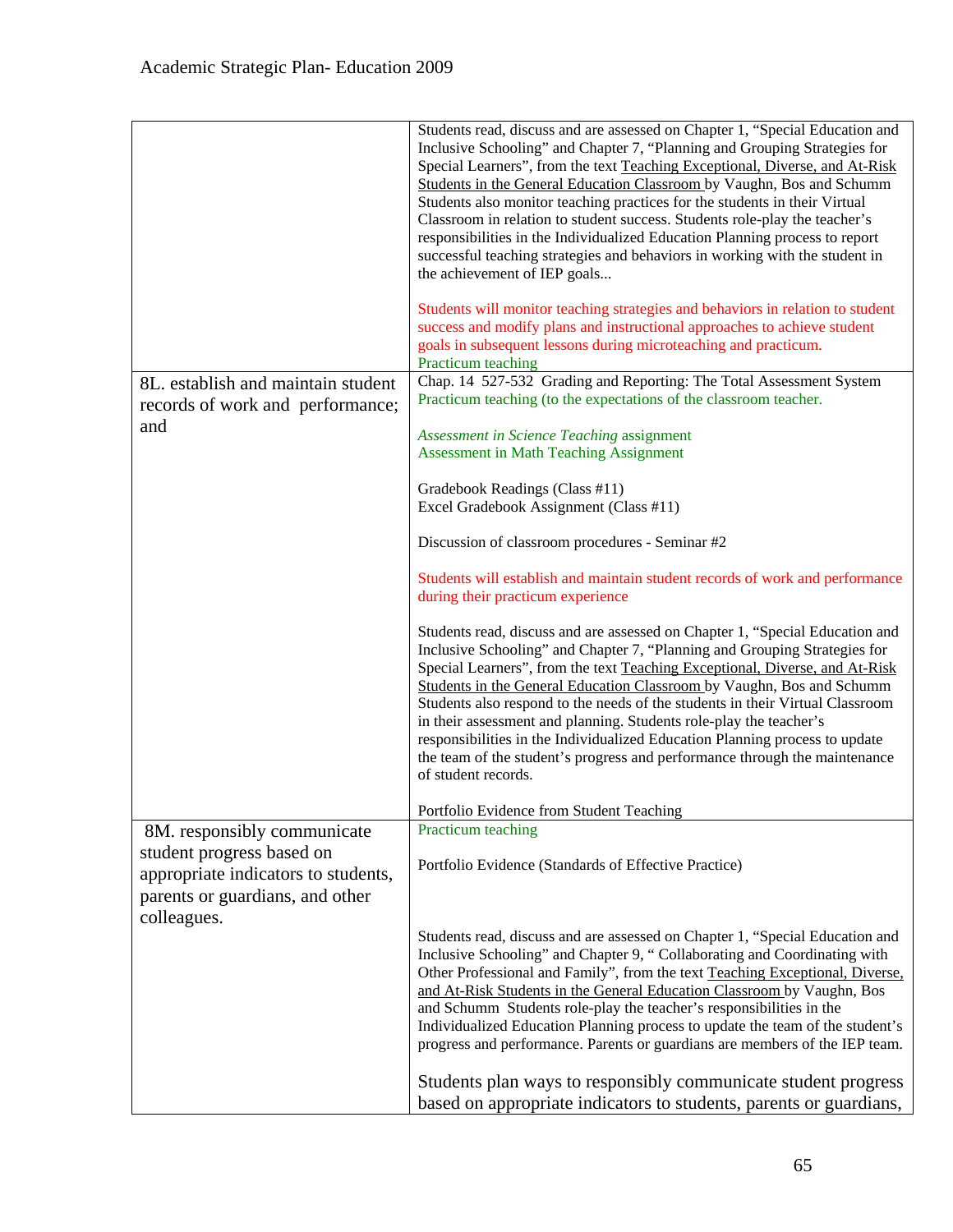| | |
|---|---|
| | Students read, discuss and are assessed on Chapter 1, "Special Education and Inclusive Schooling" and Chapter 7, "Planning and Grouping Strategies for Special Learners", from the text Teaching Exceptional, Diverse, and At-Risk Students in the General Education Classroom by Vaughn, Bos and Schumm Students also monitor teaching practices for the students in their Virtual Classroom in relation to student success. Students role-play the teacher's responsibilities in the Individualized Education Planning process to report successful teaching strategies and behaviors in working with the student in the achievement of IEP goals...<br><br>Students will monitor teaching strategies and behaviors in relation to student success and modify plans and instructional approaches to achieve student goals in subsequent lessons during microteaching and practicum.<br>Practicum teaching |
| 8L. establish and maintain student records of work and performance; and | Chap. 14 527-532 Grading and Reporting: The Total Assessment System<br>Practicum teaching (to the expectations of the classroom teacher.<br><br>*Assessment in Science Teaching* assignment<br>Assessment in Math Teaching Assignment<br><br>Gradebook Readings (Class #11)<br>Excel Gradebook Assignment (Class #11)<br><br>Discussion of classroom procedures - Seminar #2<br><br>Students will establish and maintain student records of work and performance during their practicum experience<br><br>Students read, discuss and are assessed on Chapter 1, "Special Education and Inclusive Schooling" and Chapter 7, "Planning and Grouping Strategies for Special Learners", from the text Teaching Exceptional, Diverse, and At-Risk Students in the General Education Classroom by Vaughn, Bos and Schumm Students also respond to the needs of the students in their Virtual Classroom in their assessment and planning. Students role-play the teacher's responsibilities in the Individualized Education Planning process to update the team of the student's progress and performance through the maintenance of student records.<br><br>Portfolio Evidence from Student Teaching |
| 8M. responsibly communicate student progress based on appropriate indicators to students, parents or guardians, and other colleagues. | Practicum teaching<br><br>Portfolio Evidence (Standards of Effective Practice)<br><br>Students read, discuss and are assessed on Chapter 1, "Special Education and Inclusive Schooling" and Chapter 9, " Collaborating and Coordinating with Other Professional and Family", from the text Teaching Exceptional, Diverse, and At-Risk Students in the General Education Classroom by Vaughn, Bos and Schumm Students role-play the teacher's responsibilities in the Individualized Education Planning process to update the team of the student's progress and performance. Parents or guardians are members of the IEP team.<br><br>Students plan ways to responsibly communicate student progress based on appropriate indicators to students, parents or guardians, |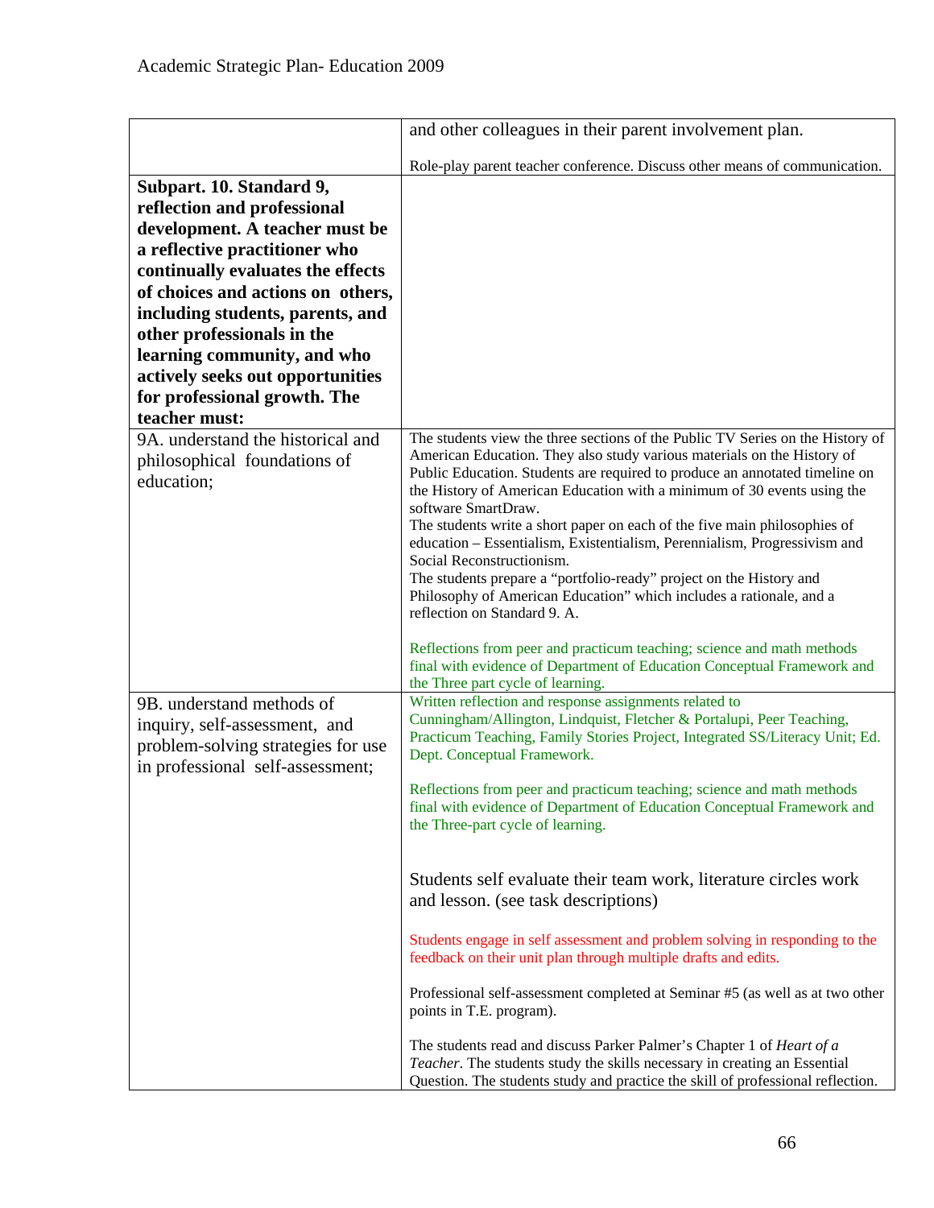| | |
|---|---|
| | and other colleagues in their parent involvement plan.<br><br>Role-play parent teacher conference. Discuss other means of communication. |
| **Subpart. 10. Standard 9, reflection and professional development. A teacher must be a reflective practitioner who continually evaluates the effects of choices and actions on others, including students, parents, and other professionals in the learning community, and who actively seeks out opportunities for professional growth. The teacher must:** | |
| 9A. understand the historical and philosophical foundations of education; | The students view the three sections of the Public TV Series on the History of American Education. They also study various materials on the History of Public Education. Students are required to produce an annotated timeline on the History of American Education with a minimum of 30 events using the software SmartDraw.<br>The students write a short paper on each of the five main philosophies of education – Essentialism, Existentialism, Perennialism, Progressivism and Social Reconstructionism.<br>The students prepare a "portfolio-ready" project on the History and Philosophy of American Education" which includes a rationale, and a reflection on Standard 9. A.<br><br>Reflections from peer and practicum teaching; science and math methods final with evidence of Department of Education Conceptual Framework and the Three part cycle of learning. |
| 9B. understand methods of inquiry, self-assessment, and problem-solving strategies for use in professional self-assessment; | Written reflection and response assignments related to Cunningham/Allington, Lindquist, Fletcher & Portalupi, Peer Teaching, Practicum Teaching, Family Stories Project, Integrated SS/Literacy Unit; Ed. Dept. Conceptual Framework.<br><br>Reflections from peer and practicum teaching; science and math methods final with evidence of Department of Education Conceptual Framework and the Three-part cycle of learning.<br><br>Students self evaluate their team work, literature circles work and lesson. (see task descriptions)<br><br>Students engage in self assessment and problem solving in responding to the feedback on their unit plan through multiple drafts and edits.<br><br>Professional self-assessment completed at Seminar #5 (as well as at two other points in T.E. program).<br><br>The students read and discuss Parker Palmer's Chapter 1 of *Heart of a Teacher*. The students study the skills necessary in creating an Essential Question. The students study and practice the skill of professional reflection. |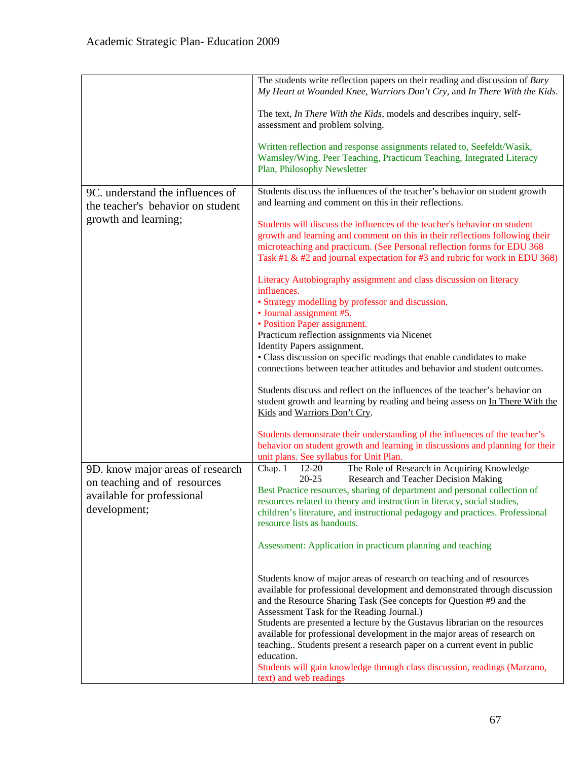| | |
|---|---|
| | The students write reflection papers on their reading and discussion of *Bury My Heart at Wounded Knee*, *Warriors Don't Cry*, and *In There With the Kids*.<br><br>The text, *In There With the Kids*, models and describes inquiry, self-assessment and problem solving.<br><br>Written reflection and response assignments related to, Seefeldt/Wasik, Wamsley/Wing. Peer Teaching, Practicum Teaching, Integrated Literacy Plan, Philosophy Newsletter |
| 9C. understand the influences of the teacher's behavior on student growth and learning; | Students discuss the influences of the teacher's behavior on student growth and learning and comment on this in their reflections.<br><br>Students will discuss the influences of the teacher's behavior on student growth and learning and comment on this in their reflections following their microteaching and practicum. (See Personal reflection forms for EDU 368 Task #1 & #2 and journal expectation for #3 and rubric for work in EDU 368)<br><br>Literacy Autobiography assignment and class discussion on literacy influences.<br>• Strategy modelling by professor and discussion.<br>• Journal assignment #5.<br>• Position Paper assignment.<br>Practicum reflection assignments via Nicenet<br>Identity Papers assignment.<br>• Class discussion on specific readings that enable candidates to make connections between teacher attitudes and behavior and student outcomes.<br><br>Students discuss and reflect on the influences of the teacher's behavior on student growth and learning by reading and being assess on <u>In There With the Kids</u> and <u>Warriors Don't Cry</u>.<br><br>Students demonstrate their understanding of the influences of the teacher's behavior on student growth and learning in discussions and planning for their unit plans. See syllabus for Unit Plan. |
| 9D. know major areas of research on teaching and of resources available for professional development; | Chap. 1 12-20 The Role of Research in Acquiring Knowledge<br>20-25 Research and Teacher Decision Making<br>Best Practice resources, sharing of department and personal collection of resources related to theory and instruction in literacy, social studies, children's literature, and instructional pedagogy and practices. Professional resource lists as handouts.<br><br>Assessment: Application in practicum planning and teaching<br><br>Students know of major areas of research on teaching and of resources available for professional development and demonstrated through discussion and the Resource Sharing Task (See concepts for Question #9 and the Assessment Task for the Reading Journal.)<br>Students are presented a lecture by the Gustavus librarian on the resources available for professional development in the major areas of research on teaching.. Students present a research paper on a current event in public education.<br>Students will gain knowledge through class discussion, readings (Marzano, text) and web readings |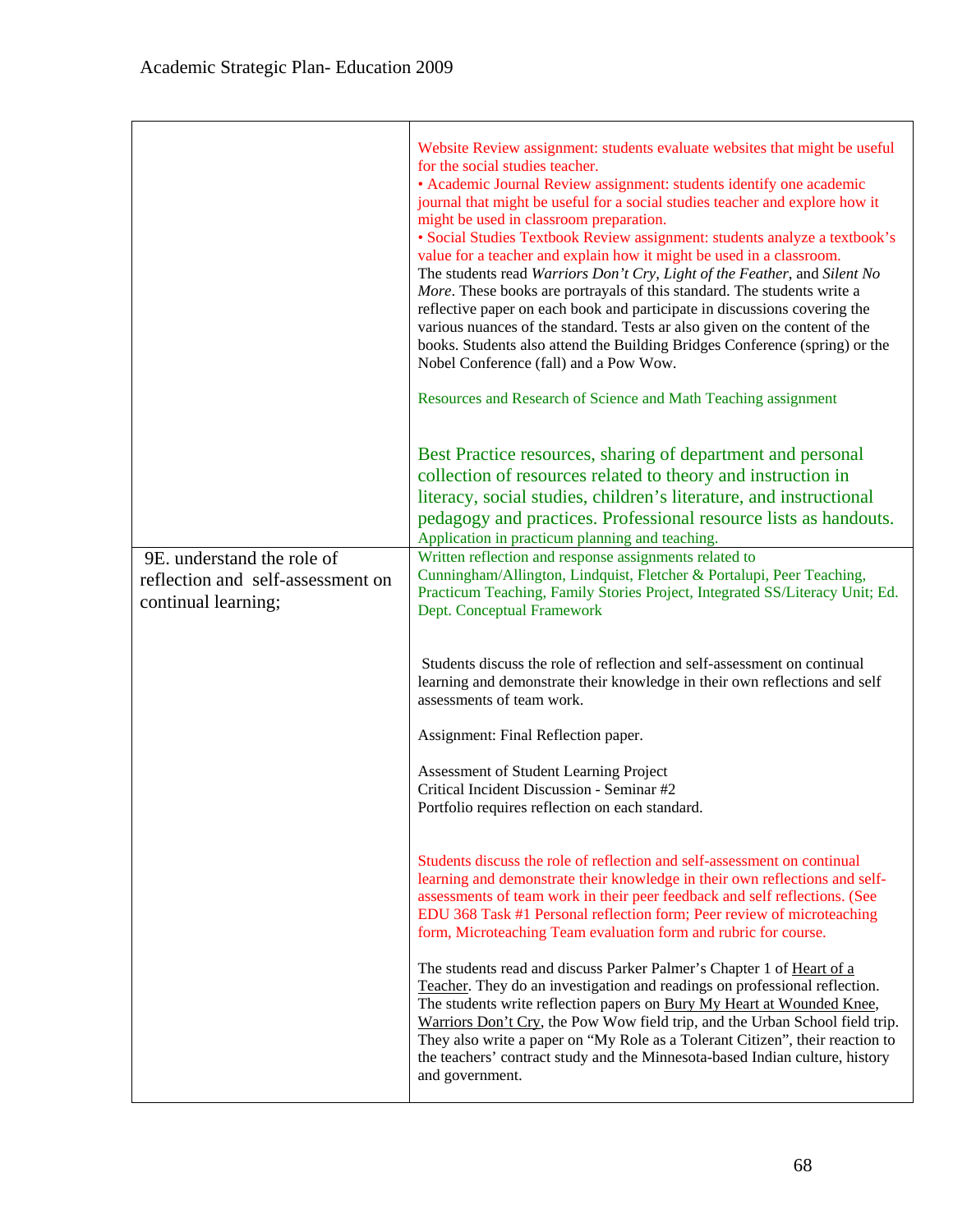| | |
|---|---|
| | Website Review assignment: students evaluate websites that might be useful for the social studies teacher.<br>• Academic Journal Review assignment: students identify one academic journal that might be useful for a social studies teacher and explore how it might be used in classroom preparation.<br>• Social Studies Textbook Review assignment: students analyze a textbook's value for a teacher and explain how it might be used in a classroom.<br>The students read *Warriors Don't Cry*, *Light of the Feather*, and *Silent No More*. These books are portrayals of this standard. The students write a reflective paper on each book and participate in discussions covering the various nuances of the standard. Tests ar also given on the content of the books. Students also attend the Building Bridges Conference (spring) or the Nobel Conference (fall) and a Pow Wow.<br><br>Resources and Research of Science and Math Teaching assignment<br><br>Best Practice resources, sharing of department and personal collection of resources related to theory and instruction in literacy, social studies, children's literature, and instructional pedagogy and practices. Professional resource lists as handouts.<br>Application in practicum planning and teaching. |
| 9E. understand the role of reflection and self-assessment on continual learning; | Written reflection and response assignments related to Cunningham/Allington, Lindquist, Fletcher & Portalupi, Peer Teaching, Practicum Teaching, Family Stories Project, Integrated SS/Literacy Unit; Ed. Dept. Conceptual Framework<br><br>Students discuss the role of reflection and self-assessment on continual learning and demonstrate their knowledge in their own reflections and self assessments of team work.<br><br>Assignment: Final Reflection paper.<br><br>Assessment of Student Learning Project<br>Critical Incident Discussion - Seminar #2<br>Portfolio requires reflection on each standard.<br><br>Students discuss the role of reflection and self-assessment on continual learning and demonstrate their knowledge in their own reflections and self-assessments of team work in their peer feedback and self reflections. (See EDU 368 Task #1 Personal reflection form; Peer review of microteaching form, Microteaching Team evaluation form and rubric for course.<br><br>The students read and discuss Parker Palmer's Chapter 1 of Heart of a Teacher. They do an investigation and readings on professional reflection. The students write reflection papers on Bury My Heart at Wounded Knee, Warriors Don't Cry, the Pow Wow field trip, and the Urban School field trip. They also write a paper on "My Role as a Tolerant Citizen", their reaction to the teachers' contract study and the Minnesota-based Indian culture, history and government. |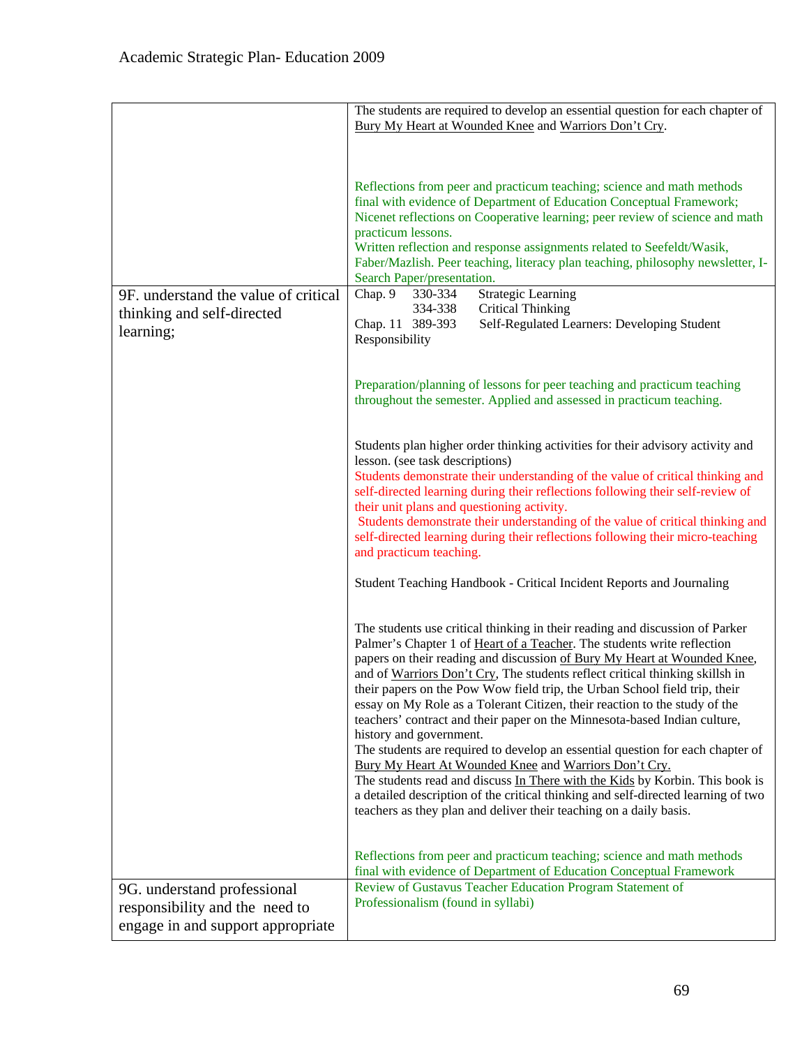| | |
|---|---|
| | The students are required to develop an essential question for each chapter of Bury My Heart at Wounded Knee and Warriors Don't Cry.<br><br>Reflections from peer and practicum teaching; science and math methods final with evidence of Department of Education Conceptual Framework; Nicenet reflections on Cooperative learning; peer review of science and math practicum lessons.<br>Written reflection and response assignments related to Seefeldt/Wasik, Faber/Mazlish. Peer teaching, literacy plan teaching, philosophy newsletter, I-Search Paper/presentation. |
| 9F. understand the value of critical thinking and self-directed learning; | Chap. 9 330-334 Strategic Learning<br>334-338 Critical Thinking<br>Chap. 11 389-393 Self-Regulated Learners: Developing Student Responsibility<br><br>Preparation/planning of lessons for peer teaching and practicum teaching throughout the semester. Applied and assessed in practicum teaching.<br><br>Students plan higher order thinking activities for their advisory activity and lesson. (see task descriptions)<br>Students demonstrate their understanding of the value of critical thinking and self-directed learning during their reflections following their self-review of their unit plans and questioning activity.<br>Students demonstrate their understanding of the value of critical thinking and self-directed learning during their reflections following their micro-teaching and practicum teaching.<br><br>Student Teaching Handbook - Critical Incident Reports and Journaling<br><br>The students use critical thinking in their reading and discussion of Parker Palmer's Chapter 1 of Heart of a Teacher. The students write reflection papers on their reading and discussion of Bury My Heart at Wounded Knee, and of Warriors Don't Cry, The students reflect critical thinking skillsh in their papers on the Pow Wow field trip, the Urban School field trip, their essay on My Role as a Tolerant Citizen, their reaction to the study of the teachers' contract and their paper on the Minnesota-based Indian culture, history and government.<br>The students are required to develop an essential question for each chapter of Bury My Heart At Wounded Knee and Warriors Don't Cry.<br>The students read and discuss In There with the Kids by Korbin. This book is a detailed description of the critical thinking and self-directed learning of two teachers as they plan and deliver their teaching on a daily basis.<br><br>Reflections from peer and practicum teaching; science and math methods final with evidence of Department of Education Conceptual Framework |
| 9G. understand professional responsibility and the need to engage in and support appropriate | Review of Gustavus Teacher Education Program Statement of Professionalism (found in syllabi) |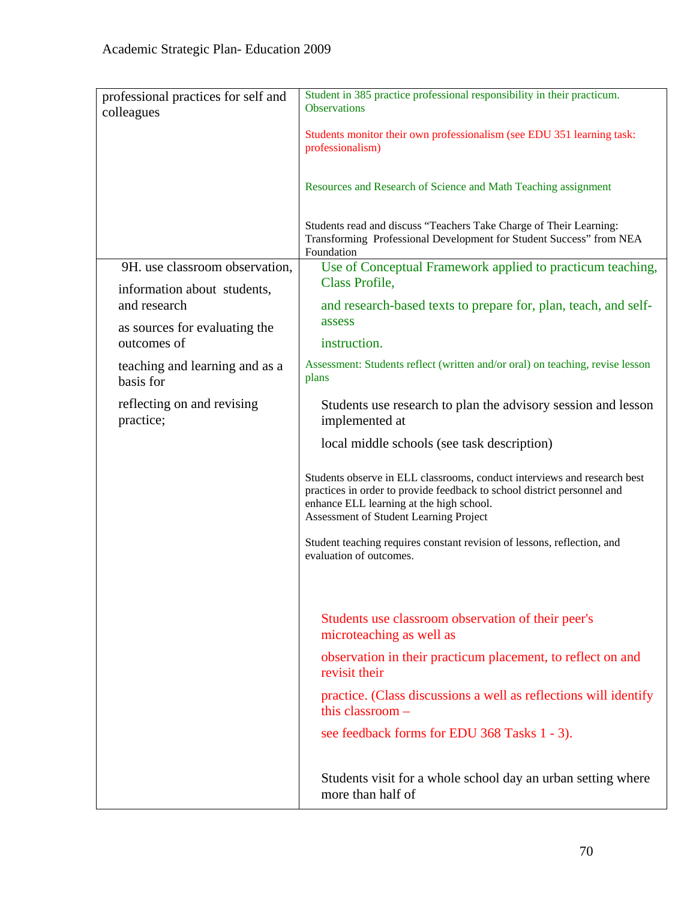| | |
|---|---|
| professional practices for self and colleagues | Student in 385 practice professional responsibility in their practicum. Observations<br><br>Students monitor their own professionalism (see EDU 351 learning task: professionalism)<br><br>Resources and Research of Science and Math Teaching assignment<br><br>Students read and discuss "Teachers Take Charge of Their Learning: Transforming Professional Development for Student Success" from NEA Foundation |
| 9H. use classroom observation, information about students, and research as sources for evaluating the outcomes of teaching and learning and as a basis for reflecting on and revising practice; | Use of Conceptual Framework applied to practicum teaching, Class Profile, and research-based texts to prepare for, plan, teach, and self-assess instruction.<br>Assessment: Students reflect (written and/or oral) on teaching, revise lesson plans<br><br>Students use research to plan the advisory session and lesson implemented at local middle schools (see task description)<br><br>Students observe in ELL classrooms, conduct interviews and research best practices in order to provide feedback to school district personnel and enhance ELL learning at the high school.<br>Assessment of Student Learning Project<br><br>Student teaching requires constant revision of lessons, reflection, and evaluation of outcomes.<br><br>Students use classroom observation of their peer's microteaching as well as observation in their practicum placement, to reflect on and revisit their practice. (Class discussions a well as reflections will identify this classroom – see feedback forms for EDU 368 Tasks 1 - 3).<br><br>Students visit for a whole school day an urban setting where more than half of |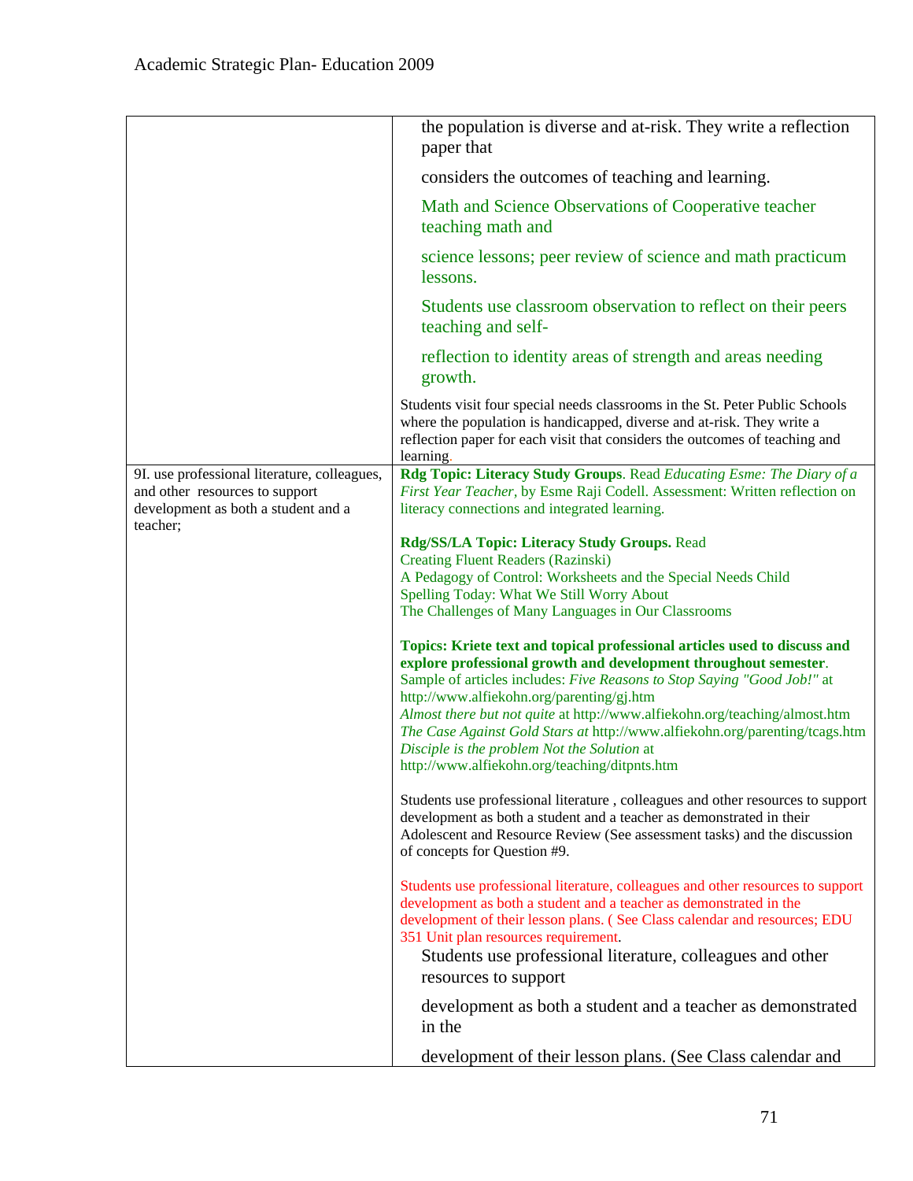| | |
|---|---|
| | the population is diverse and at-risk. They write a reflection paper that<br><br>considers the outcomes of teaching and learning.<br><br>Math and Science Observations of Cooperative teacher teaching math and<br><br>science lessons; peer review of science and math practicum lessons.<br><br>Students use classroom observation to reflect on their peers teaching and self-<br><br>reflection to identity areas of strength and areas needing growth.<br><br>Students visit four special needs classrooms in the St. Peter Public Schools where the population is handicapped, diverse and at-risk. They write a reflection paper for each visit that considers the outcomes of teaching and learning. |
| 9I. use professional literature, colleagues, and other resources to support development as both a student and a teacher; | **Rdg Topic: Literacy Study Groups**. Read *Educating Esme: The Diary of a First Year Teacher*, by Esme Raji Codell. Assessment: Written reflection on literacy connections and integrated learning.<br><br>**Rdg/SS/LA Topic: Literacy Study Groups.** Read<br>Creating Fluent Readers (Razinski)<br>A Pedagogy of Control: Worksheets and the Special Needs Child<br>Spelling Today: What We Still Worry About<br>The Challenges of Many Languages in Our Classrooms<br><br>**Topics: Kriete text and topical professional articles used to discuss and explore professional growth and development throughout semester**. Sample of articles includes: *Five Reasons to Stop Saying "Good Job!"* at http://www.alfiekohn.org/parenting/gj.htm<br>*Almost there but not quite* at http://www.alfiekohn.org/teaching/almost.htm<br>*The Case Against Gold Stars at* http://www.alfiekohn.org/parenting/tcags.htm<br>*Disciple is the problem Not the Solution* at http://www.alfiekohn.org/teaching/ditpnts.htm<br><br>Students use professional literature , colleagues and other resources to support development as both a student and a teacher as demonstrated in their Adolescent and Resource Review (See assessment tasks) and the discussion of concepts for Question #9.<br><br>Students use professional literature, colleagues and other resources to support development as both a student and a teacher as demonstrated in the development of their lesson plans. ( See Class calendar and resources; EDU 351 Unit plan resources requirement.<br><br>Students use professional literature, colleagues and other resources to support<br><br>development as both a student and a teacher as demonstrated in the<br><br>development of their lesson plans. (See Class calendar and |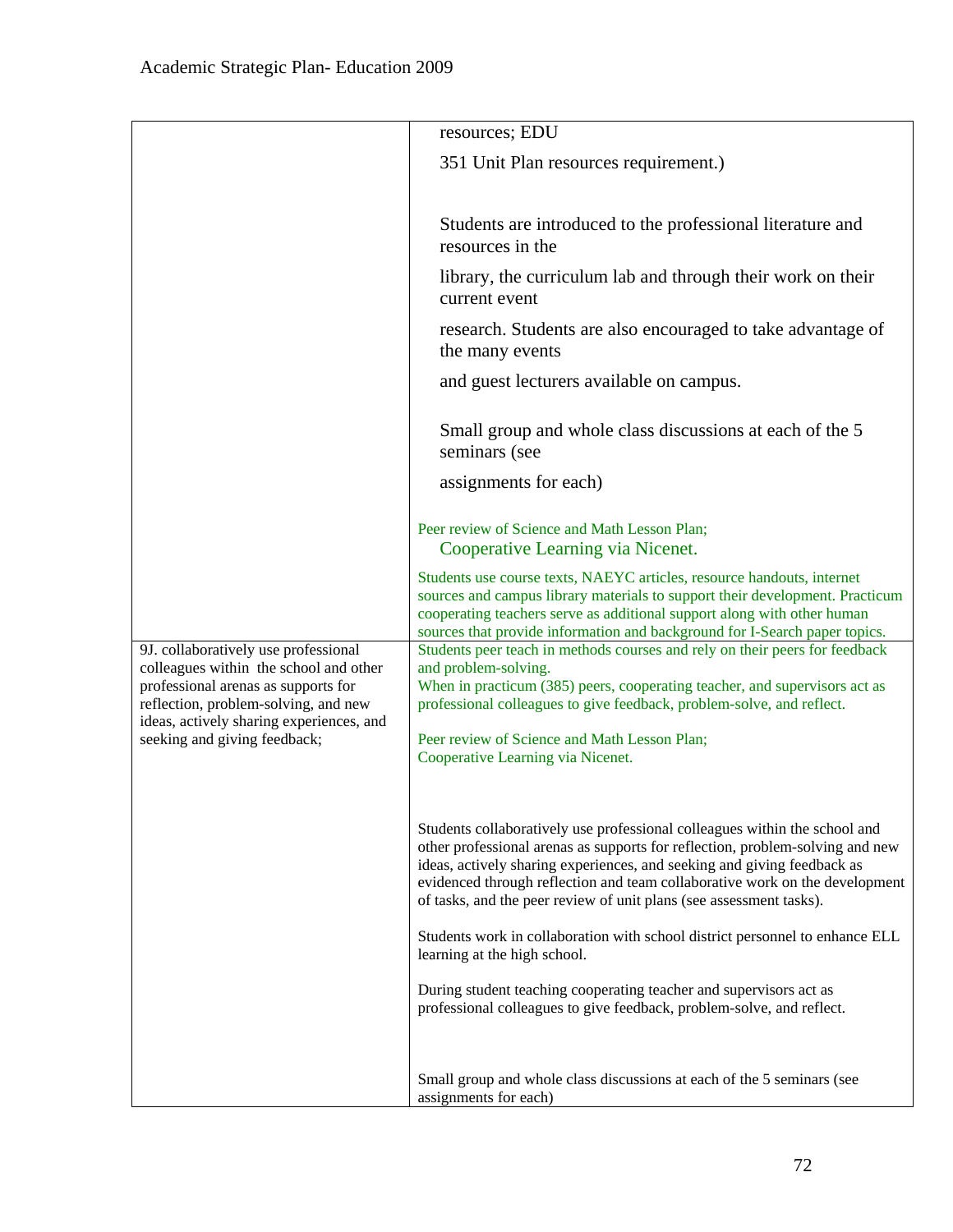| | |
|---|---|
| | resources; EDU 351 Unit Plan resources requirement.)<br><br>Students are introduced to the professional literature and resources in the library, the curriculum lab and through their work on their current event research. Students are also encouraged to take advantage of the many events and guest lecturers available on campus.<br><br>Small group and whole class discussions at each of the 5 seminars (see assignments for each)<br><br>Peer review of Science and Math Lesson Plan; Cooperative Learning via Nicenet.<br><br>Students use course texts, NAEYC articles, resource handouts, internet sources and campus library materials to support their development. Practicum cooperating teachers serve as additional support along with other human sources that provide information and background for I-Search paper topics. |
| 9J. collaboratively use professional colleagues within the school and other professional arenas as supports for reflection, problem-solving, and new ideas, actively sharing experiences, and seeking and giving feedback; | Students peer teach in methods courses and rely on their peers for feedback and problem-solving.<br>When in practicum (385) peers, cooperating teacher, and supervisors act as professional colleagues to give feedback, problem-solve, and reflect.<br><br>Peer review of Science and Math Lesson Plan; Cooperative Learning via Nicenet.<br><br>Students collaboratively use professional colleagues within the school and other professional arenas as supports for reflection, problem-solving and new ideas, actively sharing experiences, and seeking and giving feedback as evidenced through reflection and team collaborative work on the development of tasks, and the peer review of unit plans (see assessment tasks).<br><br>Students work in collaboration with school district personnel to enhance ELL learning at the high school.<br><br>During student teaching cooperating teacher and supervisors act as professional colleagues to give feedback, problem-solve, and reflect.<br><br>Small group and whole class discussions at each of the 5 seminars (see assignments for each) |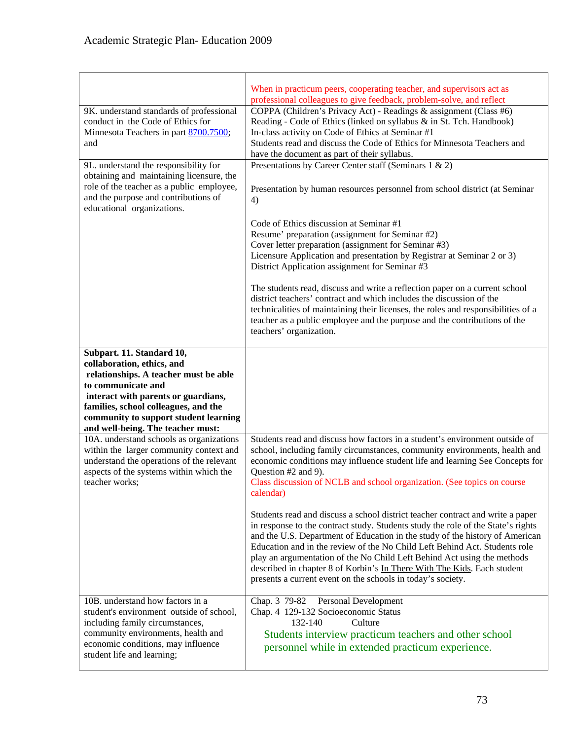| | |
|---|---|
| | When in practicum peers, cooperating teacher, and supervisors act as professional colleagues to give feedback, problem-solve, and reflect |
| 9K. understand standards of professional conduct in the Code of Ethics for Minnesota Teachers in part 8700.7500; and | COPPA (Children's Privacy Act) - Readings & assignment (Class #6)<br>Reading - Code of Ethics (linked on syllabus & in St. Tch. Handbook)<br>In-class activity on Code of Ethics at Seminar #1<br>Students read and discuss the Code of Ethics for Minnesota Teachers and have the document as part of their syllabus. |
| 9L. understand the responsibility for obtaining and maintaining licensure, the role of the teacher as a public employee, and the purpose and contributions of educational organizations. | Presentations by Career Center staff (Seminars 1 & 2)<br><br>Presentation by human resources personnel from school district (at Seminar 4)<br><br>Code of Ethics discussion at Seminar #1<br>Resume' preparation (assignment for Seminar #2)<br>Cover letter preparation (assignment for Seminar #3)<br>Licensure Application and presentation by Registrar at Seminar 2 or 3)<br>District Application assignment for Seminar #3<br><br>The students read, discuss and write a reflection paper on a current school district teachers' contract and which includes the discussion of the technicalities of maintaining their licenses, the roles and responsibilities of a teacher as a public employee and the purpose and the contributions of the teachers' organization. |
| **Subpart. 11. Standard 10, collaboration, ethics, and relationships. A teacher must be able to communicate and interact with parents or guardians, families, school colleagues, and the community to support student learning and well-being. The teacher must:** | |
| 10A. understand schools as organizations within the larger community context and understand the operations of the relevant aspects of the systems within which the teacher works; | Students read and discuss how factors in a student's environment outside of school, including family circumstances, community environments, health and economic conditions may influence student life and learning See Concepts for Question #2 and 9).<br>Class discussion of NCLB and school organization. (See topics on course calendar)<br><br>Students read and discuss a school district teacher contract and write a paper in response to the contract study. Students study the role of the State's rights and the U.S. Department of Education in the study of the history of American Education and in the review of the No Child Left Behind Act. Students role play an argumentation of the No Child Left Behind Act using the methods described in chapter 8 of Korbin's In There With The Kids. Each student presents a current event on the schools in today's society. |
| 10B. understand how factors in a student's environment outside of school, including family circumstances, community environments, health and economic conditions, may influence student life and learning; | Chap. 3 79-82 Personal Development<br>Chap. 4 129-132 Socioeconomic Status<br>132-140 Culture<br>Students interview practicum teachers and other school personnel while in extended practicum experience. |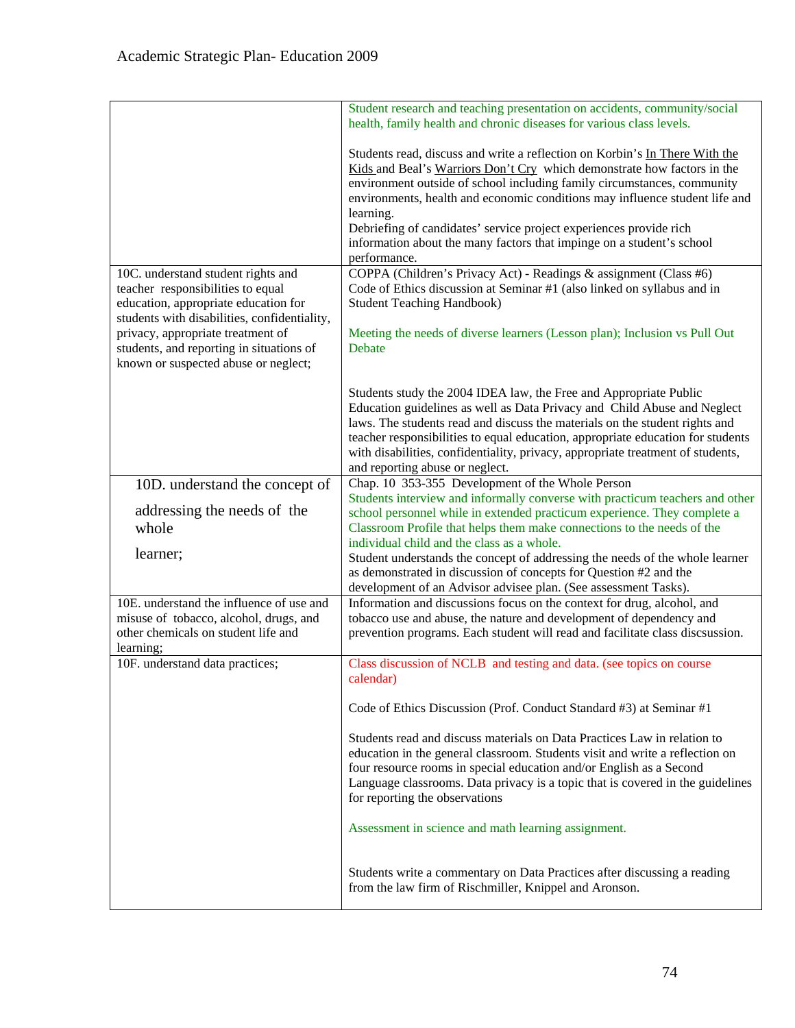| | |
|---|---|
| | Student research and teaching presentation on accidents, community/social health, family health and chronic diseases for various class levels.<br><br>Students read, discuss and write a reflection on Korbin's In There With the Kids and Beal's Warriors Don't Cry which demonstrate how factors in the environment outside of school including family circumstances, community environments, health and economic conditions may influence student life and learning.<br>Debriefing of candidates' service project experiences provide rich information about the many factors that impinge on a student's school performance. |
| 10C. understand student rights and teacher responsibilities to equal education, appropriate education for students with disabilities, confidentiality, privacy, appropriate treatment of students, and reporting in situations of known or suspected abuse or neglect; | COPPA (Children's Privacy Act) - Readings & assignment (Class #6)<br>Code of Ethics discussion at Seminar #1 (also linked on syllabus and in Student Teaching Handbook)<br><br>Meeting the needs of diverse learners (Lesson plan); Inclusion vs Pull Out Debate<br><br>Students study the 2004 IDEA law, the Free and Appropriate Public Education guidelines as well as Data Privacy and Child Abuse and Neglect laws. The students read and discuss the materials on the student rights and teacher responsibilities to equal education, appropriate education for students with disabilities, confidentiality, privacy, appropriate treatment of students, and reporting abuse or neglect. |
| 10D. understand the concept of addressing the needs of the whole learner; | Chap. 10 353-355 Development of the Whole Person<br>Students interview and informally converse with practicum teachers and other school personnel while in extended practicum experience. They complete a Classroom Profile that helps them make connections to the needs of the individual child and the class as a whole.<br>Student understands the concept of addressing the needs of the whole learner as demonstrated in discussion of concepts for Question #2 and the development of an Advisor advisee plan. (See assessment Tasks). |
| 10E. understand the influence of use and misuse of tobacco, alcohol, drugs, and other chemicals on student life and learning; | Information and discussions focus on the context for drug, alcohol, and tobacco use and abuse, the nature and development of dependency and prevention programs. Each student will read and facilitate class discsussion. |
| 10F. understand data practices; | Class discussion of NCLB and testing and data. (see topics on course calendar)<br><br>Code of Ethics Discussion (Prof. Conduct Standard #3) at Seminar #1<br><br>Students read and discuss materials on Data Practices Law in relation to education in the general classroom. Students visit and write a reflection on four resource rooms in special education and/or English as a Second Language classrooms. Data privacy is a topic that is covered in the guidelines for reporting the observations<br><br>Assessment in science and math learning assignment.<br><br>Students write a commentary on Data Practices after discussing a reading from the law firm of Rischmiller, Knippel and Aronson. |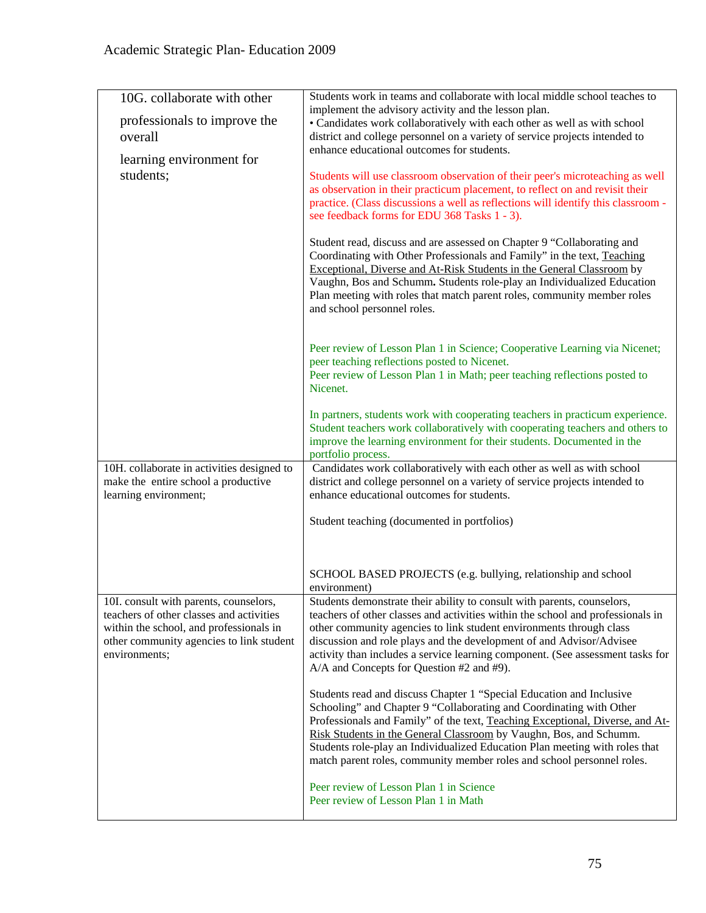| | |
|---|---|
| 10G. collaborate with other professionals to improve the overall learning environment for students; | Students work in teams and collaborate with local middle school teaches to implement the advisory activity and the lesson plan.<br>• Candidates work collaboratively with each other as well as with school district and college personnel on a variety of service projects intended to enhance educational outcomes for students.<br><br>Students will use classroom observation of their peer's microteaching as well as observation in their practicum placement, to reflect on and revisit their practice. (Class discussions a well as reflections will identify this classroom - see feedback forms for EDU 368 Tasks 1 - 3).<br><br>Student read, discuss and are assessed on Chapter 9 "Collaborating and Coordinating with Other Professionals and Family" in the text, Teaching Exceptional, Diverse and At-Risk Students in the General Classroom by Vaughn, Bos and Schumm**.** Students role-play an Individualized Education Plan meeting with roles that match parent roles, community member roles and school personnel roles.<br><br>Peer review of Lesson Plan 1 in Science; Cooperative Learning via Nicenet; peer teaching reflections posted to Nicenet.<br>Peer review of Lesson Plan 1 in Math; peer teaching reflections posted to Nicenet.<br><br>In partners, students work with cooperating teachers in practicum experience. Student teachers work collaboratively with cooperating teachers and others to improve the learning environment for their students. Documented in the portfolio process. |
| 10H. collaborate in activities designed to make the entire school a productive learning environment; | Candidates work collaboratively with each other as well as with school district and college personnel on a variety of service projects intended to enhance educational outcomes for students.<br><br>Student teaching (documented in portfolios)<br><br>SCHOOL BASED PROJECTS (e.g. bullying, relationship and school environment) |
| 10I. consult with parents, counselors, teachers of other classes and activities within the school, and professionals in other community agencies to link student environments; | Students demonstrate their ability to consult with parents, counselors, teachers of other classes and activities within the school and professionals in other community agencies to link student environments through class discussion and role plays and the development of and Advisor/Advisee activity than includes a service learning component. (See assessment tasks for A/A and Concepts for Question #2 and #9).<br><br>Students read and discuss Chapter 1 "Special Education and Inclusive Schooling" and Chapter 9 "Collaborating and Coordinating with Other Professionals and Family" of the text, Teaching Exceptional, Diverse, and At-Risk Students in the General Classroom by Vaughn, Bos, and Schumm. Students role-play an Individualized Education Plan meeting with roles that match parent roles, community member roles and school personnel roles.<br><br>Peer review of Lesson Plan 1 in Science<br>Peer review of Lesson Plan 1 in Math |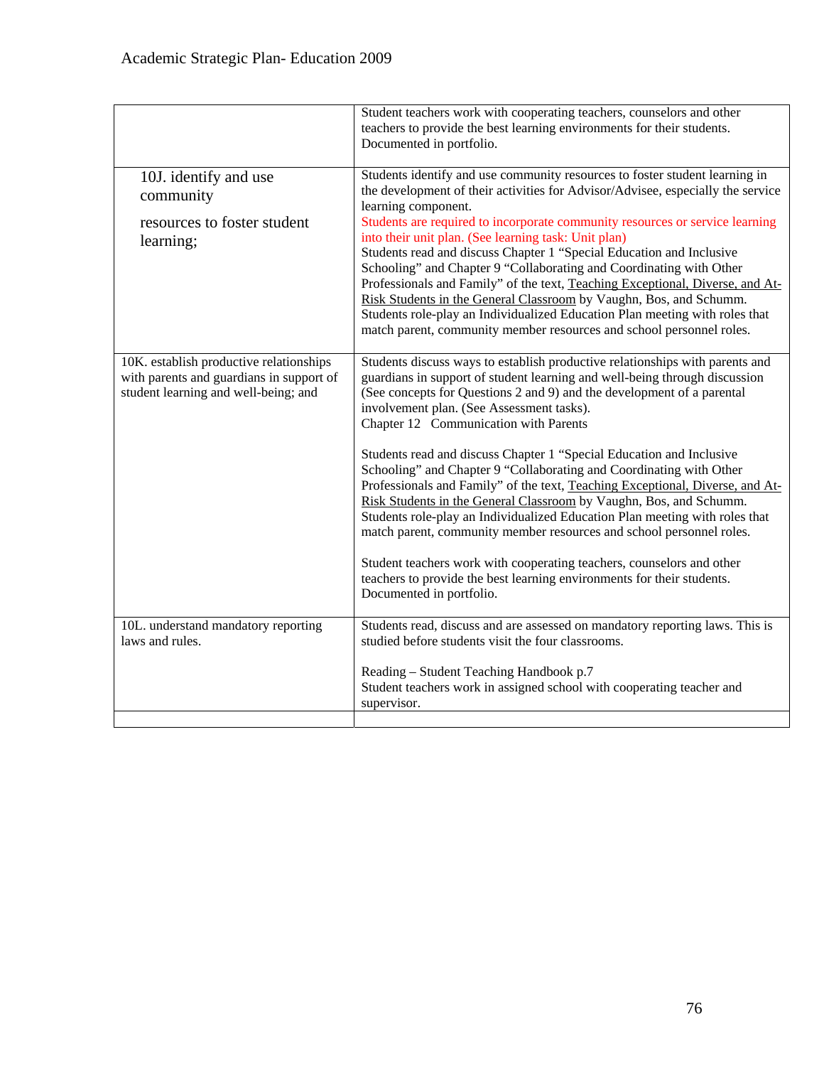| | |
|---|---|
| | Student teachers work with cooperating teachers, counselors and other teachers to provide the best learning environments for their students. Documented in portfolio. |
| 10J. identify and use community resources to foster student learning; | Students identify and use community resources to foster student learning in the development of their activities for Advisor/Advisee, especially the service learning component. Students are required to incorporate community resources or service learning into their unit plan. (See learning task: Unit plan) Students read and discuss Chapter 1 "Special Education and Inclusive Schooling" and Chapter 9 "Collaborating and Coordinating with Other Professionals and Family" of the text, Teaching Exceptional, Diverse, and At-Risk Students in the General Classroom by Vaughn, Bos, and Schumm. Students role-play an Individualized Education Plan meeting with roles that match parent, community member resources and school personnel roles. |
| 10K. establish productive relationships with parents and guardians in support of student learning and well-being; and | Students discuss ways to establish productive relationships with parents and guardians in support of student learning and well-being through discussion (See concepts for Questions 2 and 9) and the development of a parental involvement plan. (See Assessment tasks). Chapter 12 Communication with Parents<br><br>Students read and discuss Chapter 1 "Special Education and Inclusive Schooling" and Chapter 9 "Collaborating and Coordinating with Other Professionals and Family" of the text, Teaching Exceptional, Diverse, and At-Risk Students in the General Classroom by Vaughn, Bos, and Schumm. Students role-play an Individualized Education Plan meeting with roles that match parent, community member resources and school personnel roles.<br><br>Student teachers work with cooperating teachers, counselors and other teachers to provide the best learning environments for their students. Documented in portfolio. |
| 10L. understand mandatory reporting laws and rules. | Students read, discuss and are assessed on mandatory reporting laws. This is studied before students visit the four classrooms.<br><br>Reading – Student Teaching Handbook p.7<br>Student teachers work in assigned school with cooperating teacher and supervisor. |
| | |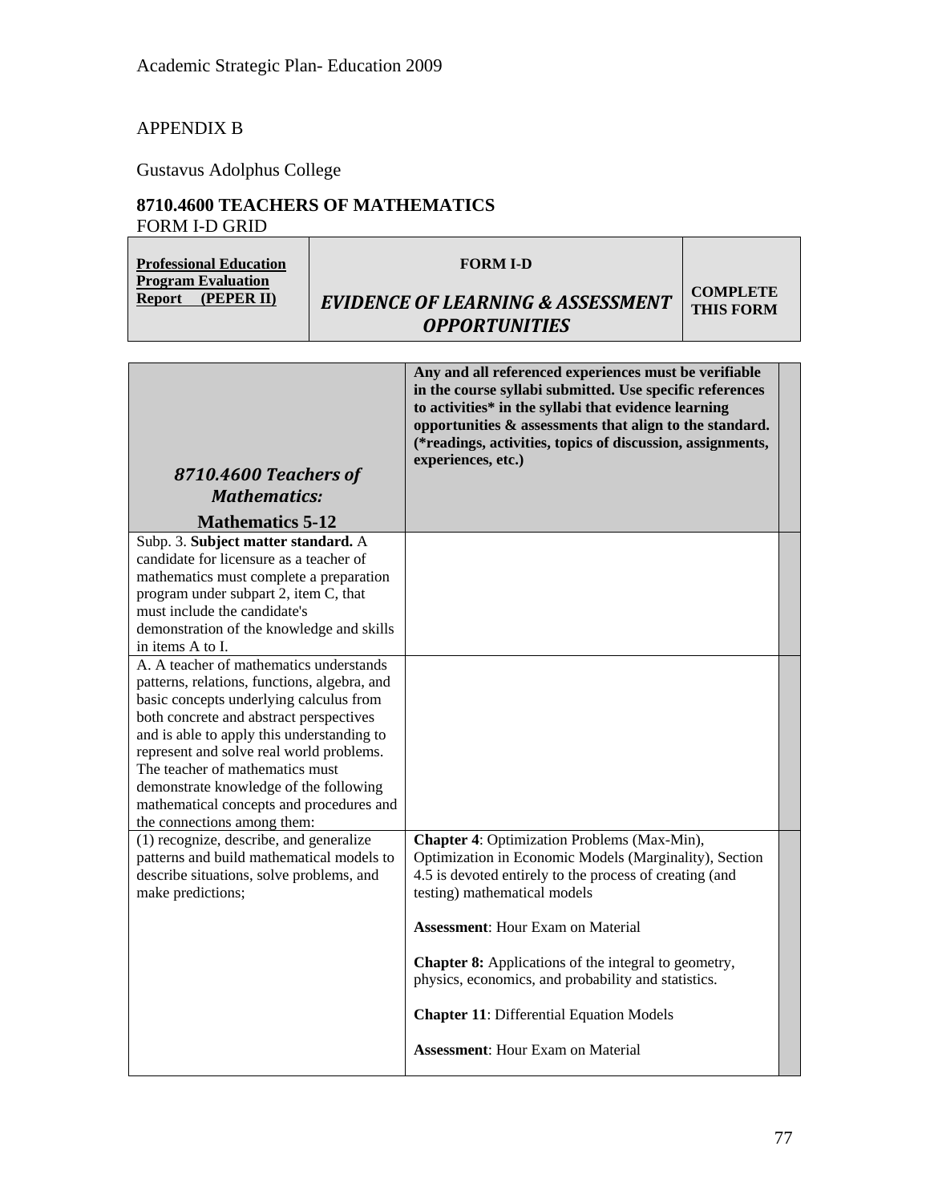Academic Strategic Plan- Education 2009

APPENDIX B

Gustavus Adolphus College

## 8710.4600 TEACHERS OF MATHEMATICS

FORM I-D GRID

| **Professional Education Program Evaluation Report (PEPER II)** | **FORM I-D** *EVIDENCE OF LEARNING & ASSESSMENT OPPORTUNITIES* | **COMPLETE THIS FORM** |
|---|---|---|

| *8710.4600 Teachers of Mathematics:* **Mathematics 5-12** | **Any and all referenced experiences must be verifiable in the course syllabi submitted. Use specific references to activities* in the syllabi that evidence learning opportunities & assessments that align to the standard. (*readings, activities, topics of discussion, assignments, experiences, etc.)** | |
|---|---|---|
| Subp. 3. **Subject matter standard.** A candidate for licensure as a teacher of mathematics must complete a preparation program under subpart 2, item C, that must include the candidate's demonstration of the knowledge and skills in items A to I. | | |
| A. A teacher of mathematics understands patterns, relations, functions, algebra, and basic concepts underlying calculus from both concrete and abstract perspectives and is able to apply this understanding to represent and solve real world problems. The teacher of mathematics must demonstrate knowledge of the following mathematical concepts and procedures and the connections among them: | | |
| (1) recognize, describe, and generalize patterns and build mathematical models to describe situations, solve problems, and make predictions; | **Chapter 4**: Optimization Problems (Max-Min), Optimization in Economic Models (Marginality), Section 4.5 is devoted entirely to the process of creating (and testing) mathematical models<br><br>**Assessment**: Hour Exam on Material<br><br>**Chapter 8:** Applications of the integral to geometry, physics, economics, and probability and statistics.<br><br>**Chapter 11**: Differential Equation Models<br><br>**Assessment**: Hour Exam on Material | |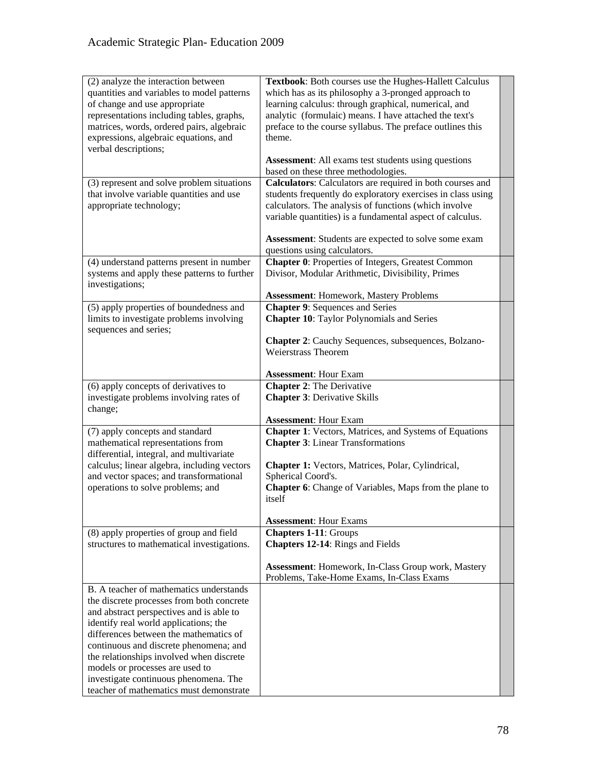| | | |
|---|---|---|
| (2) analyze the interaction between quantities and variables to model patterns of change and use appropriate representations including tables, graphs, matrices, words, ordered pairs, algebraic expressions, algebraic equations, and verbal descriptions; | **Textbook**: Both courses use the Hughes-Hallett Calculus which has as its philosophy a 3-pronged approach to learning calculus: through graphical, numerical, and analytic (formulaic) means. I have attached the text's preface to the course syllabus. The preface outlines this theme.<br><br>**Assessment**: All exams test students using questions based on these three methodologies. | |
| (3) represent and solve problem situations that involve variable quantities and use appropriate technology; | **Calculators**: Calculators are required in both courses and students frequently do exploratory exercises in class using calculators. The analysis of functions (which involve variable quantities) is a fundamental aspect of calculus.<br><br>**Assessment**: Students are expected to solve some exam questions using calculators. | |
| (4) understand patterns present in number systems and apply these patterns to further investigations; | **Chapter 0**: Properties of Integers, Greatest Common Divisor, Modular Arithmetic, Divisibility, Primes<br><br>**Assessment**: Homework, Mastery Problems | |
| (5) apply properties of boundedness and limits to investigate problems involving sequences and series; | **Chapter 9**: Sequences and Series<br>**Chapter 10**: Taylor Polynomials and Series<br><br>**Chapter 2**: Cauchy Sequences, subsequences, Bolzano-Weierstrass Theorem<br><br>**Assessment**: Hour Exam | |
| (6) apply concepts of derivatives to investigate problems involving rates of change; | **Chapter 2**: The Derivative<br>**Chapter 3**: Derivative Skills<br><br>**Assessment**: Hour Exam | |
| (7) apply concepts and standard mathematical representations from differential, integral, and multivariate calculus; linear algebra, including vectors and vector spaces; and transformational operations to solve problems; and | **Chapter 1**: Vectors, Matrices, and Systems of Equations<br>**Chapter 3**: Linear Transformations<br><br>**Chapter 1:** Vectors, Matrices, Polar, Cylindrical, Spherical Coord's.<br>**Chapter 6**: Change of Variables, Maps from the plane to itself<br><br>**Assessment**: Hour Exams | |
| (8) apply properties of group and field structures to mathematical investigations. | **Chapters 1-11**: Groups<br>**Chapters 12-14**: Rings and Fields<br><br>**Assessment**: Homework, In-Class Group work, Mastery Problems, Take-Home Exams, In-Class Exams | |
| B. A teacher of mathematics understands the discrete processes from both concrete and abstract perspectives and is able to identify real world applications; the differences between the mathematics of continuous and discrete phenomena; and the relationships involved when discrete models or processes are used to investigate continuous phenomena. The teacher of mathematics must demonstrate | | |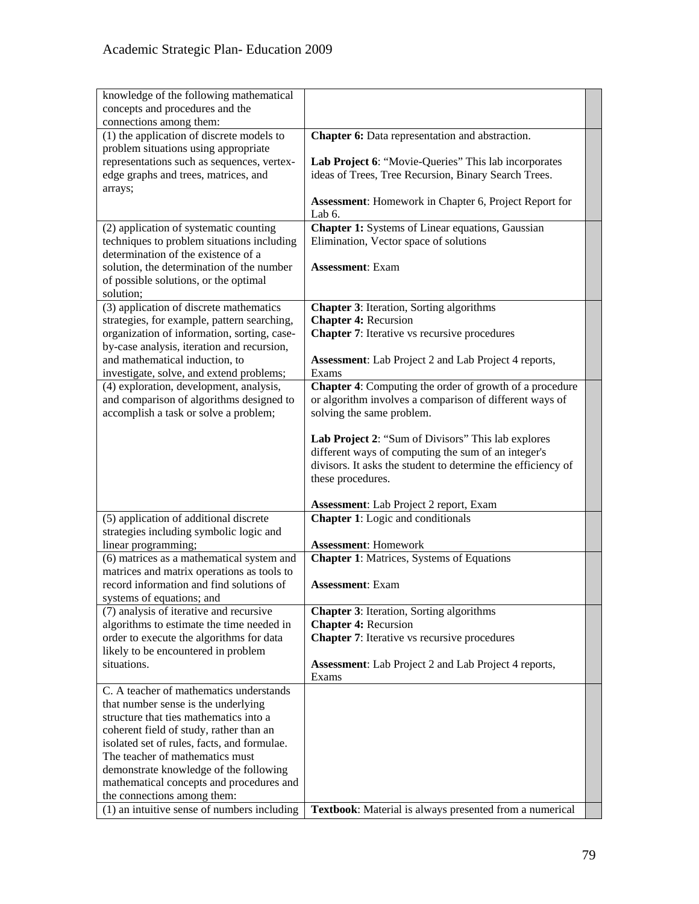| | | |
|---|---|---|
| knowledge of the following mathematical concepts and procedures and the connections among them: | | |
| (1) the application of discrete models to problem situations using appropriate representations such as sequences, vertex-edge graphs and trees, matrices, and arrays; | **Chapter 6:** Data representation and abstraction.<br><br>**Lab Project 6**: "Movie-Queries" This lab incorporates ideas of Trees, Tree Recursion, Binary Search Trees.<br><br>**Assessment**: Homework in Chapter 6, Project Report for Lab 6. | |
| (2) application of systematic counting techniques to problem situations including determination of the existence of a solution, the determination of the number of possible solutions, or the optimal solution; | **Chapter 1:** Systems of Linear equations, Gaussian Elimination, Vector space of solutions<br><br>**Assessment**: Exam | |
| (3) application of discrete mathematics strategies, for example, pattern searching, organization of information, sorting, case-by-case analysis, iteration and recursion, and mathematical induction, to investigate, solve, and extend problems; | **Chapter 3**: Iteration, Sorting algorithms<br>**Chapter 4:** Recursion<br>**Chapter 7**: Iterative vs recursive procedures<br><br>**Assessment**: Lab Project 2 and Lab Project 4 reports, Exams | |
| (4) exploration, development, analysis, and comparison of algorithms designed to accomplish a task or solve a problem; | **Chapter 4**: Computing the order of growth of a procedure or algorithm involves a comparison of different ways of solving the same problem.<br><br>**Lab Project 2**: "Sum of Divisors" This lab explores different ways of computing the sum of an integer's divisors. It asks the student to determine the efficiency of these procedures.<br><br>**Assessment**: Lab Project 2 report, Exam | |
| (5) application of additional discrete strategies including symbolic logic and linear programming; | **Chapter 1**: Logic and conditionals<br><br>**Assessment**: Homework | |
| (6) matrices as a mathematical system and matrices and matrix operations as tools to record information and find solutions of systems of equations; and | **Chapter 1**: Matrices, Systems of Equations<br><br>**Assessment**: Exam | |
| (7) analysis of iterative and recursive algorithms to estimate the time needed in order to execute the algorithms for data likely to be encountered in problem situations. | **Chapter 3**: Iteration, Sorting algorithms<br>**Chapter 4:** Recursion<br>**Chapter 7**: Iterative vs recursive procedures<br><br>**Assessment**: Lab Project 2 and Lab Project 4 reports, Exams | |
| C. A teacher of mathematics understands that number sense is the underlying structure that ties mathematics into a coherent field of study, rather than an isolated set of rules, facts, and formulae. The teacher of mathematics must demonstrate knowledge of the following mathematical concepts and procedures and the connections among them: | | |
| (1) an intuitive sense of numbers including | **Textbook**: Material is always presented from a numerical | |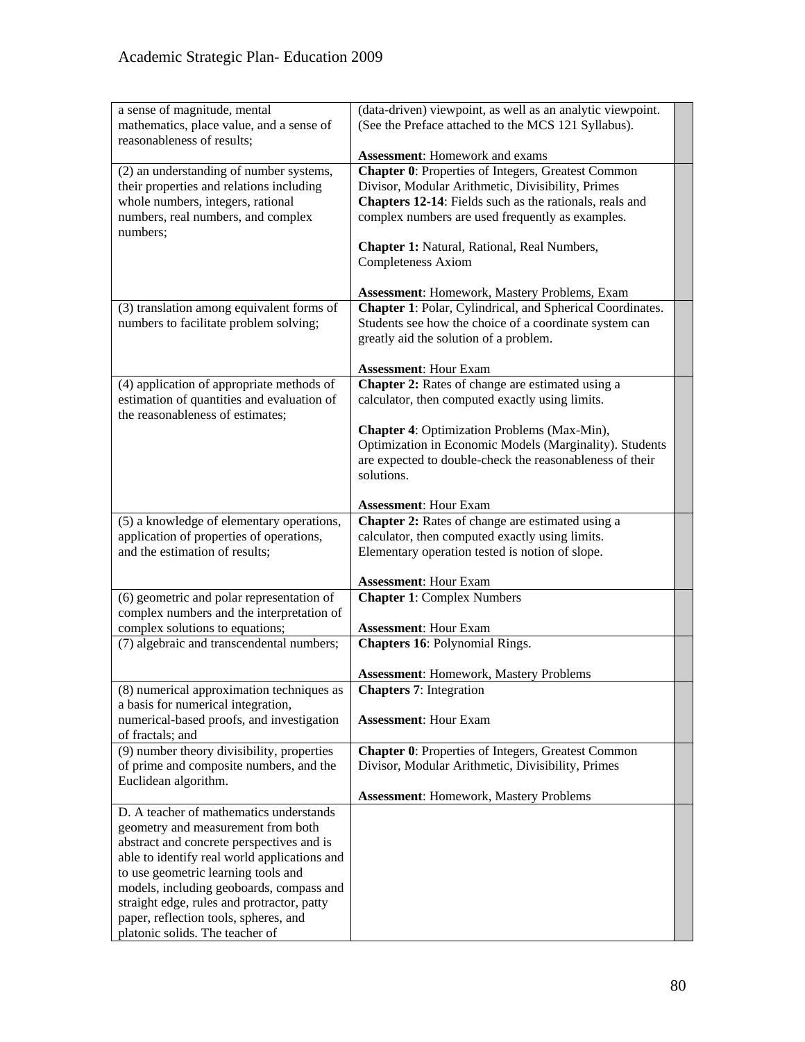| | | |
|---|---|---|
| a sense of magnitude, mental mathematics, place value, and a sense of reasonableness of results; | (data-driven) viewpoint, as well as an analytic viewpoint. (See the Preface attached to the MCS 121 Syllabus).<br><br>**Assessment**: Homework and exams | |
| (2) an understanding of number systems, their properties and relations including whole numbers, integers, rational numbers, real numbers, and complex numbers; | **Chapter 0**: Properties of Integers, Greatest Common Divisor, Modular Arithmetic, Divisibility, Primes<br>**Chapters 12-14**: Fields such as the rationals, reals and complex numbers are used frequently as examples.<br><br>**Chapter 1:** Natural, Rational, Real Numbers, Completeness Axiom<br><br>**Assessment**: Homework, Mastery Problems, Exam | |
| (3) translation among equivalent forms of numbers to facilitate problem solving; | **Chapter 1**: Polar, Cylindrical, and Spherical Coordinates. Students see how the choice of a coordinate system can greatly aid the solution of a problem.<br><br>**Assessment**: Hour Exam | |
| (4) application of appropriate methods of estimation of quantities and evaluation of the reasonableness of estimates; | **Chapter 2:** Rates of change are estimated using a calculator, then computed exactly using limits.<br><br>**Chapter 4**: Optimization Problems (Max-Min), Optimization in Economic Models (Marginality). Students are expected to double-check the reasonableness of their solutions.<br><br>**Assessment**: Hour Exam | |
| (5) a knowledge of elementary operations, application of properties of operations, and the estimation of results; | **Chapter 2:** Rates of change are estimated using a calculator, then computed exactly using limits. Elementary operation tested is notion of slope.<br><br>**Assessment**: Hour Exam | |
| (6) geometric and polar representation of complex numbers and the interpretation of complex solutions to equations; | **Chapter 1**: Complex Numbers<br><br>**Assessment**: Hour Exam | |
| (7) algebraic and transcendental numbers; | **Chapters 16**: Polynomial Rings.<br><br>**Assessment**: Homework, Mastery Problems | |
| (8) numerical approximation techniques as a basis for numerical integration, numerical-based proofs, and investigation of fractals; and | **Chapters 7**: Integration<br><br>**Assessment**: Hour Exam | |
| (9) number theory divisibility, properties of prime and composite numbers, and the Euclidean algorithm. | **Chapter 0**: Properties of Integers, Greatest Common Divisor, Modular Arithmetic, Divisibility, Primes<br><br>**Assessment**: Homework, Mastery Problems | |
| D. A teacher of mathematics understands geometry and measurement from both abstract and concrete perspectives and is able to identify real world applications and to use geometric learning tools and models, including geoboards, compass and straight edge, rules and protractor, patty paper, reflection tools, spheres, and platonic solids. The teacher of | | |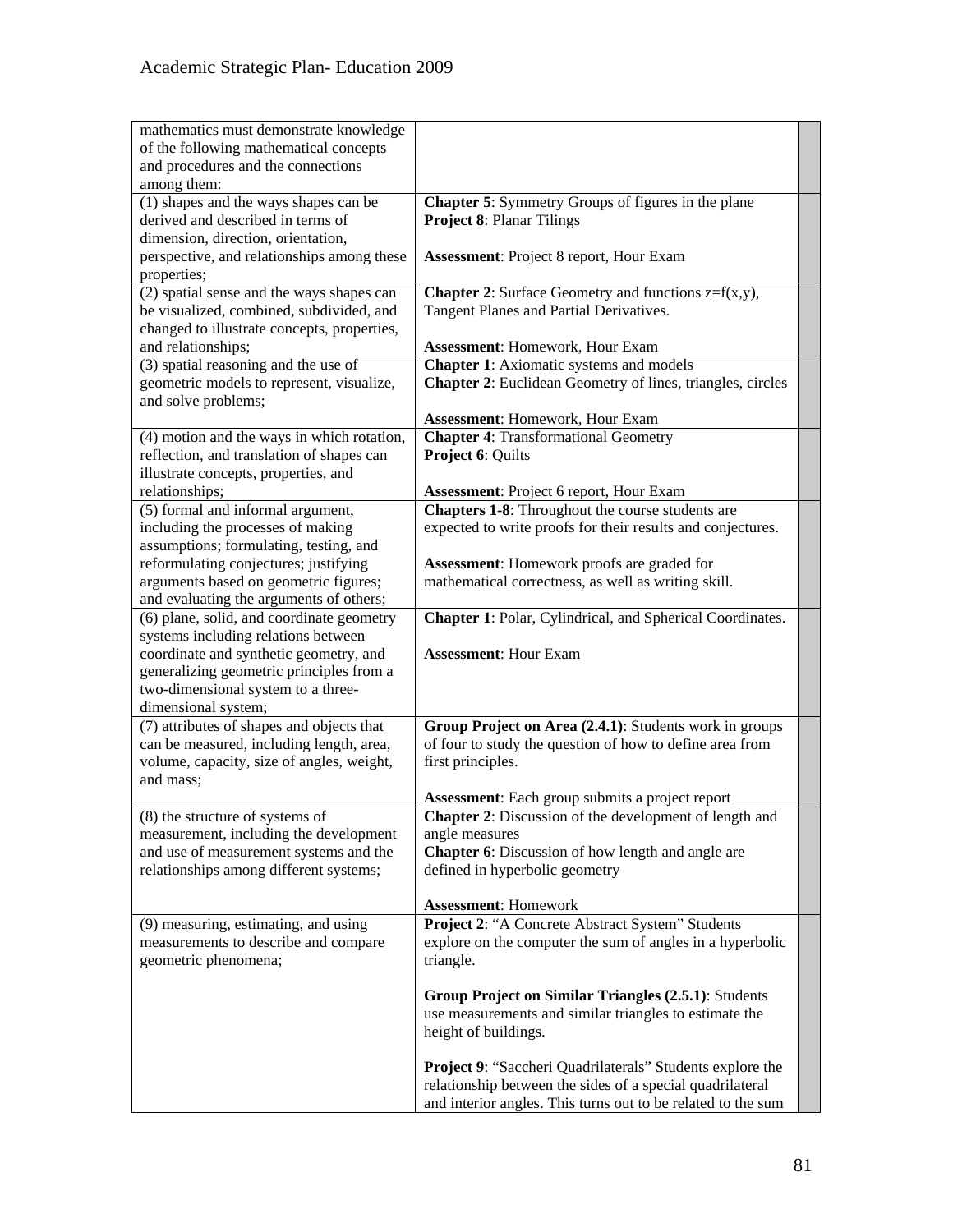| | | |
|---|---|---|
| mathematics must demonstrate knowledge of the following mathematical concepts and procedures and the connections among them: | | |
| (1) shapes and the ways shapes can be derived and described in terms of dimension, direction, orientation, perspective, and relationships among these properties; | **Chapter 5**: Symmetry Groups of figures in the plane<br>**Project 8**: Planar Tilings<br><br>**Assessment**: Project 8 report, Hour Exam | |
| (2) spatial sense and the ways shapes can be visualized, combined, subdivided, and changed to illustrate concepts, properties, and relationships; | **Chapter 2**: Surface Geometry and functions $z=f(x,y)$, Tangent Planes and Partial Derivatives.<br><br>**Assessment**: Homework, Hour Exam | |
| (3) spatial reasoning and the use of geometric models to represent, visualize, and solve problems; | **Chapter 1**: Axiomatic systems and models<br>**Chapter 2**: Euclidean Geometry of lines, triangles, circles<br><br>**Assessment**: Homework, Hour Exam | |
| (4) motion and the ways in which rotation, reflection, and translation of shapes can illustrate concepts, properties, and relationships; | **Chapter 4**: Transformational Geometry<br>**Project 6**: Quilts<br><br>**Assessment**: Project 6 report, Hour Exam | |
| (5) formal and informal argument, including the processes of making assumptions; formulating, testing, and reformulating conjectures; justifying arguments based on geometric figures; and evaluating the arguments of others; | **Chapters 1-8**: Throughout the course students are expected to write proofs for their results and conjectures.<br><br>**Assessment**: Homework proofs are graded for mathematical correctness, as well as writing skill. | |
| (6) plane, solid, and coordinate geometry systems including relations between coordinate and synthetic geometry, and generalizing geometric principles from a two-dimensional system to a three-dimensional system; | **Chapter 1**: Polar, Cylindrical, and Spherical Coordinates.<br><br>**Assessment**: Hour Exam | |
| (7) attributes of shapes and objects that can be measured, including length, area, volume, capacity, size of angles, weight, and mass; | **Group Project on Area (2.4.1)**: Students work in groups of four to study the question of how to define area from first principles.<br><br>**Assessment**: Each group submits a project report | |
| (8) the structure of systems of measurement, including the development and use of measurement systems and the relationships among different systems; | **Chapter 2**: Discussion of the development of length and angle measures<br>**Chapter 6**: Discussion of how length and angle are defined in hyperbolic geometry<br><br>**Assessment**: Homework | |
| (9) measuring, estimating, and using measurements to describe and compare geometric phenomena; | **Project 2**: "A Concrete Abstract System" Students explore on the computer the sum of angles in a hyperbolic triangle.<br><br>**Group Project on Similar Triangles (2.5.1)**: Students use measurements and similar triangles to estimate the height of buildings.<br><br>**Project 9**: "Saccheri Quadrilaterals" Students explore the relationship between the sides of a special quadrilateral and interior angles. This turns out to be related to the sum | |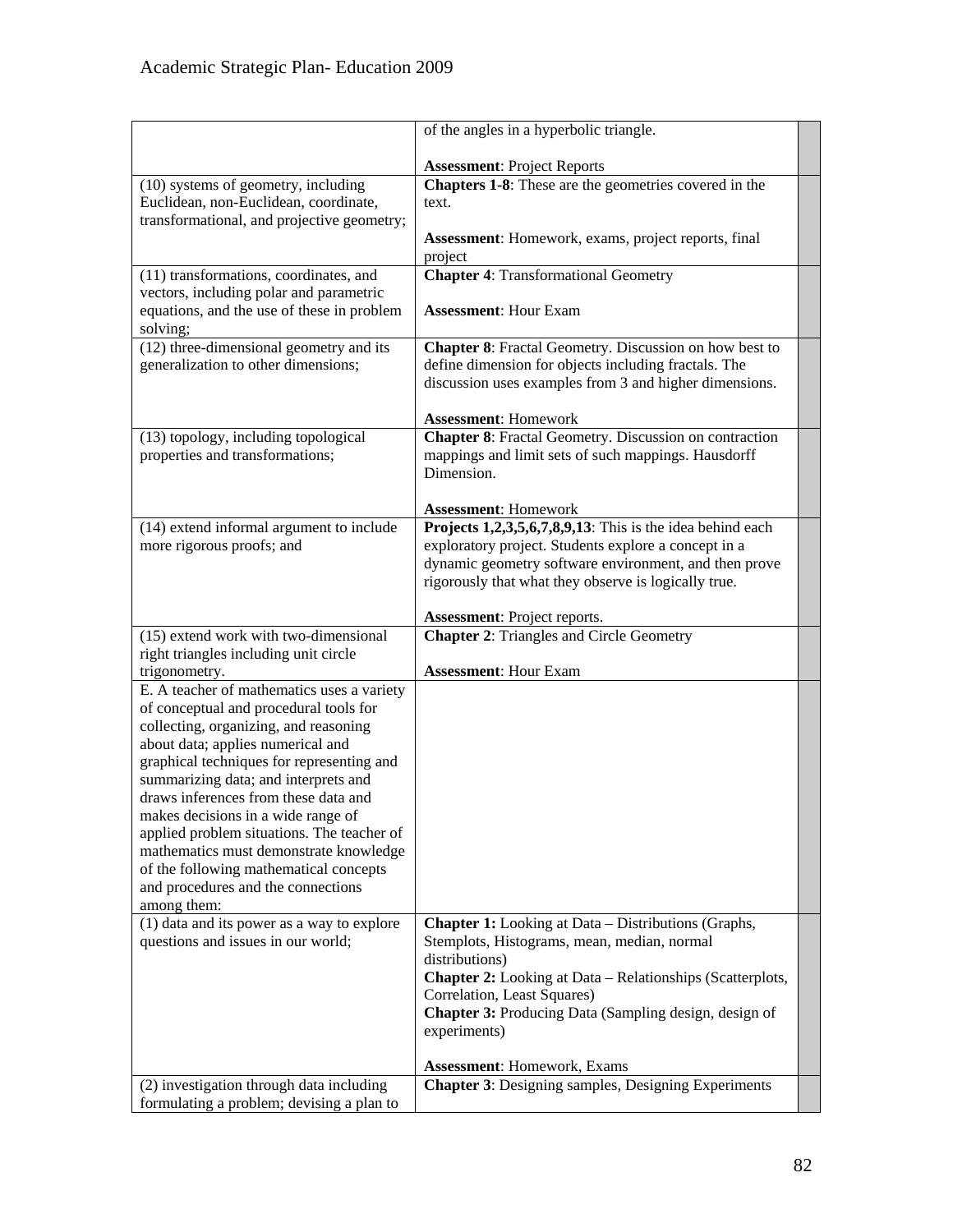| | | |
|---|---|---|
| | of the angles in a hyperbolic triangle.<br><br>**Assessment**: Project Reports | |
| (10) systems of geometry, including Euclidean, non-Euclidean, coordinate, transformational, and projective geometry; | **Chapters 1-8**: These are the geometries covered in the text.<br><br>**Assessment**: Homework, exams, project reports, final project | |
| (11) transformations, coordinates, and vectors, including polar and parametric equations, and the use of these in problem solving; | **Chapter 4**: Transformational Geometry<br><br>**Assessment**: Hour Exam | |
| (12) three-dimensional geometry and its generalization to other dimensions; | **Chapter 8**: Fractal Geometry. Discussion on how best to define dimension for objects including fractals. The discussion uses examples from 3 and higher dimensions.<br><br>**Assessment**: Homework | |
| (13) topology, including topological properties and transformations; | **Chapter 8**: Fractal Geometry. Discussion on contraction mappings and limit sets of such mappings. Hausdorff Dimension.<br><br>**Assessment**: Homework | |
| (14) extend informal argument to include more rigorous proofs; and | **Projects 1,2,3,5,6,7,8,9,13**: This is the idea behind each exploratory project. Students explore a concept in a dynamic geometry software environment, and then prove rigorously that what they observe is logically true.<br><br>**Assessment**: Project reports. | |
| (15) extend work with two-dimensional right triangles including unit circle trigonometry. | **Chapter 2**: Triangles and Circle Geometry<br><br>**Assessment**: Hour Exam | |
| E. A teacher of mathematics uses a variety of conceptual and procedural tools for collecting, organizing, and reasoning about data; applies numerical and graphical techniques for representing and summarizing data; and interprets and draws inferences from these data and makes decisions in a wide range of applied problem situations. The teacher of mathematics must demonstrate knowledge of the following mathematical concepts and procedures and the connections among them: | | |
| (1) data and its power as a way to explore questions and issues in our world; | **Chapter 1:** Looking at Data – Distributions (Graphs, Stemplots, Histograms, mean, median, normal distributions)<br>**Chapter 2:** Looking at Data – Relationships (Scatterplots, Correlation, Least Squares)<br>**Chapter 3:** Producing Data (Sampling design, design of experiments)<br><br>**Assessment**: Homework, Exams | |
| (2) investigation through data including formulating a problem; devising a plan to | **Chapter 3**: Designing samples, Designing Experiments | |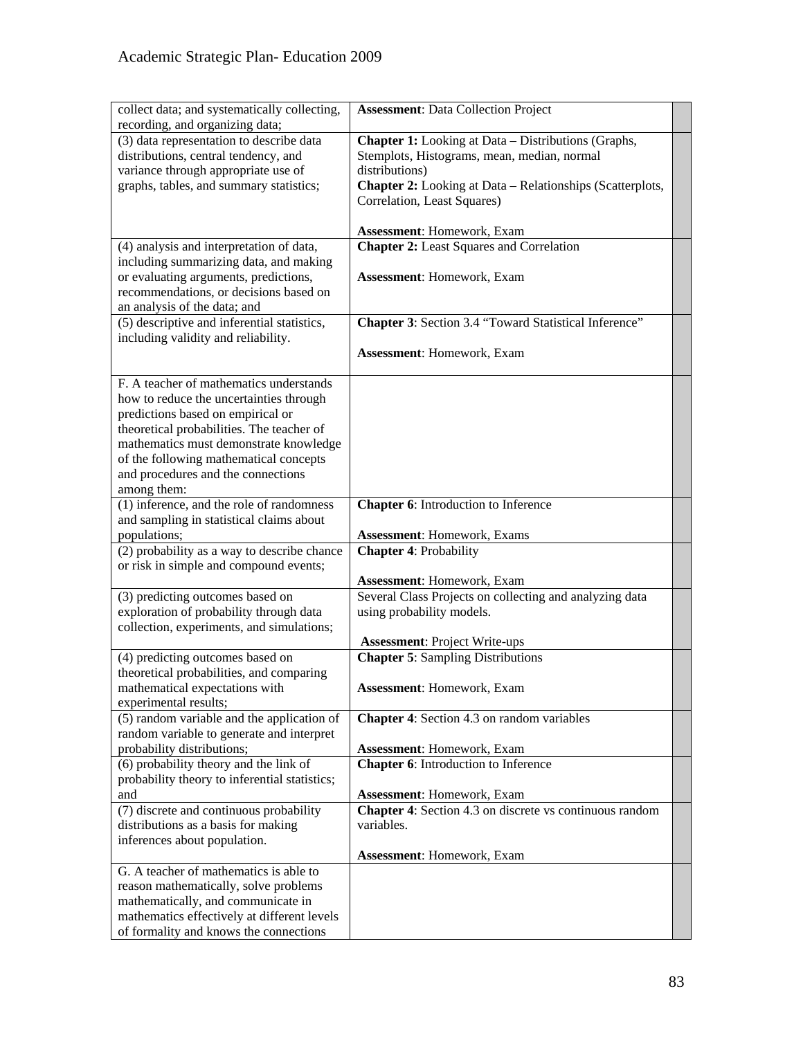| | | |
|---|---|---|
| collect data; and systematically collecting, recording, and organizing data; | **Assessment**: Data Collection Project | |
| (3) data representation to describe data distributions, central tendency, and variance through appropriate use of graphs, tables, and summary statistics; | **Chapter 1:** Looking at Data – Distributions (Graphs, Stemplots, Histograms, mean, median, normal distributions)<br>**Chapter 2:** Looking at Data – Relationships (Scatterplots, Correlation, Least Squares)<br><br>**Assessment**: Homework, Exam | |
| (4) analysis and interpretation of data, including summarizing data, and making or evaluating arguments, predictions, recommendations, or decisions based on an analysis of the data; and | **Chapter 2:** Least Squares and Correlation<br><br>**Assessment**: Homework, Exam | |
| (5) descriptive and inferential statistics, including validity and reliability. | **Chapter 3**: Section 3.4 "Toward Statistical Inference"<br><br>**Assessment**: Homework, Exam | |
| F. A teacher of mathematics understands how to reduce the uncertainties through predictions based on empirical or theoretical probabilities. The teacher of mathematics must demonstrate knowledge of the following mathematical concepts and procedures and the connections among them: | | |
| (1) inference, and the role of randomness and sampling in statistical claims about populations; | **Chapter 6**: Introduction to Inference<br><br>**Assessment**: Homework, Exams | |
| (2) probability as a way to describe chance or risk in simple and compound events; | **Chapter 4**: Probability<br><br>**Assessment**: Homework, Exam | |
| (3) predicting outcomes based on exploration of probability through data collection, experiments, and simulations; | Several Class Projects on collecting and analyzing data using probability models.<br><br>**Assessment**: Project Write-ups | |
| (4) predicting outcomes based on theoretical probabilities, and comparing mathematical expectations with experimental results; | **Chapter 5**: Sampling Distributions<br><br>**Assessment**: Homework, Exam | |
| (5) random variable and the application of random variable to generate and interpret probability distributions; | **Chapter 4**: Section 4.3 on random variables<br><br>**Assessment**: Homework, Exam | |
| (6) probability theory and the link of probability theory to inferential statistics; and | **Chapter 6**: Introduction to Inference<br><br>**Assessment**: Homework, Exam | |
| (7) discrete and continuous probability distributions as a basis for making inferences about population. | **Chapter 4**: Section 4.3 on discrete vs continuous random variables.<br><br>**Assessment**: Homework, Exam | |
| G. A teacher of mathematics is able to reason mathematically, solve problems mathematically, and communicate in mathematics effectively at different levels of formality and knows the connections | | |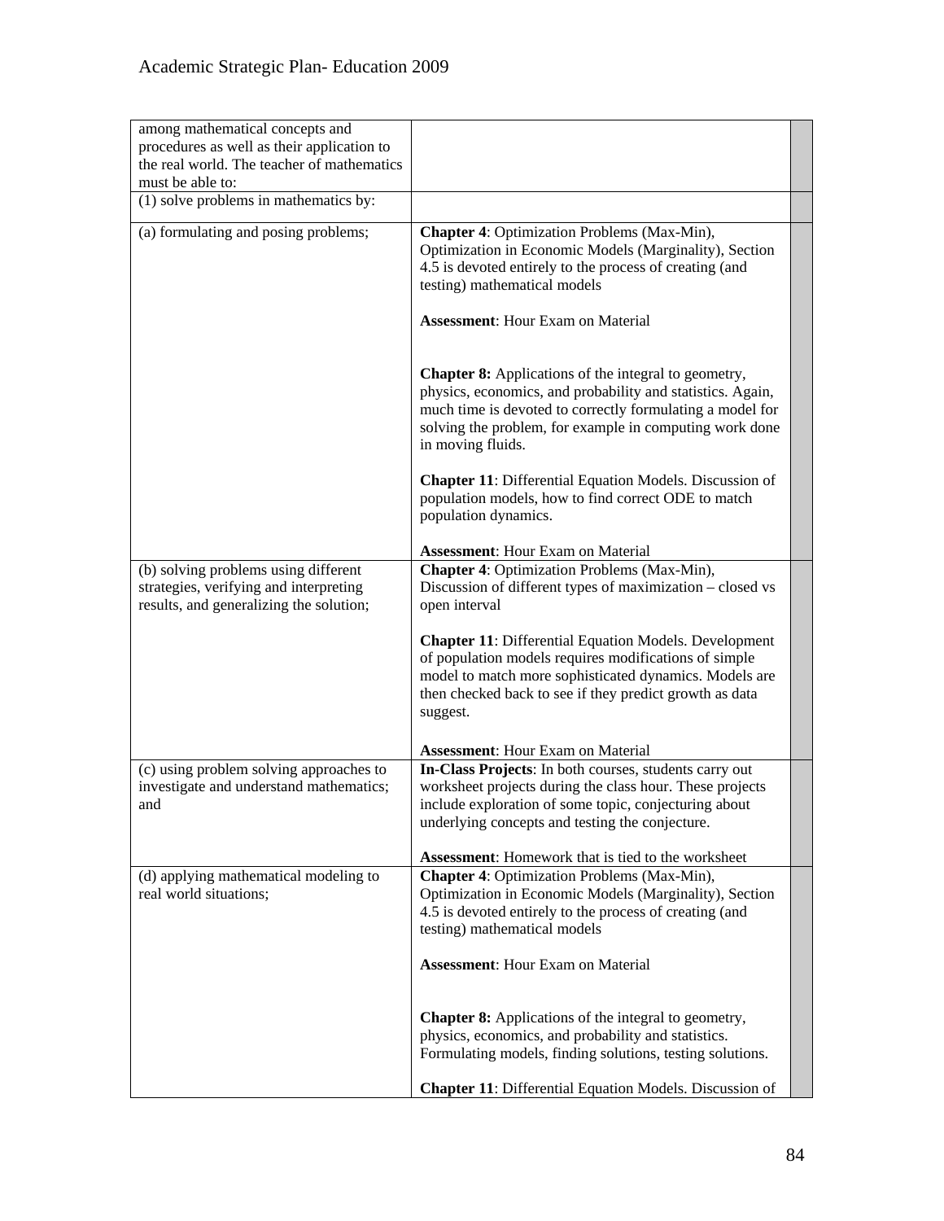| | | |
|---|---|---|
| among mathematical concepts and procedures as well as their application to the real world. The teacher of mathematics must be able to: | | |
| (1) solve problems in mathematics by: | | |
| (a) formulating and posing problems; | **Chapter 4**: Optimization Problems (Max-Min), Optimization in Economic Models (Marginality), Section 4.5 is devoted entirely to the process of creating (and testing) mathematical models<br><br>**Assessment**: Hour Exam on Material<br><br>**Chapter 8:** Applications of the integral to geometry, physics, economics, and probability and statistics. Again, much time is devoted to correctly formulating a model for solving the problem, for example in computing work done in moving fluids.<br><br>**Chapter 11**: Differential Equation Models. Discussion of population models, how to find correct ODE to match population dynamics.<br><br>**Assessment**: Hour Exam on Material | |
| (b) solving problems using different strategies, verifying and interpreting results, and generalizing the solution; | **Chapter 4**: Optimization Problems (Max-Min), Discussion of different types of maximization – closed vs open interval<br><br>**Chapter 11**: Differential Equation Models. Development of population models requires modifications of simple model to match more sophisticated dynamics. Models are then checked back to see if they predict growth as data suggest.<br><br>**Assessment**: Hour Exam on Material | |
| (c) using problem solving approaches to investigate and understand mathematics; and | **In-Class Projects**: In both courses, students carry out worksheet projects during the class hour. These projects include exploration of some topic, conjecturing about underlying concepts and testing the conjecture.<br><br>**Assessment**: Homework that is tied to the worksheet | |
| (d) applying mathematical modeling to real world situations; | **Chapter 4**: Optimization Problems (Max-Min), Optimization in Economic Models (Marginality), Section 4.5 is devoted entirely to the process of creating (and testing) mathematical models<br><br>**Assessment**: Hour Exam on Material<br><br>**Chapter 8:** Applications of the integral to geometry, physics, economics, and probability and statistics. Formulating models, finding solutions, testing solutions.<br><br>**Chapter 11**: Differential Equation Models. Discussion of | |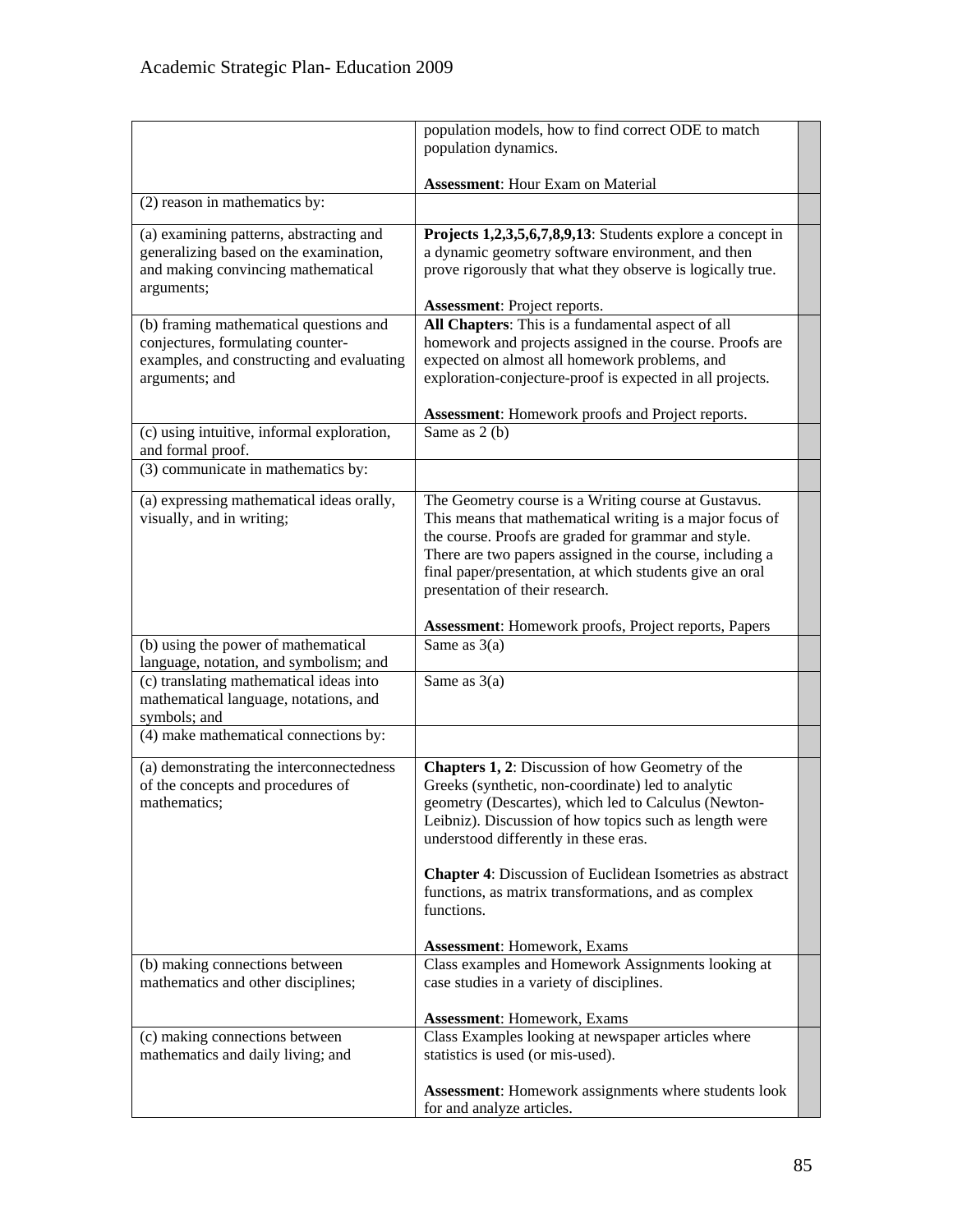| | | |
|---|---|---|
| | population models, how to find correct ODE to match population dynamics.<br><br>**Assessment**: Hour Exam on Material | |
| (2) reason in mathematics by: | | |
| (a) examining patterns, abstracting and generalizing based on the examination, and making convincing mathematical arguments; | **Projects 1,2,3,5,6,7,8,9,13**: Students explore a concept in a dynamic geometry software environment, and then prove rigorously that what they observe is logically true.<br><br>**Assessment**: Project reports. | |
| (b) framing mathematical questions and conjectures, formulating counter-examples, and constructing and evaluating arguments; and | **All Chapters**: This is a fundamental aspect of all homework and projects assigned in the course. Proofs are expected on almost all homework problems, and exploration-conjecture-proof is expected in all projects.<br><br>**Assessment**: Homework proofs and Project reports. | |
| (c) using intuitive, informal exploration, and formal proof. | Same as 2 (b) | |
| (3) communicate in mathematics by: | | |
| (a) expressing mathematical ideas orally, visually, and in writing; | The Geometry course is a Writing course at Gustavus. This means that mathematical writing is a major focus of the course. Proofs are graded for grammar and style. There are two papers assigned in the course, including a final paper/presentation, at which students give an oral presentation of their research.<br><br>**Assessment**: Homework proofs, Project reports, Papers | |
| (b) using the power of mathematical language, notation, and symbolism; and | Same as 3(a) | |
| (c) translating mathematical ideas into mathematical language, notations, and symbols; and | Same as 3(a) | |
| (4) make mathematical connections by: | | |
| (a) demonstrating the interconnectedness of the concepts and procedures of mathematics; | **Chapters 1, 2**: Discussion of how Geometry of the Greeks (synthetic, non-coordinate) led to analytic geometry (Descartes), which led to Calculus (Newton-Leibniz). Discussion of how topics such as length were understood differently in these eras.<br><br>**Chapter 4**: Discussion of Euclidean Isometries as abstract functions, as matrix transformations, and as complex functions.<br><br>**Assessment**: Homework, Exams | |
| (b) making connections between mathematics and other disciplines; | Class examples and Homework Assignments looking at case studies in a variety of disciplines.<br><br>**Assessment**: Homework, Exams | |
| (c) making connections between mathematics and daily living; and | Class Examples looking at newspaper articles where statistics is used (or mis-used).<br><br>**Assessment**: Homework assignments where students look for and analyze articles. | |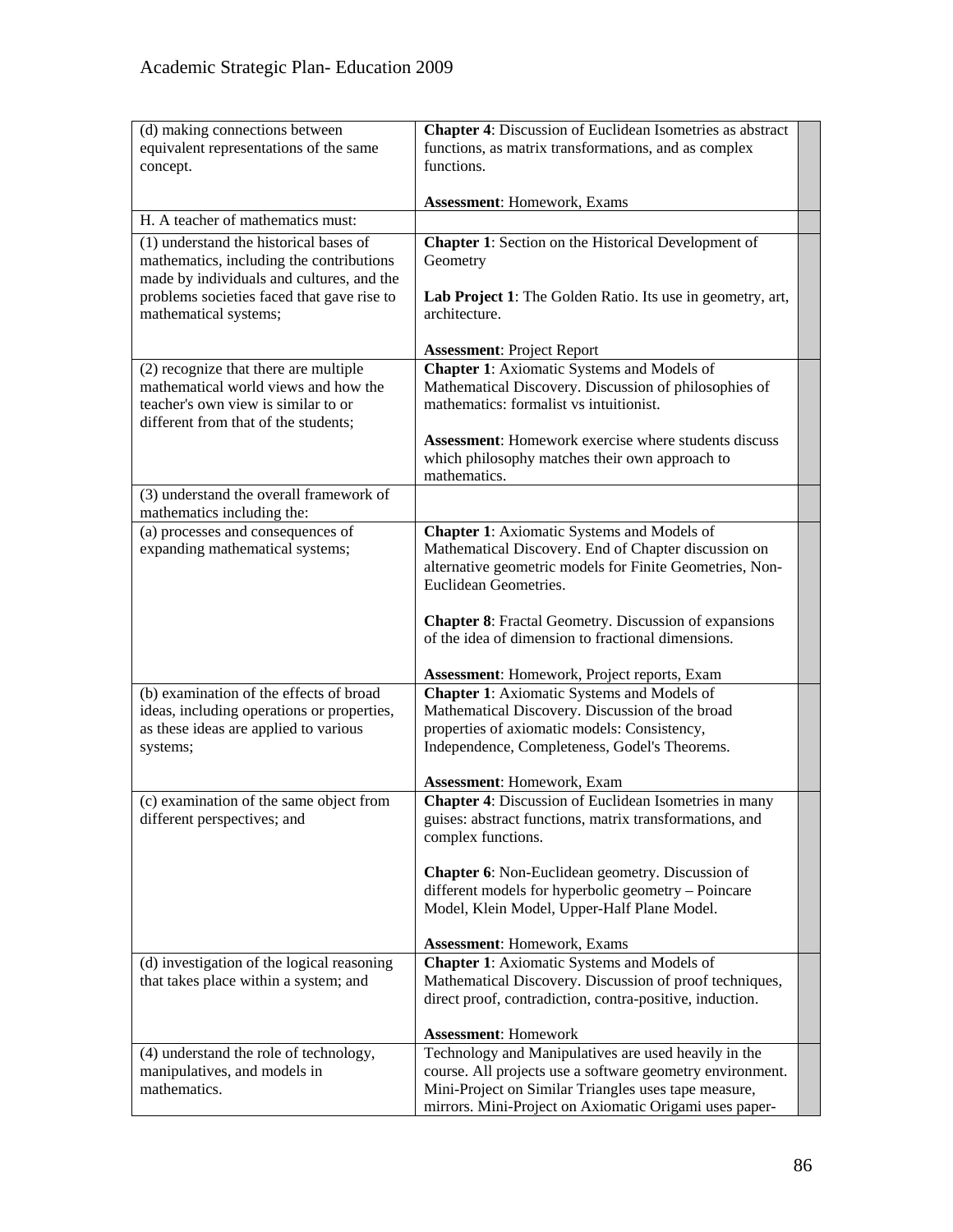| | | |
|---|---|---|
| (d) making connections between equivalent representations of the same concept. | **Chapter 4**: Discussion of Euclidean Isometries as abstract functions, as matrix transformations, and as complex functions.<br><br>**Assessment**: Homework, Exams | |
| H. A teacher of mathematics must: | | |
| (1) understand the historical bases of mathematics, including the contributions made by individuals and cultures, and the problems societies faced that gave rise to mathematical systems; | **Chapter 1**: Section on the Historical Development of Geometry<br><br>**Lab Project 1**: The Golden Ratio. Its use in geometry, art, architecture.<br><br>**Assessment**: Project Report | |
| (2) recognize that there are multiple mathematical world views and how the teacher's own view is similar to or different from that of the students; | **Chapter 1**: Axiomatic Systems and Models of Mathematical Discovery. Discussion of philosophies of mathematics: formalist vs intuitionist.<br><br>**Assessment**: Homework exercise where students discuss which philosophy matches their own approach to mathematics. | |
| (3) understand the overall framework of mathematics including the: | | |
| (a) processes and consequences of expanding mathematical systems; | **Chapter 1**: Axiomatic Systems and Models of Mathematical Discovery. End of Chapter discussion on alternative geometric models for Finite Geometries, Non-Euclidean Geometries.<br><br>**Chapter 8**: Fractal Geometry. Discussion of expansions of the idea of dimension to fractional dimensions.<br><br>**Assessment**: Homework, Project reports, Exam | |
| (b) examination of the effects of broad ideas, including operations or properties, as these ideas are applied to various systems; | **Chapter 1**: Axiomatic Systems and Models of Mathematical Discovery. Discussion of the broad properties of axiomatic models: Consistency, Independence, Completeness, Godel's Theorems.<br><br>**Assessment**: Homework, Exam | |
| (c) examination of the same object from different perspectives; and | **Chapter 4**: Discussion of Euclidean Isometries in many guises: abstract functions, matrix transformations, and complex functions.<br><br>**Chapter 6**: Non-Euclidean geometry. Discussion of different models for hyperbolic geometry – Poincare Model, Klein Model, Upper-Half Plane Model.<br><br>**Assessment**: Homework, Exams | |
| (d) investigation of the logical reasoning that takes place within a system; and | **Chapter 1**: Axiomatic Systems and Models of Mathematical Discovery. Discussion of proof techniques, direct proof, contradiction, contra-positive, induction.<br><br>**Assessment**: Homework | |
| (4) understand the role of technology, manipulatives, and models in mathematics. | Technology and Manipulatives are used heavily in the course. All projects use a software geometry environment. Mini-Project on Similar Triangles uses tape measure, mirrors. Mini-Project on Axiomatic Origami uses paper- | |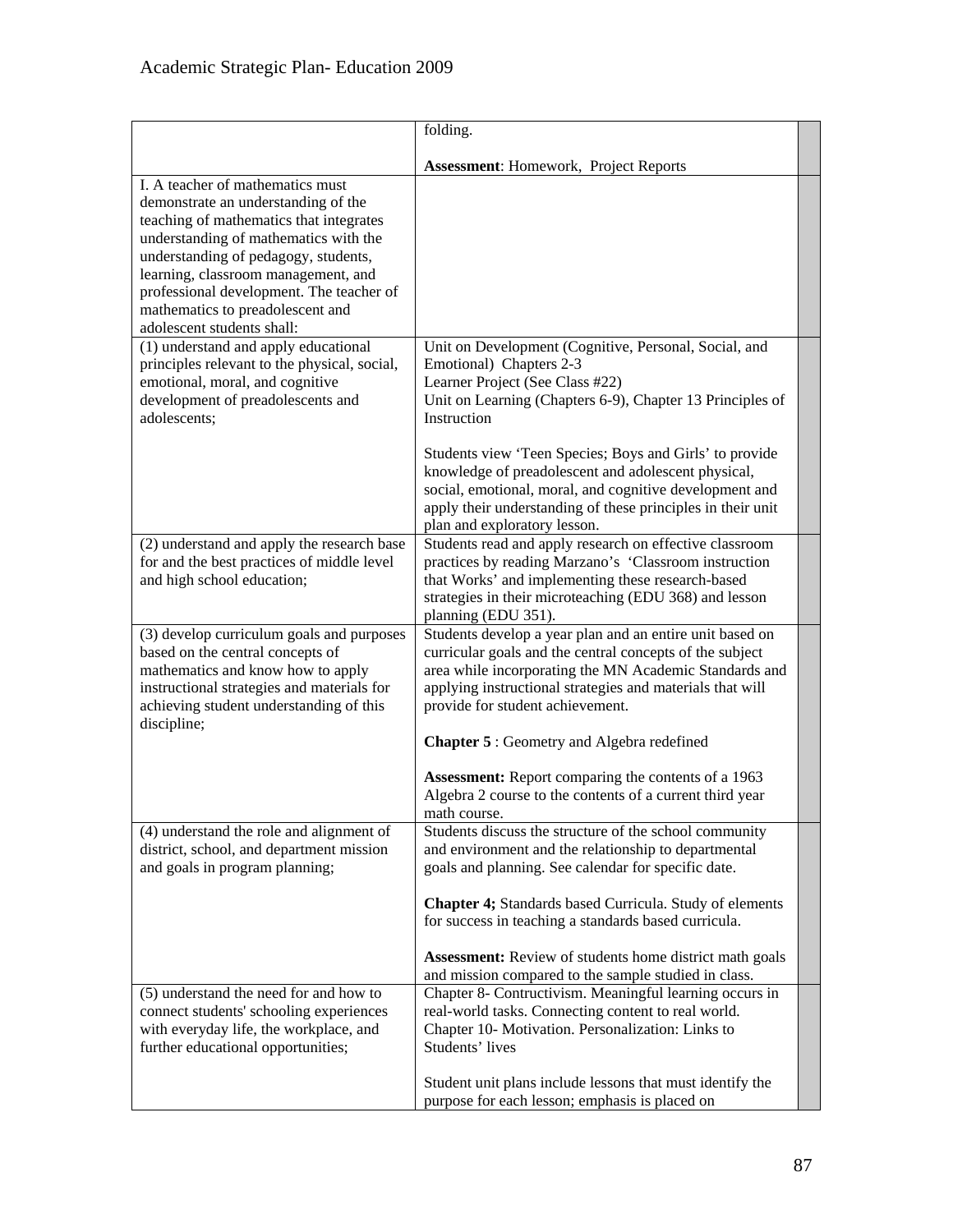| | | |
|---|---|---|
| | folding.<br><br>**Assessment**: Homework, Project Reports | |
| I. A teacher of mathematics must demonstrate an understanding of the teaching of mathematics that integrates understanding of mathematics with the understanding of pedagogy, students, learning, classroom management, and professional development. The teacher of mathematics to preadolescent and adolescent students shall: | | |
| (1) understand and apply educational principles relevant to the physical, social, emotional, moral, and cognitive development of preadolescents and adolescents; | Unit on Development (Cognitive, Personal, Social, and Emotional) Chapters 2-3<br>Learner Project (See Class #22)<br>Unit on Learning (Chapters 6-9), Chapter 13 Principles of Instruction<br><br>Students view 'Teen Species; Boys and Girls' to provide knowledge of preadolescent and adolescent physical, social, emotional, moral, and cognitive development and apply their understanding of these principles in their unit plan and exploratory lesson. | |
| (2) understand and apply the research base for and the best practices of middle level and high school education; | Students read and apply research on effective classroom practices by reading Marzano's 'Classroom instruction that Works' and implementing these research-based strategies in their microteaching (EDU 368) and lesson planning (EDU 351). | |
| (3) develop curriculum goals and purposes based on the central concepts of mathematics and know how to apply instructional strategies and materials for achieving student understanding of this discipline; | Students develop a year plan and an entire unit based on curricular goals and the central concepts of the subject area while incorporating the MN Academic Standards and applying instructional strategies and materials that will provide for student achievement.<br><br>**Chapter 5** : Geometry and Algebra redefined<br><br>**Assessment:** Report comparing the contents of a 1963 Algebra 2 course to the contents of a current third year math course. | |
| (4) understand the role and alignment of district, school, and department mission and goals in program planning; | Students discuss the structure of the school community and environment and the relationship to departmental goals and planning. See calendar for specific date.<br><br>**Chapter 4;** Standards based Curricula. Study of elements for success in teaching a standards based curricula.<br><br>**Assessment:** Review of students home district math goals and mission compared to the sample studied in class. | |
| (5) understand the need for and how to connect students' schooling experiences with everyday life, the workplace, and further educational opportunities; | Chapter 8- Contructivism. Meaningful learning occurs in real-world tasks. Connecting content to real world.<br>Chapter 10- Motivation. Personalization: Links to Students' lives<br><br>Student unit plans include lessons that must identify the purpose for each lesson; emphasis is placed on | |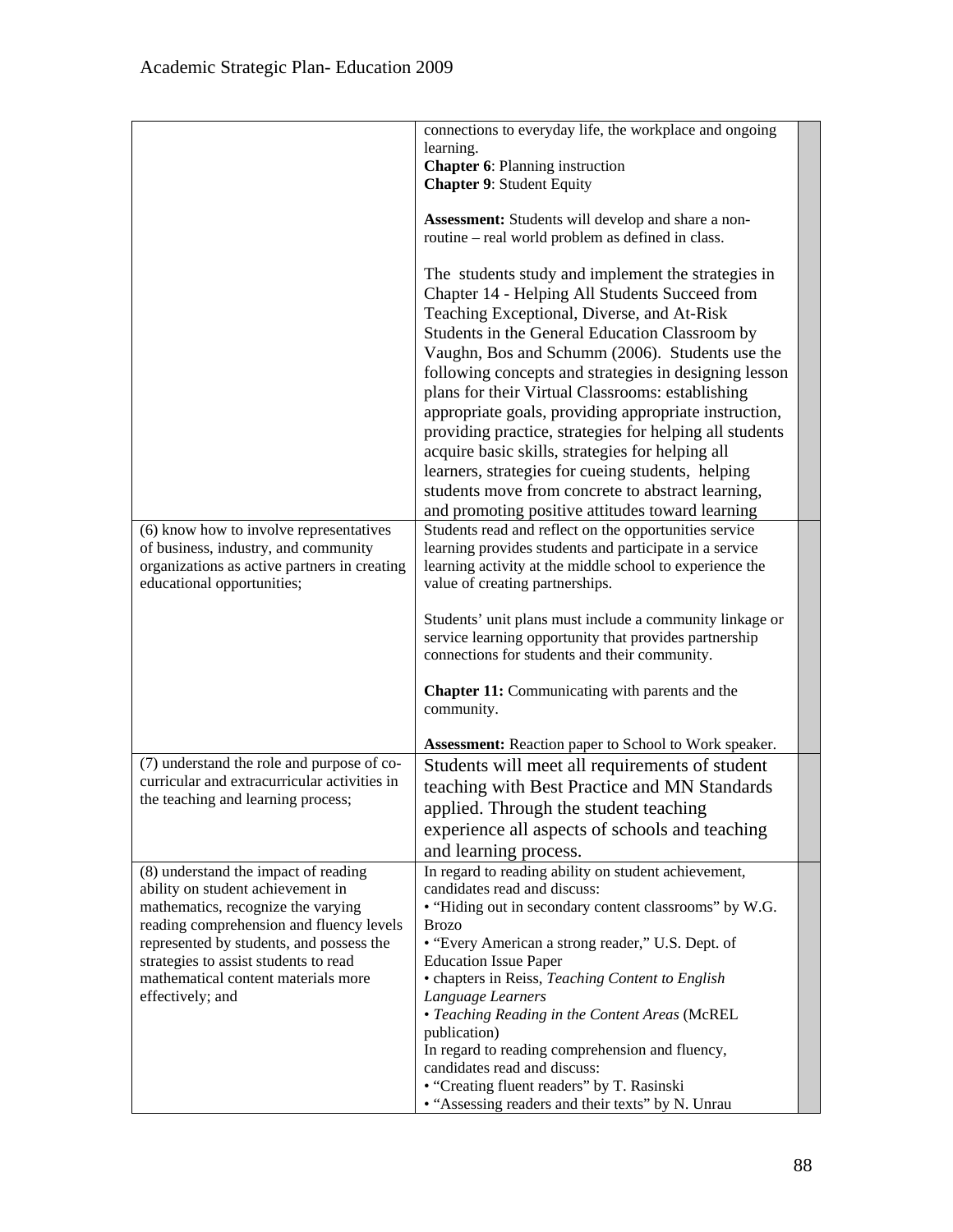| | | |
|---|---|---|
| | connections to everyday life, the workplace and ongoing learning.<br>**Chapter 6**: Planning instruction<br>**Chapter 9**: Student Equity<br><br>**Assessment:** Students will develop and share a non-routine – real world problem as defined in class.<br><br>The students study and implement the strategies in Chapter 14 - Helping All Students Succeed from Teaching Exceptional, Diverse, and At-Risk Students in the General Education Classroom by Vaughn, Bos and Schumm (2006). Students use the following concepts and strategies in designing lesson plans for their Virtual Classrooms: establishing appropriate goals, providing appropriate instruction, providing practice, strategies for helping all students acquire basic skills, strategies for helping all learners, strategies for cueing students, helping students move from concrete to abstract learning, and promoting positive attitudes toward learning | |
| (6) know how to involve representatives of business, industry, and community organizations as active partners in creating educational opportunities; | Students read and reflect on the opportunities service learning provides students and participate in a service learning activity at the middle school to experience the value of creating partnerships.<br><br>Students' unit plans must include a community linkage or service learning opportunity that provides partnership connections for students and their community.<br><br>**Chapter 11:** Communicating with parents and the community.<br><br>**Assessment:** Reaction paper to School to Work speaker. | |
| (7) understand the role and purpose of co-curricular and extracurricular activities in the teaching and learning process; | Students will meet all requirements of student teaching with Best Practice and MN Standards applied. Through the student teaching experience all aspects of schools and teaching and learning process. | |
| (8) understand the impact of reading ability on student achievement in mathematics, recognize the varying reading comprehension and fluency levels represented by students, and possess the strategies to assist students to read mathematical content materials more effectively; and | In regard to reading ability on student achievement, candidates read and discuss:<br>• "Hiding out in secondary content classrooms" by W.G. Brozo<br>• "Every American a strong reader," U.S. Dept. of Education Issue Paper<br>• chapters in Reiss, *Teaching Content to English Language Learners*<br>• *Teaching Reading in the Content Areas* (McREL publication)<br>In regard to reading comprehension and fluency, candidates read and discuss:<br>• "Creating fluent readers" by T. Rasinski<br>• "Assessing readers and their texts" by N. Unrau | |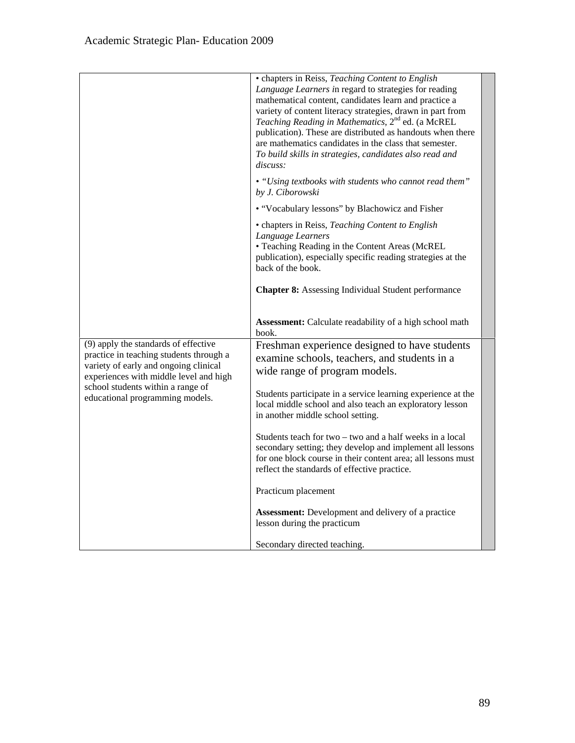| | | |
|---|---|---|
| | • chapters in Reiss, *Teaching Content to English Language Learners i*n regard to strategies for reading mathematical content, candidates learn and practice a variety of content literacy strategies, drawn in part from *Teaching Reading in Mathematics*, 2nd ed. (a McREL publication). These are distributed as handouts when there are mathematics candidates in the class that semester.<br>*To build skills in strategies, candidates also read and discuss:*<br><br>• *"Using textbooks with students who cannot read them" by J. Ciborowski*<br><br>• "Vocabulary lessons" by Blachowicz and Fisher<br><br>• chapters in Reiss, *Teaching Content to English Language Learners*<br>• Teaching Reading in the Content Areas (McREL publication), especially specific reading strategies at the back of the book.<br><br>**Chapter 8:** Assessing Individual Student performance<br><br>**Assessment:** Calculate readability of a high school math book. | |
| (9) apply the standards of effective practice in teaching students through a variety of early and ongoing clinical experiences with middle level and high school students within a range of educational programming models. | Freshman experience designed to have students examine schools, teachers, and students in a wide range of program models.<br><br>Students participate in a service learning experience at the local middle school and also teach an exploratory lesson in another middle school setting.<br><br>Students teach for two – two and a half weeks in a local secondary setting; they develop and implement all lessons for one block course in their content area; all lessons must reflect the standards of effective practice.<br><br>Practicum placement<br><br>**Assessment:** Development and delivery of a practice lesson during the practicum<br><br>Secondary directed teaching. | |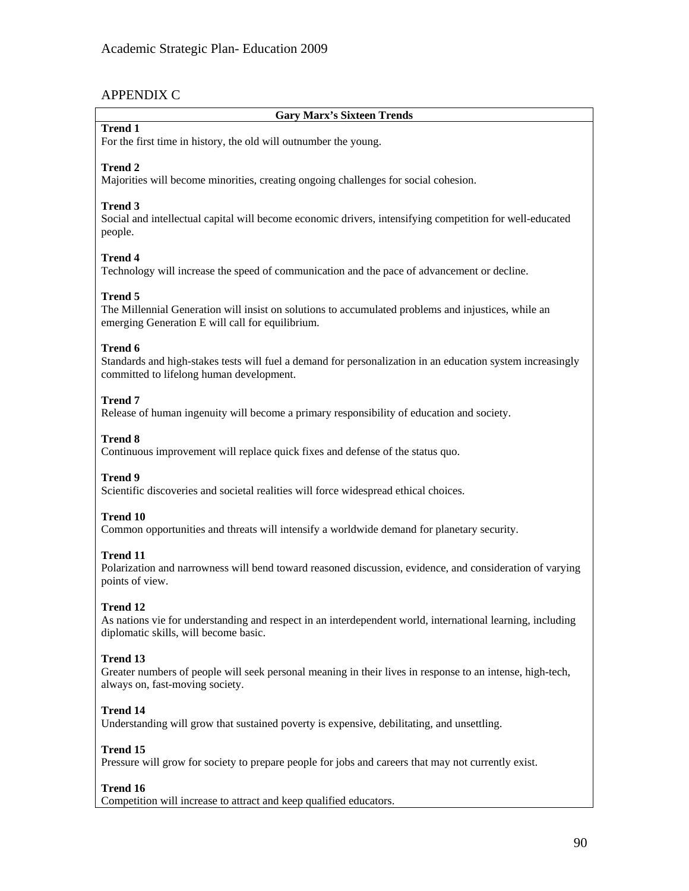## APPENDIX C

**Gary Marx's Sixteen Trends**

**Trend 1**
For the first time in history, the old will outnumber the young.

**Trend 2**
Majorities will become minorities, creating ongoing challenges for social cohesion.

**Trend 3**
Social and intellectual capital will become economic drivers, intensifying competition for well-educated people.

**Trend 4**
Technology will increase the speed of communication and the pace of advancement or decline.

**Trend 5**
The Millennial Generation will insist on solutions to accumulated problems and injustices, while an emerging Generation E will call for equilibrium.

**Trend 6**
Standards and high-stakes tests will fuel a demand for personalization in an education system increasingly committed to lifelong human development.

**Trend 7**
Release of human ingenuity will become a primary responsibility of education and society.

**Trend 8**
Continuous improvement will replace quick fixes and defense of the status quo.

**Trend 9**
Scientific discoveries and societal realities will force widespread ethical choices.

**Trend 10**
Common opportunities and threats will intensify a worldwide demand for planetary security.

**Trend 11**
Polarization and narrowness will bend toward reasoned discussion, evidence, and consideration of varying points of view.

**Trend 12**
As nations vie for understanding and respect in an interdependent world, international learning, including diplomatic skills, will become basic.

**Trend 13**
Greater numbers of people will seek personal meaning in their lives in response to an intense, high-tech, always on, fast-moving society.

**Trend 14**
Understanding will grow that sustained poverty is expensive, debilitating, and unsettling.

**Trend 15**
Pressure will grow for society to prepare people for jobs and careers that may not currently exist.

**Trend 16**
Competition will increase to attract and keep qualified educators.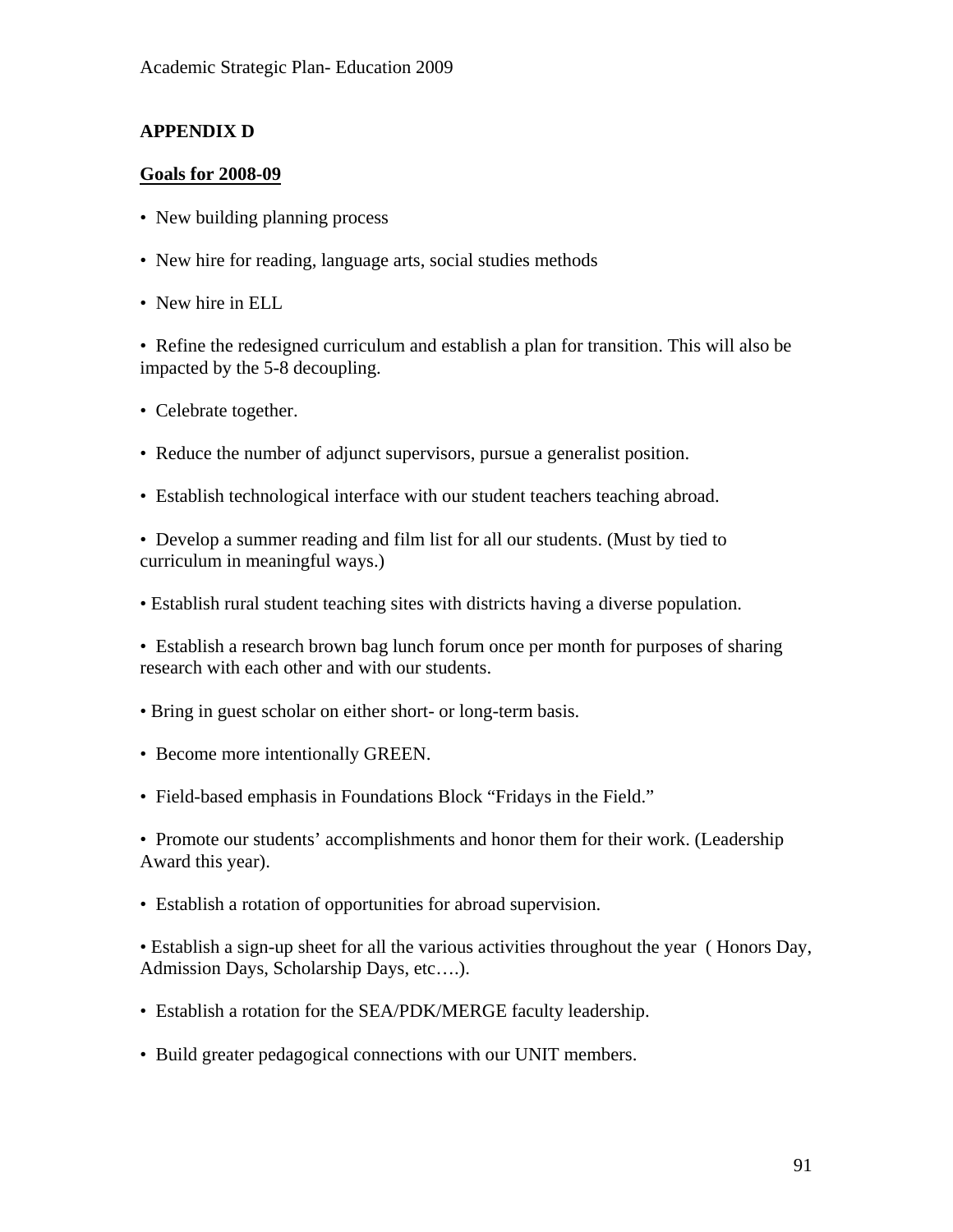## APPENDIX D

**Goals for 2008-09**

- New building planning process
- New hire for reading, language arts, social studies methods
- New hire in ELL
- Refine the redesigned curriculum and establish a plan for transition. This will also be impacted by the 5-8 decoupling.
- Celebrate together.
- Reduce the number of adjunct supervisors, pursue a generalist position.
- Establish technological interface with our student teachers teaching abroad.
- Develop a summer reading and film list for all our students. (Must by tied to curriculum in meaningful ways.)
- Establish rural student teaching sites with districts having a diverse population.
- Establish a research brown bag lunch forum once per month for purposes of sharing research with each other and with our students.
- Bring in guest scholar on either short- or long-term basis.
- Become more intentionally GREEN.
- Field-based emphasis in Foundations Block "Fridays in the Field."
- Promote our students' accomplishments and honor them for their work. (Leadership Award this year).
- Establish a rotation of opportunities for abroad supervision.
- Establish a sign-up sheet for all the various activities throughout the year ( Honors Day, Admission Days, Scholarship Days, etc….).
- Establish a rotation for the SEA/PDK/MERGE faculty leadership.
- Build greater pedagogical connections with our UNIT members.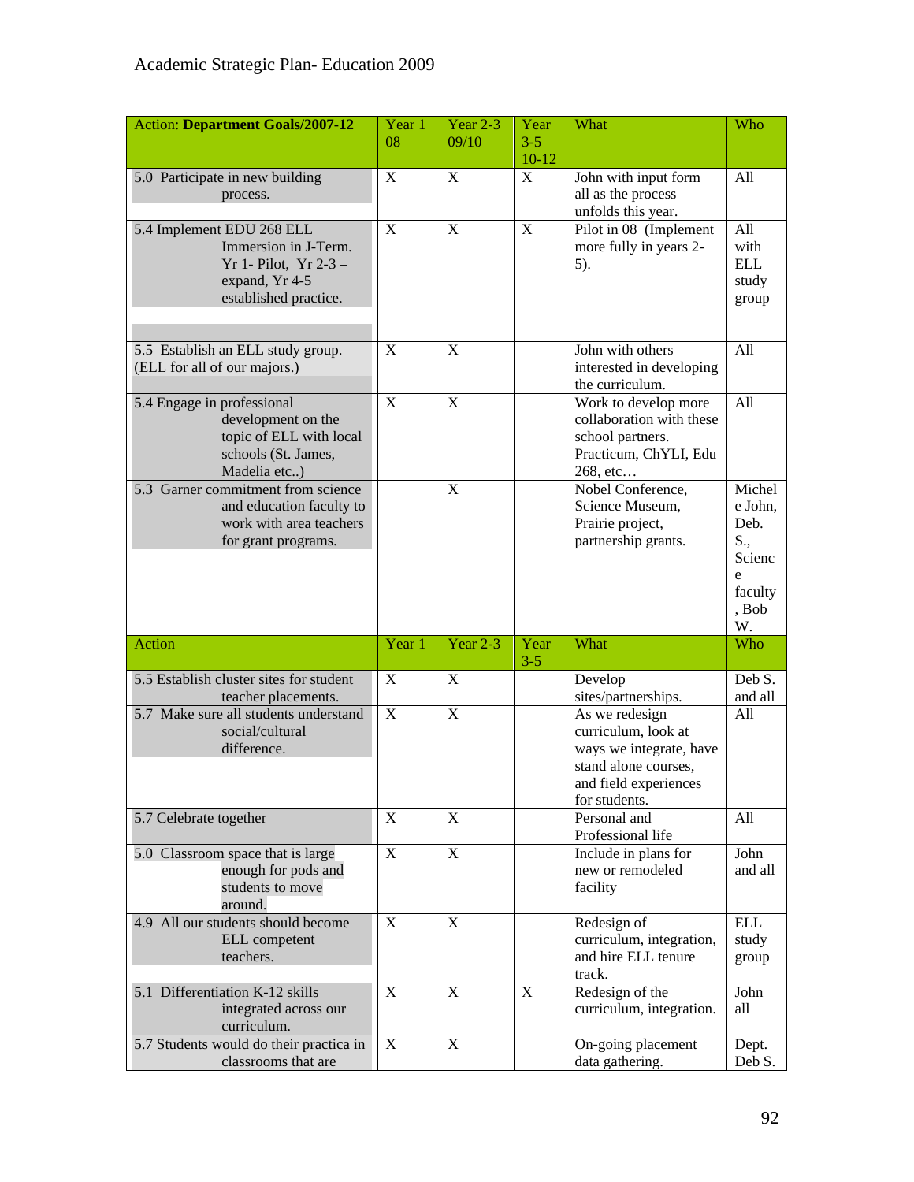Academic Strategic Plan- Education 2009

| Action: **Department Goals/2007-12** | Year 1 08 | Year 2-3 09/10 | Year 3-5 10-12 | What | Who |
|---|---|---|---|---|---|
| 5.0 Participate in new building process. | X | X | X | John with input form all as the process unfolds this year. | All |
| 5.4 Implement EDU 268 ELL Immersion in J-Term. Yr 1- Pilot, Yr 2-3 – expand, Yr 4-5 established practice. | X | X | X | Pilot in 08 (Implement more fully in years 2-5). | All with ELL study group |
| 5.5 Establish an ELL study group. (ELL for all of our majors.) | X | X | | John with others interested in developing the curriculum. | All |
| 5.4 Engage in professional development on the topic of ELL with local schools (St. James, Madelia etc..) | X | X | | Work to develop more collaboration with these school partners. Practicum, ChYLI, Edu 268, etc… | All |
| 5.3 Garner commitment from science and education faculty to work with area teachers for grant programs. | | X | | Nobel Conference, Science Museum, Prairie project, partnership grants. | Michele John, Deb. S., Science faculty, Bob W. |
| Action | Year 1 | Year 2-3 | Year 3-5 | What | Who |
| 5.5 Establish cluster sites for student teacher placements. | X | X | | Develop sites/partnerships. | Deb S. and all |
| 5.7 Make sure all students understand social/cultural difference. | X | X | | As we redesign curriculum, look at ways we integrate, have stand alone courses, and field experiences for students. | All |
| 5.7 Celebrate together | X | X | | Personal and Professional life | All |
| 5.0 Classroom space that is large enough for pods and students to move around. | X | X | | Include in plans for new or remodeled facility | John and all |
| 4.9 All our students should become ELL competent teachers. | X | X | | Redesign of curriculum, integration, and hire ELL tenure track. | ELL study group |
| 5.1 Differentiation K-12 skills integrated across our curriculum. | X | X | X | Redesign of the curriculum, integration. | John all |
| 5.7 Students would do their practica in classrooms that are | X | X | | On-going placement data gathering. | Dept. Deb S. |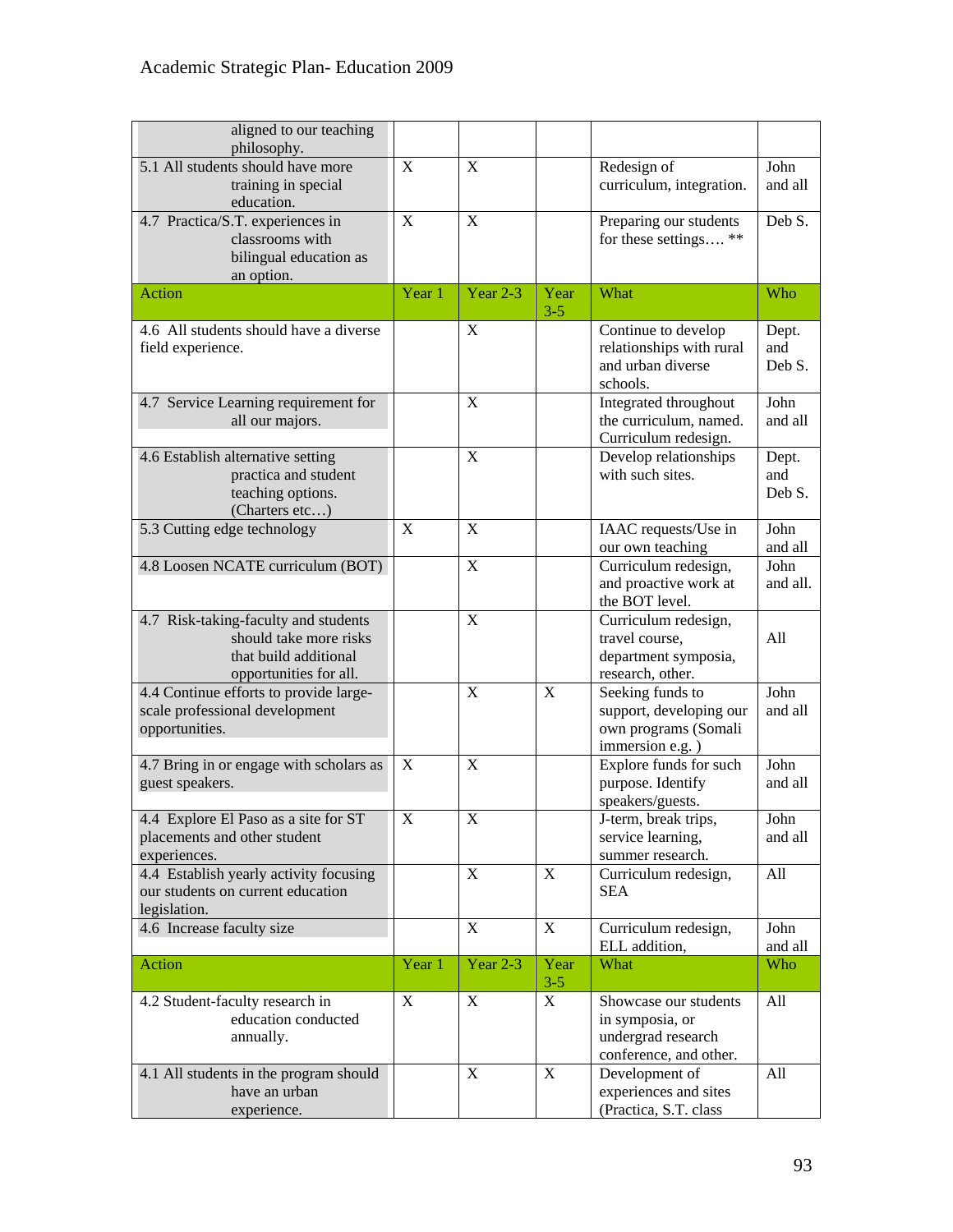| Action | Year 1 | Year 2-3 | Year 3-5 | What | Who |
|---|---|---|---|---|---|
| aligned to our teaching philosophy. | | | | | |
| 5.1 All students should have more training in special education. | X | X | | Redesign of curriculum, integration. | John and all |
| 4.7 Practica/S.T. experiences in classrooms with bilingual education as an option. | X | X | | Preparing our students for these settings…. ** | Deb S. |
| **Action** | **Year 1** | **Year 2-3** | **Year 3-5** | **What** | **Who** |
| 4.6 All students should have a diverse field experience. | | X | | Continue to develop relationships with rural and urban diverse schools. | Dept. and Deb S. |
| 4.7 Service Learning requirement for all our majors. | | X | | Integrated throughout the curriculum, named. Curriculum redesign. | John and all |
| 4.6 Establish alternative setting practica and student teaching options. (Charters etc…) | | X | | Develop relationships with such sites. | Dept. and Deb S. |
| 5.3 Cutting edge technology | X | X | | IAAC requests/Use in our own teaching | John and all |
| 4.8 Loosen NCATE curriculum (BOT) | | X | | Curriculum redesign, and proactive work at the BOT level. | John and all. |
| 4.7 Risk-taking-faculty and students should take more risks that build additional opportunities for all. | | X | | Curriculum redesign, travel course, department symposia, research, other. | All |
| 4.4 Continue efforts to provide large-scale professional development opportunities. | | X | X | Seeking funds to support, developing our own programs (Somali immersion e.g. ) | John and all |
| 4.7 Bring in or engage with scholars as guest speakers. | X | X | | Explore funds for such purpose. Identify speakers/guests. | John and all |
| 4.4 Explore El Paso as a site for ST placements and other student experiences. | X | X | | J-term, break trips, service learning, summer research. | John and all |
| 4.4 Establish yearly activity focusing our students on current education legislation. | | X | X | Curriculum redesign, SEA | All |
| 4.6 Increase faculty size | | X | X | Curriculum redesign, ELL addition, | John and all |
| **Action** | **Year 1** | **Year 2-3** | **Year 3-5** | **What** | **Who** |
| 4.2 Student-faculty research in education conducted annually. | X | X | X | Showcase our students in symposia, or undergrad research conference, and other. | All |
| 4.1 All students in the program should have an urban experience. | | X | X | Development of experiences and sites (Practica, S.T. class | All |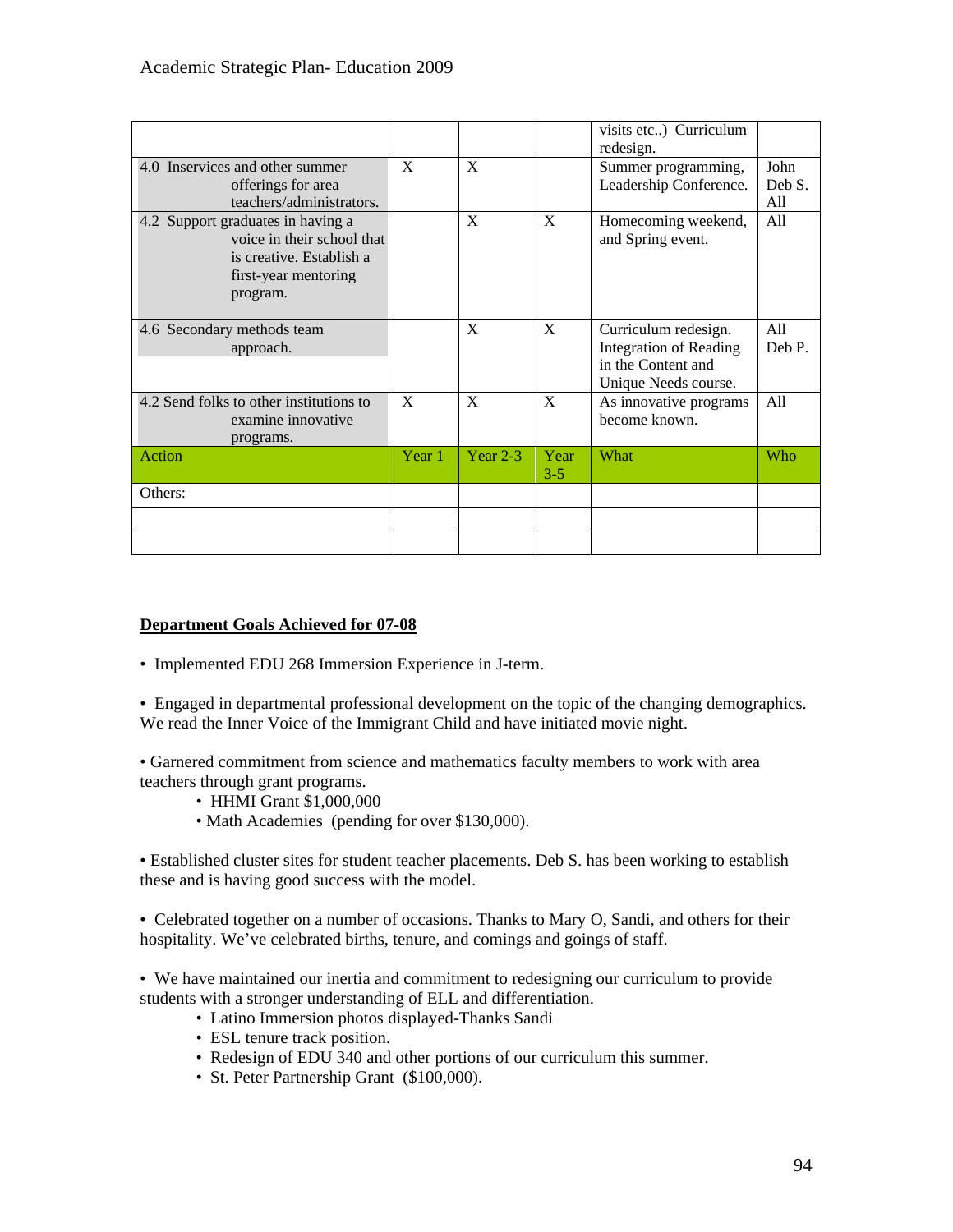| | | | | | |
|---|---|---|---|---|---|
| | | | | visits etc..) Curriculum redesign. | |
| 4.0 Inservices and other summer offerings for area teachers/administrators. | X | X | | Summer programming, Leadership Conference. | John Deb S. All |
| 4.2 Support graduates in having a voice in their school that is creative. Establish a first-year mentoring program. | | X | X | Homecoming weekend, and Spring event. | All |
| 4.6 Secondary methods team approach. | | X | X | Curriculum redesign. Integration of Reading in the Content and Unique Needs course. | All Deb P. |
| 4.2 Send folks to other institutions to examine innovative programs. | X | X | X | As innovative programs become known. | All |
| Action | Year 1 | Year 2-3 | Year 3-5 | What | Who |
| Others: | | | | | |
| | | | | | |
| | | | | | |

**Department Goals Achieved for 07-08**

- Implemented EDU 268 Immersion Experience in J-term.

- Engaged in departmental professional development on the topic of the changing demographics. We read the Inner Voice of the Immigrant Child and have initiated movie night.

- Garnered commitment from science and mathematics faculty members to work with area teachers through grant programs.
  - HHMI Grant $1,000,000
  - Math Academies (pending for over $130,000).

- Established cluster sites for student teacher placements. Deb S. has been working to establish these and is having good success with the model.

- Celebrated together on a number of occasions. Thanks to Mary O, Sandi, and others for their hospitality. We've celebrated births, tenure, and comings and goings of staff.

- We have maintained our inertia and commitment to redesigning our curriculum to provide students with a stronger understanding of ELL and differentiation.
  - Latino Immersion photos displayed-Thanks Sandi
  - ESL tenure track position.
  - Redesign of EDU 340 and other portions of our curriculum this summer.
  - St. Peter Partnership Grant ($100,000).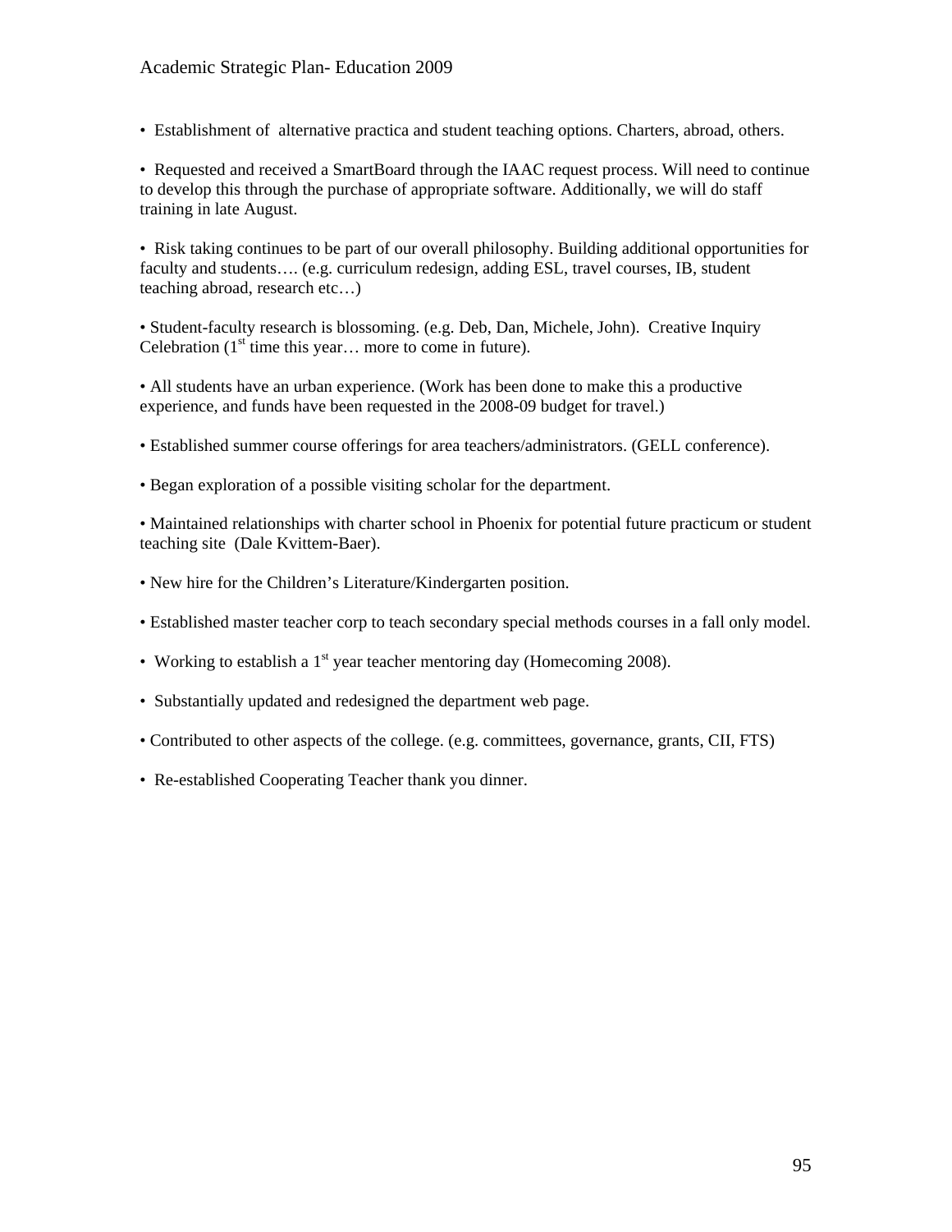- Establishment of alternative practica and student teaching options. Charters, abroad, others.

- Requested and received a SmartBoard through the IAAC request process. Will need to continue to develop this through the purchase of appropriate software. Additionally, we will do staff training in late August.

- Risk taking continues to be part of our overall philosophy. Building additional opportunities for faculty and students…. (e.g. curriculum redesign, adding ESL, travel courses, IB, student teaching abroad, research etc…)

- Student-faculty research is blossoming. (e.g. Deb, Dan, Michele, John). Creative Inquiry Celebration (1st time this year… more to come in future).

- All students have an urban experience. (Work has been done to make this a productive experience, and funds have been requested in the 2008-09 budget for travel.)

- Established summer course offerings for area teachers/administrators. (GELL conference).

- Began exploration of a possible visiting scholar for the department.

- Maintained relationships with charter school in Phoenix for potential future practicum or student teaching site (Dale Kvittem-Baer).

- New hire for the Children's Literature/Kindergarten position.

- Established master teacher corp to teach secondary special methods courses in a fall only model.

- Working to establish a 1st year teacher mentoring day (Homecoming 2008).

- Substantially updated and redesigned the department web page.

- Contributed to other aspects of the college. (e.g. committees, governance, grants, CII, FTS)

- Re-established Cooperating Teacher thank you dinner.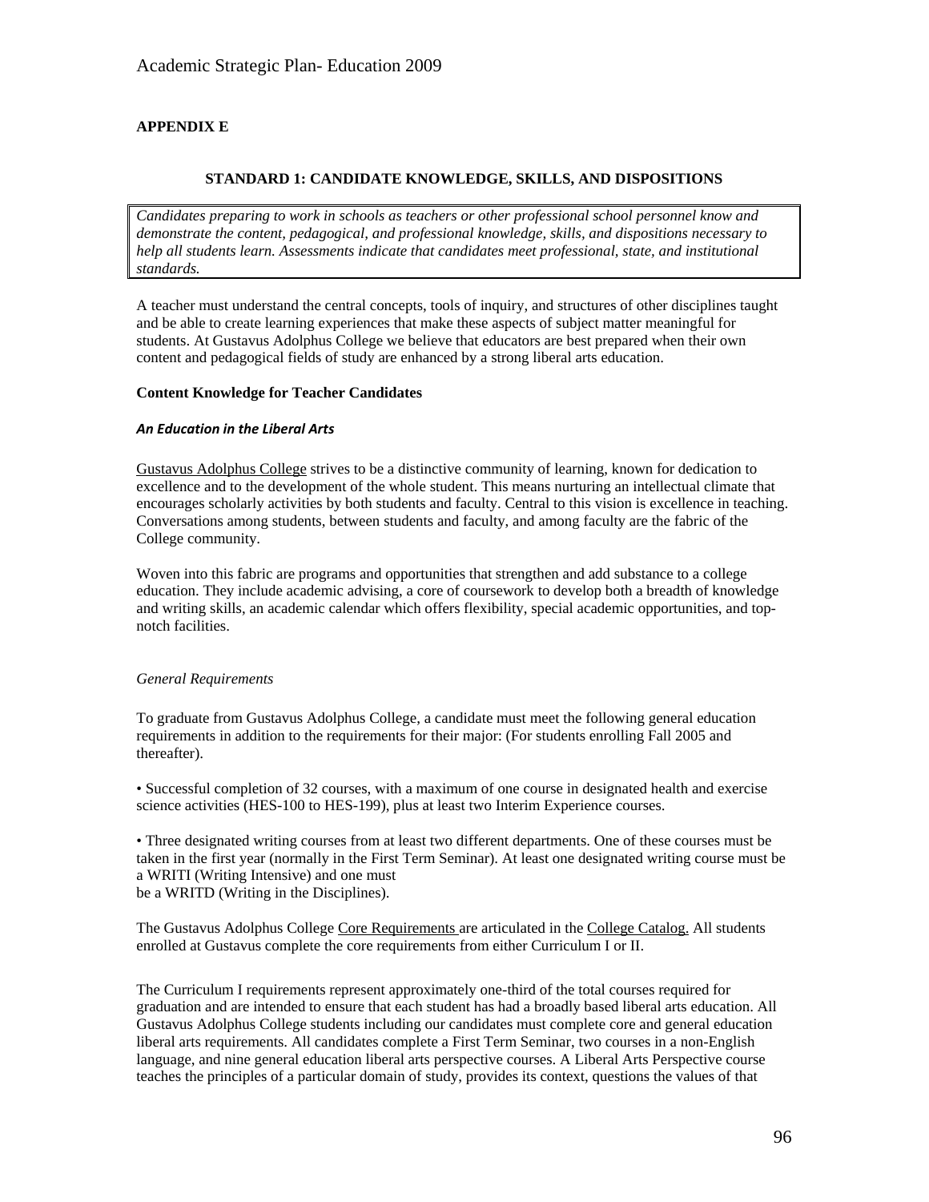## APPENDIX E

### STANDARD 1: CANDIDATE KNOWLEDGE, SKILLS, AND DISPOSITIONS

*Candidates preparing to work in schools as teachers or other professional school personnel know and demonstrate the content, pedagogical, and professional knowledge, skills, and dispositions necessary to help all students learn. Assessments indicate that candidates meet professional, state, and institutional standards.*

A teacher must understand the central concepts, tools of inquiry, and structures of other disciplines taught and be able to create learning experiences that make these aspects of subject matter meaningful for students. At Gustavus Adolphus College we believe that educators are best prepared when their own content and pedagogical fields of study are enhanced by a strong liberal arts education.

**Content Knowledge for Teacher Candidates**

***An Education in the Liberal Arts***

Gustavus Adolphus College strives to be a distinctive community of learning, known for dedication to excellence and to the development of the whole student. This means nurturing an intellectual climate that encourages scholarly activities by both students and faculty. Central to this vision is excellence in teaching. Conversations among students, between students and faculty, and among faculty are the fabric of the College community.

Woven into this fabric are programs and opportunities that strengthen and add substance to a college education. They include academic advising, a core of coursework to develop both a breadth of knowledge and writing skills, an academic calendar which offers flexibility, special academic opportunities, and top-notch facilities.

*General Requirements*

To graduate from Gustavus Adolphus College, a candidate must meet the following general education requirements in addition to the requirements for their major: (For students enrolling Fall 2005 and thereafter).

• Successful completion of 32 courses, with a maximum of one course in designated health and exercise science activities (HES-100 to HES-199), plus at least two Interim Experience courses.

• Three designated writing courses from at least two different departments. One of these courses must be taken in the first year (normally in the First Term Seminar). At least one designated writing course must be a WRITI (Writing Intensive) and one must be a WRITD (Writing in the Disciplines).

The Gustavus Adolphus College Core Requirements are articulated in the College Catalog. All students enrolled at Gustavus complete the core requirements from either Curriculum I or II.

The Curriculum I requirements represent approximately one-third of the total courses required for graduation and are intended to ensure that each student has had a broadly based liberal arts education. All Gustavus Adolphus College students including our candidates must complete core and general education liberal arts requirements. All candidates complete a First Term Seminar, two courses in a non-English language, and nine general education liberal arts perspective courses. A Liberal Arts Perspective course teaches the principles of a particular domain of study, provides its context, questions the values of that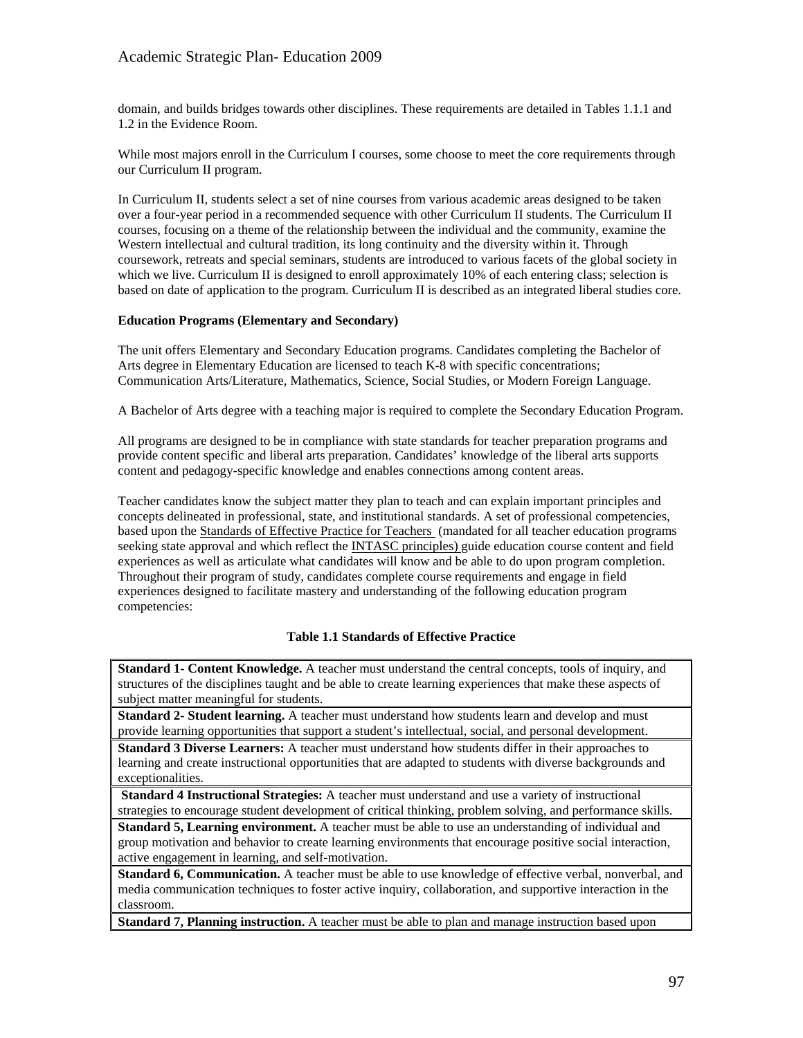domain, and builds bridges towards other disciplines. These requirements are detailed in Tables 1.1.1 and 1.2 in the Evidence Room.

While most majors enroll in the Curriculum I courses, some choose to meet the core requirements through our Curriculum II program.

In Curriculum II, students select a set of nine courses from various academic areas designed to be taken over a four-year period in a recommended sequence with other Curriculum II students. The Curriculum II courses, focusing on a theme of the relationship between the individual and the community, examine the Western intellectual and cultural tradition, its long continuity and the diversity within it. Through coursework, retreats and special seminars, students are introduced to various facets of the global society in which we live. Curriculum II is designed to enroll approximately 10% of each entering class; selection is based on date of application to the program. Curriculum II is described as an integrated liberal studies core.

**Education Programs (Elementary and Secondary)**

The unit offers Elementary and Secondary Education programs. Candidates completing the Bachelor of Arts degree in Elementary Education are licensed to teach K-8 with specific concentrations; Communication Arts/Literature, Mathematics, Science, Social Studies, or Modern Foreign Language.

A Bachelor of Arts degree with a teaching major is required to complete the Secondary Education Program.

All programs are designed to be in compliance with state standards for teacher preparation programs and provide content specific and liberal arts preparation. Candidates' knowledge of the liberal arts supports content and pedagogy-specific knowledge and enables connections among content areas.

Teacher candidates know the subject matter they plan to teach and can explain important principles and concepts delineated in professional, state, and institutional standards. A set of professional competencies, based upon the Standards of Effective Practice for Teachers (mandated for all teacher education programs seeking state approval and which reflect the INTASC principles) guide education course content and field experiences as well as articulate what candidates will know and be able to do upon program completion. Throughout their program of study, candidates complete course requirements and engage in field experiences designed to facilitate mastery and understanding of the following education program competencies:

**Table 1.1 Standards of Effective Practice**

| |
|---|
| **Standard 1- Content Knowledge.** A teacher must understand the central concepts, tools of inquiry, and structures of the disciplines taught and be able to create learning experiences that make these aspects of subject matter meaningful for students. |
| **Standard 2- Student learning.** A teacher must understand how students learn and develop and must provide learning opportunities that support a student's intellectual, social, and personal development. |
| **Standard 3 Diverse Learners:** A teacher must understand how students differ in their approaches to learning and create instructional opportunities that are adapted to students with diverse backgrounds and exceptionalities. |
| **Standard 4 Instructional Strategies:** A teacher must understand and use a variety of instructional strategies to encourage student development of critical thinking, problem solving, and performance skills. |
| **Standard 5, Learning environment.** A teacher must be able to use an understanding of individual and group motivation and behavior to create learning environments that encourage positive social interaction, active engagement in learning, and self-motivation. |
| **Standard 6, Communication.** A teacher must be able to use knowledge of effective verbal, nonverbal, and media communication techniques to foster active inquiry, collaboration, and supportive interaction in the classroom. |
| **Standard 7, Planning instruction.** A teacher must be able to plan and manage instruction based upon |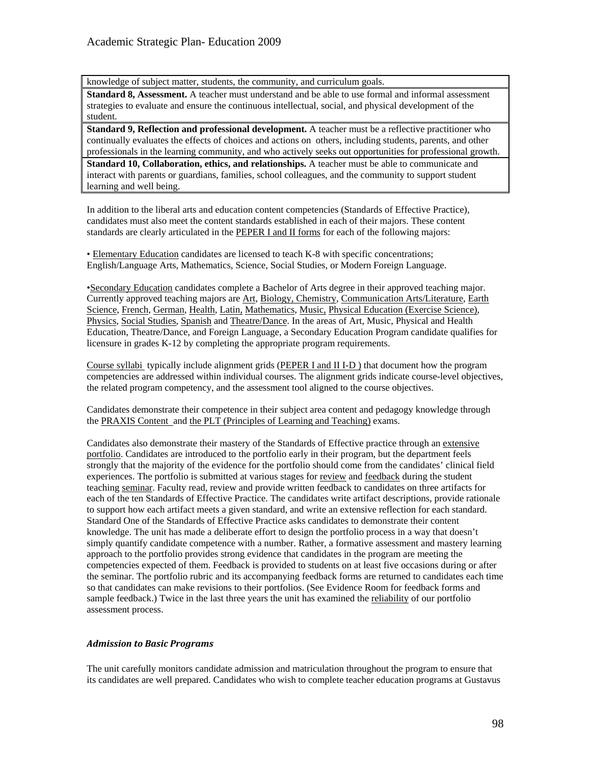| |
|---|
| knowledge of subject matter, students, the community, and curriculum goals. |
| **Standard 8, Assessment.** A teacher must understand and be able to use formal and informal assessment strategies to evaluate and ensure the continuous intellectual, social, and physical development of the student. |
| **Standard 9, Reflection and professional development.** A teacher must be a reflective practitioner who continually evaluates the effects of choices and actions on others, including students, parents, and other professionals in the learning community, and who actively seeks out opportunities for professional growth. |
| **Standard 10, Collaboration, ethics, and relationships.** A teacher must be able to communicate and interact with parents or guardians, families, school colleagues, and the community to support student learning and well being. |

In addition to the liberal arts and education content competencies (Standards of Effective Practice), candidates must also meet the content standards established in each of their majors. These content standards are clearly articulated in the PEPER I and II forms for each of the following majors:

• Elementary Education candidates are licensed to teach K-8 with specific concentrations; English/Language Arts, Mathematics, Science, Social Studies, or Modern Foreign Language.

•Secondary Education candidates complete a Bachelor of Arts degree in their approved teaching major. Currently approved teaching majors are Art, Biology, Chemistry, Communication Arts/Literature, Earth Science, French, German, Health, Latin, Mathematics, Music, Physical Education (Exercise Science), Physics, Social Studies, Spanish and Theatre/Dance. In the areas of Art, Music, Physical and Health Education, Theatre/Dance, and Foreign Language, a Secondary Education Program candidate qualifies for licensure in grades K-12 by completing the appropriate program requirements.

Course syllabi typically include alignment grids (PEPER I and II I-D ) that document how the program competencies are addressed within individual courses. The alignment grids indicate course-level objectives, the related program competency, and the assessment tool aligned to the course objectives.

Candidates demonstrate their competence in their subject area content and pedagogy knowledge through the PRAXIS Content and the PLT (Principles of Learning and Teaching) exams.

Candidates also demonstrate their mastery of the Standards of Effective practice through an extensive portfolio. Candidates are introduced to the portfolio early in their program, but the department feels strongly that the majority of the evidence for the portfolio should come from the candidates' clinical field experiences. The portfolio is submitted at various stages for review and feedback during the student teaching seminar. Faculty read, review and provide written feedback to candidates on three artifacts for each of the ten Standards of Effective Practice. The candidates write artifact descriptions, provide rationale to support how each artifact meets a given standard, and write an extensive reflection for each standard. Standard One of the Standards of Effective Practice asks candidates to demonstrate their content knowledge. The unit has made a deliberate effort to design the portfolio process in a way that doesn't simply quantify candidate competence with a number. Rather, a formative assessment and mastery learning approach to the portfolio provides strong evidence that candidates in the program are meeting the competencies expected of them. Feedback is provided to students on at least five occasions during or after the seminar. The portfolio rubric and its accompanying feedback forms are returned to candidates each time so that candidates can make revisions to their portfolios. (See Evidence Room for feedback forms and sample feedback.) Twice in the last three years the unit has examined the reliability of our portfolio assessment process.

### *Admission to Basic Programs*

The unit carefully monitors candidate admission and matriculation throughout the program to ensure that its candidates are well prepared. Candidates who wish to complete teacher education programs at Gustavus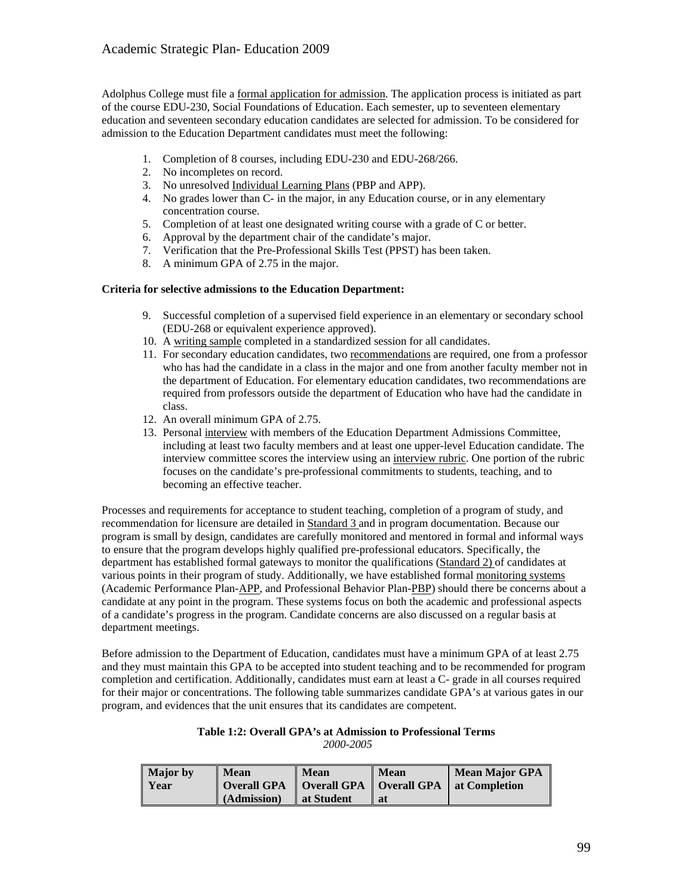Adolphus College must file a formal application for admission. The application process is initiated as part of the course EDU-230, Social Foundations of Education. Each semester, up to seventeen elementary education and seventeen secondary education candidates are selected for admission. To be considered for admission to the Education Department candidates must meet the following:

1. Completion of 8 courses, including EDU-230 and EDU-268/266.
2. No incompletes on record.
3. No unresolved Individual Learning Plans (PBP and APP).
4. No grades lower than C- in the major, in any Education course, or in any elementary concentration course.
5. Completion of at least one designated writing course with a grade of C or better.
6. Approval by the department chair of the candidate's major.
7. Verification that the Pre-Professional Skills Test (PPST) has been taken.
8. A minimum GPA of 2.75 in the major.

**Criteria for selective admissions to the Education Department:**

9. Successful completion of a supervised field experience in an elementary or secondary school (EDU-268 or equivalent experience approved).
10. A writing sample completed in a standardized session for all candidates.
11. For secondary education candidates, two recommendations are required, one from a professor who has had the candidate in a class in the major and one from another faculty member not in the department of Education. For elementary education candidates, two recommendations are required from professors outside the department of Education who have had the candidate in class.
12. An overall minimum GPA of 2.75.
13. Personal interview with members of the Education Department Admissions Committee, including at least two faculty members and at least one upper-level Education candidate. The interview committee scores the interview using an interview rubric. One portion of the rubric focuses on the candidate's pre-professional commitments to students, teaching, and to becoming an effective teacher.

Processes and requirements for acceptance to student teaching, completion of a program of study, and recommendation for licensure are detailed in Standard 3 and in program documentation. Because our program is small by design, candidates are carefully monitored and mentored in formal and informal ways to ensure that the program develops highly qualified pre-professional educators. Specifically, the department has established formal gateways to monitor the qualifications (Standard 2) of candidates at various points in their program of study. Additionally, we have established formal monitoring systems (Academic Performance Plan-APP, and Professional Behavior Plan-PBP) should there be concerns about a candidate at any point in the program. These systems focus on both the academic and professional aspects of a candidate's progress in the program. Candidate concerns are also discussed on a regular basis at department meetings.

Before admission to the Department of Education, candidates must have a minimum GPA of at least 2.75 and they must maintain this GPA to be accepted into student teaching and to be recommended for program completion and certification. Additionally, candidates must earn at least a C- grade in all courses required for their major or concentrations. The following table summarizes candidate GPA's at various gates in our program, and evidences that the unit ensures that its candidates are competent.

**Table 1:2: Overall GPA's at Admission to Professional Terms**
*2000-2005*

| Major by Year | Mean Overall GPA (Admission) | Mean Overall GPA at Student | Mean Overall GPA at | Mean Major GPA at Completion |
|---|---|---|---|---|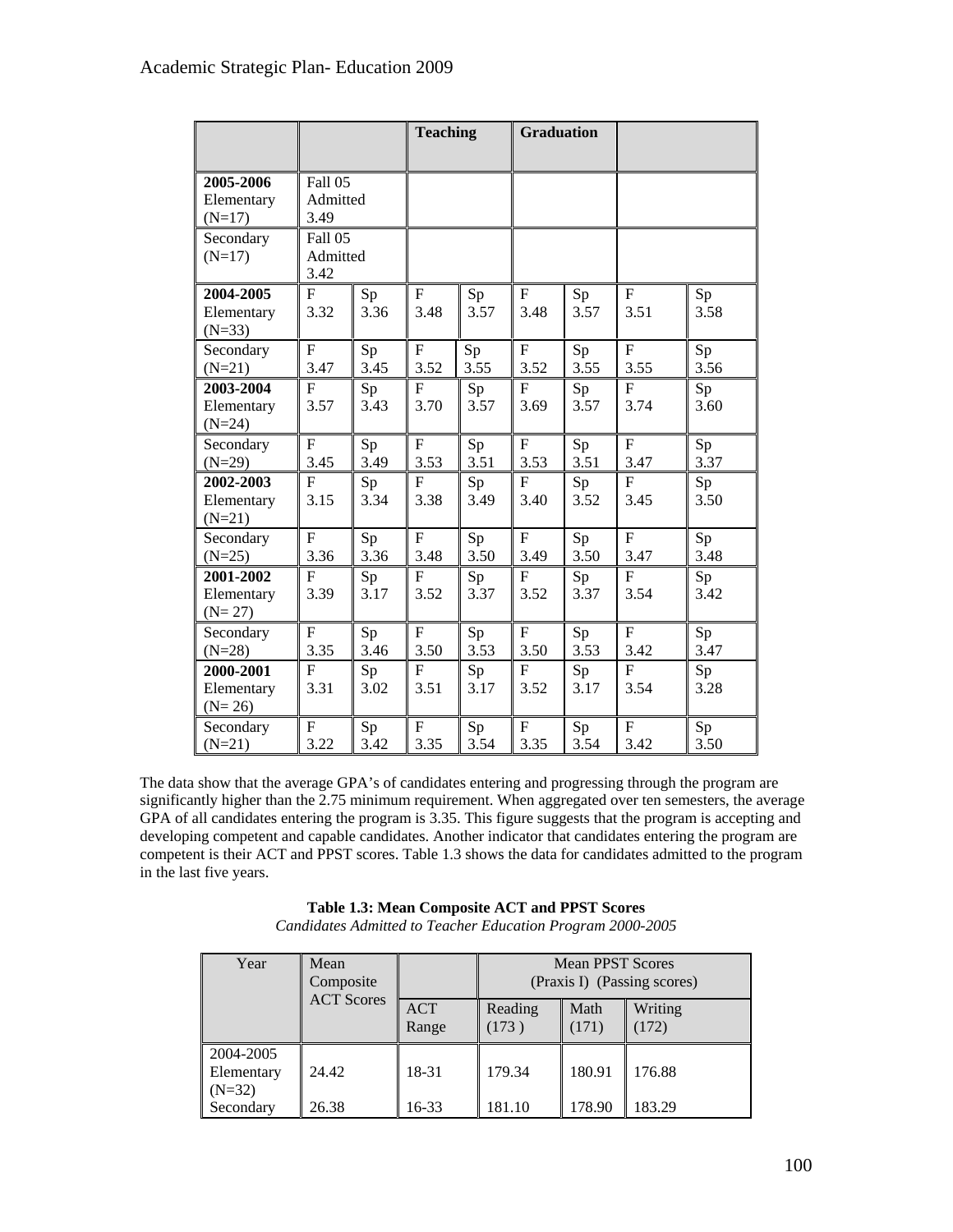| | | | Teaching | | Graduation | | | |
|---|---|---|---|---|---|---|---|---|
| **2005-2006** Elementary (N=17) | Fall 05 Admitted 3.49 | | | | | | | |
| Secondary (N=17) | Fall 05 Admitted 3.42 | | | | | | | |
| **2004-2005** Elementary (N=33) | F 3.32 | Sp 3.36 | F 3.48 | Sp 3.57 | F 3.48 | Sp 3.57 | F 3.51 | Sp 3.58 |
| Secondary (N=21) | F 3.47 | Sp 3.45 | F 3.52 | Sp 3.55 | F 3.52 | Sp 3.55 | F 3.55 | Sp 3.56 |
| **2003-2004** Elementary (N=24) | F 3.57 | Sp 3.43 | F 3.70 | Sp 3.57 | F 3.69 | Sp 3.57 | F 3.74 | Sp 3.60 |
| Secondary (N=29) | F 3.45 | Sp 3.49 | F 3.53 | Sp 3.51 | F 3.53 | Sp 3.51 | F 3.47 | Sp 3.37 |
| **2002-2003** Elementary (N=21) | F 3.15 | Sp 3.34 | F 3.38 | Sp 3.49 | F 3.40 | Sp 3.52 | F 3.45 | Sp 3.50 |
| Secondary (N=25) | F 3.36 | Sp 3.36 | F 3.48 | Sp 3.50 | F 3.49 | Sp 3.50 | F 3.47 | Sp 3.48 |
| **2001-2002** Elementary (N= 27) | F 3.39 | Sp 3.17 | F 3.52 | Sp 3.37 | F 3.52 | Sp 3.37 | F 3.54 | Sp 3.42 |
| Secondary (N=28) | F 3.35 | Sp 3.46 | F 3.50 | Sp 3.53 | F 3.50 | Sp 3.53 | F 3.42 | Sp 3.47 |
| **2000-2001** Elementary (N= 26) | F 3.31 | Sp 3.02 | F 3.51 | Sp 3.17 | F 3.52 | Sp 3.17 | F 3.54 | Sp 3.28 |
| Secondary (N=21) | F 3.22 | Sp 3.42 | F 3.35 | Sp 3.54 | F 3.35 | Sp 3.54 | F 3.42 | Sp 3.50 |

The data show that the average GPA's of candidates entering and progressing through the program are significantly higher than the 2.75 minimum requirement. When aggregated over ten semesters, the average GPA of all candidates entering the program is 3.35. This figure suggests that the program is accepting and developing competent and capable candidates. Another indicator that candidates entering the program are competent is their ACT and PPST scores. Table 1.3 shows the data for candidates admitted to the program in the last five years.

**Table 1.3: Mean Composite ACT and PPST Scores**

*Candidates Admitted to Teacher Education Program 2000-2005*

| Year | Mean Composite ACT Scores | | Mean PPST Scores (Praxis I) (Passing scores) | | |
|---|---|---|---|---|---|
| | | ACT Range | Reading (173 ) | Math (171) | Writing (172) |
| 2004-2005 Elementary (N=32) | 24.42 | 18-31 | 179.34 | 180.91 | 176.88 |
| Secondary | 26.38 | 16-33 | 181.10 | 178.90 | 183.29 |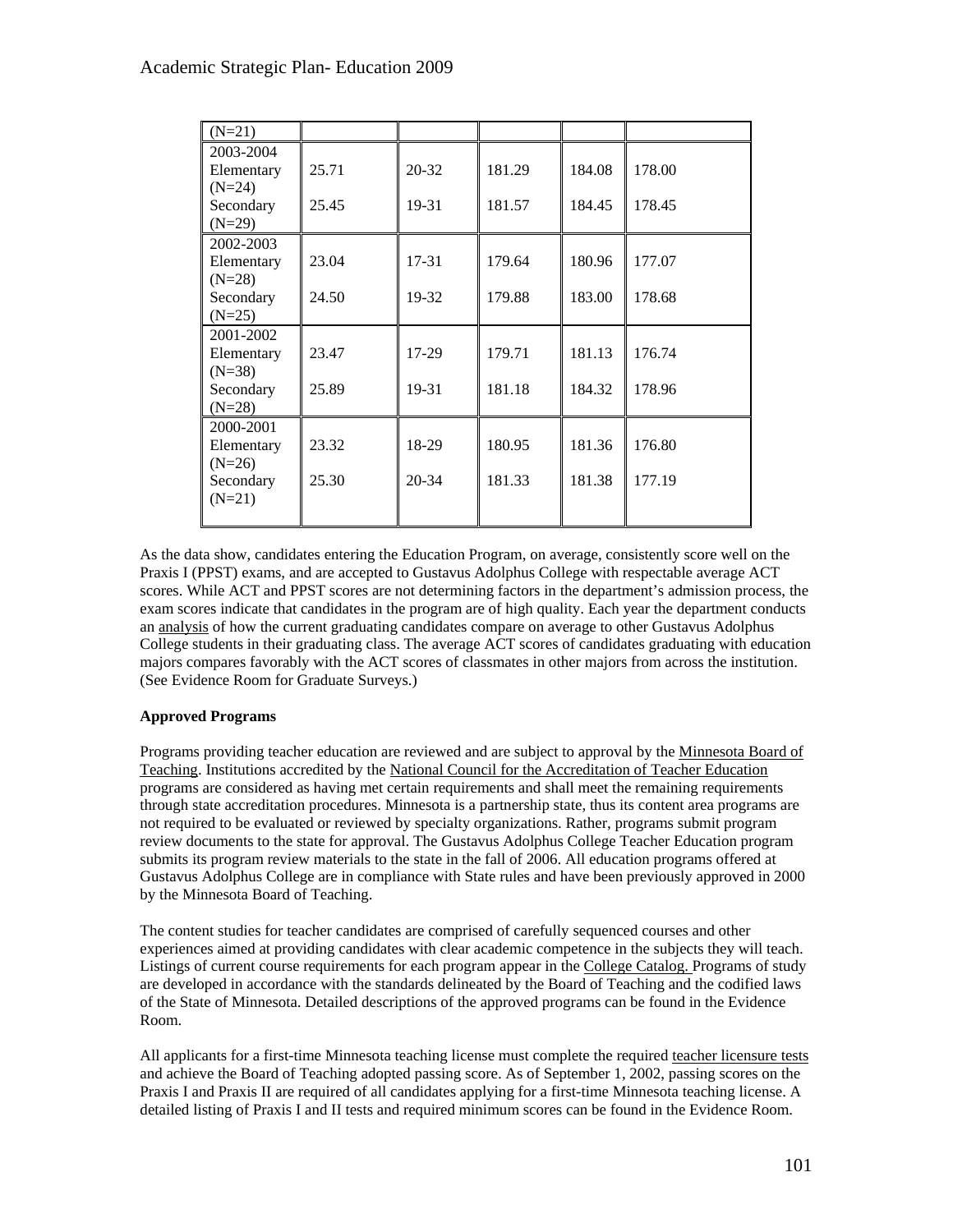| | | | | | |
|---|---|---|---|---|---|
| (N=21) | | | | | |
| 2003-2004 Elementary (N=24) | 25.71 | 20-32 | 181.29 | 184.08 | 178.00 |
| Secondary (N=29) | 25.45 | 19-31 | 181.57 | 184.45 | 178.45 |
| 2002-2003 Elementary (N=28) | 23.04 | 17-31 | 179.64 | 180.96 | 177.07 |
| Secondary (N=25) | 24.50 | 19-32 | 179.88 | 183.00 | 178.68 |
| 2001-2002 Elementary (N=38) | 23.47 | 17-29 | 179.71 | 181.13 | 176.74 |
| Secondary (N=28) | 25.89 | 19-31 | 181.18 | 184.32 | 178.96 |
| 2000-2001 Elementary (N=26) | 23.32 | 18-29 | 180.95 | 181.36 | 176.80 |
| Secondary (N=21) | 25.30 | 20-34 | 181.33 | 181.38 | 177.19 |

As the data show, candidates entering the Education Program, on average, consistently score well on the Praxis I (PPST) exams, and are accepted to Gustavus Adolphus College with respectable average ACT scores. While ACT and PPST scores are not determining factors in the department's admission process, the exam scores indicate that candidates in the program are of high quality. Each year the department conducts an analysis of how the current graduating candidates compare on average to other Gustavus Adolphus College students in their graduating class. The average ACT scores of candidates graduating with education majors compares favorably with the ACT scores of classmates in other majors from across the institution. (See Evidence Room for Graduate Surveys.)

**Approved Programs**

Programs providing teacher education are reviewed and are subject to approval by the Minnesota Board of Teaching. Institutions accredited by the National Council for the Accreditation of Teacher Education programs are considered as having met certain requirements and shall meet the remaining requirements through state accreditation procedures. Minnesota is a partnership state, thus its content area programs are not required to be evaluated or reviewed by specialty organizations. Rather, programs submit program review documents to the state for approval. The Gustavus Adolphus College Teacher Education program submits its program review materials to the state in the fall of 2006. All education programs offered at Gustavus Adolphus College are in compliance with State rules and have been previously approved in 2000 by the Minnesota Board of Teaching.

The content studies for teacher candidates are comprised of carefully sequenced courses and other experiences aimed at providing candidates with clear academic competence in the subjects they will teach. Listings of current course requirements for each program appear in the College Catalog. Programs of study are developed in accordance with the standards delineated by the Board of Teaching and the codified laws of the State of Minnesota. Detailed descriptions of the approved programs can be found in the Evidence Room.

All applicants for a first-time Minnesota teaching license must complete the required teacher licensure tests and achieve the Board of Teaching adopted passing score. As of September 1, 2002, passing scores on the Praxis I and Praxis II are required of all candidates applying for a first-time Minnesota teaching license. A detailed listing of Praxis I and II tests and required minimum scores can be found in the Evidence Room.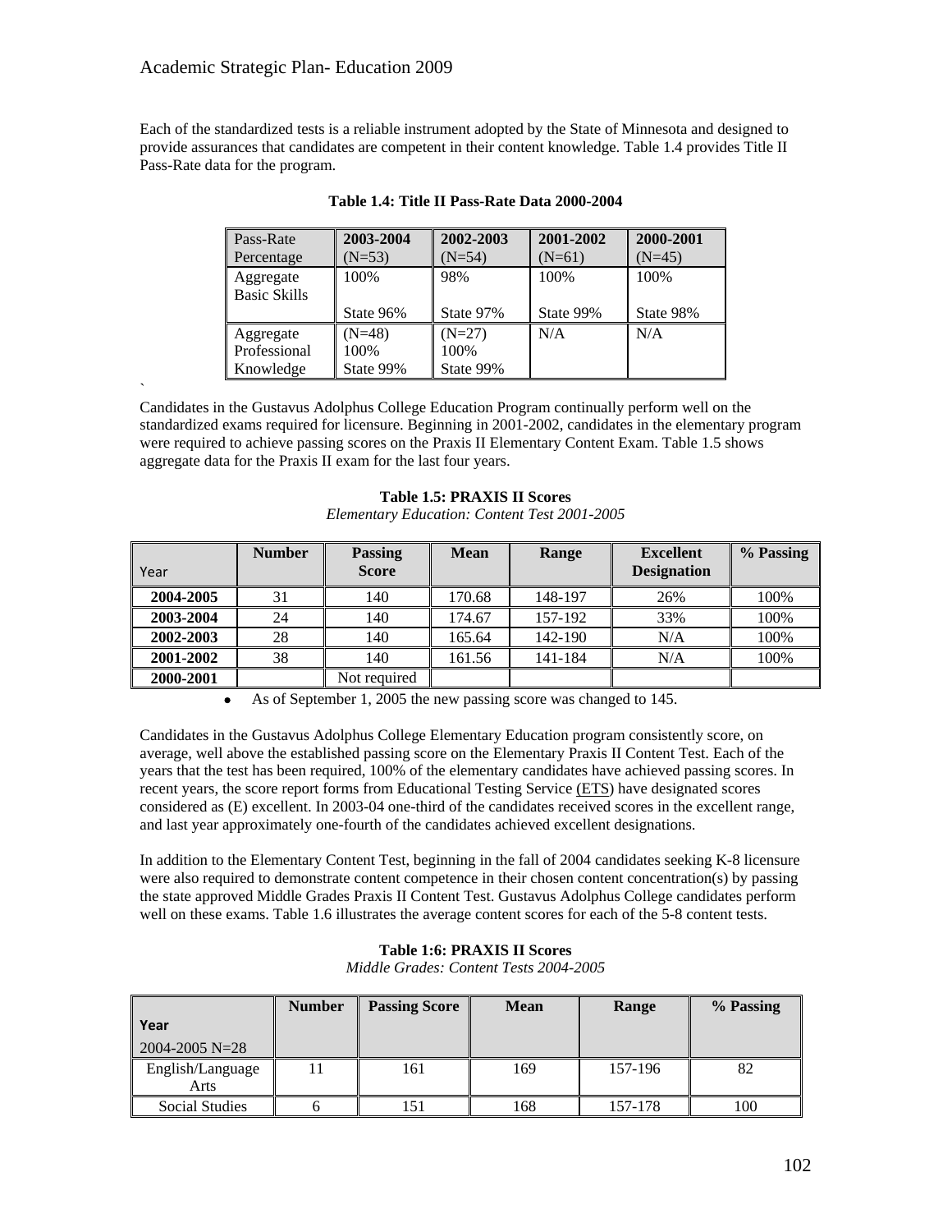Each of the standardized tests is a reliable instrument adopted by the State of Minnesota and designed to provide assurances that candidates are competent in their content knowledge. Table 1.4 provides Title II Pass-Rate data for the program.

**Table 1.4: Title II Pass-Rate Data 2000-2004**

| Pass-Rate Percentage | 2003-2004 (N=53) | 2002-2003 (N=54) | 2001-2002 (N=61) | 2000-2001 (N=45) |
|---|---|---|---|---|
| Aggregate Basic Skills | 100% State 96% | 98% State 97% | 100% State 99% | 100% State 98% |
| Aggregate Professional Knowledge | (N=48) 100% State 99% | (N=27) 100% State 99% | N/A | N/A |

`

Candidates in the Gustavus Adolphus College Education Program continually perform well on the standardized exams required for licensure. Beginning in 2001-2002, candidates in the elementary program were required to achieve passing scores on the Praxis II Elementary Content Exam. Table 1.5 shows aggregate data for the Praxis II exam for the last four years.

**Table 1.5: PRAXIS II Scores**
*Elementary Education: Content Test 2001-2005*

| Year | Number | Passing Score | Mean | Range | Excellent Designation | % Passing |
|---|---|---|---|---|---|---|
| **2004-2005** | 31 | 140 | 170.68 | 148-197 | 26% | 100% |
| **2003-2004** | 24 | 140 | 174.67 | 157-192 | 33% | 100% |
| **2002-2003** | 28 | 140 | 165.64 | 142-190 | N/A | 100% |
| **2001-2002** | 38 | 140 | 161.56 | 141-184 | N/A | 100% |
| **2000-2001** | | Not required | | | | |

- As of September 1, 2005 the new passing score was changed to 145.

Candidates in the Gustavus Adolphus College Elementary Education program consistently score, on average, well above the established passing score on the Elementary Praxis II Content Test. Each of the years that the test has been required, 100% of the elementary candidates have achieved passing scores. In recent years, the score report forms from Educational Testing Service (ETS) have designated scores considered as (E) excellent. In 2003-04 one-third of the candidates received scores in the excellent range, and last year approximately one-fourth of the candidates achieved excellent designations.

In addition to the Elementary Content Test, beginning in the fall of 2004 candidates seeking K-8 licensure were also required to demonstrate content competence in their chosen content concentration(s) by passing the state approved Middle Grades Praxis II Content Test. Gustavus Adolphus College candidates perform well on these exams. Table 1.6 illustrates the average content scores for each of the 5-8 content tests.

**Table 1:6: PRAXIS II Scores**
*Middle Grades: Content Tests 2004-2005*

| Year 2004-2005 N=28 | Number | Passing Score | Mean | Range | % Passing |
|---|---|---|---|---|---|
| English/Language Arts | 11 | 161 | 169 | 157-196 | 82 |
| Social Studies | 6 | 151 | 168 | 157-178 | 100 |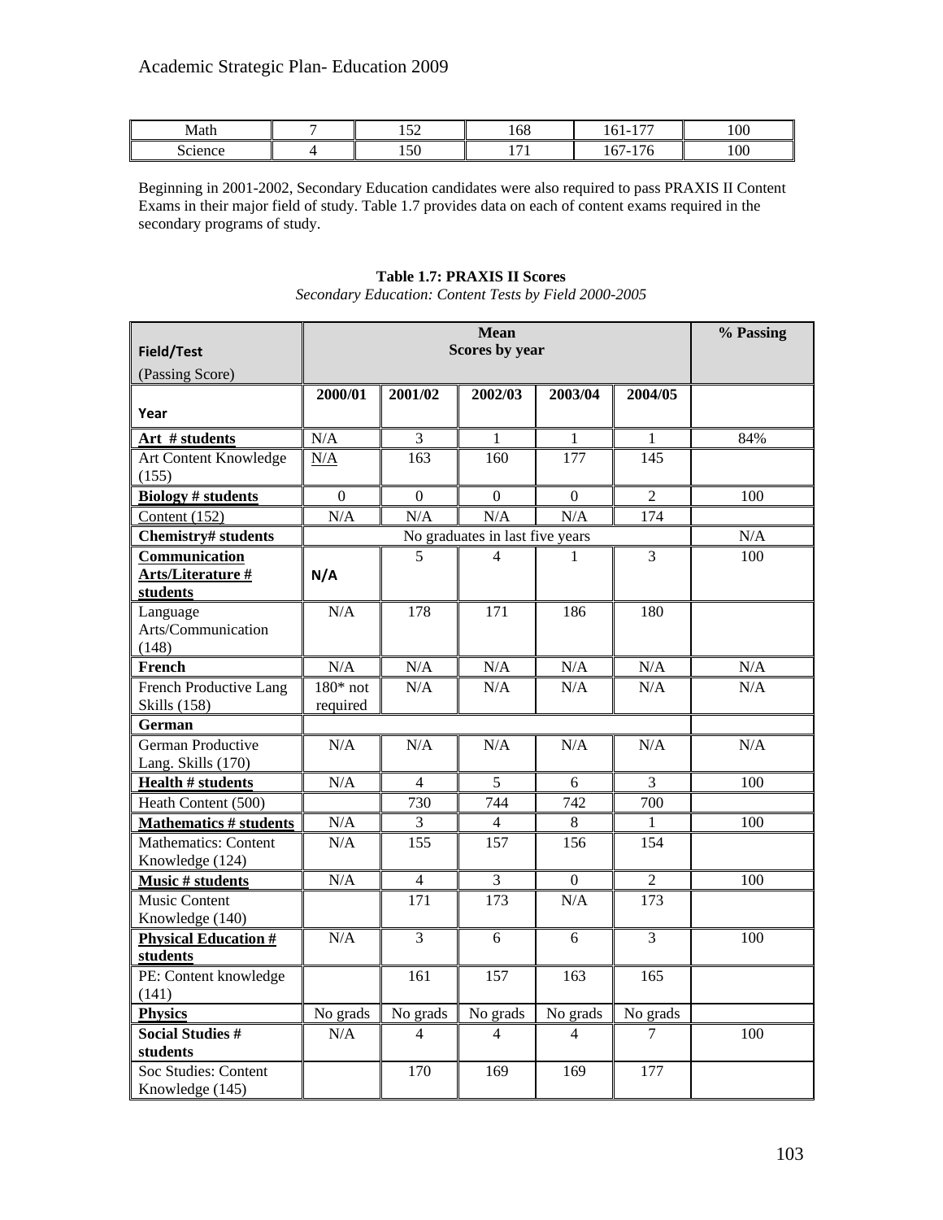| Math | 7 | 152 | 168 | 161-177 | 100 |
|---|---|---|---|---|---|
| Science | 4 | 150 | 171 | 167-176 | 100 |

Beginning in 2001-2002, Secondary Education candidates were also required to pass PRAXIS II Content Exams in their major field of study. Table 1.7 provides data on each of content exams required in the secondary programs of study.

**Table 1.7: PRAXIS II Scores**

*Secondary Education: Content Tests by Field 2000-2005*

| **Field/Test** (Passing Score) | **Mean Scores by year** | | | | | **% Passing** |
|---|---|---|---|---|---|---|
| **Year** | **2000/01** | **2001/02** | **2002/03** | **2003/04** | **2004/05** | |
| **Art # students** | N/A | 3 | 1 | 1 | 1 | 84% |
| Art Content Knowledge (155) | N/A | 163 | 160 | 177 | 145 | |
| **Biology # students** | 0 | 0 | 0 | 0 | 2 | 100 |
| Content (152) | N/A | N/A | N/A | N/A | 174 | |
| **Chemistry# students** | No graduates in last five years | | | | | N/A |
| **Communication Arts/Literature # students** | **N/A** | 5 | 4 | 1 | 3 | 100 |
| Language Arts/Communication (148) | N/A | 178 | 171 | 186 | 180 | |
| **French** | N/A | N/A | N/A | N/A | N/A | N/A |
| French Productive Lang Skills (158) | 180* not required | N/A | N/A | N/A | N/A | N/A |
| **German** | | | | | | |
| German Productive Lang. Skills (170) | N/A | N/A | N/A | N/A | N/A | N/A |
| **Health # students** | N/A | 4 | 5 | 6 | 3 | 100 |
| Heath Content (500) | | 730 | 744 | 742 | 700 | |
| **Mathematics # students** | N/A | 3 | 4 | 8 | 1 | 100 |
| Mathematics: Content Knowledge (124) | N/A | 155 | 157 | 156 | 154 | |
| **Music # students** | N/A | 4 | 3 | 0 | 2 | 100 |
| Music Content Knowledge (140) | | 171 | 173 | N/A | 173 | |
| **Physical Education # students** | N/A | 3 | 6 | 6 | 3 | 100 |
| PE: Content knowledge (141) | | 161 | 157 | 163 | 165 | |
| **Physics** | No grads | No grads | No grads | No grads | No grads | |
| **Social Studies # students** | N/A | 4 | 4 | 4 | 7 | 100 |
| Soc Studies: Content Knowledge (145) | | 170 | 169 | 169 | 177 | |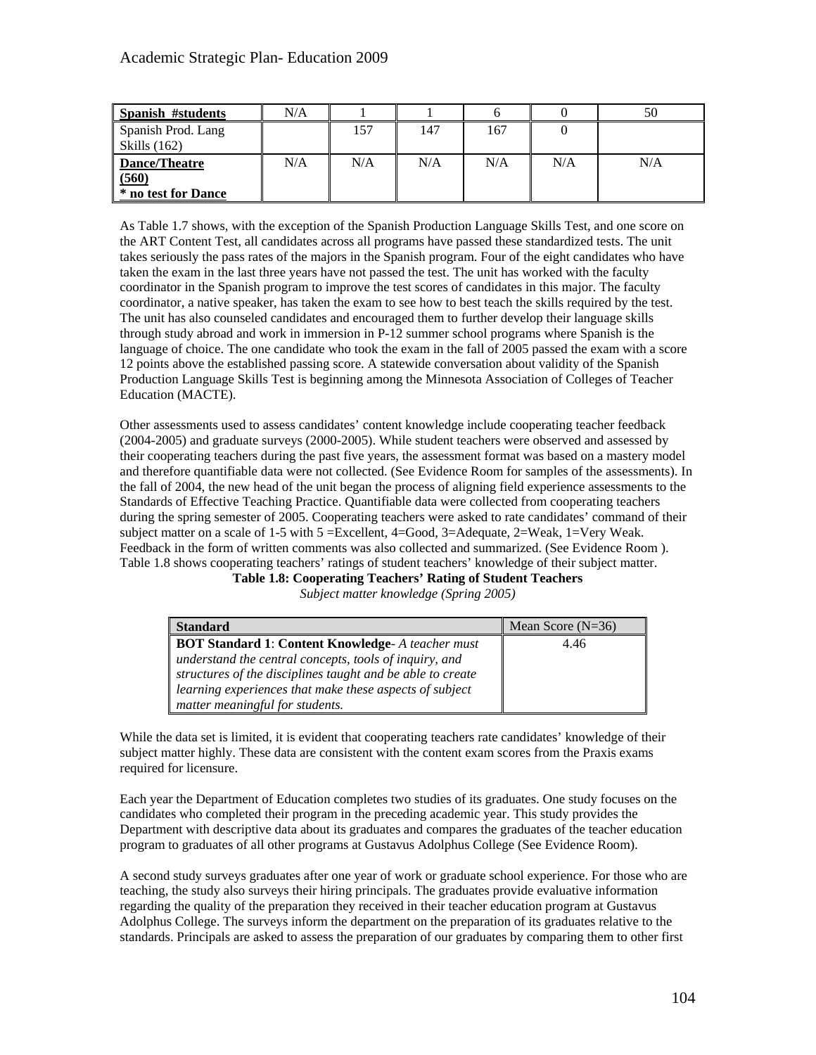| **Spanish #students** | N/A | 1 | 1 | 6 | 0 | 50 |
|---|---|---|---|---|---|---|
| Spanish Prod. Lang Skills (162) | | 157 | 147 | 167 | 0 | |
| **Dance/Theatre (560) * no test for Dance** | N/A | N/A | N/A | N/A | N/A | N/A |

As Table 1.7 shows, with the exception of the Spanish Production Language Skills Test, and one score on the ART Content Test, all candidates across all programs have passed these standardized tests. The unit takes seriously the pass rates of the majors in the Spanish program. Four of the eight candidates who have taken the exam in the last three years have not passed the test. The unit has worked with the faculty coordinator in the Spanish program to improve the test scores of candidates in this major. The faculty coordinator, a native speaker, has taken the exam to see how to best teach the skills required by the test. The unit has also counseled candidates and encouraged them to further develop their language skills through study abroad and work in immersion in P-12 summer school programs where Spanish is the language of choice. The one candidate who took the exam in the fall of 2005 passed the exam with a score 12 points above the established passing score. A statewide conversation about validity of the Spanish Production Language Skills Test is beginning among the Minnesota Association of Colleges of Teacher Education (MACTE).

Other assessments used to assess candidates' content knowledge include cooperating teacher feedback (2004-2005) and graduate surveys (2000-2005). While student teachers were observed and assessed by their cooperating teachers during the past five years, the assessment format was based on a mastery model and therefore quantifiable data were not collected. (See Evidence Room for samples of the assessments). In the fall of 2004, the new head of the unit began the process of aligning field experience assessments to the Standards of Effective Teaching Practice. Quantifiable data were collected from cooperating teachers during the spring semester of 2005. Cooperating teachers were asked to rate candidates' command of their subject matter on a scale of 1-5 with 5 =Excellent, 4=Good, 3=Adequate, 2=Weak, 1=Very Weak. Feedback in the form of written comments was also collected and summarized. (See Evidence Room ). Table 1.8 shows cooperating teachers' ratings of student teachers' knowledge of their subject matter.

**Table 1.8: Cooperating Teachers' Rating of Student Teachers**

*Subject matter knowledge (Spring 2005)*

| **Standard** | Mean Score (N=36) |
|---|---|
| **BOT Standard 1**: **Content Knowledge**- *A teacher must understand the central concepts, tools of inquiry, and structures of the disciplines taught and be able to create learning experiences that make these aspects of subject matter meaningful for students.* | 4.46 |

While the data set is limited, it is evident that cooperating teachers rate candidates' knowledge of their subject matter highly. These data are consistent with the content exam scores from the Praxis exams required for licensure.

Each year the Department of Education completes two studies of its graduates. One study focuses on the candidates who completed their program in the preceding academic year. This study provides the Department with descriptive data about its graduates and compares the graduates of the teacher education program to graduates of all other programs at Gustavus Adolphus College (See Evidence Room).

A second study surveys graduates after one year of work or graduate school experience. For those who are teaching, the study also surveys their hiring principals. The graduates provide evaluative information regarding the quality of the preparation they received in their teacher education program at Gustavus Adolphus College. The surveys inform the department on the preparation of its graduates relative to the standards. Principals are asked to assess the preparation of our graduates by comparing them to other first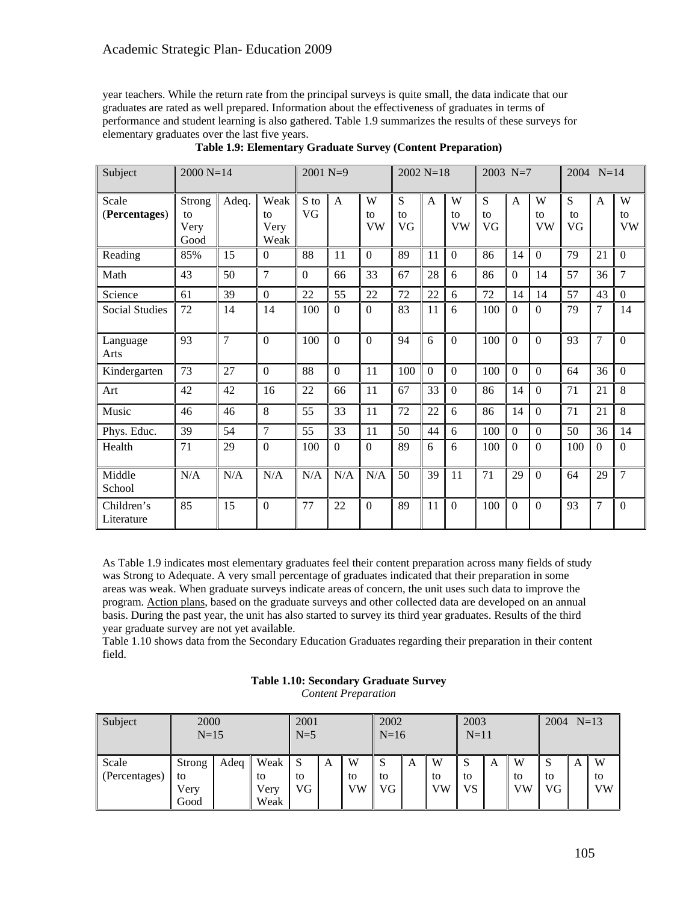year teachers. While the return rate from the principal surveys is quite small, the data indicate that our graduates are rated as well prepared. Information about the effectiveness of graduates in terms of performance and student learning is also gathered. Table 1.9 summarizes the results of these surveys for elementary graduates over the last five years.

**Table 1.9: Elementary Graduate Survey (Content Preparation)**

| Subject | 2000 N=14 | | | 2001 N=9 | | | 2002 N=18 | | | 2003 N=7 | | | 2004 N=14 | | |
|---|---|---|---|---|---|---|---|---|---|---|---|---|---|---|---|
| Scale (**Percentages**) | Strong to Very Good | Adeq. | Weak to Very Weak | S to VG | A | W to VW | S to VG | A | W to VW | S to VG | A | W to VW | S to VG | A | W to VW |
| Reading | 85% | 15 | 0 | 88 | 11 | 0 | 89 | 11 | 0 | 86 | 14 | 0 | 79 | 21 | 0 |
| Math | 43 | 50 | 7 | 0 | 66 | 33 | 67 | 28 | 6 | 86 | 0 | 14 | 57 | 36 | 7 |
| Science | 61 | 39 | 0 | 22 | 55 | 22 | 72 | 22 | 6 | 72 | 14 | 14 | 57 | 43 | 0 |
| Social Studies | 72 | 14 | 14 | 100 | 0 | 0 | 83 | 11 | 6 | 100 | 0 | 0 | 79 | 7 | 14 |
| Language Arts | 93 | 7 | 0 | 100 | 0 | 0 | 94 | 6 | 0 | 100 | 0 | 0 | 93 | 7 | 0 |
| Kindergarten | 73 | 27 | 0 | 88 | 0 | 11 | 100 | 0 | 0 | 100 | 0 | 0 | 64 | 36 | 0 |
| Art | 42 | 42 | 16 | 22 | 66 | 11 | 67 | 33 | 0 | 86 | 14 | 0 | 71 | 21 | 8 |
| Music | 46 | 46 | 8 | 55 | 33 | 11 | 72 | 22 | 6 | 86 | 14 | 0 | 71 | 21 | 8 |
| Phys. Educ. | 39 | 54 | 7 | 55 | 33 | 11 | 50 | 44 | 6 | 100 | 0 | 0 | 50 | 36 | 14 |
| Health | 71 | 29 | 0 | 100 | 0 | 0 | 89 | 6 | 6 | 100 | 0 | 0 | 100 | 0 | 0 |
| Middle School | N/A | N/A | N/A | N/A | N/A | N/A | 50 | 39 | 11 | 71 | 29 | 0 | 64 | 29 | 7 |
| Children's Literature | 85 | 15 | 0 | 77 | 22 | 0 | 89 | 11 | 0 | 100 | 0 | 0 | 93 | 7 | 0 |

As Table 1.9 indicates most elementary graduates feel their content preparation across many fields of study was Strong to Adequate. A very small percentage of graduates indicated that their preparation in some areas was weak. When graduate surveys indicate areas of concern, the unit uses such data to improve the program. Action plans, based on the graduate surveys and other collected data are developed on an annual basis. During the past year, the unit has also started to survey its third year graduates. Results of the third year graduate survey are not yet available.

Table 1.10 shows data from the Secondary Education Graduates regarding their preparation in their content field.

**Table 1.10: Secondary Graduate Survey**
*Content Preparation*

| Subject | 2000 N=15 | | | 2001 N=5 | | | 2002 N=16 | | | 2003 N=11 | | | 2004 N=13 | | |
|---|---|---|---|---|---|---|---|---|---|---|---|---|---|---|---|
| Scale (Percentages) | Strong to Very Good | Adeq | Weak to Very Weak | S to VG | A | W to VW | S to VG | A | W to VW | S to VS | A | W to VW | S to VG | A | W to VW |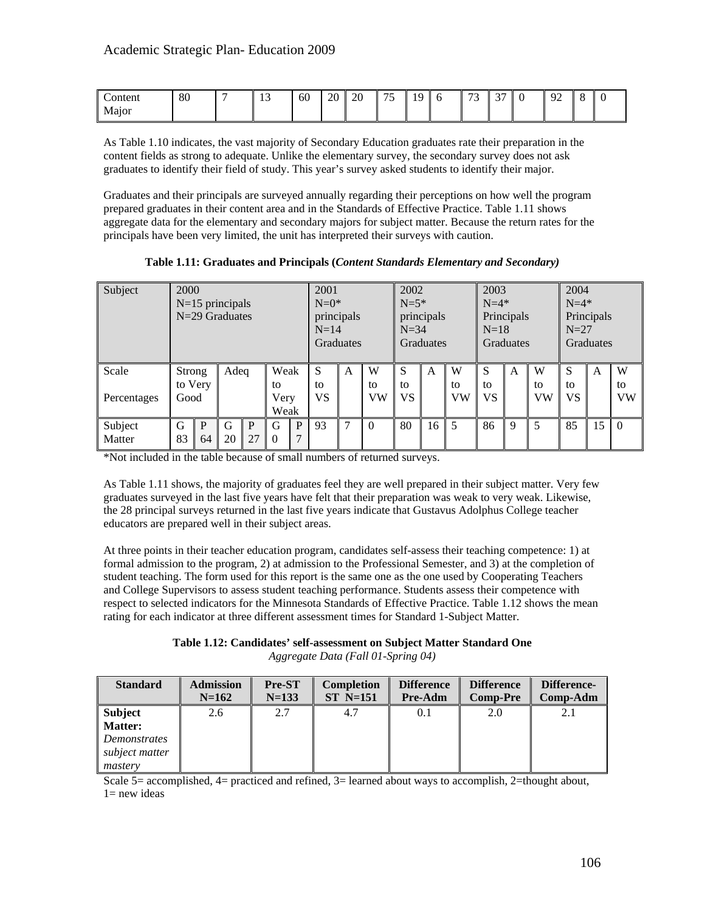| Content Major | 80 | 7 | 13 | 60 | 20 | 20 | 75 | 19 | 6 | 73 | 37 | 0 | 92 | 8 | 0 |
|---|---|---|---|---|---|---|---|---|---|---|---|---|---|---|---|

As Table 1.10 indicates, the vast majority of Secondary Education graduates rate their preparation in the content fields as strong to adequate. Unlike the elementary survey, the secondary survey does not ask graduates to identify their field of study. This year's survey asked students to identify their major.

Graduates and their principals are surveyed annually regarding their perceptions on how well the program prepared graduates in their content area and in the Standards of Effective Practice. Table 1.11 shows aggregate data for the elementary and secondary majors for subject matter. Because the return rates for the principals have been very limited, the unit has interpreted their surveys with caution.

**Table 1.11: Graduates and Principals (*Content Standards Elementary and Secondary)***

| Subject | 2000 N=15 principals N=29 Graduates | | | | | | 2001 N=0* principals N=14 Graduates | | | 2002 N=5* principals N=34 Graduates | | | 2003 N=4* Principals N=18 Graduates | | | 2004 N=4* Principals N=27 Graduates | | |
|---|---|---|---|---|---|---|---|---|---|---|---|---|---|---|---|---|---|---|
| Scale Percentages | Strong to Very Good | | Adeq | | Weak to Very Weak | | S to VS | A | W to VW | S to VS | A | W to VW | S to VS | A | W to VW | S to VS | A | W to VW |
| Subject Matter | G 83 | P 64 | G 20 | P 27 | G 0 | P 7 | 93 | 7 | 0 | 80 | 16 | 5 | 86 | 9 | 5 | 85 | 15 | 0 |

*Not included in the table because of small numbers of returned surveys.

As Table 1.11 shows, the majority of graduates feel they are well prepared in their subject matter. Very few graduates surveyed in the last five years have felt that their preparation was weak to very weak. Likewise, the 28 principal surveys returned in the last five years indicate that Gustavus Adolphus College teacher educators are prepared well in their subject areas.

At three points in their teacher education program, candidates self-assess their teaching competence: 1) at formal admission to the program, 2) at admission to the Professional Semester, and 3) at the completion of student teaching. The form used for this report is the same one as the one used by Cooperating Teachers and College Supervisors to assess student teaching performance. Students assess their competence with respect to selected indicators for the Minnesota Standards of Effective Practice. Table 1.12 shows the mean rating for each indicator at three different assessment times for Standard 1-Subject Matter.

**Table 1.12: Candidates' self-assessment on Subject Matter Standard One**
*Aggregate Data (Fall 01-Spring 04)*

| Standard | Admission N=162 | Pre-ST N=133 | Completion ST N=151 | Difference Pre-Adm | Difference Comp-Pre | Difference-Comp-Adm |
|---|---|---|---|---|---|---|
| **Subject Matter:** *Demonstrates subject matter mastery* | 2.6 | 2.7 | 4.7 | 0.1 | 2.0 | 2.1 |

Scale 5= accomplished, 4= practiced and refined, 3= learned about ways to accomplish, 2=thought about, 1= new ideas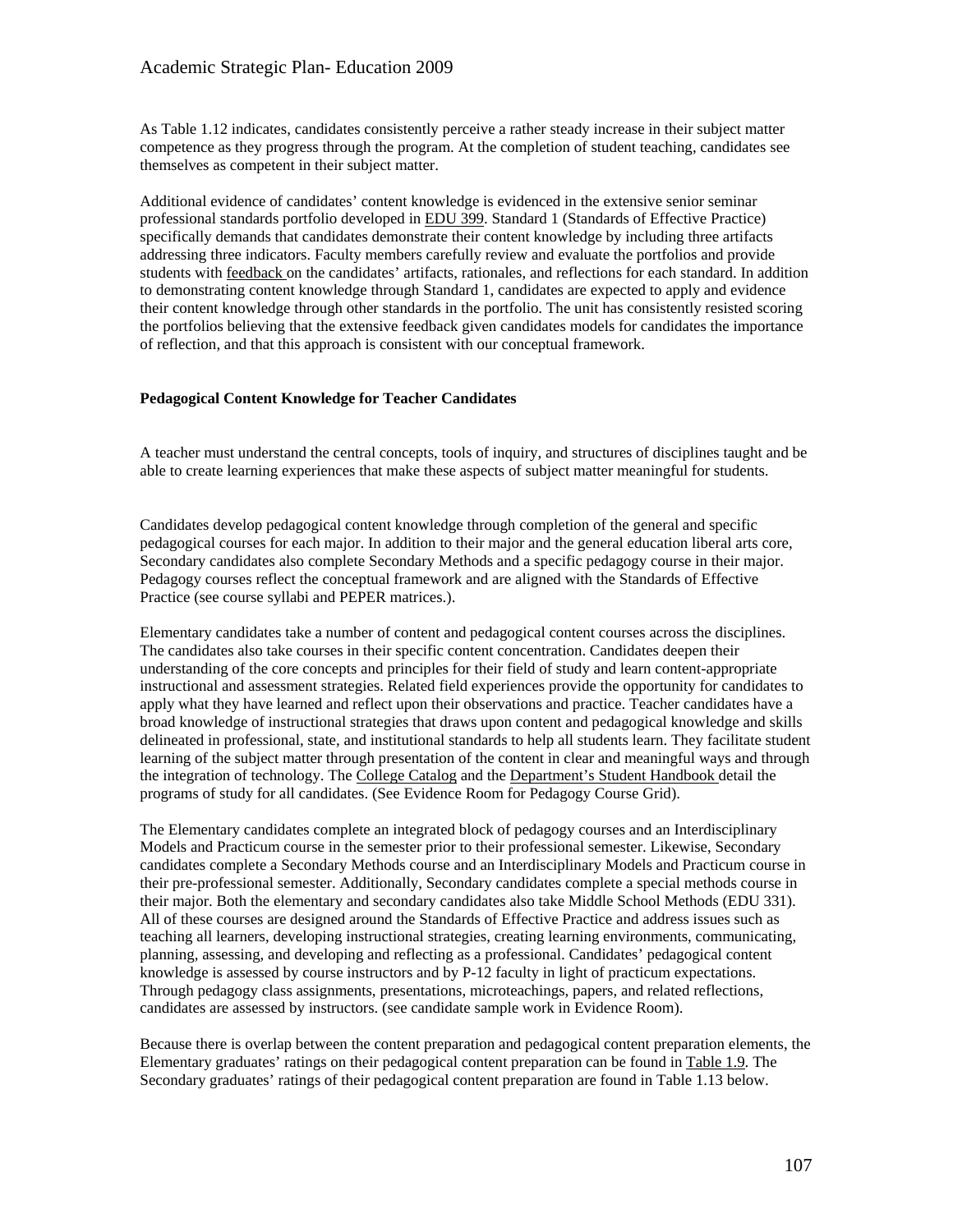As Table 1.12 indicates, candidates consistently perceive a rather steady increase in their subject matter competence as they progress through the program. At the completion of student teaching, candidates see themselves as competent in their subject matter.

Additional evidence of candidates' content knowledge is evidenced in the extensive senior seminar professional standards portfolio developed in EDU 399. Standard 1 (Standards of Effective Practice) specifically demands that candidates demonstrate their content knowledge by including three artifacts addressing three indicators. Faculty members carefully review and evaluate the portfolios and provide students with feedback on the candidates' artifacts, rationales, and reflections for each standard. In addition to demonstrating content knowledge through Standard 1, candidates are expected to apply and evidence their content knowledge through other standards in the portfolio. The unit has consistently resisted scoring the portfolios believing that the extensive feedback given candidates models for candidates the importance of reflection, and that this approach is consistent with our conceptual framework.

**Pedagogical Content Knowledge for Teacher Candidates**

A teacher must understand the central concepts, tools of inquiry, and structures of disciplines taught and be able to create learning experiences that make these aspects of subject matter meaningful for students.

Candidates develop pedagogical content knowledge through completion of the general and specific pedagogical courses for each major. In addition to their major and the general education liberal arts core, Secondary candidates also complete Secondary Methods and a specific pedagogy course in their major. Pedagogy courses reflect the conceptual framework and are aligned with the Standards of Effective Practice (see course syllabi and PEPER matrices.).

Elementary candidates take a number of content and pedagogical content courses across the disciplines. The candidates also take courses in their specific content concentration. Candidates deepen their understanding of the core concepts and principles for their field of study and learn content-appropriate instructional and assessment strategies. Related field experiences provide the opportunity for candidates to apply what they have learned and reflect upon their observations and practice. Teacher candidates have a broad knowledge of instructional strategies that draws upon content and pedagogical knowledge and skills delineated in professional, state, and institutional standards to help all students learn. They facilitate student learning of the subject matter through presentation of the content in clear and meaningful ways and through the integration of technology. The College Catalog and the Department's Student Handbook detail the programs of study for all candidates. (See Evidence Room for Pedagogy Course Grid).

The Elementary candidates complete an integrated block of pedagogy courses and an Interdisciplinary Models and Practicum course in the semester prior to their professional semester. Likewise, Secondary candidates complete a Secondary Methods course and an Interdisciplinary Models and Practicum course in their pre-professional semester. Additionally, Secondary candidates complete a special methods course in their major. Both the elementary and secondary candidates also take Middle School Methods (EDU 331). All of these courses are designed around the Standards of Effective Practice and address issues such as teaching all learners, developing instructional strategies, creating learning environments, communicating, planning, assessing, and developing and reflecting as a professional. Candidates' pedagogical content knowledge is assessed by course instructors and by P-12 faculty in light of practicum expectations. Through pedagogy class assignments, presentations, microteachings, papers, and related reflections, candidates are assessed by instructors. (see candidate sample work in Evidence Room).

Because there is overlap between the content preparation and pedagogical content preparation elements, the Elementary graduates' ratings on their pedagogical content preparation can be found in Table 1.9. The Secondary graduates' ratings of their pedagogical content preparation are found in Table 1.13 below.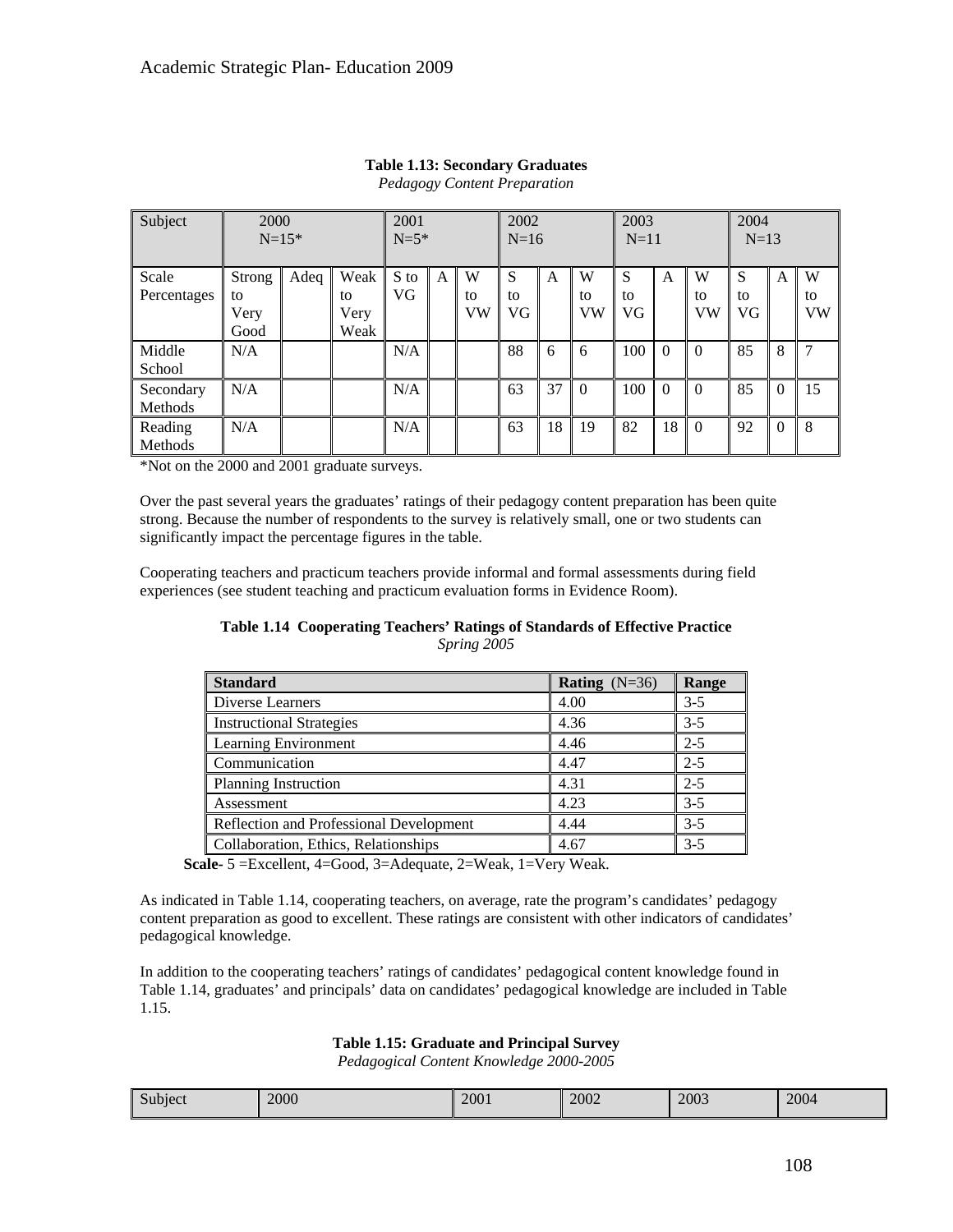**Table 1.13: Secondary Graduates**

*Pedagogy Content Preparation*

| Subject | 2000 N=15* | | | 2001 N=5* | | | 2002 N=16 | | | 2003 N=11 | | | 2004 N=13 | | |
|---|---|---|---|---|---|---|---|---|---|---|---|---|---|---|---|
| Scale Percentages | Strong to Very Good | Adeq | Weak to Very Weak | S to VG | A | W to VW | S to VG | A | W to VW | S to VG | A | W to VW | S to VG | A | W to VW |
| Middle School | N/A | | | N/A | | | 88 | 6 | 6 | 100 | 0 | 0 | 85 | 8 | 7 |
| Secondary Methods | N/A | | | N/A | | | 63 | 37 | 0 | 100 | 0 | 0 | 85 | 0 | 15 |
| Reading Methods | N/A | | | N/A | | | 63 | 18 | 19 | 82 | 18 | 0 | 92 | 0 | 8 |

*Not on the 2000 and 2001 graduate surveys.

Over the past several years the graduates' ratings of their pedagogy content preparation has been quite strong. Because the number of respondents to the survey is relatively small, one or two students can significantly impact the percentage figures in the table.

Cooperating teachers and practicum teachers provide informal and formal assessments during field experiences (see student teaching and practicum evaluation forms in Evidence Room).

**Table 1.14 Cooperating Teachers' Ratings of Standards of Effective Practice**

*Spring 2005*

| **Standard** | **Rating** (N=36) | **Range** |
|---|---|---|
| Diverse Learners | 4.00 | 3-5 |
| Instructional Strategies | 4.36 | 3-5 |
| Learning Environment | 4.46 | 2-5 |
| Communication | 4.47 | 2-5 |
| Planning Instruction | 4.31 | 2-5 |
| Assessment | 4.23 | 3-5 |
| Reflection and Professional Development | 4.44 | 3-5 |
| Collaboration, Ethics, Relationships | 4.67 | 3-5 |

**Scale**- 5 =Excellent, 4=Good, 3=Adequate, 2=Weak, 1=Very Weak.

As indicated in Table 1.14, cooperating teachers, on average, rate the program's candidates' pedagogy content preparation as good to excellent. These ratings are consistent with other indicators of candidates' pedagogical knowledge.

In addition to the cooperating teachers' ratings of candidates' pedagogical content knowledge found in Table 1.14, graduates' and principals' data on candidates' pedagogical knowledge are included in Table 1.15.

**Table 1.15: Graduate and Principal Survey**

*Pedagogical Content Knowledge 2000-2005*

| Subject | 2000 | 2001 | 2002 | 2003 | 2004 |
|---|---|---|---|---|---|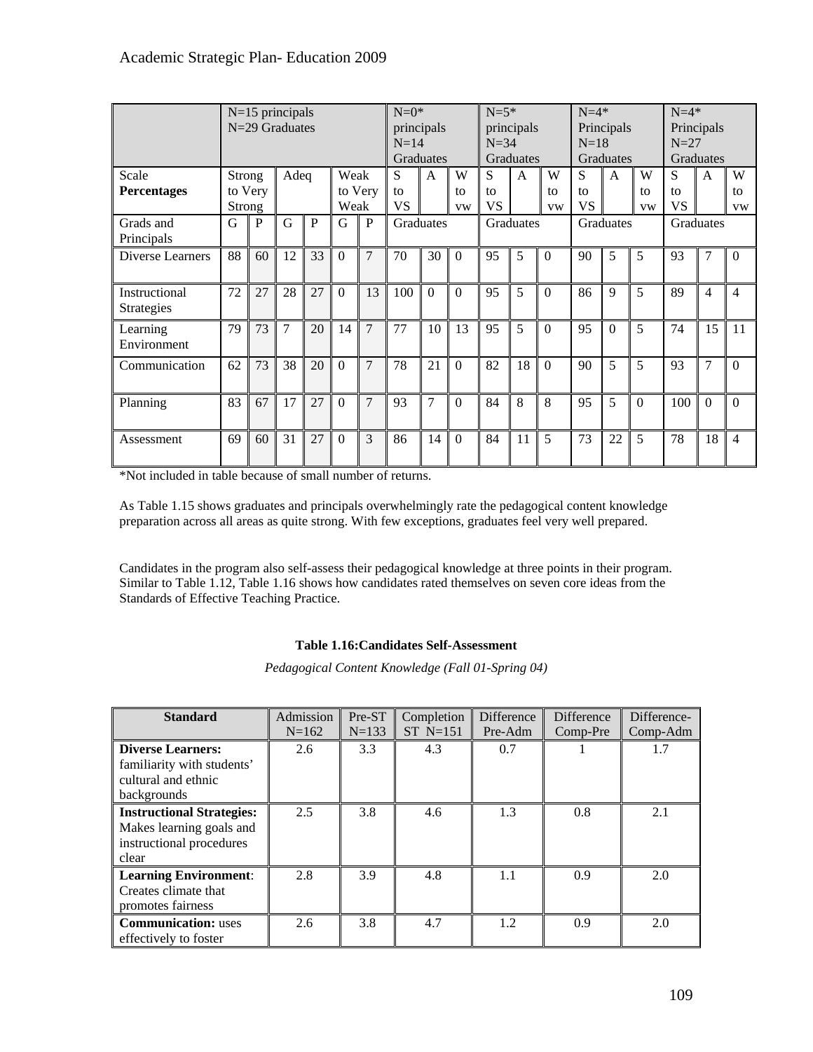| | N=15 principals N=29 Graduates | | | | | | N=0* principals N=14 Graduates | | | N=5* principals N=34 Graduates | | | N=4* Principals N=18 Graduates | | | N=4* Principals N=27 Graduates | | |
|---|---|---|---|---|---|---|---|---|---|---|---|---|---|---|---|---|---|---|
| Scale **Percentages** | Strong to Very Strong | | Adeq | | Weak to Very Weak | | S to VS | A | W to vw | S to VS | A | W to vw | S to VS | A | W to vw | S to VS | A | W to vw |
| Grads and Principals | G | P | G | P | G | P | Graduates | | | Graduates | | | Graduates | | | Graduates | | |
| Diverse Learners | 88 | 60 | 12 | 33 | 0 | 7 | 70 | 30 | 0 | 95 | 5 | 0 | 90 | 5 | 5 | 93 | 7 | 0 |
| Instructional Strategies | 72 | 27 | 28 | 27 | 0 | 13 | 100 | 0 | 0 | 95 | 5 | 0 | 86 | 9 | 5 | 89 | 4 | 4 |
| Learning Environment | 79 | 73 | 7 | 20 | 14 | 7 | 77 | 10 | 13 | 95 | 5 | 0 | 95 | 0 | 5 | 74 | 15 | 11 |
| Communication | 62 | 73 | 38 | 20 | 0 | 7 | 78 | 21 | 0 | 82 | 18 | 0 | 90 | 5 | 5 | 93 | 7 | 0 |
| Planning | 83 | 67 | 17 | 27 | 0 | 7 | 93 | 7 | 0 | 84 | 8 | 8 | 95 | 5 | 0 | 100 | 0 | 0 |
| Assessment | 69 | 60 | 31 | 27 | 0 | 3 | 86 | 14 | 0 | 84 | 11 | 5 | 73 | 22 | 5 | 78 | 18 | 4 |

*Not included in table because of small number of returns.

As Table 1.15 shows graduates and principals overwhelmingly rate the pedagogical content knowledge preparation across all areas as quite strong. With few exceptions, graduates feel very well prepared.

Candidates in the program also self-assess their pedagogical knowledge at three points in their program. Similar to Table 1.12, Table 1.16 shows how candidates rated themselves on seven core ideas from the Standards of Effective Teaching Practice.

**Table 1.16:Candidates Self-Assessment**

*Pedagogical Content Knowledge (Fall 01-Spring 04)*

| Standard | Admission N=162 | Pre-ST N=133 | Completion ST N=151 | Difference Pre-Adm | Difference Comp-Pre | Difference-Comp-Adm |
|---|---|---|---|---|---|---|
| **Diverse Learners:** familiarity with students' cultural and ethnic backgrounds | 2.6 | 3.3 | 4.3 | 0.7 | 1 | 1.7 |
| **Instructional Strategies:** Makes learning goals and instructional procedures clear | 2.5 | 3.8 | 4.6 | 1.3 | 0.8 | 2.1 |
| **Learning Environment**: Creates climate that promotes fairness | 2.8 | 3.9 | 4.8 | 1.1 | 0.9 | 2.0 |
| **Communication:** uses effectively to foster | 2.6 | 3.8 | 4.7 | 1.2 | 0.9 | 2.0 |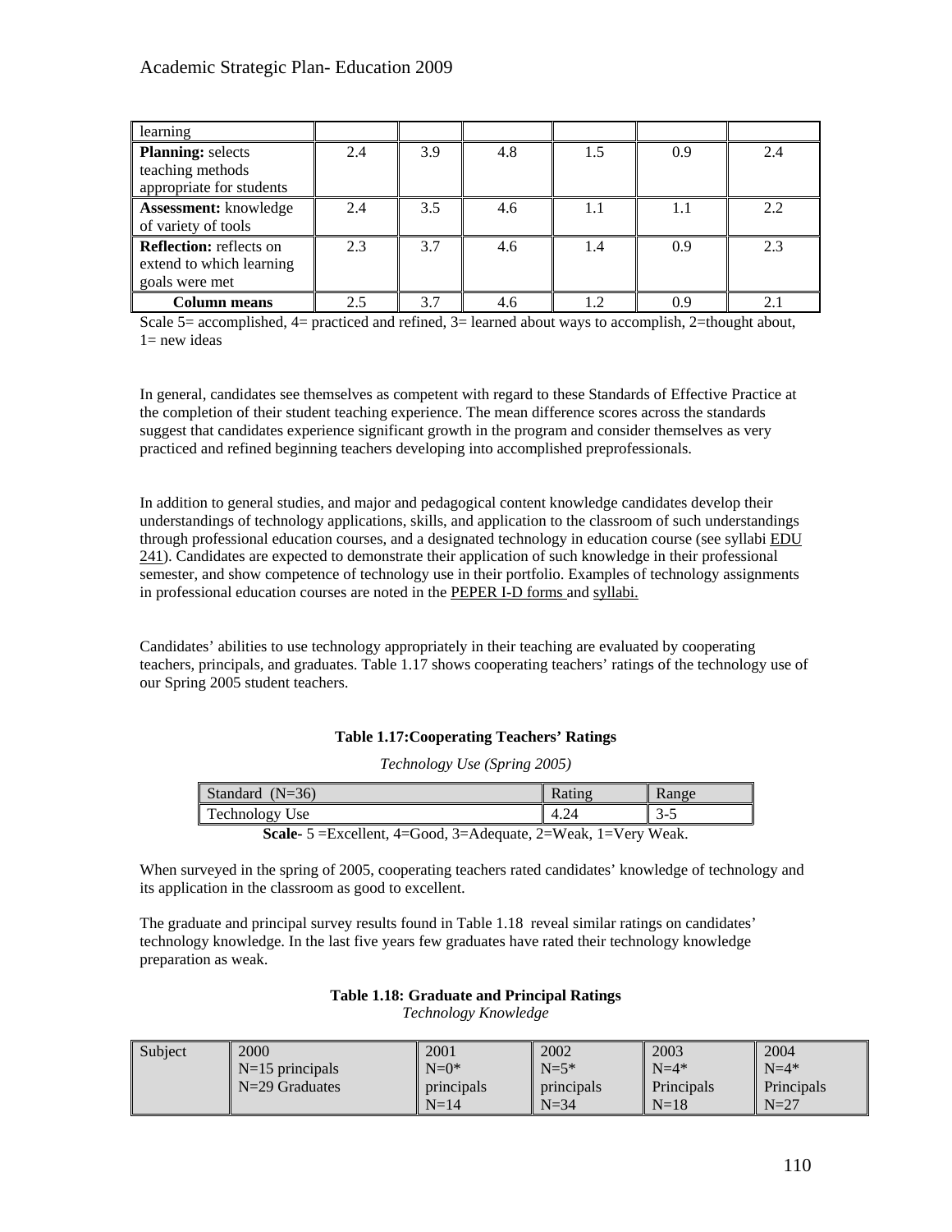| learning | | | | | | |
|---|---|---|---|---|---|---|
| **Planning:** selects teaching methods appropriate for students | 2.4 | 3.9 | 4.8 | 1.5 | 0.9 | 2.4 |
| **Assessment:** knowledge of variety of tools | 2.4 | 3.5 | 4.6 | 1.1 | 1.1 | 2.2 |
| **Reflection:** reflects on extend to which learning goals were met | 2.3 | 3.7 | 4.6 | 1.4 | 0.9 | 2.3 |
| **Column means** | 2.5 | 3.7 | 4.6 | 1.2 | 0.9 | 2.1 |

Scale 5= accomplished, 4= practiced and refined, 3= learned about ways to accomplish, 2=thought about, 1= new ideas

In general, candidates see themselves as competent with regard to these Standards of Effective Practice at the completion of their student teaching experience. The mean difference scores across the standards suggest that candidates experience significant growth in the program and consider themselves as very practiced and refined beginning teachers developing into accomplished preprofessionals.

In addition to general studies, and major and pedagogical content knowledge candidates develop their understandings of technology applications, skills, and application to the classroom of such understandings through professional education courses, and a designated technology in education course (see syllabi EDU 241). Candidates are expected to demonstrate their application of such knowledge in their professional semester, and show competence of technology use in their portfolio. Examples of technology assignments in professional education courses are noted in the PEPER I-D forms and syllabi.

Candidates' abilities to use technology appropriately in their teaching are evaluated by cooperating teachers, principals, and graduates. Table 1.17 shows cooperating teachers' ratings of the technology use of our Spring 2005 student teachers.

**Table 1.17:Cooperating Teachers' Ratings**

*Technology Use (Spring 2005)*

| Standard (N=36) | Rating | Range |
|---|---|---|
| Technology Use | 4.24 | 3-5 |

**Scale**- 5 =Excellent, 4=Good, 3=Adequate, 2=Weak, 1=Very Weak.

When surveyed in the spring of 2005, cooperating teachers rated candidates' knowledge of technology and its application in the classroom as good to excellent.

The graduate and principal survey results found in Table 1.18 reveal similar ratings on candidates' technology knowledge. In the last five years few graduates have rated their technology knowledge preparation as weak.

**Table 1.18: Graduate and Principal Ratings**
*Technology Knowledge*

| Subject | 2000<br>N=15 principals<br>N=29 Graduates | 2001<br>N=0*<br>principals<br>N=14 | 2002<br>N=5*<br>principals<br>N=34 | 2003<br>N=4*<br>Principals<br>N=18 | 2004<br>N=4*<br>Principals<br>N=27 |
|---|---|---|---|---|---|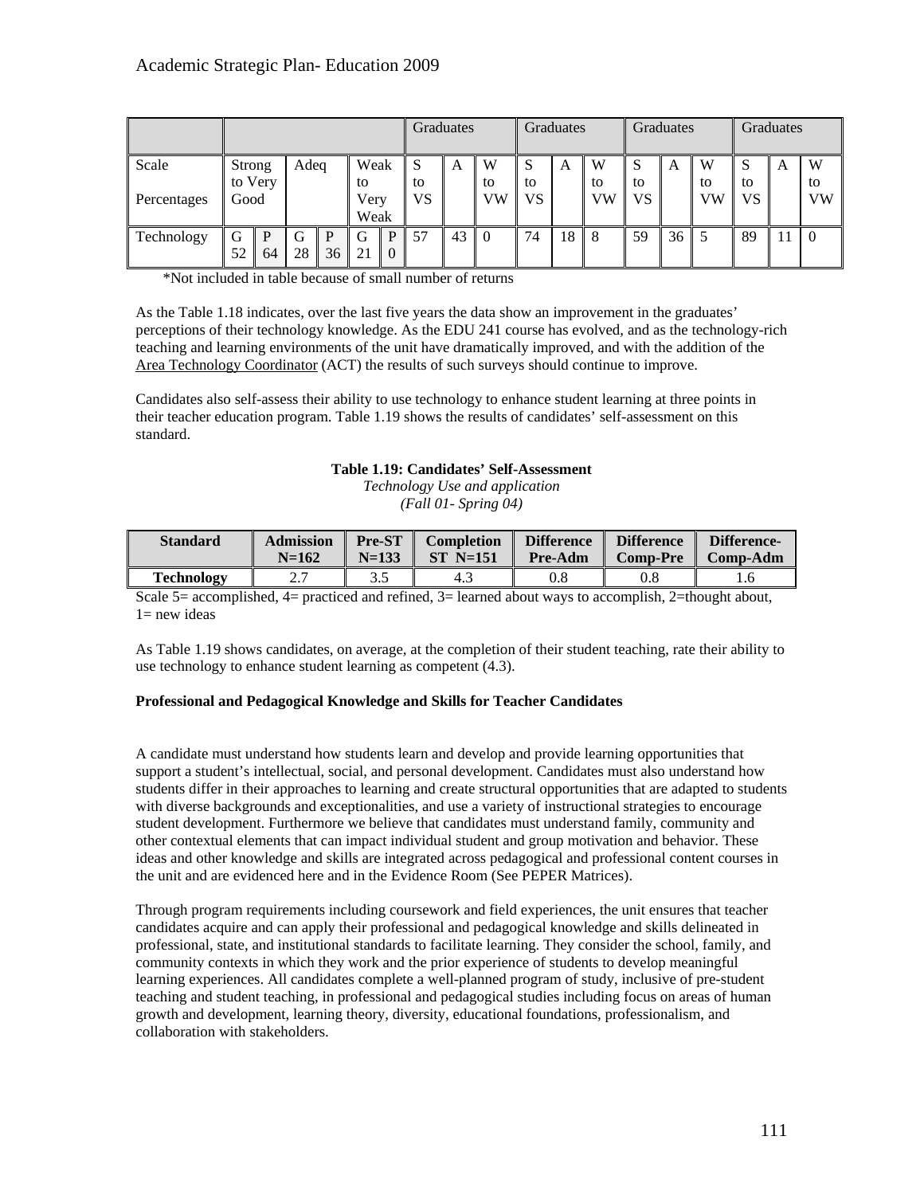|  |  |  |  |  |  |  | Graduates |  |  | Graduates |  |  | Graduates |  |  | Graduates |  |  |
|---|---|---|---|---|---|---|---|---|---|---|---|---|---|---|---|---|---|---|
| Scale<br><br>Percentages | Strong to Very Good |  | Adeq |  | Weak to Very Weak |  | S to VS | A | W to VW | S to VS | A | W to VW | S to VS | A | W to VW | S to VS | A | W to VW |
| Technology | G 52 | P 64 | G 28 | P 36 | G 21 | P 0 | 57 | 43 | 0 | 74 | 18 | 8 | 59 | 36 | 5 | 89 | 11 | 0 |

*Not included in table because of small number of returns

As the Table 1.18 indicates, over the last five years the data show an improvement in the graduates' perceptions of their technology knowledge. As the EDU 241 course has evolved, and as the technology-rich teaching and learning environments of the unit have dramatically improved, and with the addition of the Area Technology Coordinator (ACT) the results of such surveys should continue to improve.

Candidates also self-assess their ability to use technology to enhance student learning at three points in their teacher education program. Table 1.19 shows the results of candidates' self-assessment on this standard.

**Table 1.19: Candidates' Self-Assessment**
*Technology Use and application*
*(Fall 01- Spring 04)*

| Standard | Admission N=162 | Pre-ST N=133 | Completion ST N=151 | Difference Pre-Adm | Difference Comp-Pre | Difference-Comp-Adm |
|---|---|---|---|---|---|---|
| **Technology** | 2.7 | 3.5 | 4.3 | 0.8 | 0.8 | 1.6 |

Scale 5= accomplished, 4= practiced and refined, 3= learned about ways to accomplish, 2=thought about, 1= new ideas

As Table 1.19 shows candidates, on average, at the completion of their student teaching, rate their ability to use technology to enhance student learning as competent (4.3).

**Professional and Pedagogical Knowledge and Skills for Teacher Candidates**

A candidate must understand how students learn and develop and provide learning opportunities that support a student's intellectual, social, and personal development. Candidates must also understand how students differ in their approaches to learning and create structural opportunities that are adapted to students with diverse backgrounds and exceptionalities, and use a variety of instructional strategies to encourage student development. Furthermore we believe that candidates must understand family, community and other contextual elements that can impact individual student and group motivation and behavior. These ideas and other knowledge and skills are integrated across pedagogical and professional content courses in the unit and are evidenced here and in the Evidence Room (See PEPER Matrices).

Through program requirements including coursework and field experiences, the unit ensures that teacher candidates acquire and can apply their professional and pedagogical knowledge and skills delineated in professional, state, and institutional standards to facilitate learning. They consider the school, family, and community contexts in which they work and the prior experience of students to develop meaningful learning experiences. All candidates complete a well-planned program of study, inclusive of pre-student teaching and student teaching, in professional and pedagogical studies including focus on areas of human growth and development, learning theory, diversity, educational foundations, professionalism, and collaboration with stakeholders.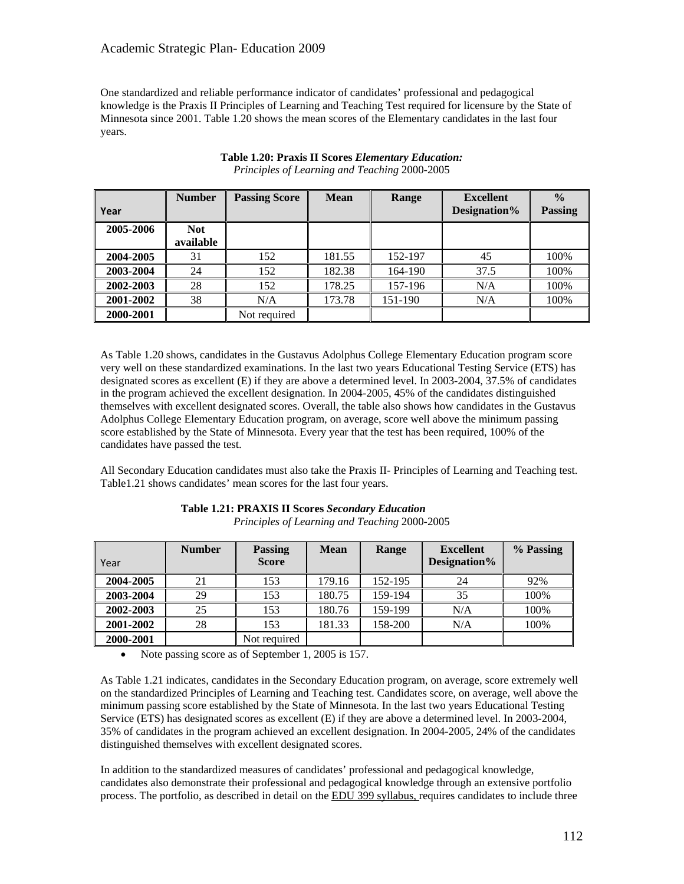One standardized and reliable performance indicator of candidates' professional and pedagogical knowledge is the Praxis II Principles of Learning and Teaching Test required for licensure by the State of Minnesota since 2001. Table 1.20 shows the mean scores of the Elementary candidates in the last four years.

**Table 1.20: Praxis II Scores *Elementary Education:***
*Principles of Learning and Teaching* 2000-2005

| Year | Number | Passing Score | Mean | Range | Excellent Designation% | % Passing |
|---|---|---|---|---|---|---|
| **2005-2006** | **Not available** | | | | | |
| **2004-2005** | 31 | 152 | 181.55 | 152-197 | 45 | 100% |
| **2003-2004** | 24 | 152 | 182.38 | 164-190 | 37.5 | 100% |
| **2002-2003** | 28 | 152 | 178.25 | 157-196 | N/A | 100% |
| **2001-2002** | 38 | N/A | 173.78 | 151-190 | N/A | 100% |
| **2000-2001** | | Not required | | | | |

As Table 1.20 shows, candidates in the Gustavus Adolphus College Elementary Education program score very well on these standardized examinations. In the last two years Educational Testing Service (ETS) has designated scores as excellent (E) if they are above a determined level. In 2003-2004, 37.5% of candidates in the program achieved the excellent designation. In 2004-2005, 45% of the candidates distinguished themselves with excellent designated scores. Overall, the table also shows how candidates in the Gustavus Adolphus College Elementary Education program, on average, score well above the minimum passing score established by the State of Minnesota. Every year that the test has been required, 100% of the candidates have passed the test.

All Secondary Education candidates must also take the Praxis II- Principles of Learning and Teaching test. Table1.21 shows candidates' mean scores for the last four years.

**Table 1.21: PRAXIS II Scores *Secondary Education***
*Principles of Learning and Teaching* 2000-2005

| Year | Number | Passing Score | Mean | Range | Excellent Designation% | % Passing |
|---|---|---|---|---|---|---|
| **2004-2005** | 21 | 153 | 179.16 | 152-195 | 24 | 92% |
| **2003-2004** | 29 | 153 | 180.75 | 159-194 | 35 | 100% |
| **2002-2003** | 25 | 153 | 180.76 | 159-199 | N/A | 100% |
| **2001-2002** | 28 | 153 | 181.33 | 158-200 | N/A | 100% |
| **2000-2001** | | Not required | | | | |

- Note passing score as of September 1, 2005 is 157.

As Table 1.21 indicates, candidates in the Secondary Education program, on average, score extremely well on the standardized Principles of Learning and Teaching test. Candidates score, on average, well above the minimum passing score established by the State of Minnesota. In the last two years Educational Testing Service (ETS) has designated scores as excellent (E) if they are above a determined level. In 2003-2004, 35% of candidates in the program achieved an excellent designation. In 2004-2005, 24% of the candidates distinguished themselves with excellent designated scores.

In addition to the standardized measures of candidates' professional and pedagogical knowledge, candidates also demonstrate their professional and pedagogical knowledge through an extensive portfolio process. The portfolio, as described in detail on the EDU 399 syllabus, requires candidates to include three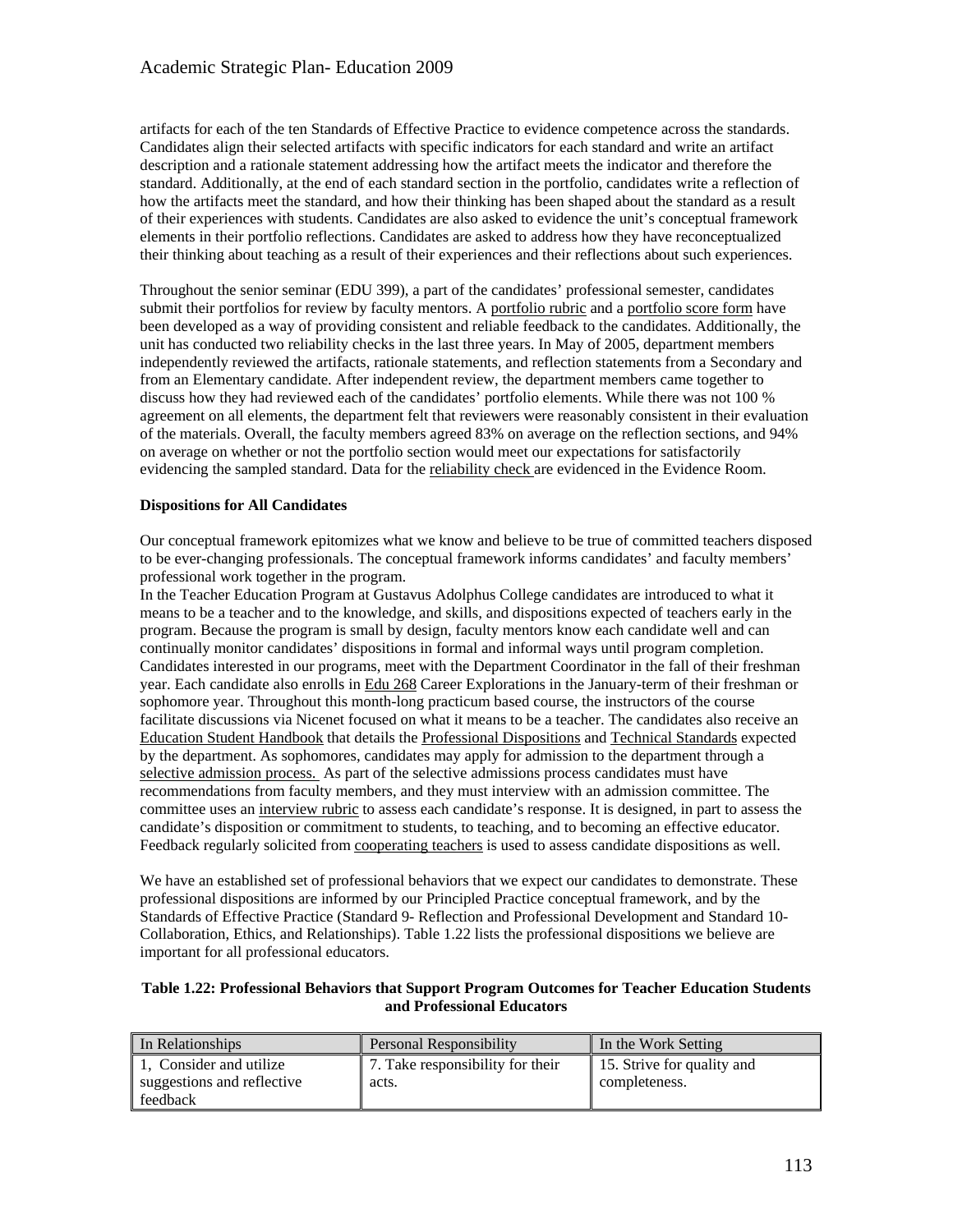artifacts for each of the ten Standards of Effective Practice to evidence competence across the standards. Candidates align their selected artifacts with specific indicators for each standard and write an artifact description and a rationale statement addressing how the artifact meets the indicator and therefore the standard. Additionally, at the end of each standard section in the portfolio, candidates write a reflection of how the artifacts meet the standard, and how their thinking has been shaped about the standard as a result of their experiences with students. Candidates are also asked to evidence the unit's conceptual framework elements in their portfolio reflections. Candidates are asked to address how they have reconceptualized their thinking about teaching as a result of their experiences and their reflections about such experiences.

Throughout the senior seminar (EDU 399), a part of the candidates' professional semester, candidates submit their portfolios for review by faculty mentors. A portfolio rubric and a portfolio score form have been developed as a way of providing consistent and reliable feedback to the candidates. Additionally, the unit has conducted two reliability checks in the last three years. In May of 2005, department members independently reviewed the artifacts, rationale statements, and reflection statements from a Secondary and from an Elementary candidate. After independent review, the department members came together to discuss how they had reviewed each of the candidates' portfolio elements. While there was not 100 % agreement on all elements, the department felt that reviewers were reasonably consistent in their evaluation of the materials. Overall, the faculty members agreed 83% on average on the reflection sections, and 94% on average on whether or not the portfolio section would meet our expectations for satisfactorily evidencing the sampled standard. Data for the reliability check are evidenced in the Evidence Room.

**Dispositions for All Candidates**

Our conceptual framework epitomizes what we know and believe to be true of committed teachers disposed to be ever-changing professionals. The conceptual framework informs candidates' and faculty members' professional work together in the program.

In the Teacher Education Program at Gustavus Adolphus College candidates are introduced to what it means to be a teacher and to the knowledge, and skills, and dispositions expected of teachers early in the program. Because the program is small by design, faculty mentors know each candidate well and can continually monitor candidates' dispositions in formal and informal ways until program completion. Candidates interested in our programs, meet with the Department Coordinator in the fall of their freshman year. Each candidate also enrolls in Edu 268 Career Explorations in the January-term of their freshman or sophomore year. Throughout this month-long practicum based course, the instructors of the course facilitate discussions via Nicenet focused on what it means to be a teacher. The candidates also receive an Education Student Handbook that details the Professional Dispositions and Technical Standards expected by the department. As sophomores, candidates may apply for admission to the department through a selective admission process. As part of the selective admissions process candidates must have recommendations from faculty members, and they must interview with an admission committee. The committee uses an interview rubric to assess each candidate's response. It is designed, in part to assess the candidate's disposition or commitment to students, to teaching, and to becoming an effective educator. Feedback regularly solicited from cooperating teachers is used to assess candidate dispositions as well.

We have an established set of professional behaviors that we expect our candidates to demonstrate. These professional dispositions are informed by our Principled Practice conceptual framework, and by the Standards of Effective Practice (Standard 9- Reflection and Professional Development and Standard 10- Collaboration, Ethics, and Relationships). Table 1.22 lists the professional dispositions we believe are important for all professional educators.

**Table 1.22: Professional Behaviors that Support Program Outcomes for Teacher Education Students and Professional Educators**

| In Relationships | Personal Responsibility | In the Work Setting |
|---|---|---|
| 1, Consider and utilize suggestions and reflective feedback | 7. Take responsibility for their acts. | 15. Strive for quality and completeness. |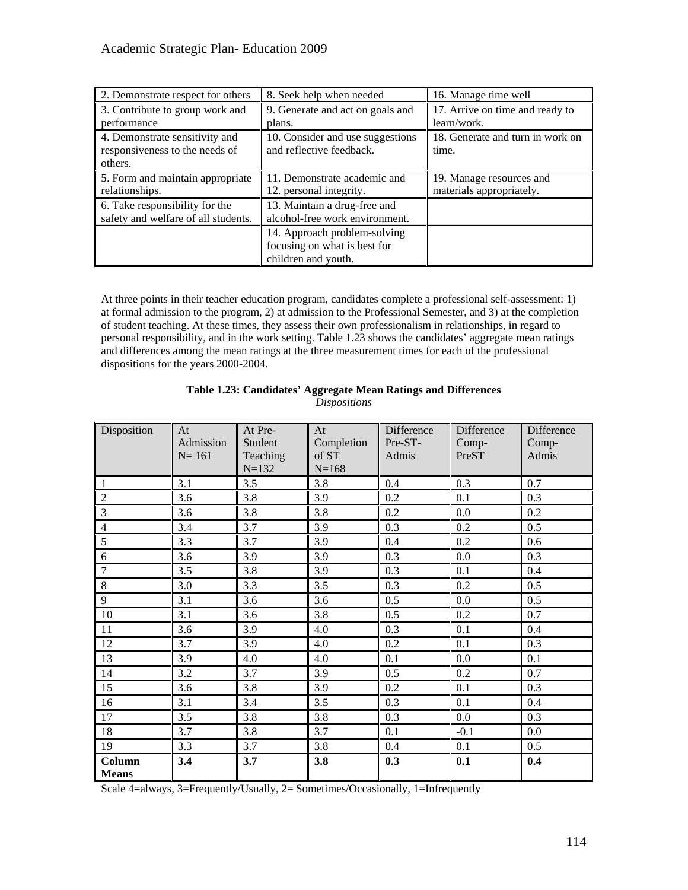| 2. Demonstrate respect for others | 8. Seek help when needed | 16. Manage time well |
|---|---|---|
| 3. Contribute to group work and performance | 9. Generate and act on goals and plans. | 17. Arrive on time and ready to learn/work. |
| 4. Demonstrate sensitivity and responsiveness to the needs of others. | 10. Consider and use suggestions and reflective feedback. | 18. Generate and turn in work on time. |
| 5. Form and maintain appropriate relationships. | 11. Demonstrate academic and 12. personal integrity. | 19. Manage resources and materials appropriately. |
| 6. Take responsibility for the safety and welfare of all students. | 13. Maintain a drug-free and alcohol-free work environment. | |
| | 14. Approach problem-solving focusing on what is best for children and youth. | |

At three points in their teacher education program, candidates complete a professional self-assessment: 1) at formal admission to the program, 2) at admission to the Professional Semester, and 3) at the completion of student teaching. At these times, they assess their own professionalism in relationships, in regard to personal responsibility, and in the work setting. Table 1.23 shows the candidates' aggregate mean ratings and differences among the mean ratings at the three measurement times for each of the professional dispositions for the years 2000-2004.

**Table 1.23: Candidates' Aggregate Mean Ratings and Differences**
*Dispositions*

| Disposition | At Admission N= 161 | At Pre-Student Teaching N=132 | At Completion of ST N=168 | Difference Pre-ST-Admis | Difference Comp-PreST | Difference Comp-Admis |
|---|---|---|---|---|---|---|
| 1 | 3.1 | 3.5 | 3.8 | 0.4 | 0.3 | 0.7 |
| 2 | 3.6 | 3.8 | 3.9 | 0.2 | 0.1 | 0.3 |
| 3 | 3.6 | 3.8 | 3.8 | 0.2 | 0.0 | 0.2 |
| 4 | 3.4 | 3.7 | 3.9 | 0.3 | 0.2 | 0.5 |
| 5 | 3.3 | 3.7 | 3.9 | 0.4 | 0.2 | 0.6 |
| 6 | 3.6 | 3.9 | 3.9 | 0.3 | 0.0 | 0.3 |
| 7 | 3.5 | 3.8 | 3.9 | 0.3 | 0.1 | 0.4 |
| 8 | 3.0 | 3.3 | 3.5 | 0.3 | 0.2 | 0.5 |
| 9 | 3.1 | 3.6 | 3.6 | 0.5 | 0.0 | 0.5 |
| 10 | 3.1 | 3.6 | 3.8 | 0.5 | 0.2 | 0.7 |
| 11 | 3.6 | 3.9 | 4.0 | 0.3 | 0.1 | 0.4 |
| 12 | 3.7 | 3.9 | 4.0 | 0.2 | 0.1 | 0.3 |
| 13 | 3.9 | 4.0 | 4.0 | 0.1 | 0.0 | 0.1 |
| 14 | 3.2 | 3.7 | 3.9 | 0.5 | 0.2 | 0.7 |
| 15 | 3.6 | 3.8 | 3.9 | 0.2 | 0.1 | 0.3 |
| 16 | 3.1 | 3.4 | 3.5 | 0.3 | 0.1 | 0.4 |
| 17 | 3.5 | 3.8 | 3.8 | 0.3 | 0.0 | 0.3 |
| 18 | 3.7 | 3.8 | 3.7 | 0.1 | -0.1 | 0.0 |
| 19 | 3.3 | 3.7 | 3.8 | 0.4 | 0.1 | 0.5 |
| **Column Means** | **3.4** | **3.7** | **3.8** | **0.3** | **0.1** | **0.4** |

Scale 4=always, 3=Frequently/Usually, 2= Sometimes/Occasionally, 1=Infrequently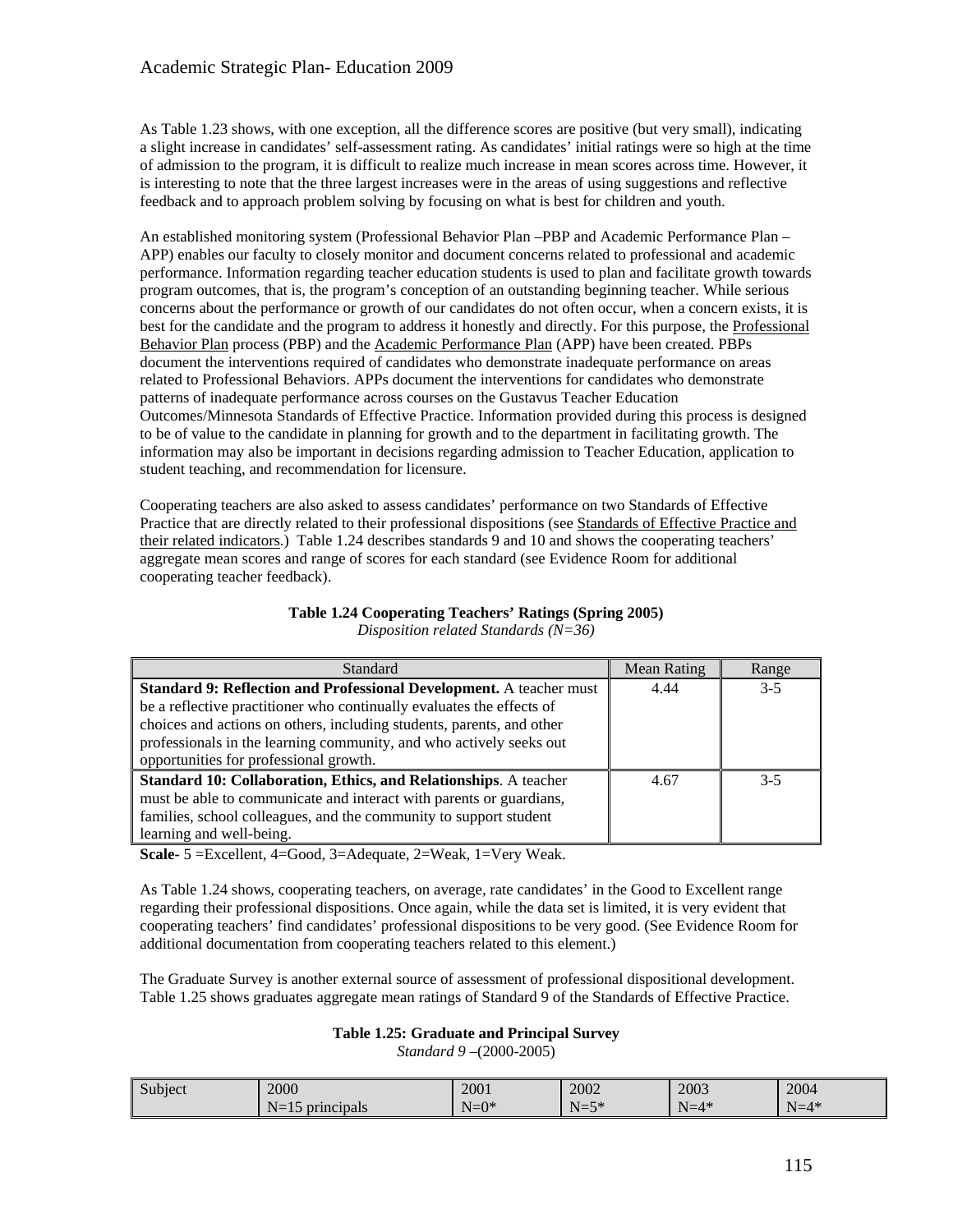As Table 1.23 shows, with one exception, all the difference scores are positive (but very small), indicating a slight increase in candidates' self-assessment rating. As candidates' initial ratings were so high at the time of admission to the program, it is difficult to realize much increase in mean scores across time. However, it is interesting to note that the three largest increases were in the areas of using suggestions and reflective feedback and to approach problem solving by focusing on what is best for children and youth.

An established monitoring system (Professional Behavior Plan –PBP and Academic Performance Plan – APP) enables our faculty to closely monitor and document concerns related to professional and academic performance. Information regarding teacher education students is used to plan and facilitate growth towards program outcomes, that is, the program's conception of an outstanding beginning teacher. While serious concerns about the performance or growth of our candidates do not often occur, when a concern exists, it is best for the candidate and the program to address it honestly and directly. For this purpose, the Professional Behavior Plan process (PBP) and the Academic Performance Plan (APP) have been created. PBPs document the interventions required of candidates who demonstrate inadequate performance on areas related to Professional Behaviors. APPs document the interventions for candidates who demonstrate patterns of inadequate performance across courses on the Gustavus Teacher Education Outcomes/Minnesota Standards of Effective Practice. Information provided during this process is designed to be of value to the candidate in planning for growth and to the department in facilitating growth. The information may also be important in decisions regarding admission to Teacher Education, application to student teaching, and recommendation for licensure.

Cooperating teachers are also asked to assess candidates' performance on two Standards of Effective Practice that are directly related to their professional dispositions (see Standards of Effective Practice and their related indicators.) Table 1.24 describes standards 9 and 10 and shows the cooperating teachers' aggregate mean scores and range of scores for each standard (see Evidence Room for additional cooperating teacher feedback).

**Table 1.24 Cooperating Teachers' Ratings (Spring 2005)**

*Disposition related Standards (N=36)*

| Standard | Mean Rating | Range |
|---|---|---|
| **Standard 9: Reflection and Professional Development.** A teacher must be a reflective practitioner who continually evaluates the effects of choices and actions on others, including students, parents, and other professionals in the learning community, and who actively seeks out opportunities for professional growth. | 4.44 | 3-5 |
| **Standard 10: Collaboration, Ethics, and Relationships**. A teacher must be able to communicate and interact with parents or guardians, families, school colleagues, and the community to support student learning and well-being. | 4.67 | 3-5 |

**Scale-** 5 =Excellent, 4=Good, 3=Adequate, 2=Weak, 1=Very Weak.

As Table 1.24 shows, cooperating teachers, on average, rate candidates' in the Good to Excellent range regarding their professional dispositions. Once again, while the data set is limited, it is very evident that cooperating teachers' find candidates' professional dispositions to be very good. (See Evidence Room for additional documentation from cooperating teachers related to this element.)

The Graduate Survey is another external source of assessment of professional dispositional development. Table 1.25 shows graduates aggregate mean ratings of Standard 9 of the Standards of Effective Practice.

**Table 1.25: Graduate and Principal Survey**

*Standard 9* –(2000-2005)

| Subject | 2000<br>N=15 principals | 2001<br>N=0* | 2002<br>N=5* | 2003<br>N=4* | 2004<br>N=4* |
|---|---|---|---|---|---|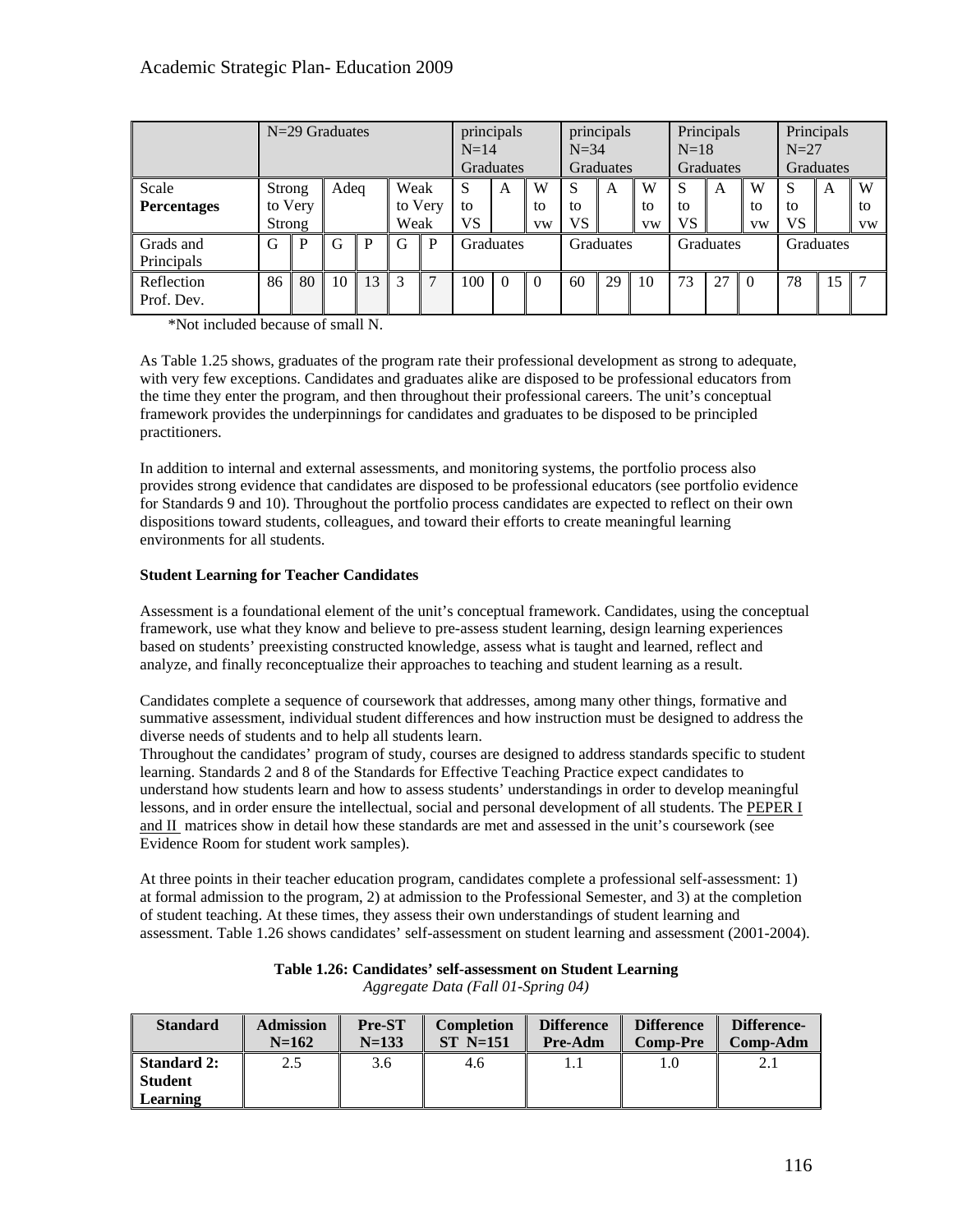| | N=29 Graduates | | | | | | principals N=14 Graduates | | | principals N=34 Graduates | | | Principals N=18 Graduates | | | Principals N=27 Graduates | | |
|---|---|---|---|---|---|---|---|---|---|---|---|---|---|---|---|---|---|---|
| Scale **Percentages** | Strong to Very Strong | | Adeq | | Weak to Very Weak | | S to VS | A | W to vw | S to VS | A | W to vw | S to VS | A | W to vw | S to VS | A | W to vw |
| Grads and Principals | G | P | G | P | G | P | Graduates | | | Graduates | | | Graduates | | | Graduates | | |
| Reflection Prof. Dev. | 86 | 80 | 10 | 13 | 3 | 7 | 100 | 0 | 0 | 60 | 29 | 10 | 73 | 27 | 0 | 78 | 15 | 7 |

*Not included because of small N.

As Table 1.25 shows, graduates of the program rate their professional development as strong to adequate, with very few exceptions. Candidates and graduates alike are disposed to be professional educators from the time they enter the program, and then throughout their professional careers. The unit's conceptual framework provides the underpinnings for candidates and graduates to be disposed to be principled practitioners.

In addition to internal and external assessments, and monitoring systems, the portfolio process also provides strong evidence that candidates are disposed to be professional educators (see portfolio evidence for Standards 9 and 10). Throughout the portfolio process candidates are expected to reflect on their own dispositions toward students, colleagues, and toward their efforts to create meaningful learning environments for all students.

**Student Learning for Teacher Candidates**

Assessment is a foundational element of the unit's conceptual framework. Candidates, using the conceptual framework, use what they know and believe to pre-assess student learning, design learning experiences based on students' preexisting constructed knowledge, assess what is taught and learned, reflect and analyze, and finally reconceptualize their approaches to teaching and student learning as a result.

Candidates complete a sequence of coursework that addresses, among many other things, formative and summative assessment, individual student differences and how instruction must be designed to address the diverse needs of students and to help all students learn.
Throughout the candidates' program of study, courses are designed to address standards specific to student learning. Standards 2 and 8 of the Standards for Effective Teaching Practice expect candidates to understand how students learn and how to assess students' understandings in order to develop meaningful lessons, and in order ensure the intellectual, social and personal development of all students. The PEPER I and II matrices show in detail how these standards are met and assessed in the unit's coursework (see Evidence Room for student work samples).

At three points in their teacher education program, candidates complete a professional self-assessment: 1) at formal admission to the program, 2) at admission to the Professional Semester, and 3) at the completion of student teaching. At these times, they assess their own understandings of student learning and assessment. Table 1.26 shows candidates' self-assessment on student learning and assessment (2001-2004).

**Table 1.26: Candidates' self-assessment on Student Learning**
*Aggregate Data (Fall 01-Spring 04)*

| Standard | Admission N=162 | Pre-ST N=133 | Completion ST N=151 | Difference Pre-Adm | Difference Comp-Pre | Difference-Comp-Adm |
|---|---|---|---|---|---|---|
| **Standard 2: Student Learning** | 2.5 | 3.6 | 4.6 | 1.1 | 1.0 | 2.1 |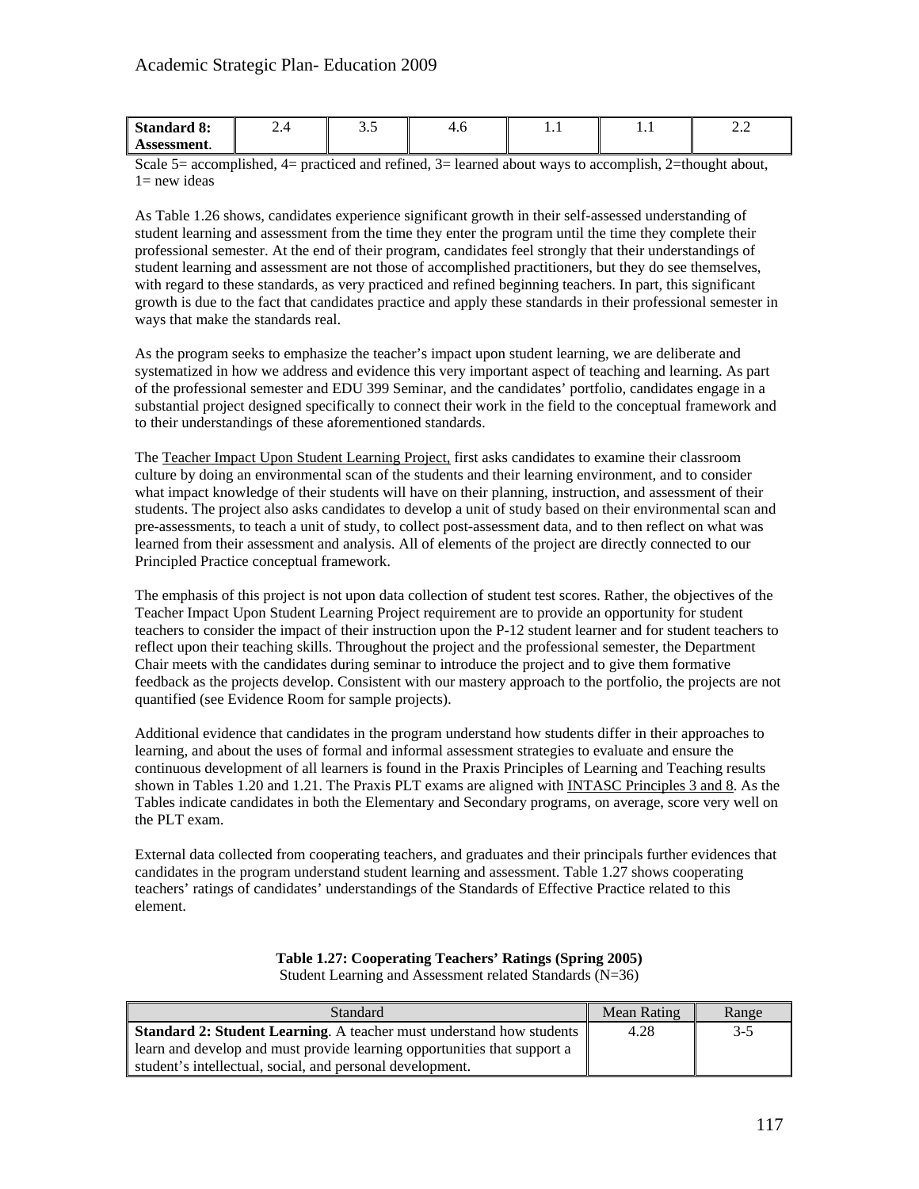| **Standard 8: Assessment**. | 2.4 | 3.5 | 4.6 | 1.1 | 1.1 | 2.2 |
|---|---|---|---|---|---|---|

Scale 5= accomplished, 4= practiced and refined, 3= learned about ways to accomplish, 2=thought about, 1= new ideas

As Table 1.26 shows, candidates experience significant growth in their self-assessed understanding of student learning and assessment from the time they enter the program until the time they complete their professional semester. At the end of their program, candidates feel strongly that their understandings of student learning and assessment are not those of accomplished practitioners, but they do see themselves, with regard to these standards, as very practiced and refined beginning teachers. In part, this significant growth is due to the fact that candidates practice and apply these standards in their professional semester in ways that make the standards real.

As the program seeks to emphasize the teacher's impact upon student learning, we are deliberate and systematized in how we address and evidence this very important aspect of teaching and learning. As part of the professional semester and EDU 399 Seminar, and the candidates' portfolio, candidates engage in a substantial project designed specifically to connect their work in the field to the conceptual framework and to their understandings of these aforementioned standards.

The Teacher Impact Upon Student Learning Project, first asks candidates to examine their classroom culture by doing an environmental scan of the students and their learning environment, and to consider what impact knowledge of their students will have on their planning, instruction, and assessment of their students. The project also asks candidates to develop a unit of study based on their environmental scan and pre-assessments, to teach a unit of study, to collect post-assessment data, and to then reflect on what was learned from their assessment and analysis. All of elements of the project are directly connected to our Principled Practice conceptual framework.

The emphasis of this project is not upon data collection of student test scores. Rather, the objectives of the Teacher Impact Upon Student Learning Project requirement are to provide an opportunity for student teachers to consider the impact of their instruction upon the P-12 student learner and for student teachers to reflect upon their teaching skills. Throughout the project and the professional semester, the Department Chair meets with the candidates during seminar to introduce the project and to give them formative feedback as the projects develop. Consistent with our mastery approach to the portfolio, the projects are not quantified (see Evidence Room for sample projects).

Additional evidence that candidates in the program understand how students differ in their approaches to learning, and about the uses of formal and informal assessment strategies to evaluate and ensure the continuous development of all learners is found in the Praxis Principles of Learning and Teaching results shown in Tables 1.20 and 1.21. The Praxis PLT exams are aligned with INTASC Principles 3 and 8. As the Tables indicate candidates in both the Elementary and Secondary programs, on average, score very well on the PLT exam.

External data collected from cooperating teachers, and graduates and their principals further evidences that candidates in the program understand student learning and assessment. Table 1.27 shows cooperating teachers' ratings of candidates' understandings of the Standards of Effective Practice related to this element.

**Table 1.27: Cooperating Teachers' Ratings (Spring 2005)**
Student Learning and Assessment related Standards (N=36)

| Standard | Mean Rating | Range |
|---|---|---|
| **Standard 2: Student Learning**. A teacher must understand how students learn and develop and must provide learning opportunities that support a student's intellectual, social, and personal development. | 4.28 | 3-5 |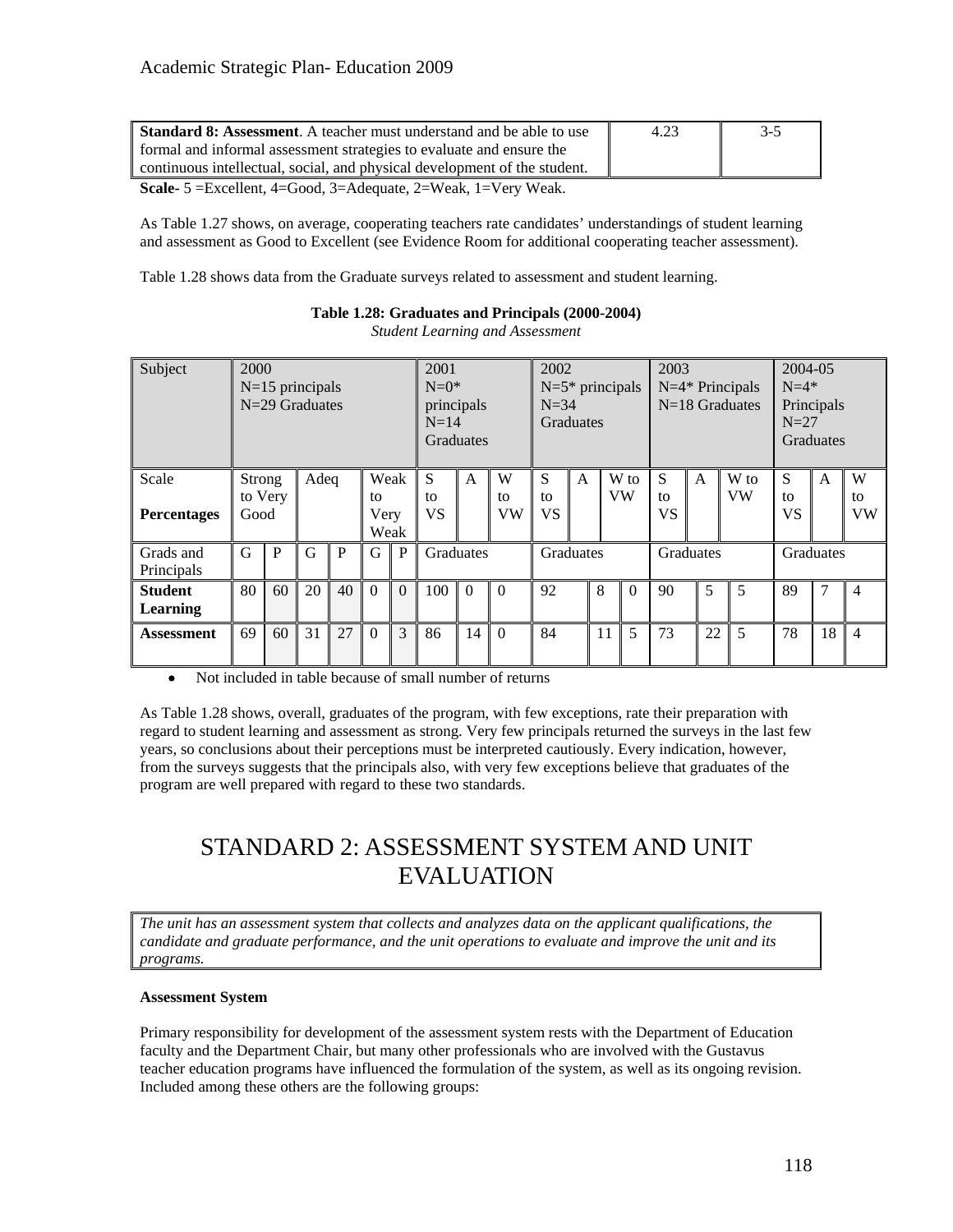| **Standard 8: Assessment**. A teacher must understand and be able to use formal and informal assessment strategies to evaluate and ensure the continuous intellectual, social, and physical development of the student. | 4.23 | 3-5 |
|---|---|---|

**Scale**- 5 =Excellent, 4=Good, 3=Adequate, 2=Weak, 1=Very Weak.

As Table 1.27 shows, on average, cooperating teachers rate candidates' understandings of student learning and assessment as Good to Excellent (see Evidence Room for additional cooperating teacher assessment).

Table 1.28 shows data from the Graduate surveys related to assessment and student learning.

**Table 1.28: Graduates and Principals (2000-2004)**
*Student Learning and Assessment*

| Subject | 2000 N=15 principals N=29 Graduates | | | | | | 2001 N=0* principals N=14 Graduates | | | 2002 N=5* principals N=34 Graduates | | | 2003 N=4* Principals N=18 Graduates | | | 2004-05 N=4* Principals N=27 Graduates | | |
|---|---|---|---|---|---|---|---|---|---|---|---|---|---|---|---|---|---|---|
| Scale **Percentages** | Strong to Very Good | | Adeq | | Weak to Very Weak | | S to VS | A | W to VW | S to VS | A | W to VW | S to VS | A | W to VW | S to VS | A | W to VW |
| Grads and Principals | G | P | G | P | G | P | Graduates | | | Graduates | | | Graduates | | | Graduates | | |
| **Student Learning** | 80 | 60 | 20 | 40 | 0 | 0 | 100 | 0 | 0 | 92 | 8 | 0 | 90 | 5 | 5 | 89 | 7 | 4 |
| **Assessment** | 69 | 60 | 31 | 27 | 0 | 3 | 86 | 14 | 0 | 84 | 11 | 5 | 73 | 22 | 5 | 78 | 18 | 4 |

- Not included in table because of small number of returns

As Table 1.28 shows, overall, graduates of the program, with few exceptions, rate their preparation with regard to student learning and assessment as strong. Very few principals returned the surveys in the last few years, so conclusions about their perceptions must be interpreted cautiously. Every indication, however, from the surveys suggests that the principals also, with very few exceptions believe that graduates of the program are well prepared with regard to these two standards.

# STANDARD 2: ASSESSMENT SYSTEM AND UNIT EVALUATION

*The unit has an assessment system that collects and analyzes data on the applicant qualifications, the candidate and graduate performance, and the unit operations to evaluate and improve the unit and its programs.*

**Assessment System**

Primary responsibility for development of the assessment system rests with the Department of Education faculty and the Department Chair, but many other professionals who are involved with the Gustavus teacher education programs have influenced the formulation of the system, as well as its ongoing revision. Included among these others are the following groups: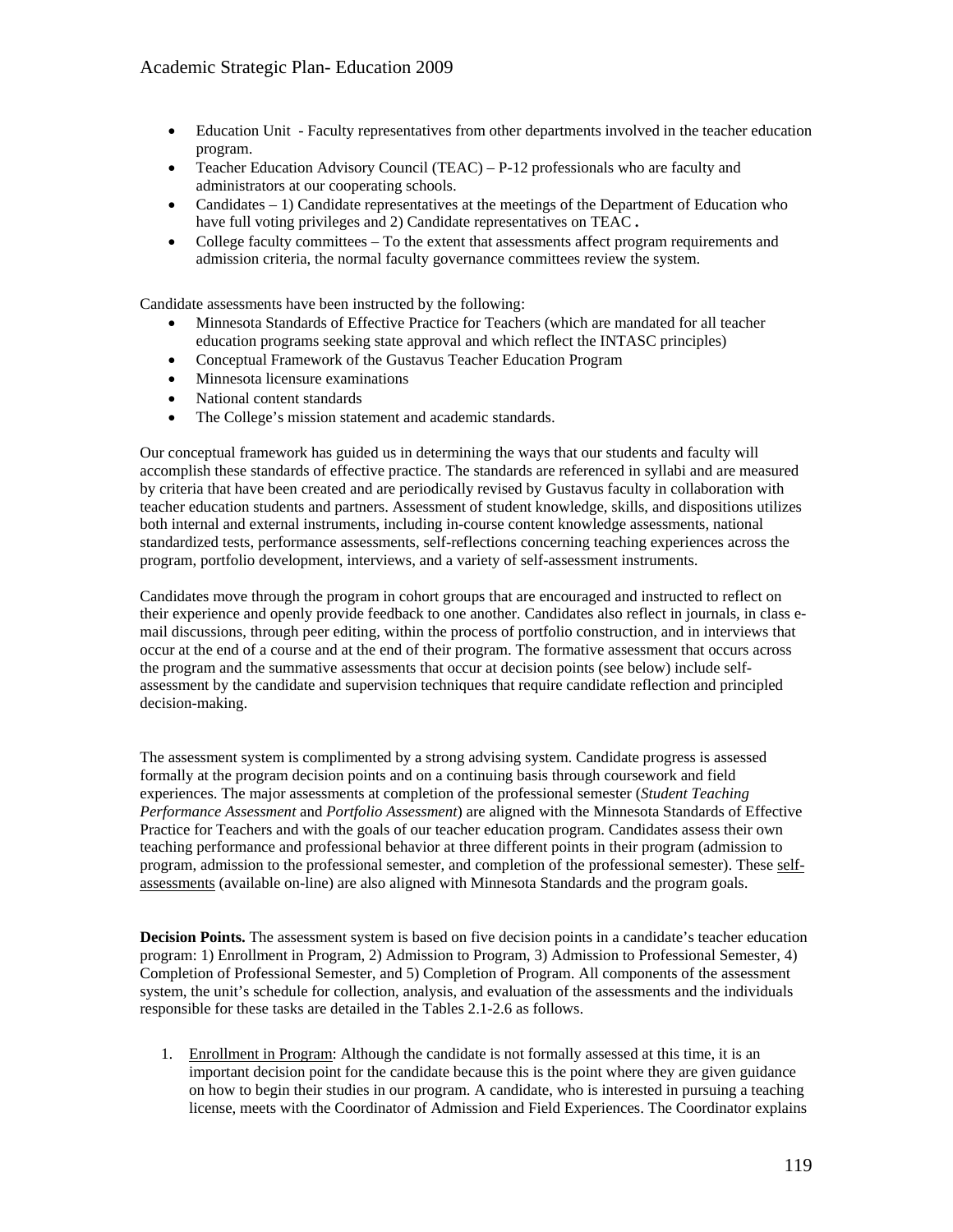- Education Unit - Faculty representatives from other departments involved in the teacher education program.
- Teacher Education Advisory Council (TEAC) – P-12 professionals who are faculty and administrators at our cooperating schools.
- Candidates – 1) Candidate representatives at the meetings of the Department of Education who have full voting privileges and 2) Candidate representatives on TEAC **.**
- College faculty committees – To the extent that assessments affect program requirements and admission criteria, the normal faculty governance committees review the system.

Candidate assessments have been instructed by the following:

- Minnesota Standards of Effective Practice for Teachers (which are mandated for all teacher education programs seeking state approval and which reflect the INTASC principles)
- Conceptual Framework of the Gustavus Teacher Education Program
- Minnesota licensure examinations
- National content standards
- The College's mission statement and academic standards.

Our conceptual framework has guided us in determining the ways that our students and faculty will accomplish these standards of effective practice. The standards are referenced in syllabi and are measured by criteria that have been created and are periodically revised by Gustavus faculty in collaboration with teacher education students and partners. Assessment of student knowledge, skills, and dispositions utilizes both internal and external instruments, including in-course content knowledge assessments, national standardized tests, performance assessments, self-reflections concerning teaching experiences across the program, portfolio development, interviews, and a variety of self-assessment instruments.

Candidates move through the program in cohort groups that are encouraged and instructed to reflect on their experience and openly provide feedback to one another. Candidates also reflect in journals, in class e-mail discussions, through peer editing, within the process of portfolio construction, and in interviews that occur at the end of a course and at the end of their program. The formative assessment that occurs across the program and the summative assessments that occur at decision points (see below) include self-assessment by the candidate and supervision techniques that require candidate reflection and principled decision-making.

The assessment system is complimented by a strong advising system. Candidate progress is assessed formally at the program decision points and on a continuing basis through coursework and field experiences. The major assessments at completion of the professional semester (*Student Teaching Performance Assessment* and *Portfolio Assessment*) are aligned with the Minnesota Standards of Effective Practice for Teachers and with the goals of our teacher education program. Candidates assess their own teaching performance and professional behavior at three different points in their program (admission to program, admission to the professional semester, and completion of the professional semester). These self-assessments (available on-line) are also aligned with Minnesota Standards and the program goals.

**Decision Points.** The assessment system is based on five decision points in a candidate's teacher education program: 1) Enrollment in Program, 2) Admission to Program, 3) Admission to Professional Semester, 4) Completion of Professional Semester, and 5) Completion of Program. All components of the assessment system, the unit's schedule for collection, analysis, and evaluation of the assessments and the individuals responsible for these tasks are detailed in the Tables 2.1-2.6 as follows.

1. Enrollment in Program: Although the candidate is not formally assessed at this time, it is an important decision point for the candidate because this is the point where they are given guidance on how to begin their studies in our program. A candidate, who is interested in pursuing a teaching license, meets with the Coordinator of Admission and Field Experiences. The Coordinator explains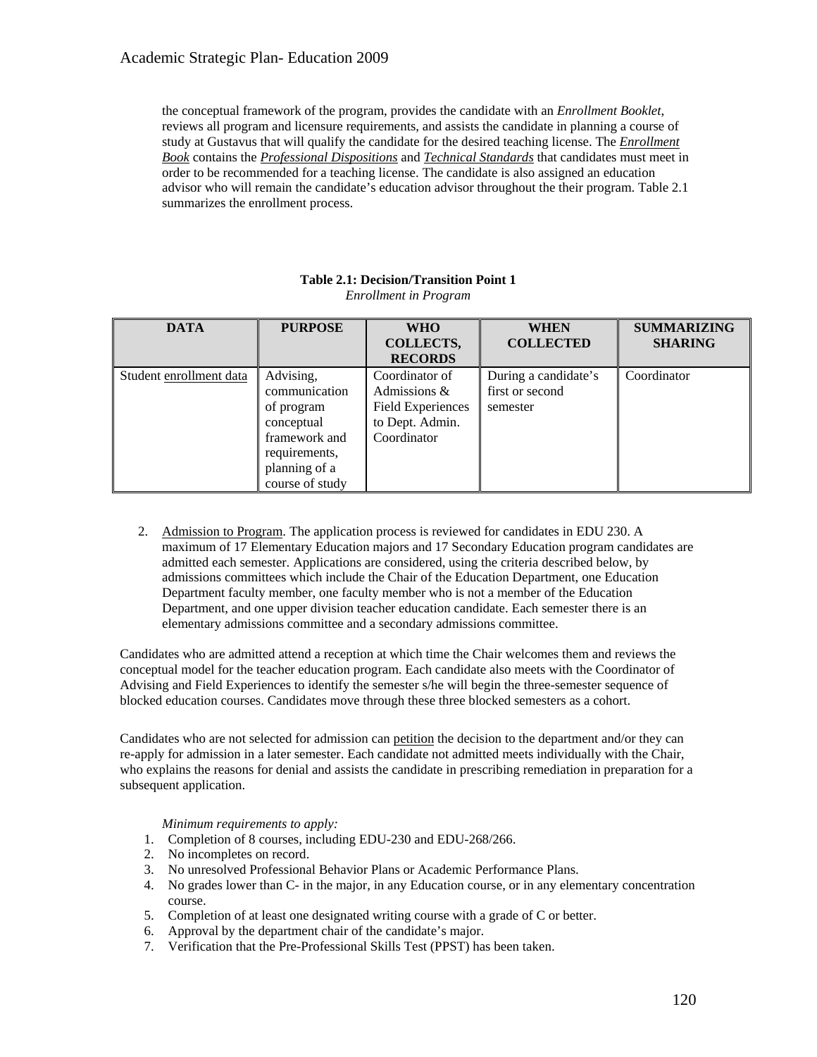the conceptual framework of the program, provides the candidate with an *Enrollment Booklet*, reviews all program and licensure requirements, and assists the candidate in planning a course of study at Gustavus that will qualify the candidate for the desired teaching license. The ***Enrollment Book*** contains the ***Professional Dispositions*** and ***Technical Standards*** that candidates must meet in order to be recommended for a teaching license. The candidate is also assigned an education advisor who will remain the candidate's education advisor throughout the their program. Table 2.1 summarizes the enrollment process.

**Table 2.1: Decision/Transition Point 1**
*Enrollment in Program*

| DATA | PURPOSE | WHO COLLECTS, RECORDS | WHEN COLLECTED | SUMMARIZING SHARING |
|---|---|---|---|---|
| Student enrollment data | Advising, communication of program conceptual framework and requirements, planning of a course of study | Coordinator of Admissions & Field Experiences to Dept. Admin. Coordinator | During a candidate's first or second semester | Coordinator |

2. Admission to Program. The application process is reviewed for candidates in EDU 230. A maximum of 17 Elementary Education majors and 17 Secondary Education program candidates are admitted each semester. Applications are considered, using the criteria described below, by admissions committees which include the Chair of the Education Department, one Education Department faculty member, one faculty member who is not a member of the Education Department, and one upper division teacher education candidate. Each semester there is an elementary admissions committee and a secondary admissions committee.

Candidates who are admitted attend a reception at which time the Chair welcomes them and reviews the conceptual model for the teacher education program. Each candidate also meets with the Coordinator of Advising and Field Experiences to identify the semester s/he will begin the three-semester sequence of blocked education courses. Candidates move through these three blocked semesters as a cohort.

Candidates who are not selected for admission can petition the decision to the department and/or they can re-apply for admission in a later semester. Each candidate not admitted meets individually with the Chair, who explains the reasons for denial and assists the candidate in prescribing remediation in preparation for a subsequent application.

*Minimum requirements to apply:*

1. Completion of 8 courses, including EDU-230 and EDU-268/266.
2. No incompletes on record.
3. No unresolved Professional Behavior Plans or Academic Performance Plans.
4. No grades lower than C- in the major, in any Education course, or in any elementary concentration course.
5. Completion of at least one designated writing course with a grade of C or better.
6. Approval by the department chair of the candidate's major.
7. Verification that the Pre-Professional Skills Test (PPST) has been taken.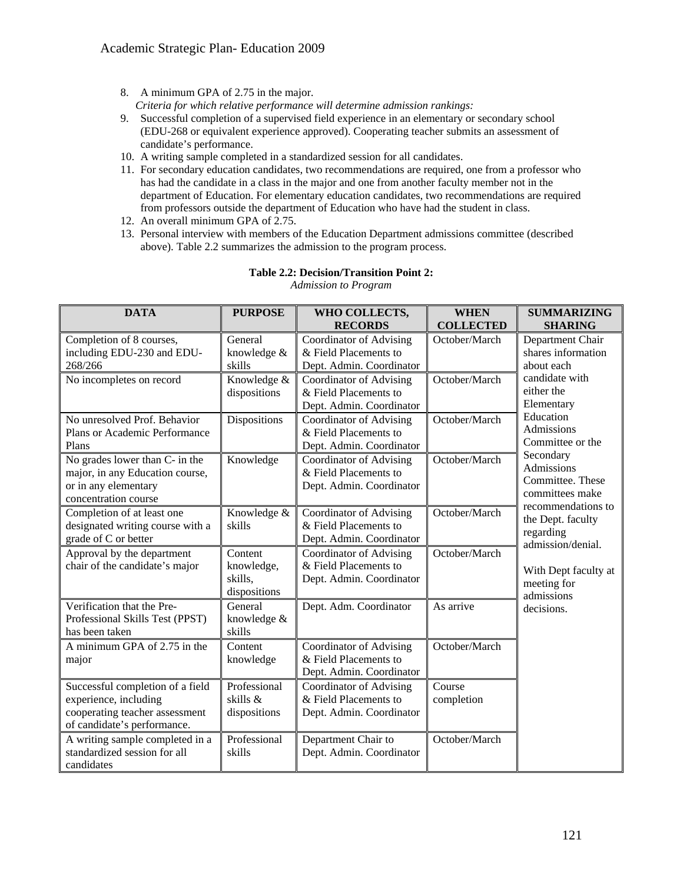8. A minimum GPA of 2.75 in the major.

   *Criteria for which relative performance will determine admission rankings:*

9. Successful completion of a supervised field experience in an elementary or secondary school (EDU-268 or equivalent experience approved). Cooperating teacher submits an assessment of candidate's performance.
10. A writing sample completed in a standardized session for all candidates.
11. For secondary education candidates, two recommendations are required, one from a professor who has had the candidate in a class in the major and one from another faculty member not in the department of Education. For elementary education candidates, two recommendations are required from professors outside the department of Education who have had the student in class.
12. An overall minimum GPA of 2.75.
13. Personal interview with members of the Education Department admissions committee (described above). Table 2.2 summarizes the admission to the program process.

**Table 2.2: Decision/Transition Point 2:**

*Admission to Program*

| DATA | PURPOSE | WHO COLLECTS, RECORDS | WHEN COLLECTED | SUMMARIZING SHARING |
|---|---|---|---|---|
| Completion of 8 courses, including EDU-230 and EDU-268/266 | General knowledge & skills | Coordinator of Advising & Field Placements to Dept. Admin. Coordinator | October/March | Department Chair shares information about each candidate with either the Elementary Education Admissions Committee or the Secondary Admissions Committee. These committees make recommendations to the Dept. faculty regarding admission/denial.<br><br>With Dept faculty at meeting for admissions decisions. |
| No incompletes on record | Knowledge & dispositions | Coordinator of Advising & Field Placements to Dept. Admin. Coordinator | October/March | |
| No unresolved Prof. Behavior Plans or Academic Performance Plans | Dispositions | Coordinator of Advising & Field Placements to Dept. Admin. Coordinator | October/March | |
| No grades lower than C- in the major, in any Education course, or in any elementary concentration course | Knowledge | Coordinator of Advising & Field Placements to Dept. Admin. Coordinator | October/March | |
| Completion of at least one designated writing course with a grade of C or better | Knowledge & skills | Coordinator of Advising & Field Placements to Dept. Admin. Coordinator | October/March | |
| Approval by the department chair of the candidate's major | Content knowledge, skills, dispositions | Coordinator of Advising & Field Placements to Dept. Admin. Coordinator | October/March | |
| Verification that the Pre-Professional Skills Test (PPST) has been taken | General knowledge & skills | Dept. Adm. Coordinator | As arrive | |
| A minimum GPA of 2.75 in the major | Content knowledge | Coordinator of Advising & Field Placements to Dept. Admin. Coordinator | October/March | |
| Successful completion of a field experience, including cooperating teacher assessment of candidate's performance. | Professional skills & dispositions | Coordinator of Advising & Field Placements to Dept. Admin. Coordinator | Course completion | |
| A writing sample completed in a standardized session for all candidates | Professional skills | Department Chair to Dept. Admin. Coordinator | October/March | |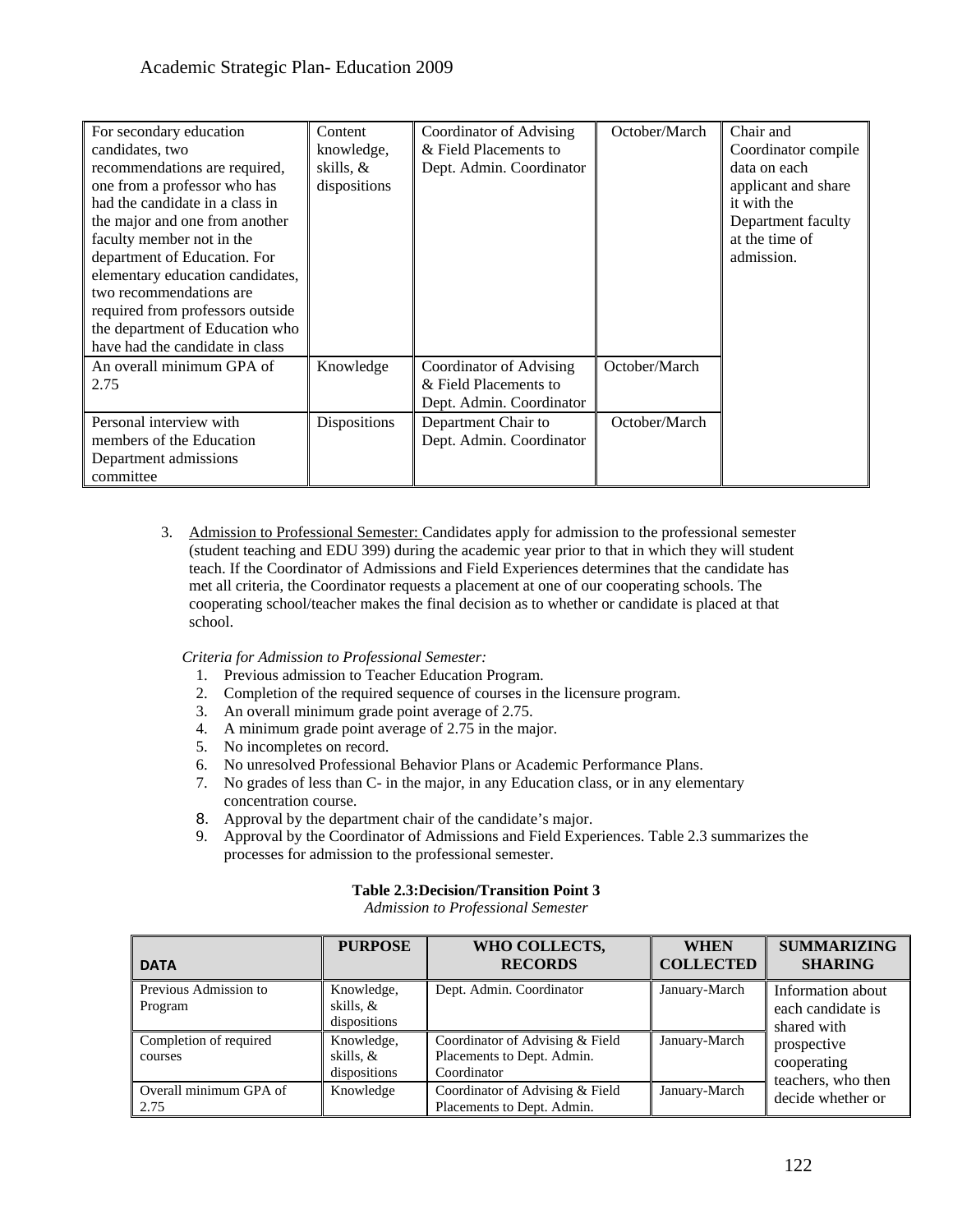| | | | | |
|---|---|---|---|---|
| For secondary education candidates, two recommendations are required, one from a professor who has had the candidate in a class in the major and one from another faculty member not in the department of Education. For elementary education candidates, two recommendations are required from professors outside the department of Education who have had the candidate in class | Content knowledge, skills, & dispositions | Coordinator of Advising & Field Placements to Dept. Admin. Coordinator | October/March | Chair and Coordinator compile data on each applicant and share it with the Department faculty at the time of admission. |
| An overall minimum GPA of 2.75 | Knowledge | Coordinator of Advising & Field Placements to Dept. Admin. Coordinator | October/March | |
| Personal interview with members of the Education Department admissions committee | Dispositions | Department Chair to Dept. Admin. Coordinator | October/March | |

3. Admission to Professional Semester: Candidates apply for admission to the professional semester (student teaching and EDU 399) during the academic year prior to that in which they will student teach. If the Coordinator of Admissions and Field Experiences determines that the candidate has met all criteria, the Coordinator requests a placement at one of our cooperating schools. The cooperating school/teacher makes the final decision as to whether or candidate is placed at that school.

*Criteria for Admission to Professional Semester:*

1. Previous admission to Teacher Education Program.
2. Completion of the required sequence of courses in the licensure program.
3. An overall minimum grade point average of 2.75.
4. A minimum grade point average of 2.75 in the major.
5. No incompletes on record.
6. No unresolved Professional Behavior Plans or Academic Performance Plans.
7. No grades of less than C- in the major, in any Education class, or in any elementary concentration course.
8. Approval by the department chair of the candidate's major.
9. Approval by the Coordinator of Admissions and Field Experiences. Table 2.3 summarizes the processes for admission to the professional semester.

**Table 2.3:Decision/Transition Point 3**

*Admission to Professional Semester*

| DATA | PURPOSE | WHO COLLECTS, RECORDS | WHEN COLLECTED | SUMMARIZING SHARING |
|---|---|---|---|---|
| Previous Admission to Program | Knowledge, skills, & dispositions | Dept. Admin. Coordinator | January-March | Information about each candidate is shared with prospective cooperating teachers, who then decide whether or |
| Completion of required courses | Knowledge, skills, & dispositions | Coordinator of Advising & Field Placements to Dept. Admin. Coordinator | January-March | |
| Overall minimum GPA of 2.75 | Knowledge | Coordinator of Advising & Field Placements to Dept. Admin. | January-March | |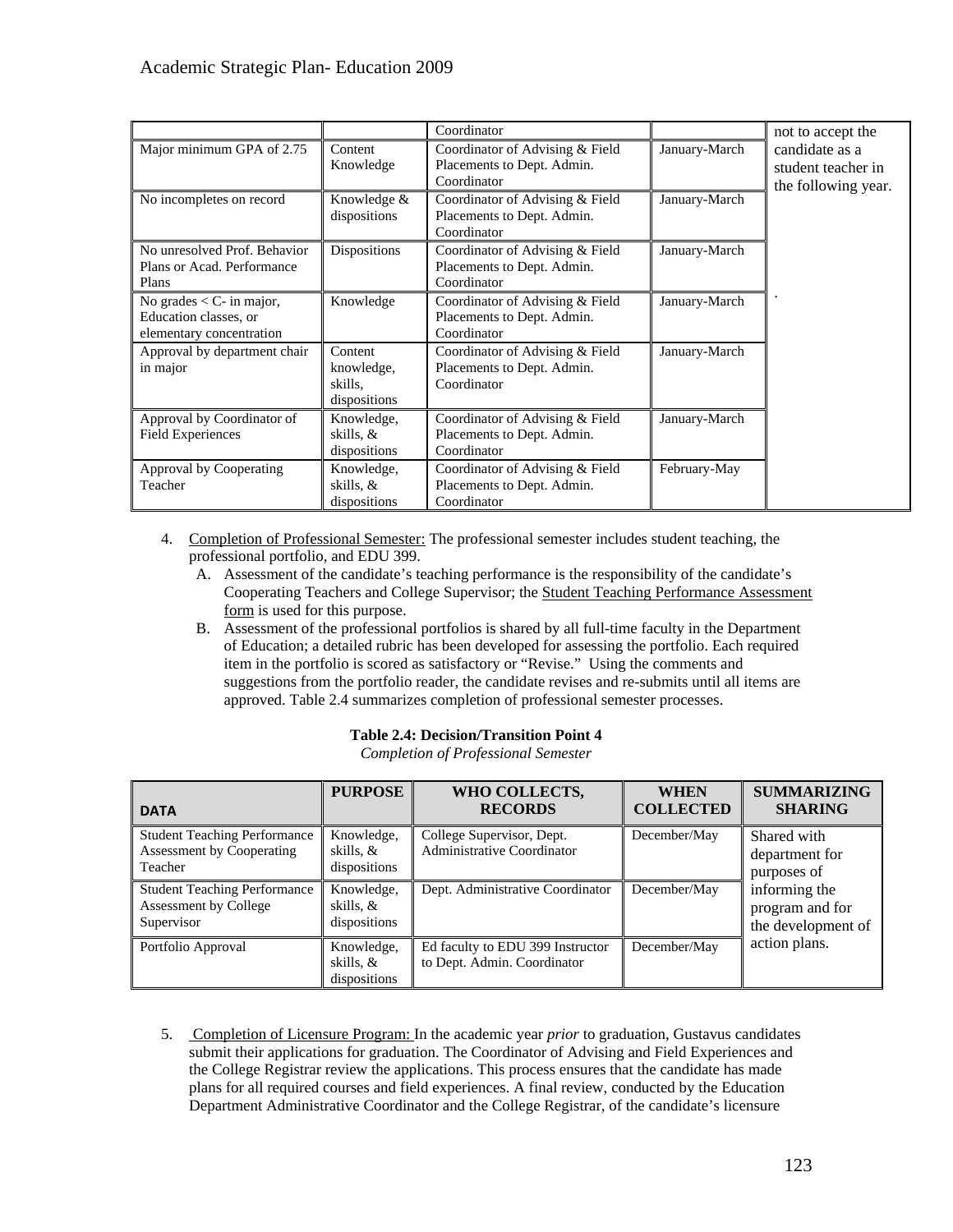| | | Coordinator | | not to accept the candidate as a student teacher in the following year. |
|---|---|---|---|---|
| Major minimum GPA of 2.75 | Content Knowledge | Coordinator of Advising & Field Placements to Dept. Admin. Coordinator | January-March | |
| No incompletes on record | Knowledge & dispositions | Coordinator of Advising & Field Placements to Dept. Admin. Coordinator | January-March | |
| No unresolved Prof. Behavior Plans or Acad. Performance Plans | Dispositions | Coordinator of Advising & Field Placements to Dept. Admin. Coordinator | January-March | |
| No grades < C- in major, Education classes, or elementary concentration | Knowledge | Coordinator of Advising & Field Placements to Dept. Admin. Coordinator | January-March | . |
| Approval by department chair in major | Content knowledge, skills, dispositions | Coordinator of Advising & Field Placements to Dept. Admin. Coordinator | January-March | |
| Approval by Coordinator of Field Experiences | Knowledge, skills, & dispositions | Coordinator of Advising & Field Placements to Dept. Admin. Coordinator | January-March | |
| Approval by Cooperating Teacher | Knowledge, skills, & dispositions | Coordinator of Advising & Field Placements to Dept. Admin. Coordinator | February-May | |

4. Completion of Professional Semester: The professional semester includes student teaching, the professional portfolio, and EDU 399.
   A. Assessment of the candidate's teaching performance is the responsibility of the candidate's Cooperating Teachers and College Supervisor; the Student Teaching Performance Assessment form is used for this purpose.
   B. Assessment of the professional portfolios is shared by all full-time faculty in the Department of Education; a detailed rubric has been developed for assessing the portfolio. Each required item in the portfolio is scored as satisfactory or "Revise." Using the comments and suggestions from the portfolio reader, the candidate revises and re-submits until all items are approved. Table 2.4 summarizes completion of professional semester processes.

**Table 2.4: Decision/Transition Point 4**

*Completion of Professional Semester*

| DATA | PURPOSE | WHO COLLECTS, RECORDS | WHEN COLLECTED | SUMMARIZING SHARING |
|---|---|---|---|---|
| Student Teaching Performance Assessment by Cooperating Teacher | Knowledge, skills, & dispositions | College Supervisor, Dept. Administrative Coordinator | December/May | Shared with department for purposes of informing the program and for the development of action plans. |
| Student Teaching Performance Assessment by College Supervisor | Knowledge, skills, & dispositions | Dept. Administrative Coordinator | December/May | |
| Portfolio Approval | Knowledge, skills, & dispositions | Ed faculty to EDU 399 Instructor to Dept. Admin. Coordinator | December/May | |

5. Completion of Licensure Program: In the academic year *prior* to graduation, Gustavus candidates submit their applications for graduation. The Coordinator of Advising and Field Experiences and the College Registrar review the applications. This process ensures that the candidate has made plans for all required courses and field experiences. A final review, conducted by the Education Department Administrative Coordinator and the College Registrar, of the candidate's licensure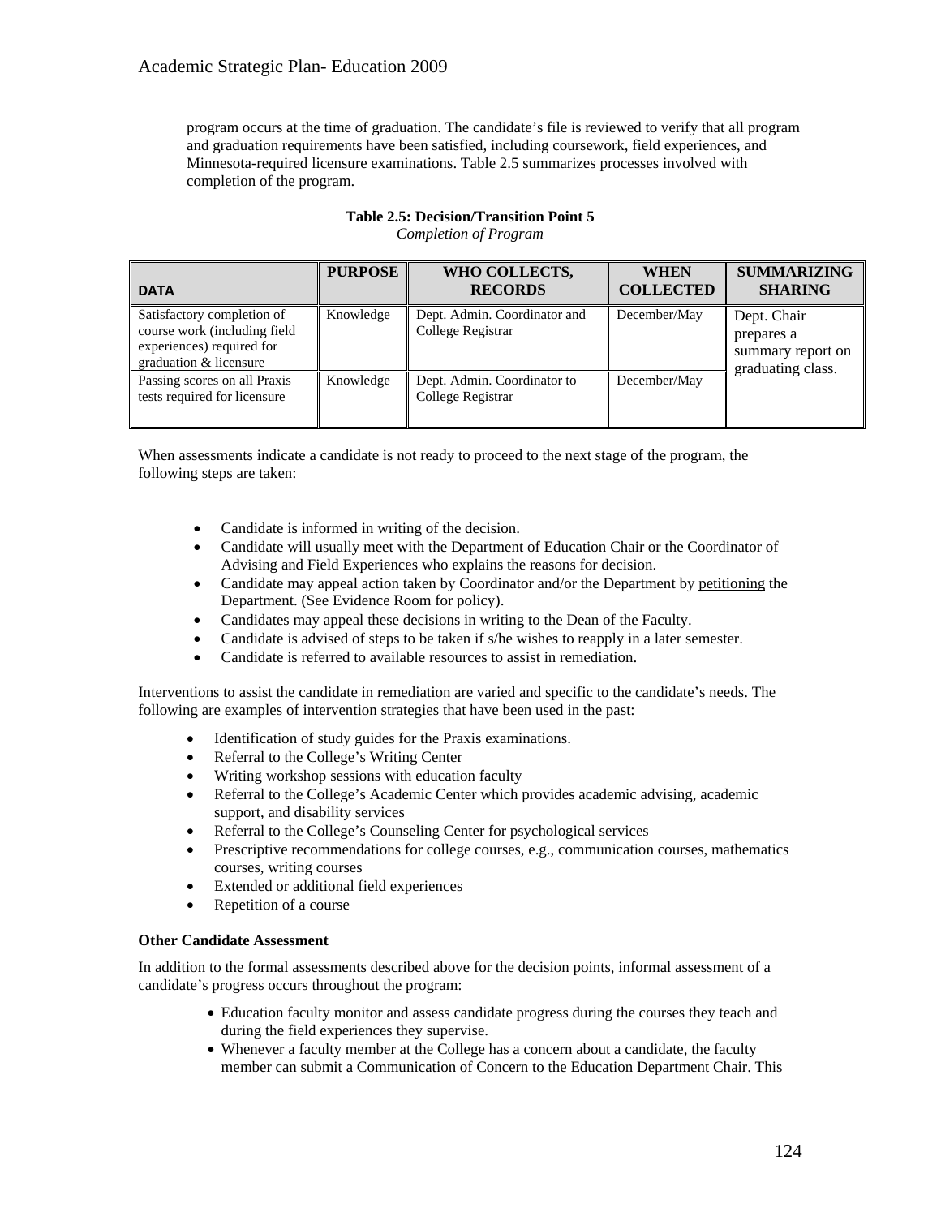program occurs at the time of graduation. The candidate's file is reviewed to verify that all program and graduation requirements have been satisfied, including coursework, field experiences, and Minnesota-required licensure examinations. Table 2.5 summarizes processes involved with completion of the program.

**Table 2.5: Decision/Transition Point 5**
*Completion of Program*

| DATA | PURPOSE | WHO COLLECTS, RECORDS | WHEN COLLECTED | SUMMARIZING SHARING |
|---|---|---|---|---|
| Satisfactory completion of course work (including field experiences) required for graduation & licensure | Knowledge | Dept. Admin. Coordinator and College Registrar | December/May | Dept. Chair prepares a summary report on graduating class. |
| Passing scores on all Praxis tests required for licensure | Knowledge | Dept. Admin. Coordinator to College Registrar | December/May | |

When assessments indicate a candidate is not ready to proceed to the next stage of the program, the following steps are taken:

- Candidate is informed in writing of the decision.
- Candidate will usually meet with the Department of Education Chair or the Coordinator of Advising and Field Experiences who explains the reasons for decision.
- Candidate may appeal action taken by Coordinator and/or the Department by petitioning the Department. (See Evidence Room for policy).
- Candidates may appeal these decisions in writing to the Dean of the Faculty.
- Candidate is advised of steps to be taken if s/he wishes to reapply in a later semester.
- Candidate is referred to available resources to assist in remediation.

Interventions to assist the candidate in remediation are varied and specific to the candidate's needs. The following are examples of intervention strategies that have been used in the past:

- Identification of study guides for the Praxis examinations.
- Referral to the College's Writing Center
- Writing workshop sessions with education faculty
- Referral to the College's Academic Center which provides academic advising, academic support, and disability services
- Referral to the College's Counseling Center for psychological services
- Prescriptive recommendations for college courses, e.g., communication courses, mathematics courses, writing courses
- Extended or additional field experiences
- Repetition of a course

**Other Candidate Assessment**

In addition to the formal assessments described above for the decision points, informal assessment of a candidate's progress occurs throughout the program:

- Education faculty monitor and assess candidate progress during the courses they teach and during the field experiences they supervise.
- Whenever a faculty member at the College has a concern about a candidate, the faculty member can submit a Communication of Concern to the Education Department Chair. This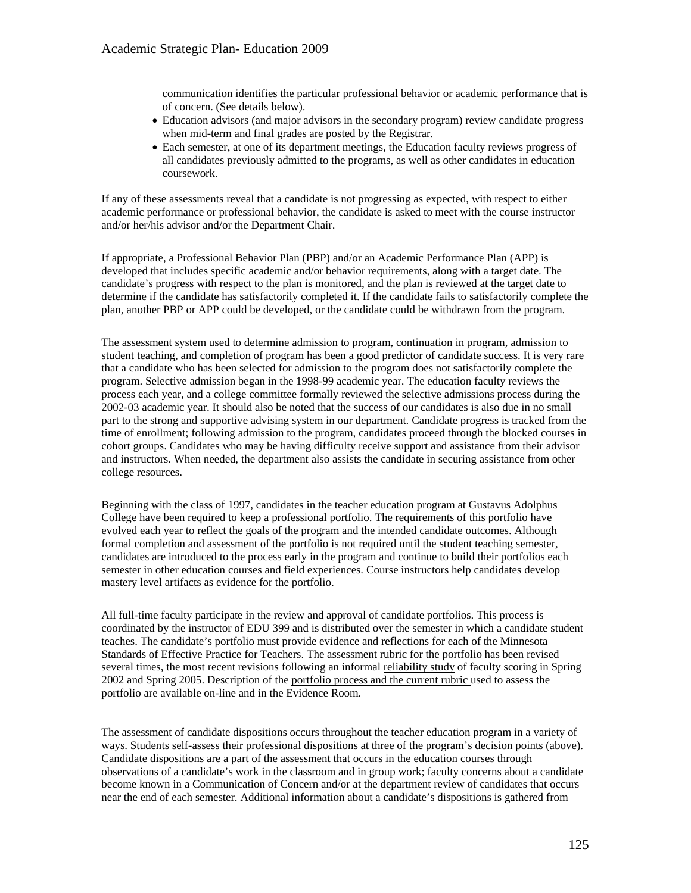communication identifies the particular professional behavior or academic performance that is of concern. (See details below).

- Education advisors (and major advisors in the secondary program) review candidate progress when mid-term and final grades are posted by the Registrar.
- Each semester, at one of its department meetings, the Education faculty reviews progress of all candidates previously admitted to the programs, as well as other candidates in education coursework.

If any of these assessments reveal that a candidate is not progressing as expected, with respect to either academic performance or professional behavior, the candidate is asked to meet with the course instructor and/or her/his advisor and/or the Department Chair.

If appropriate, a Professional Behavior Plan (PBP) and/or an Academic Performance Plan (APP) is developed that includes specific academic and/or behavior requirements, along with a target date. The candidate's progress with respect to the plan is monitored, and the plan is reviewed at the target date to determine if the candidate has satisfactorily completed it. If the candidate fails to satisfactorily complete the plan, another PBP or APP could be developed, or the candidate could be withdrawn from the program.

The assessment system used to determine admission to program, continuation in program, admission to student teaching, and completion of program has been a good predictor of candidate success. It is very rare that a candidate who has been selected for admission to the program does not satisfactorily complete the program. Selective admission began in the 1998-99 academic year. The education faculty reviews the process each year, and a college committee formally reviewed the selective admissions process during the 2002-03 academic year. It should also be noted that the success of our candidates is also due in no small part to the strong and supportive advising system in our department. Candidate progress is tracked from the time of enrollment; following admission to the program, candidates proceed through the blocked courses in cohort groups. Candidates who may be having difficulty receive support and assistance from their advisor and instructors. When needed, the department also assists the candidate in securing assistance from other college resources.

Beginning with the class of 1997, candidates in the teacher education program at Gustavus Adolphus College have been required to keep a professional portfolio. The requirements of this portfolio have evolved each year to reflect the goals of the program and the intended candidate outcomes. Although formal completion and assessment of the portfolio is not required until the student teaching semester, candidates are introduced to the process early in the program and continue to build their portfolios each semester in other education courses and field experiences. Course instructors help candidates develop mastery level artifacts as evidence for the portfolio.

All full-time faculty participate in the review and approval of candidate portfolios. This process is coordinated by the instructor of EDU 399 and is distributed over the semester in which a candidate student teaches. The candidate's portfolio must provide evidence and reflections for each of the Minnesota Standards of Effective Practice for Teachers. The assessment rubric for the portfolio has been revised several times, the most recent revisions following an informal reliability study of faculty scoring in Spring 2002 and Spring 2005. Description of the portfolio process and the current rubric used to assess the portfolio are available on-line and in the Evidence Room.

The assessment of candidate dispositions occurs throughout the teacher education program in a variety of ways. Students self-assess their professional dispositions at three of the program's decision points (above). Candidate dispositions are a part of the assessment that occurs in the education courses through observations of a candidate's work in the classroom and in group work; faculty concerns about a candidate become known in a Communication of Concern and/or at the department review of candidates that occurs near the end of each semester. Additional information about a candidate's dispositions is gathered from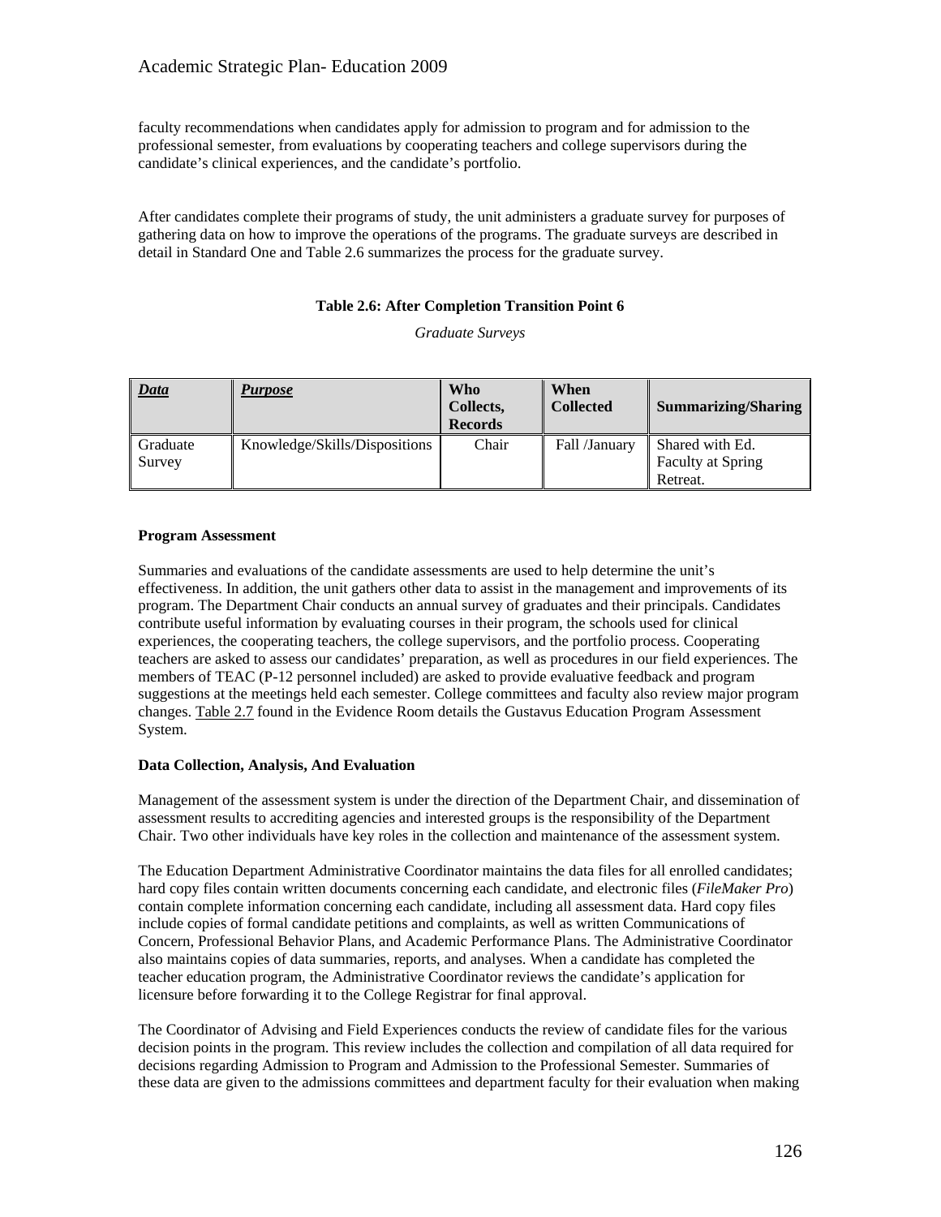faculty recommendations when candidates apply for admission to program and for admission to the professional semester, from evaluations by cooperating teachers and college supervisors during the candidate's clinical experiences, and the candidate's portfolio.

After candidates complete their programs of study, the unit administers a graduate survey for purposes of gathering data on how to improve the operations of the programs. The graduate surveys are described in detail in Standard One and Table 2.6 summarizes the process for the graduate survey.

**Table 2.6: After Completion Transition Point 6**

*Graduate Surveys*

| ***Data*** | ***Purpose*** | **Who Collects, Records** | **When Collected** | **Summarizing/Sharing** |
|---|---|---|---|---|
| Graduate Survey | Knowledge/Skills/Dispositions | Chair | Fall /January | Shared with Ed. Faculty at Spring Retreat. |

**Program Assessment**

Summaries and evaluations of the candidate assessments are used to help determine the unit's effectiveness. In addition, the unit gathers other data to assist in the management and improvements of its program. The Department Chair conducts an annual survey of graduates and their principals. Candidates contribute useful information by evaluating courses in their program, the schools used for clinical experiences, the cooperating teachers, the college supervisors, and the portfolio process. Cooperating teachers are asked to assess our candidates' preparation, as well as procedures in our field experiences. The members of TEAC (P-12 personnel included) are asked to provide evaluative feedback and program suggestions at the meetings held each semester. College committees and faculty also review major program changes. Table 2.7 found in the Evidence Room details the Gustavus Education Program Assessment System.

**Data Collection, Analysis, And Evaluation**

Management of the assessment system is under the direction of the Department Chair, and dissemination of assessment results to accrediting agencies and interested groups is the responsibility of the Department Chair. Two other individuals have key roles in the collection and maintenance of the assessment system.

The Education Department Administrative Coordinator maintains the data files for all enrolled candidates; hard copy files contain written documents concerning each candidate, and electronic files (*FileMaker Pro*) contain complete information concerning each candidate, including all assessment data. Hard copy files include copies of formal candidate petitions and complaints, as well as written Communications of Concern, Professional Behavior Plans, and Academic Performance Plans. The Administrative Coordinator also maintains copies of data summaries, reports, and analyses. When a candidate has completed the teacher education program, the Administrative Coordinator reviews the candidate's application for licensure before forwarding it to the College Registrar for final approval.

The Coordinator of Advising and Field Experiences conducts the review of candidate files for the various decision points in the program. This review includes the collection and compilation of all data required for decisions regarding Admission to Program and Admission to the Professional Semester. Summaries of these data are given to the admissions committees and department faculty for their evaluation when making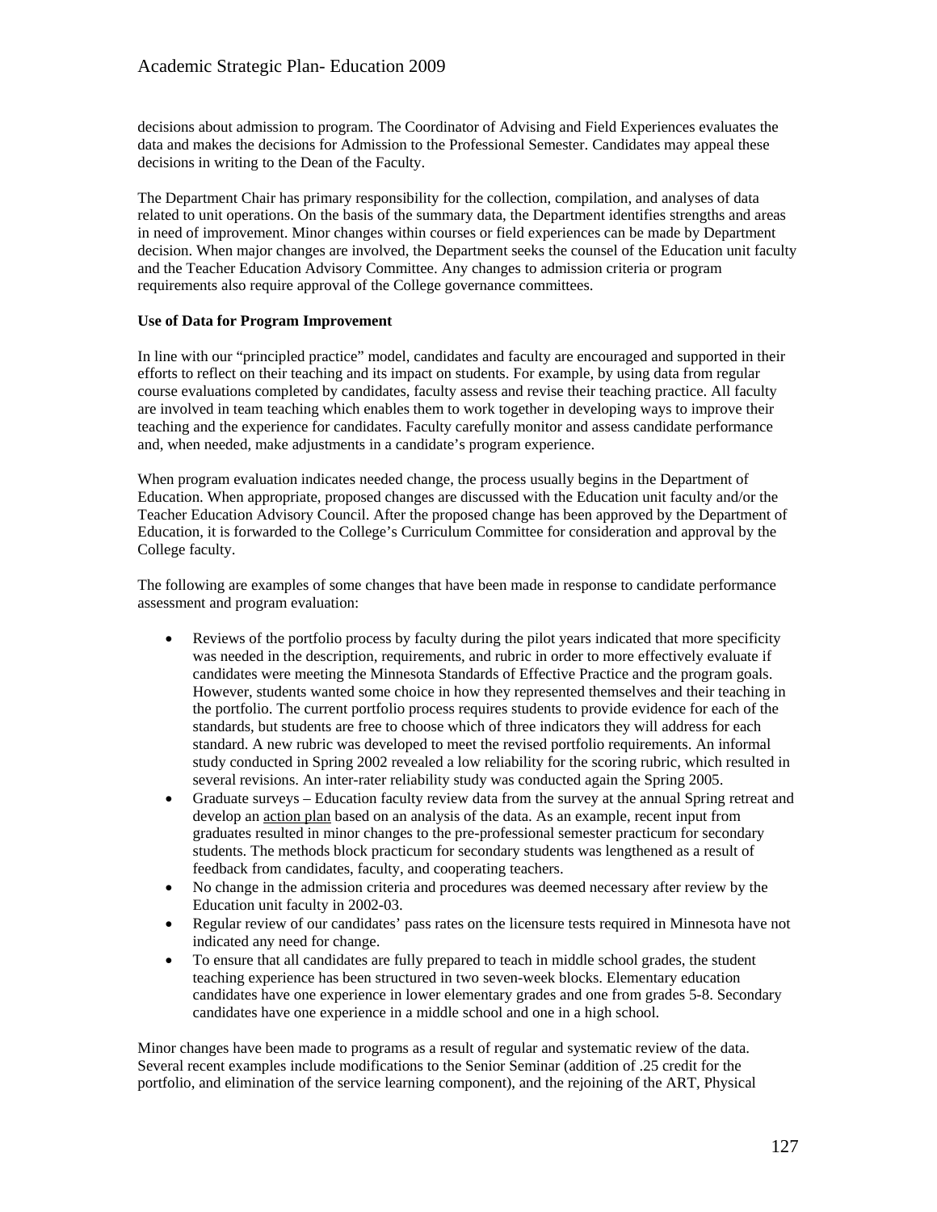decisions about admission to program. The Coordinator of Advising and Field Experiences evaluates the data and makes the decisions for Admission to the Professional Semester. Candidates may appeal these decisions in writing to the Dean of the Faculty.

The Department Chair has primary responsibility for the collection, compilation, and analyses of data related to unit operations. On the basis of the summary data, the Department identifies strengths and areas in need of improvement. Minor changes within courses or field experiences can be made by Department decision. When major changes are involved, the Department seeks the counsel of the Education unit faculty and the Teacher Education Advisory Committee. Any changes to admission criteria or program requirements also require approval of the College governance committees.

**Use of Data for Program Improvement**

In line with our "principled practice" model, candidates and faculty are encouraged and supported in their efforts to reflect on their teaching and its impact on students. For example, by using data from regular course evaluations completed by candidates, faculty assess and revise their teaching practice. All faculty are involved in team teaching which enables them to work together in developing ways to improve their teaching and the experience for candidates. Faculty carefully monitor and assess candidate performance and, when needed, make adjustments in a candidate's program experience.

When program evaluation indicates needed change, the process usually begins in the Department of Education. When appropriate, proposed changes are discussed with the Education unit faculty and/or the Teacher Education Advisory Council. After the proposed change has been approved by the Department of Education, it is forwarded to the College's Curriculum Committee for consideration and approval by the College faculty.

The following are examples of some changes that have been made in response to candidate performance assessment and program evaluation:

- Reviews of the portfolio process by faculty during the pilot years indicated that more specificity was needed in the description, requirements, and rubric in order to more effectively evaluate if candidates were meeting the Minnesota Standards of Effective Practice and the program goals. However, students wanted some choice in how they represented themselves and their teaching in the portfolio. The current portfolio process requires students to provide evidence for each of the standards, but students are free to choose which of three indicators they will address for each standard. A new rubric was developed to meet the revised portfolio requirements. An informal study conducted in Spring 2002 revealed a low reliability for the scoring rubric, which resulted in several revisions. An inter-rater reliability study was conducted again the Spring 2005.
- Graduate surveys – Education faculty review data from the survey at the annual Spring retreat and develop an action plan based on an analysis of the data. As an example, recent input from graduates resulted in minor changes to the pre-professional semester practicum for secondary students. The methods block practicum for secondary students was lengthened as a result of feedback from candidates, faculty, and cooperating teachers.
- No change in the admission criteria and procedures was deemed necessary after review by the Education unit faculty in 2002-03.
- Regular review of our candidates' pass rates on the licensure tests required in Minnesota have not indicated any need for change.
- To ensure that all candidates are fully prepared to teach in middle school grades, the student teaching experience has been structured in two seven-week blocks. Elementary education candidates have one experience in lower elementary grades and one from grades 5-8. Secondary candidates have one experience in a middle school and one in a high school.

Minor changes have been made to programs as a result of regular and systematic review of the data. Several recent examples include modifications to the Senior Seminar (addition of .25 credit for the portfolio, and elimination of the service learning component), and the rejoining of the ART, Physical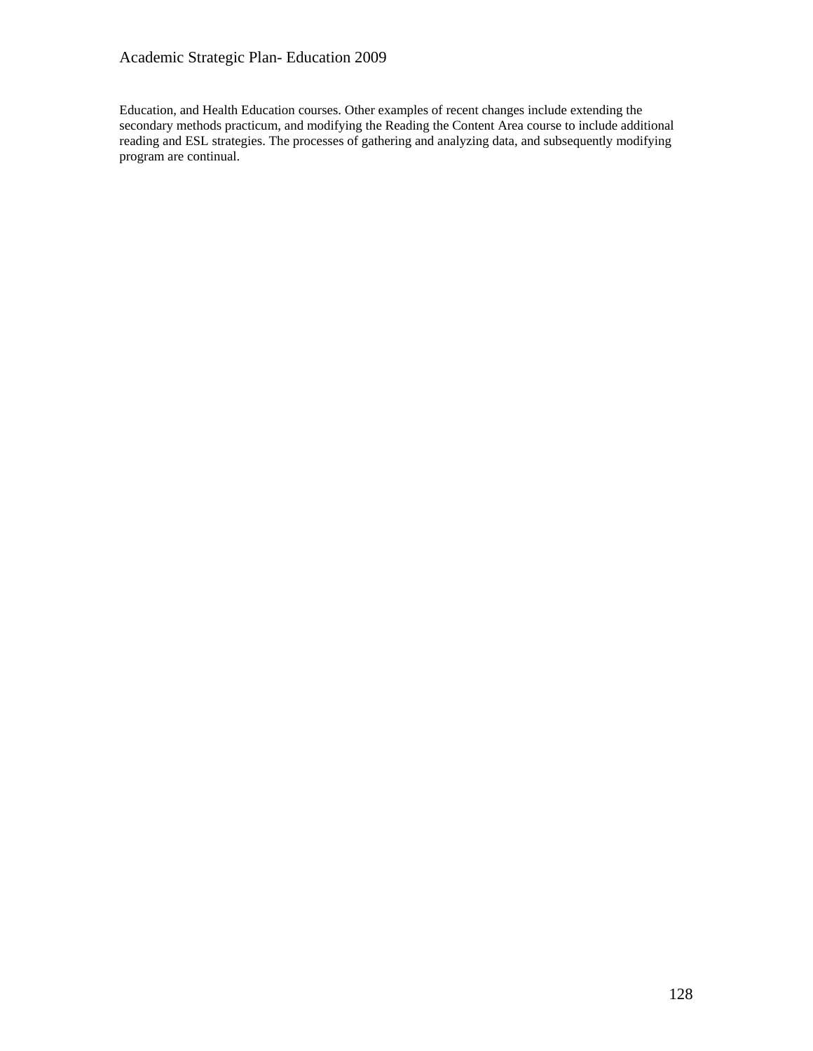Education, and Health Education courses. Other examples of recent changes include extending the secondary methods practicum, and modifying the Reading the Content Area course to include additional reading and ESL strategies. The processes of gathering and analyzing data, and subsequently modifying program are continual.